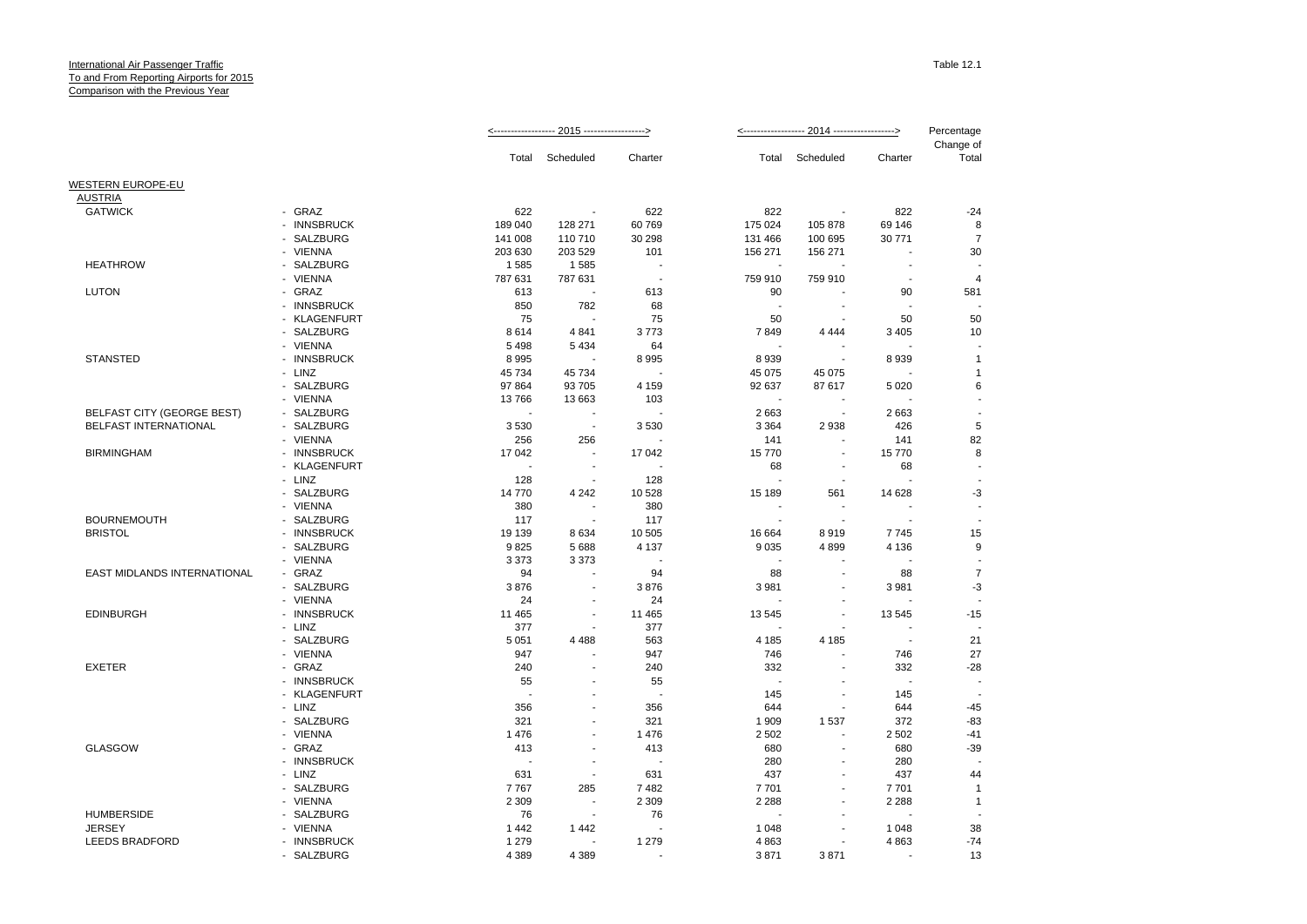International Air Passenger Traffic
To and From Reporting Airports for 2015
Comparison with the Previous Year

Table 12.1

| | | 2015 | | | 2014 | | | Percentage |
|---|---|---|---|---|---|---|---|---|
| | | Total | Scheduled | Charter | Total | Scheduled | Charter | Change of Total |
| **WESTERN EUROPE-EU** | | | | | | | | |
| **AUSTRIA** | | | | | | | | |
| GATWICK | - GRAZ | 622 | - | 622 | 822 | - | 822 | -24 |
| | - INNSBRUCK | 189 040 | 128 271 | 60 769 | 175 024 | 105 878 | 69 146 | 8 |
| | - SALZBURG | 141 008 | 110 710 | 30 298 | 131 466 | 100 695 | 30 771 | 7 |
| | - VIENNA | 203 630 | 203 529 | 101 | 156 271 | 156 271 | - | 30 |
| HEATHROW | - SALZBURG | 1 585 | 1 585 | - | - | - | - | - |
| | - VIENNA | 787 631 | 787 631 | - | 759 910 | 759 910 | - | 4 |
| LUTON | - GRAZ | 613 | - | 613 | 90 | - | 90 | 581 |
| | - INNSBRUCK | 850 | 782 | 68 | - | - | - | - |
| | - KLAGENFURT | 75 | - | 75 | 50 | - | 50 | 50 |
| | - SALZBURG | 8 614 | 4 841 | 3 773 | 7 849 | 4 444 | 3 405 | 10 |
| | - VIENNA | 5 498 | 5 434 | 64 | - | - | - | - |
| STANSTED | - INNSBRUCK | 8 995 | - | 8 995 | 8 939 | - | 8 939 | 1 |
| | - LINZ | 45 734 | 45 734 | - | 45 075 | 45 075 | - | 1 |
| | - SALZBURG | 97 864 | 93 705 | 4 159 | 92 637 | 87 617 | 5 020 | 6 |
| | - VIENNA | 13 766 | 13 663 | 103 | - | - | - | - |
| BELFAST CITY (GEORGE BEST) | - SALZBURG | - | - | - | 2 663 | - | 2 663 | - |
| BELFAST INTERNATIONAL | - SALZBURG | 3 530 | - | 3 530 | 3 364 | 2 938 | 426 | 5 |
| | - VIENNA | 256 | 256 | - | 141 | - | 141 | 82 |
| BIRMINGHAM | - INNSBRUCK | 17 042 | - | 17 042 | 15 770 | - | 15 770 | 8 |
| | - KLAGENFURT | - | - | - | 68 | - | 68 | - |
| | - LINZ | 128 | - | 128 | - | - | - | - |
| | - SALZBURG | 14 770 | 4 242 | 10 528 | 15 189 | 561 | 14 628 | -3 |
| | - VIENNA | 380 | - | 380 | - | - | - | - |
| BOURNEMOUTH | - SALZBURG | 117 | - | 117 | - | - | - | - |
| BRISTOL | - INNSBRUCK | 19 139 | 8 634 | 10 505 | 16 664 | 8 919 | 7 745 | 15 |
| | - SALZBURG | 9 825 | 5 688 | 4 137 | 9 035 | 4 899 | 4 136 | 9 |
| | - VIENNA | 3 373 | 3 373 | - | - | - | - | - |
| EAST MIDLANDS INTERNATIONAL | - GRAZ | 94 | - | 94 | 88 | - | 88 | 7 |
| | - SALZBURG | 3 876 | - | 3 876 | 3 981 | - | 3 981 | -3 |
| | - VIENNA | 24 | - | 24 | - | - | - | - |
| EDINBURGH | - INNSBRUCK | 11 465 | - | 11 465 | 13 545 | - | 13 545 | -15 |
| | - LINZ | 377 | - | 377 | - | - | - | - |
| | - SALZBURG | 5 051 | 4 488 | 563 | 4 185 | 4 185 | - | 21 |
| | - VIENNA | 947 | - | 947 | 746 | - | 746 | 27 |
| EXETER | - GRAZ | 240 | - | 240 | 332 | - | 332 | -28 |
| | - INNSBRUCK | 55 | - | 55 | - | - | - | - |
| | - KLAGENFURT | - | - | - | 145 | - | 145 | - |
| | - LINZ | 356 | - | 356 | 644 | - | 644 | -45 |
| | - SALZBURG | 321 | - | 321 | 1 909 | 1 537 | 372 | -83 |
| | - VIENNA | 1 476 | - | 1 476 | 2 502 | - | 2 502 | -41 |
| GLASGOW | - GRAZ | 413 | - | 413 | 680 | - | 680 | -39 |
| | - INNSBRUCK | - | - | - | 280 | - | 280 | - |
| | - LINZ | 631 | - | 631 | 437 | - | 437 | 44 |
| | - SALZBURG | 7 767 | 285 | 7 482 | 7 701 | - | 7 701 | 1 |
| | - VIENNA | 2 309 | - | 2 309 | 2 288 | - | 2 288 | 1 |
| HUMBERSIDE | - SALZBURG | 76 | - | 76 | - | - | - | - |
| JERSEY | - VIENNA | 1 442 | 1 442 | - | 1 048 | - | 1 048 | 38 |
| LEEDS BRADFORD | - INNSBRUCK | 1 279 | - | 1 279 | 4 863 | - | 4 863 | -74 |
| | - SALZBURG | 4 389 | 4 389 | - | 3 871 | 3 871 | - | 13 |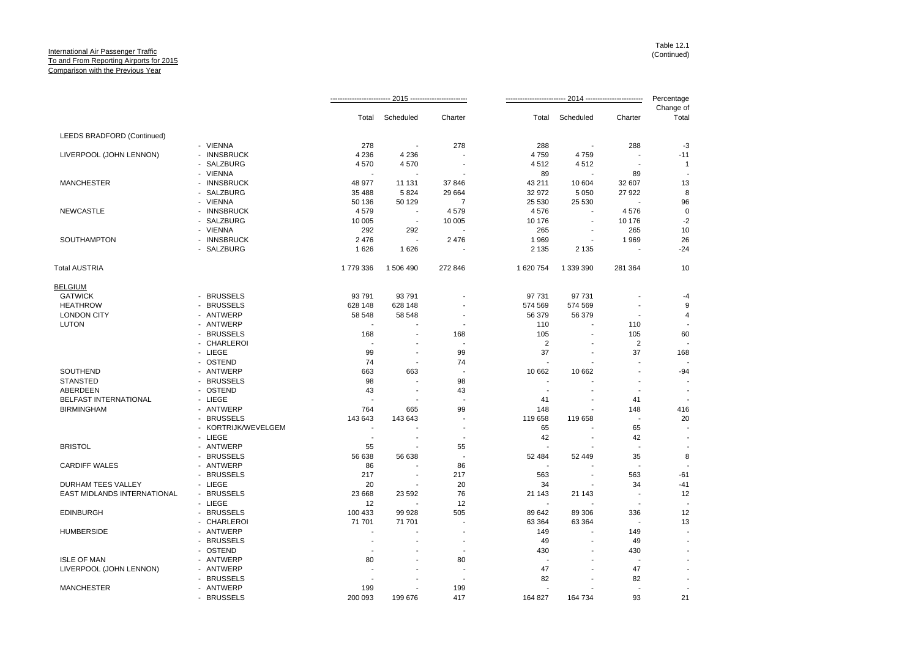International Air Passenger Traffic
To and From Reporting Airports for 2015
Comparison with the Previous Year

Table 12.1
(Continued)

| | | 2015 | | | 2014 | | | Percentage Change of |
|---|---|---|---|---|---|---|---|---|
| | | Total | Scheduled | Charter | Total | Scheduled | Charter | Total |
| LEEDS BRADFORD (Continued) | | | | | | | | |
| | - VIENNA | 278 | - | 278 | 288 | - | 288 | -3 |
| LIVERPOOL (JOHN LENNON) | - INNSBRUCK | 4 236 | 4 236 | - | 4 759 | 4 759 | - | -11 |
| | - SALZBURG | 4 570 | 4 570 | - | 4 512 | 4 512 | - | 1 |
| | - VIENNA | - | - | - | 89 | - | 89 | - |
| MANCHESTER | - INNSBRUCK | 48 977 | 11 131 | 37 846 | 43 211 | 10 604 | 32 607 | 13 |
| | - SALZBURG | 35 488 | 5 824 | 29 664 | 32 972 | 5 050 | 27 922 | 8 |
| | - VIENNA | 50 136 | 50 129 | 7 | 25 530 | 25 530 | - | 96 |
| NEWCASTLE | - INNSBRUCK | 4 579 | - | 4 579 | 4 576 | - | 4 576 | 0 |
| | - SALZBURG | 10 005 | - | 10 005 | 10 176 | - | 10 176 | -2 |
| | - VIENNA | 292 | 292 | - | 265 | - | 265 | 10 |
| SOUTHAMPTON | - INNSBRUCK | 2 476 | - | 2 476 | 1 969 | - | 1 969 | 26 |
| | - SALZBURG | 1 626 | 1 626 | - | 2 135 | 2 135 | - | -24 |
| Total AUSTRIA | | 1 779 336 | 1 506 490 | 272 846 | 1 620 754 | 1 339 390 | 281 364 | 10 |
| BELGIUM | | | | | | | | |
| GATWICK | - BRUSSELS | 93 791 | 93 791 | - | 97 731 | 97 731 | - | -4 |
| HEATHROW | - BRUSSELS | 628 148 | 628 148 | - | 574 569 | 574 569 | - | 9 |
| LONDON CITY | - ANTWERP | 58 548 | 58 548 | - | 56 379 | 56 379 | - | 4 |
| LUTON | - ANTWERP | - | - | - | 110 | - | 110 | - |
| | - BRUSSELS | 168 | - | 168 | 105 | - | 105 | 60 |
| | - CHARLEROI | - | - | - | 2 | - | 2 | - |
| | - LIEGE | 99 | - | 99 | 37 | - | 37 | 168 |
| | - OSTEND | 74 | - | 74 | - | - | - | - |
| SOUTHEND | - ANTWERP | 663 | 663 | - | 10 662 | 10 662 | - | -94 |
| STANSTED | - BRUSSELS | 98 | - | 98 | - | - | - | - |
| ABERDEEN | - OSTEND | 43 | - | 43 | - | - | - | - |
| BELFAST INTERNATIONAL | - LIEGE | - | - | - | 41 | - | 41 | - |
| BIRMINGHAM | - ANTWERP | 764 | 665 | 99 | 148 | - | 148 | 416 |
| | - BRUSSELS | 143 643 | 143 643 | - | 119 658 | 119 658 | - | 20 |
| | - KORTRIJK/WEVELGEM | - | - | - | 65 | - | 65 | - |
| | - LIEGE | - | - | - | 42 | - | 42 | - |
| BRISTOL | - ANTWERP | 55 | - | 55 | - | - | - | - |
| | - BRUSSELS | 56 638 | 56 638 | - | 52 484 | 52 449 | 35 | 8 |
| CARDIFF WALES | - ANTWERP | 86 | - | 86 | - | - | - | - |
| | - BRUSSELS | 217 | - | 217 | 563 | - | 563 | -61 |
| DURHAM TEES VALLEY | - LIEGE | 20 | - | 20 | 34 | - | 34 | -41 |
| EAST MIDLANDS INTERNATIONAL | - BRUSSELS | 23 668 | 23 592 | 76 | 21 143 | 21 143 | - | 12 |
| | - LIEGE | 12 | - | 12 | - | - | - | - |
| EDINBURGH | - BRUSSELS | 100 433 | 99 928 | 505 | 89 642 | 89 306 | 336 | 12 |
| | - CHARLEROI | 71 701 | 71 701 | - | 63 364 | 63 364 | - | 13 |
| HUMBERSIDE | - ANTWERP | - | - | - | 149 | - | 149 | - |
| | - BRUSSELS | - | - | - | 49 | - | 49 | - |
| | - OSTEND | - | - | - | 430 | - | 430 | - |
| ISLE OF MAN | - ANTWERP | 80 | - | 80 | - | - | - | - |
| LIVERPOOL (JOHN LENNON) | - ANTWERP | - | - | - | 47 | - | 47 | - |
| | - BRUSSELS | - | - | - | 82 | - | 82 | - |
| MANCHESTER | - ANTWERP | 199 | - | 199 | - | - | - | - |
| | - BRUSSELS | 200 093 | 199 676 | 417 | 164 827 | 164 734 | 93 | 21 |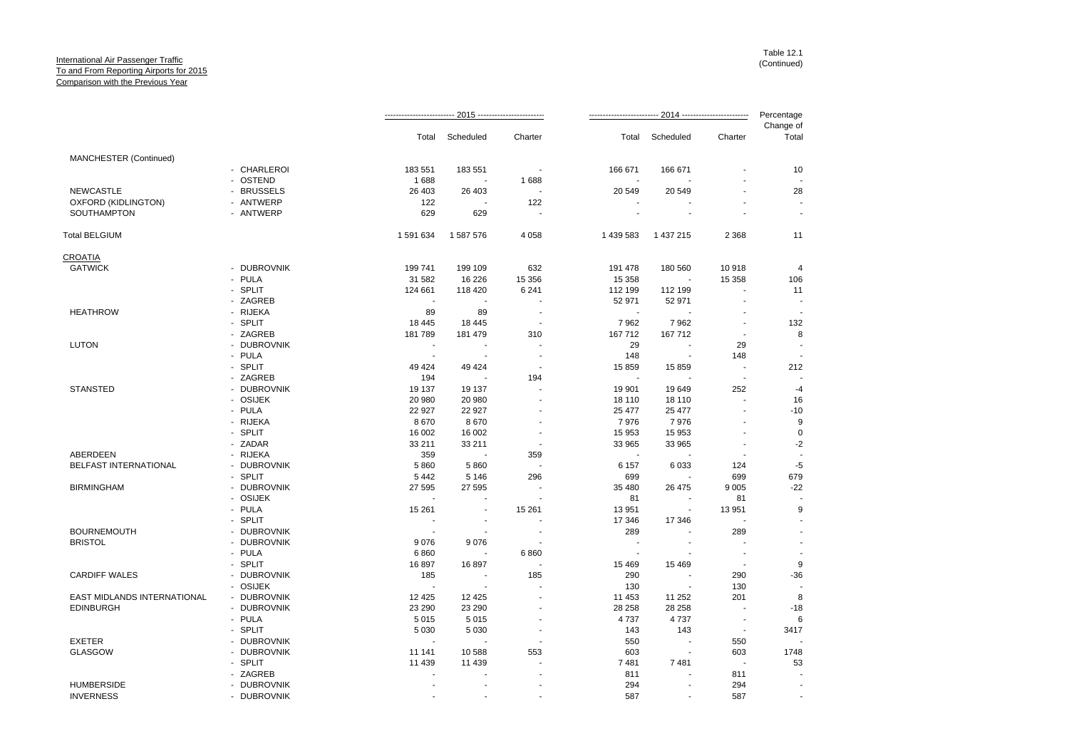International Air Passenger Traffic
To and From Reporting Airports for 2015
Comparison with the Previous Year

Table 12.1
(Continued)

| | | 2015 | | | 2014 | | | Percentage |
|---|---|---|---|---|---|---|---|---|
| | | Total | Scheduled | Charter | Total | Scheduled | Charter | Change of Total |
| MANCHESTER (Continued) | | | | | | | | |
| | - CHARLEROI | 183 551 | 183 551 | - | 166 671 | 166 671 | - | 10 |
| | - OSTEND | 1 688 | - | 1 688 | - | - | - | - |
| NEWCASTLE | - BRUSSELS | 26 403 | 26 403 | - | 20 549 | 20 549 | - | 28 |
| OXFORD (KIDLINGTON) | - ANTWERP | 122 | - | 122 | - | - | - | - |
| SOUTHAMPTON | - ANTWERP | 629 | 629 | - | - | - | - | - |
| Total BELGIUM | | 1 591 634 | 1 587 576 | 4 058 | 1 439 583 | 1 437 215 | 2 368 | 11 |
| CROATIA | | | | | | | | |
| GATWICK | - DUBROVNIK | 199 741 | 199 109 | 632 | 191 478 | 180 560 | 10 918 | 4 |
| | - PULA | 31 582 | 16 226 | 15 356 | 15 358 | - | 15 358 | 106 |
| | - SPLIT | 124 661 | 118 420 | 6 241 | 112 199 | 112 199 | - | 11 |
| | - ZAGREB | - | - | - | 52 971 | 52 971 | - | - |
| HEATHROW | - RIJEKA | 89 | 89 | - | - | - | - | - |
| | - SPLIT | 18 445 | 18 445 | - | 7 962 | 7 962 | - | 132 |
| | - ZAGREB | 181 789 | 181 479 | 310 | 167 712 | 167 712 | - | 8 |
| LUTON | - DUBROVNIK | - | - | - | 29 | - | 29 | - |
| | - PULA | - | - | - | 148 | - | 148 | - |
| | - SPLIT | 49 424 | 49 424 | - | 15 859 | 15 859 | - | 212 |
| | - ZAGREB | 194 | - | 194 | - | - | - | - |
| STANSTED | - DUBROVNIK | 19 137 | 19 137 | - | 19 901 | 19 649 | 252 | -4 |
| | - OSIJEK | 20 980 | 20 980 | - | 18 110 | 18 110 | - | 16 |
| | - PULA | 22 927 | 22 927 | - | 25 477 | 25 477 | - | -10 |
| | - RIJEKA | 8 670 | 8 670 | - | 7 976 | 7 976 | - | 9 |
| | - SPLIT | 16 002 | 16 002 | - | 15 953 | 15 953 | - | 0 |
| | - ZADAR | 33 211 | 33 211 | - | 33 965 | 33 965 | - | -2 |
| ABERDEEN | - RIJEKA | 359 | - | 359 | - | - | - | - |
| BELFAST INTERNATIONAL | - DUBROVNIK | 5 860 | 5 860 | - | 6 157 | 6 033 | 124 | -5 |
| | - SPLIT | 5 442 | 5 146 | 296 | 699 | - | 699 | 679 |
| BIRMINGHAM | - DUBROVNIK | 27 595 | 27 595 | - | 35 480 | 26 475 | 9 005 | -22 |
| | - OSIJEK | - | - | - | 81 | - | 81 | - |
| | - PULA | 15 261 | - | 15 261 | 13 951 | - | 13 951 | 9 |
| | - SPLIT | - | - | - | 17 346 | 17 346 | - | - |
| BOURNEMOUTH | - DUBROVNIK | - | - | - | 289 | - | 289 | - |
| BRISTOL | - DUBROVNIK | 9 076 | 9 076 | - | - | - | - | - |
| | - PULA | 6 860 | - | 6 860 | - | - | - | - |
| | - SPLIT | 16 897 | 16 897 | - | 15 469 | 15 469 | - | 9 |
| CARDIFF WALES | - DUBROVNIK | 185 | - | 185 | 290 | - | 290 | -36 |
| | - OSIJEK | - | - | - | 130 | - | 130 | - |
| EAST MIDLANDS INTERNATIONAL | - DUBROVNIK | 12 425 | 12 425 | - | 11 453 | 11 252 | 201 | 8 |
| EDINBURGH | - DUBROVNIK | 23 290 | 23 290 | - | 28 258 | 28 258 | - | -18 |
| | - PULA | 5 015 | 5 015 | - | 4 737 | 4 737 | - | 6 |
| | - SPLIT | 5 030 | 5 030 | - | 143 | 143 | - | 3417 |
| EXETER | - DUBROVNIK | - | - | - | 550 | - | 550 | - |
| GLASGOW | - DUBROVNIK | 11 141 | 10 588 | 553 | 603 | - | 603 | 1748 |
| | - SPLIT | 11 439 | 11 439 | - | 7 481 | 7 481 | - | 53 |
| | - ZAGREB | - | - | - | 811 | - | 811 | - |
| HUMBERSIDE | - DUBROVNIK | - | - | - | 294 | - | 294 | - |
| INVERNESS | - DUBROVNIK | - | - | - | 587 | - | 587 | - |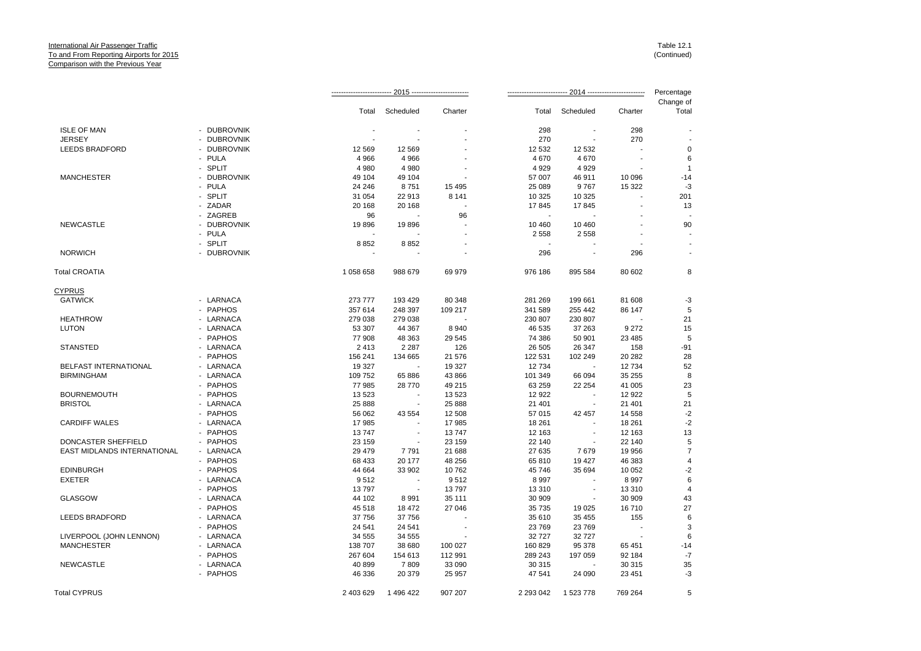International Air Passenger Traffic
To and From Reporting Airports for 2015
Comparison with the Previous Year

Table 12.1
(Continued)

| | | 2015 | | | 2014 | | | Percentage Change of |
|---|---|---|---|---|---|---|---|---|
| | | Total | Scheduled | Charter | Total | Scheduled | Charter | Total |
| ISLE OF MAN | - DUBROVNIK | - | - | - | 298 | - | 298 | - |
| JERSEY | - DUBROVNIK | - | - | - | 270 | - | 270 | - |
| LEEDS BRADFORD | - DUBROVNIK | 12 569 | 12 569 | - | 12 532 | 12 532 | - | 0 |
| | - PULA | 4 966 | 4 966 | - | 4 670 | 4 670 | - | 6 |
| | - SPLIT | 4 980 | 4 980 | - | 4 929 | 4 929 | - | 1 |
| MANCHESTER | - DUBROVNIK | 49 104 | 49 104 | - | 57 007 | 46 911 | 10 096 | -14 |
| | - PULA | 24 246 | 8 751 | 15 495 | 25 089 | 9 767 | 15 322 | -3 |
| | - SPLIT | 31 054 | 22 913 | 8 141 | 10 325 | 10 325 | - | 201 |
| | - ZADAR | 20 168 | 20 168 | - | 17 845 | 17 845 | - | 13 |
| | - ZAGREB | 96 | - | 96 | - | - | - | - |
| NEWCASTLE | - DUBROVNIK | 19 896 | 19 896 | - | 10 460 | 10 460 | - | 90 |
| | - PULA | - | - | - | 2 558 | 2 558 | - | - |
| | - SPLIT | 8 852 | 8 852 | - | - | - | - | - |
| NORWICH | - DUBROVNIK | - | - | - | 296 | - | 296 | - |
| Total CROATIA | | 1 058 658 | 988 679 | 69 979 | 976 186 | 895 584 | 80 602 | 8 |
| CYPRUS | | | | | | | | |
| GATWICK | - LARNACA | 273 777 | 193 429 | 80 348 | 281 269 | 199 661 | 81 608 | -3 |
| | - PAPHOS | 357 614 | 248 397 | 109 217 | 341 589 | 255 442 | 86 147 | 5 |
| HEATHROW | - LARNACA | 279 038 | 279 038 | - | 230 807 | 230 807 | - | 21 |
| LUTON | - LARNACA | 53 307 | 44 367 | 8 940 | 46 535 | 37 263 | 9 272 | 15 |
| | - PAPHOS | 77 908 | 48 363 | 29 545 | 74 386 | 50 901 | 23 485 | 5 |
| STANSTED | - LARNACA | 2 413 | 2 287 | 126 | 26 505 | 26 347 | 158 | -91 |
| | - PAPHOS | 156 241 | 134 665 | 21 576 | 122 531 | 102 249 | 20 282 | 28 |
| BELFAST INTERNATIONAL | - LARNACA | 19 327 | - | 19 327 | 12 734 | - | 12 734 | 52 |
| BIRMINGHAM | - LARNACA | 109 752 | 65 886 | 43 866 | 101 349 | 66 094 | 35 255 | 8 |
| | - PAPHOS | 77 985 | 28 770 | 49 215 | 63 259 | 22 254 | 41 005 | 23 |
| BOURNEMOUTH | - PAPHOS | 13 523 | - | 13 523 | 12 922 | - | 12 922 | 5 |
| BRISTOL | - LARNACA | 25 888 | - | 25 888 | 21 401 | - | 21 401 | 21 |
| | - PAPHOS | 56 062 | 43 554 | 12 508 | 57 015 | 42 457 | 14 558 | -2 |
| CARDIFF WALES | - LARNACA | 17 985 | - | 17 985 | 18 261 | - | 18 261 | -2 |
| | - PAPHOS | 13 747 | - | 13 747 | 12 163 | - | 12 163 | 13 |
| DONCASTER SHEFFIELD | - PAPHOS | 23 159 | - | 23 159 | 22 140 | - | 22 140 | 5 |
| EAST MIDLANDS INTERNATIONAL | - LARNACA | 29 479 | 7 791 | 21 688 | 27 635 | 7 679 | 19 956 | 7 |
| | - PAPHOS | 68 433 | 20 177 | 48 256 | 65 810 | 19 427 | 46 383 | 4 |
| EDINBURGH | - PAPHOS | 44 664 | 33 902 | 10 762 | 45 746 | 35 694 | 10 052 | -2 |
| EXETER | - LARNACA | 9 512 | - | 9 512 | 8 997 | - | 8 997 | 6 |
| | - PAPHOS | 13 797 | - | 13 797 | 13 310 | - | 13 310 | 4 |
| GLASGOW | - LARNACA | 44 102 | 8 991 | 35 111 | 30 909 | - | 30 909 | 43 |
| | - PAPHOS | 45 518 | 18 472 | 27 046 | 35 735 | 19 025 | 16 710 | 27 |
| LEEDS BRADFORD | - LARNACA | 37 756 | 37 756 | - | 35 610 | 35 455 | 155 | 6 |
| | - PAPHOS | 24 541 | 24 541 | - | 23 769 | 23 769 | - | 3 |
| LIVERPOOL (JOHN LENNON) | - LARNACA | 34 555 | 34 555 | - | 32 727 | 32 727 | - | 6 |
| MANCHESTER | - LARNACA | 138 707 | 38 680 | 100 027 | 160 829 | 95 378 | 65 451 | -14 |
| | - PAPHOS | 267 604 | 154 613 | 112 991 | 289 243 | 197 059 | 92 184 | -7 |
| NEWCASTLE | - LARNACA | 40 899 | 7 809 | 33 090 | 30 315 | - | 30 315 | 35 |
| | - PAPHOS | 46 336 | 20 379 | 25 957 | 47 541 | 24 090 | 23 451 | -3 |
| Total CYPRUS | | 2 403 629 | 1 496 422 | 907 207 | 2 293 042 | 1 523 778 | 769 264 | 5 |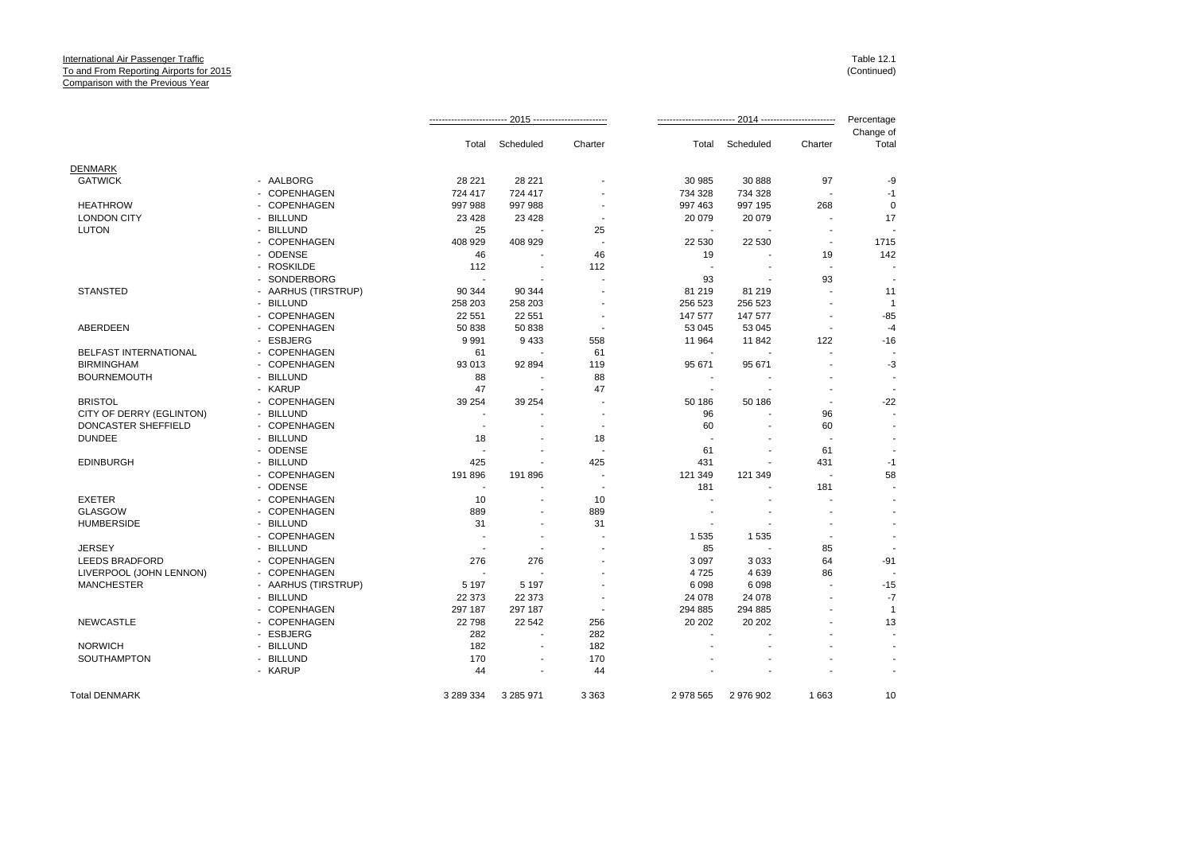International Air Passenger Traffic
To and From Reporting Airports for 2015
Comparison with the Previous Year

Table 12.1
(Continued)

| | | 2015 | | | 2014 | | | Percentage Change of |
|---|---|---|---|---|---|---|---|---|
| | | Total | Scheduled | Charter | Total | Scheduled | Charter | Total |
| DENMARK | | | | | | | | |
| GATWICK | - AALBORG | 28 221 | 28 221 | - | 30 985 | 30 888 | 97 | -9 |
| | - COPENHAGEN | 724 417 | 724 417 | - | 734 328 | 734 328 | - | -1 |
| HEATHROW | - COPENHAGEN | 997 988 | 997 988 | - | 997 463 | 997 195 | 268 | 0 |
| LONDON CITY | - BILLUND | 23 428 | 23 428 | - | 20 079 | 20 079 | - | 17 |
| LUTON | - BILLUND | 25 | - | 25 | - | - | - | - |
| | - COPENHAGEN | 408 929 | 408 929 | - | 22 530 | 22 530 | - | 1715 |
| | - ODENSE | 46 | - | 46 | 19 | - | 19 | 142 |
| | - ROSKILDE | 112 | - | 112 | - | - | - | - |
| | - SONDERBORG | - | - | - | 93 | - | 93 | - |
| STANSTED | - AARHUS (TIRSTRUP) | 90 344 | 90 344 | - | 81 219 | 81 219 | - | 11 |
| | - BILLUND | 258 203 | 258 203 | - | 256 523 | 256 523 | - | 1 |
| | - COPENHAGEN | 22 551 | 22 551 | - | 147 577 | 147 577 | - | -85 |
| ABERDEEN | - COPENHAGEN | 50 838 | 50 838 | - | 53 045 | 53 045 | - | -4 |
| | - ESBJERG | 9 991 | 9 433 | 558 | 11 964 | 11 842 | 122 | -16 |
| BELFAST INTERNATIONAL | - COPENHAGEN | 61 | - | 61 | - | - | - | - |
| BIRMINGHAM | - COPENHAGEN | 93 013 | 92 894 | 119 | 95 671 | 95 671 | - | -3 |
| BOURNEMOUTH | - BILLUND | 88 | - | 88 | - | - | - | - |
| | - KARUP | 47 | - | 47 | - | - | - | - |
| BRISTOL | - COPENHAGEN | 39 254 | 39 254 | - | 50 186 | 50 186 | - | -22 |
| CITY OF DERRY (EGLINTON) | - BILLUND | - | - | - | 96 | - | 96 | - |
| DONCASTER SHEFFIELD | - COPENHAGEN | - | - | - | 60 | - | 60 | - |
| DUNDEE | - BILLUND | 18 | - | 18 | - | - | - | - |
| | - ODENSE | - | - | - | 61 | - | 61 | - |
| EDINBURGH | - BILLUND | 425 | - | 425 | 431 | - | 431 | -1 |
| | - COPENHAGEN | 191 896 | 191 896 | - | 121 349 | 121 349 | - | 58 |
| | - ODENSE | - | - | - | 181 | - | 181 | - |
| EXETER | - COPENHAGEN | 10 | - | 10 | - | - | - | - |
| GLASGOW | - COPENHAGEN | 889 | - | 889 | - | - | - | - |
| HUMBERSIDE | - BILLUND | 31 | - | 31 | - | - | - | - |
| | - COPENHAGEN | - | - | - | 1 535 | 1 535 | - | - |
| JERSEY | - BILLUND | - | - | - | 85 | - | 85 | - |
| LEEDS BRADFORD | - COPENHAGEN | 276 | 276 | - | 3 097 | 3 033 | 64 | -91 |
| LIVERPOOL (JOHN LENNON) | - COPENHAGEN | - | - | - | 4 725 | 4 639 | 86 | - |
| MANCHESTER | - AARHUS (TIRSTRUP) | 5 197 | 5 197 | - | 6 098 | 6 098 | - | -15 |
| | - BILLUND | 22 373 | 22 373 | - | 24 078 | 24 078 | - | -7 |
| | - COPENHAGEN | 297 187 | 297 187 | - | 294 885 | 294 885 | - | 1 |
| NEWCASTLE | - COPENHAGEN | 22 798 | 22 542 | 256 | 20 202 | 20 202 | - | 13 |
| | - ESBJERG | 282 | - | 282 | - | - | - | - |
| NORWICH | - BILLUND | 182 | - | 182 | - | - | - | - |
| SOUTHAMPTON | - BILLUND | 170 | - | 170 | - | - | - | - |
| | - KARUP | 44 | - | 44 | - | - | - | - |
| Total DENMARK | | 3 289 334 | 3 285 971 | 3 363 | 2 978 565 | 2 976 902 | 1 663 | 10 |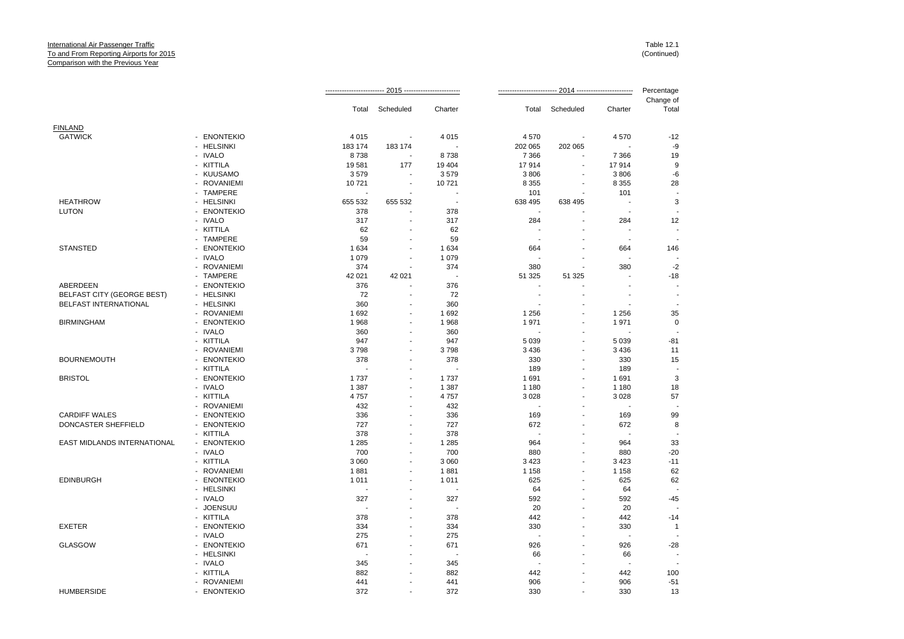International Air Passenger Traffic
To and From Reporting Airports for 2015
Comparison with the Previous Year

Table 12.1
(Continued)

| | | 2015 | | | 2014 | | | Percentage |
|---|---|---|---|---|---|---|---|---|
| | | Total | Scheduled | Charter | Total | Scheduled | Charter | Change of Total |
| FINLAND | | | | | | | | |
| GATWICK | - ENONTEKIO | 4 015 | - | 4 015 | 4 570 | - | 4 570 | -12 |
| | - HELSINKI | 183 174 | 183 174 | - | 202 065 | 202 065 | - | -9 |
| | - IVALO | 8 738 | - | 8 738 | 7 366 | - | 7 366 | 19 |
| | - KITTILA | 19 581 | 177 | 19 404 | 17 914 | - | 17 914 | 9 |
| | - KUUSAMO | 3 579 | - | 3 579 | 3 806 | - | 3 806 | -6 |
| | - ROVANIEMI | 10 721 | - | 10 721 | 8 355 | - | 8 355 | 28 |
| | - TAMPERE | - | - | - | 101 | - | 101 | - |
| HEATHROW | - HELSINKI | 655 532 | 655 532 | - | 638 495 | 638 495 | - | 3 |
| LUTON | - ENONTEKIO | 378 | - | 378 | - | - | - | - |
| | - IVALO | 317 | - | 317 | 284 | - | 284 | 12 |
| | - KITTILA | 62 | - | 62 | - | - | - | - |
| | - TAMPERE | 59 | - | 59 | - | - | - | - |
| STANSTED | - ENONTEKIO | 1 634 | - | 1 634 | 664 | - | 664 | 146 |
| | - IVALO | 1 079 | - | 1 079 | - | - | - | - |
| | - ROVANIEMI | 374 | - | 374 | 380 | - | 380 | -2 |
| | - TAMPERE | 42 021 | 42 021 | - | 51 325 | 51 325 | - | -18 |
| ABERDEEN | - ENONTEKIO | 376 | - | 376 | - | - | - | - |
| BELFAST CITY (GEORGE BEST) | - HELSINKI | 72 | - | 72 | - | - | - | - |
| BELFAST INTERNATIONAL | - HELSINKI | 360 | - | 360 | - | - | - | - |
| | - ROVANIEMI | 1 692 | - | 1 692 | 1 256 | - | 1 256 | 35 |
| BIRMINGHAM | - ENONTEKIO | 1 968 | - | 1 968 | 1 971 | - | 1 971 | 0 |
| | - IVALO | 360 | - | 360 | - | - | - | - |
| | - KITTILA | 947 | - | 947 | 5 039 | - | 5 039 | -81 |
| | - ROVANIEMI | 3 798 | - | 3 798 | 3 436 | - | 3 436 | 11 |
| BOURNEMOUTH | - ENONTEKIO | 378 | - | 378 | 330 | - | 330 | 15 |
| | - KITTILA | - | - | - | 189 | - | 189 | - |
| BRISTOL | - ENONTEKIO | 1 737 | - | 1 737 | 1 691 | - | 1 691 | 3 |
| | - IVALO | 1 387 | - | 1 387 | 1 180 | - | 1 180 | 18 |
| | - KITTILA | 4 757 | - | 4 757 | 3 028 | - | 3 028 | 57 |
| | - ROVANIEMI | 432 | - | 432 | - | - | - | - |
| CARDIFF WALES | - ENONTEKIO | 336 | - | 336 | 169 | - | 169 | 99 |
| DONCASTER SHEFFIELD | - ENONTEKIO | 727 | - | 727 | 672 | - | 672 | 8 |
| | - KITTILA | 378 | - | 378 | - | - | - | - |
| EAST MIDLANDS INTERNATIONAL | - ENONTEKIO | 1 285 | - | 1 285 | 964 | - | 964 | 33 |
| | - IVALO | 700 | - | 700 | 880 | - | 880 | -20 |
| | - KITTILA | 3 060 | - | 3 060 | 3 423 | - | 3 423 | -11 |
| | - ROVANIEMI | 1 881 | - | 1 881 | 1 158 | - | 1 158 | 62 |
| EDINBURGH | - ENONTEKIO | 1 011 | - | 1 011 | 625 | - | 625 | 62 |
| | - HELSINKI | - | - | - | 64 | - | 64 | - |
| | - IVALO | 327 | - | 327 | 592 | - | 592 | -45 |
| | - JOENSUU | - | - | - | 20 | - | 20 | - |
| | - KITTILA | 378 | - | 378 | 442 | - | 442 | -14 |
| EXETER | - ENONTEKIO | 334 | - | 334 | 330 | - | 330 | 1 |
| | - IVALO | 275 | - | 275 | - | - | - | - |
| GLASGOW | - ENONTEKIO | 671 | - | 671 | 926 | - | 926 | -28 |
| | - HELSINKI | - | - | - | 66 | - | 66 | - |
| | - IVALO | 345 | - | 345 | - | - | - | - |
| | - KITTILA | 882 | - | 882 | 442 | - | 442 | 100 |
| | - ROVANIEMI | 441 | - | 441 | 906 | - | 906 | -51 |
| HUMBERSIDE | - ENONTEKIO | 372 | - | 372 | 330 | - | 330 | 13 |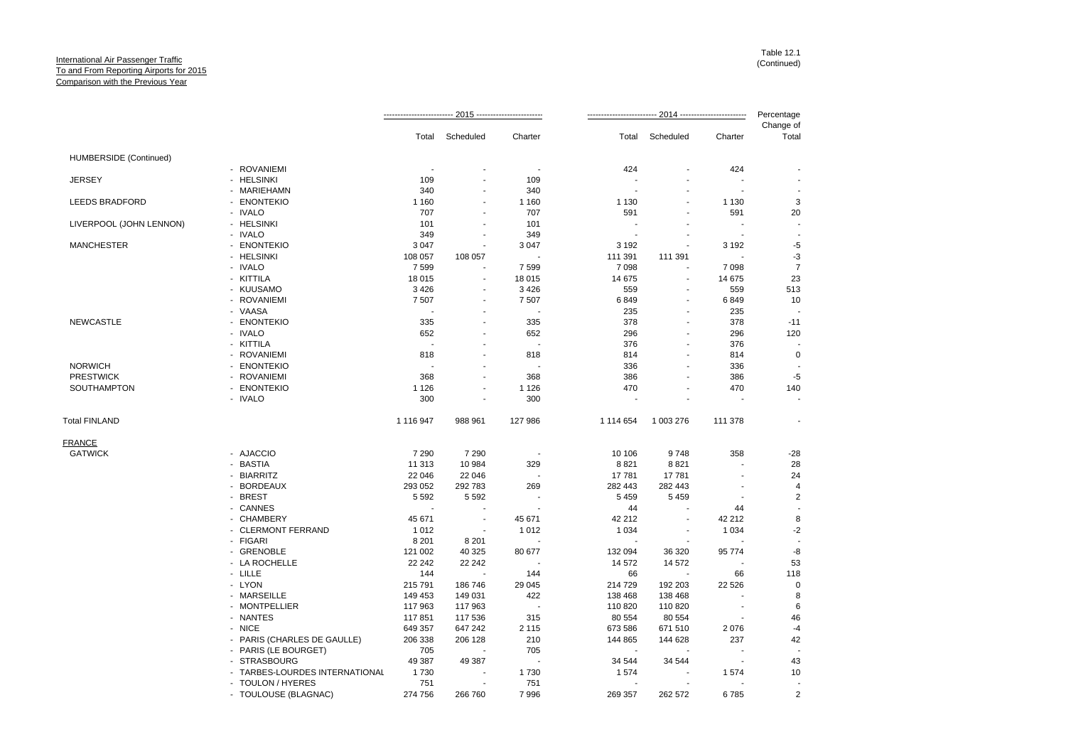International Air Passenger Traffic
To and From Reporting Airports for 2015
Comparison with the Previous Year

Table 12.1
(Continued)

| | | 2015 | | | 2014 | | | Percentage |
|---|---|---|---|---|---|---|---|---|
| | | Total | Scheduled | Charter | Total | Scheduled | Charter | Change of Total |
| HUMBERSIDE (Continued) | | | | | | | | |
| | - ROVANIEMI | - | - | - | 424 | - | 424 | - |
| JERSEY | - HELSINKI | 109 | - | 109 | - | - | - | - |
| | - MARIEHAMN | 340 | - | 340 | - | - | - | - |
| LEEDS BRADFORD | - ENONTEKIO | 1 160 | - | 1 160 | 1 130 | - | 1 130 | 3 |
| | - IVALO | 707 | - | 707 | 591 | - | 591 | 20 |
| LIVERPOOL (JOHN LENNON) | - HELSINKI | 101 | - | 101 | - | - | - | - |
| | - IVALO | 349 | - | 349 | - | - | - | - |
| MANCHESTER | - ENONTEKIO | 3 047 | - | 3 047 | 3 192 | - | 3 192 | -5 |
| | - HELSINKI | 108 057 | 108 057 | - | 111 391 | 111 391 | - | -3 |
| | - IVALO | 7 599 | - | 7 599 | 7 098 | - | 7 098 | 7 |
| | - KITTILA | 18 015 | - | 18 015 | 14 675 | - | 14 675 | 23 |
| | - KUUSAMO | 3 426 | - | 3 426 | 559 | - | 559 | 513 |
| | - ROVANIEMI | 7 507 | - | 7 507 | 6 849 | - | 6 849 | 10 |
| | - VAASA | - | - | - | 235 | - | 235 | - |
| NEWCASTLE | - ENONTEKIO | 335 | - | 335 | 378 | - | 378 | -11 |
| | - IVALO | 652 | - | 652 | 296 | - | 296 | 120 |
| | - KITTILA | - | - | - | 376 | - | 376 | - |
| | - ROVANIEMI | 818 | - | 818 | 814 | - | 814 | 0 |
| NORWICH | - ENONTEKIO | - | - | - | 336 | - | 336 | - |
| PRESTWICK | - ROVANIEMI | 368 | - | 368 | 386 | - | 386 | -5 |
| SOUTHAMPTON | - ENONTEKIO | 1 126 | - | 1 126 | 470 | - | 470 | 140 |
| | - IVALO | 300 | - | 300 | - | - | - | - |
| Total FINLAND | | 1 116 947 | 988 961 | 127 986 | 1 114 654 | 1 003 276 | 111 378 | - |
| FRANCE | | | | | | | | |
| GATWICK | - AJACCIO | 7 290 | 7 290 | - | 10 106 | 9 748 | 358 | -28 |
| | - BASTIA | 11 313 | 10 984 | 329 | 8 821 | 8 821 | - | 28 |
| | - BIARRITZ | 22 046 | 22 046 | - | 17 781 | 17 781 | - | 24 |
| | - BORDEAUX | 293 052 | 292 783 | 269 | 282 443 | 282 443 | - | 4 |
| | - BREST | 5 592 | 5 592 | - | 5 459 | 5 459 | - | 2 |
| | - CANNES | - | - | - | 44 | - | 44 | - |
| | - CHAMBERY | 45 671 | - | 45 671 | 42 212 | - | 42 212 | 8 |
| | - CLERMONT FERRAND | 1 012 | - | 1 012 | 1 034 | - | 1 034 | -2 |
| | - FIGARI | 8 201 | 8 201 | - | - | - | - | - |
| | - GRENOBLE | 121 002 | 40 325 | 80 677 | 132 094 | 36 320 | 95 774 | -8 |
| | - LA ROCHELLE | 22 242 | 22 242 | - | 14 572 | 14 572 | - | 53 |
| | - LILLE | 144 | - | 144 | 66 | - | 66 | 118 |
| | - LYON | 215 791 | 186 746 | 29 045 | 214 729 | 192 203 | 22 526 | 0 |
| | - MARSEILLE | 149 453 | 149 031 | 422 | 138 468 | 138 468 | - | 8 |
| | - MONTPELLIER | 117 963 | 117 963 | - | 110 820 | 110 820 | - | 6 |
| | - NANTES | 117 851 | 117 536 | 315 | 80 554 | 80 554 | - | 46 |
| | - NICE | 649 357 | 647 242 | 2 115 | 673 586 | 671 510 | 2 076 | -4 |
| | - PARIS (CHARLES DE GAULLE) | 206 338 | 206 128 | 210 | 144 865 | 144 628 | 237 | 42 |
| | - PARIS (LE BOURGET) | 705 | - | 705 | - | - | - | - |
| | - STRASBOURG | 49 387 | 49 387 | - | 34 544 | 34 544 | - | 43 |
| | - TARBES-LOURDES INTERNATIONAL | 1 730 | - | 1 730 | 1 574 | - | 1 574 | 10 |
| | - TOULON / HYERES | 751 | - | 751 | - | - | - | - |
| | - TOULOUSE (BLAGNAC) | 274 756 | 266 760 | 7 996 | 269 357 | 262 572 | 6 785 | 2 |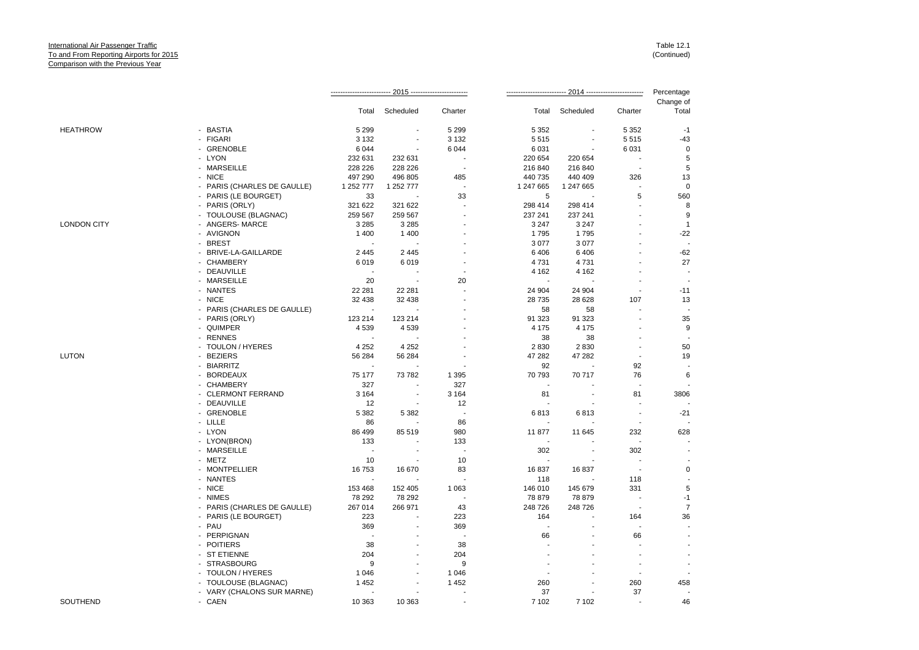International Air Passenger Traffic
To and From Reporting Airports for 2015
Comparison with the Previous Year

Table 12.1
(Continued)

| | | 2015 | | | 2014 | | | Percentage Change of |
|---|---|---|---|---|---|---|---|---|
| | | Total | Scheduled | Charter | Total | Scheduled | Charter | Total |
| HEATHROW | - BASTIA | 5 299 | - | 5 299 | 5 352 | - | 5 352 | -1 |
| | - FIGARI | 3 132 | - | 3 132 | 5 515 | - | 5 515 | -43 |
| | - GRENOBLE | 6 044 | - | 6 044 | 6 031 | - | 6 031 | 0 |
| | - LYON | 232 631 | 232 631 | - | 220 654 | 220 654 | - | 5 |
| | - MARSEILLE | 228 226 | 228 226 | - | 216 840 | 216 840 | - | 5 |
| | - NICE | 497 290 | 496 805 | 485 | 440 735 | 440 409 | 326 | 13 |
| | - PARIS (CHARLES DE GAULLE) | 1 252 777 | 1 252 777 | - | 1 247 665 | 1 247 665 | - | 0 |
| | - PARIS (LE BOURGET) | 33 | - | 33 | 5 | - | 5 | 560 |
| | - PARIS (ORLY) | 321 622 | 321 622 | - | 298 414 | 298 414 | - | 8 |
| | - TOULOUSE (BLAGNAC) | 259 567 | 259 567 | - | 237 241 | 237 241 | - | 9 |
| LONDON CITY | - ANGERS- MARCE | 3 285 | 3 285 | - | 3 247 | 3 247 | - | 1 |
| | - AVIGNON | 1 400 | 1 400 | - | 1 795 | 1 795 | - | -22 |
| | - BREST | - | - | - | 3 077 | 3 077 | - | - |
| | - BRIVE-LA-GAILLARDE | 2 445 | 2 445 | - | 6 406 | 6 406 | - | -62 |
| | - CHAMBERY | 6 019 | 6 019 | - | 4 731 | 4 731 | - | 27 |
| | - DEAUVILLE | - | - | - | 4 162 | 4 162 | - | - |
| | - MARSEILLE | 20 | - | 20 | - | - | - | - |
| | - NANTES | 22 281 | 22 281 | - | 24 904 | 24 904 | - | -11 |
| | - NICE | 32 438 | 32 438 | - | 28 735 | 28 628 | 107 | 13 |
| | - PARIS (CHARLES DE GAULLE) | - | - | - | 58 | 58 | - | - |
| | - PARIS (ORLY) | 123 214 | 123 214 | - | 91 323 | 91 323 | - | 35 |
| | - QUIMPER | 4 539 | 4 539 | - | 4 175 | 4 175 | - | 9 |
| | - RENNES | - | - | - | 38 | 38 | - | - |
| | - TOULON / HYERES | 4 252 | 4 252 | - | 2 830 | 2 830 | - | 50 |
| LUTON | - BEZIERS | 56 284 | 56 284 | - | 47 282 | 47 282 | - | 19 |
| | - BIARRITZ | - | - | - | 92 | - | 92 | - |
| | - BORDEAUX | 75 177 | 73 782 | 1 395 | 70 793 | 70 717 | 76 | 6 |
| | - CHAMBERY | 327 | - | 327 | - | - | - | - |
| | - CLERMONT FERRAND | 3 164 | - | 3 164 | 81 | - | 81 | 3806 |
| | - DEAUVILLE | 12 | - | 12 | - | - | - | - |
| | - GRENOBLE | 5 382 | 5 382 | - | 6 813 | 6 813 | - | -21 |
| | - LILLE | 86 | - | 86 | - | - | - | - |
| | - LYON | 86 499 | 85 519 | 980 | 11 877 | 11 645 | 232 | 628 |
| | - LYON(BRON) | 133 | - | 133 | - | - | - | - |
| | - MARSEILLE | - | - | - | 302 | - | 302 | - |
| | - METZ | 10 | - | 10 | - | - | - | - |
| | - MONTPELLIER | 16 753 | 16 670 | 83 | 16 837 | 16 837 | - | 0 |
| | - NANTES | - | - | - | 118 | - | 118 | - |
| | - NICE | 153 468 | 152 405 | 1 063 | 146 010 | 145 679 | 331 | 5 |
| | - NIMES | 78 292 | 78 292 | - | 78 879 | 78 879 | - | -1 |
| | - PARIS (CHARLES DE GAULLE) | 267 014 | 266 971 | 43 | 248 726 | 248 726 | - | 7 |
| | - PARIS (LE BOURGET) | 223 | - | 223 | 164 | - | 164 | 36 |
| | - PAU | 369 | - | 369 | - | - | - | - |
| | - PERPIGNAN | - | - | - | 66 | - | 66 | - |
| | - POITIERS | 38 | - | 38 | - | - | - | - |
| | - ST ETIENNE | 204 | - | 204 | - | - | - | - |
| | - STRASBOURG | 9 | - | 9 | - | - | - | - |
| | - TOULON / HYERES | 1 046 | - | 1 046 | - | - | - | - |
| | - TOULOUSE (BLAGNAC) | 1 452 | - | 1 452 | 260 | - | 260 | 458 |
| | - VARY (CHALONS SUR MARNE) | - | - | - | 37 | - | 37 | - |
| SOUTHEND | - CAEN | 10 363 | 10 363 | - | 7 102 | 7 102 | - | 46 |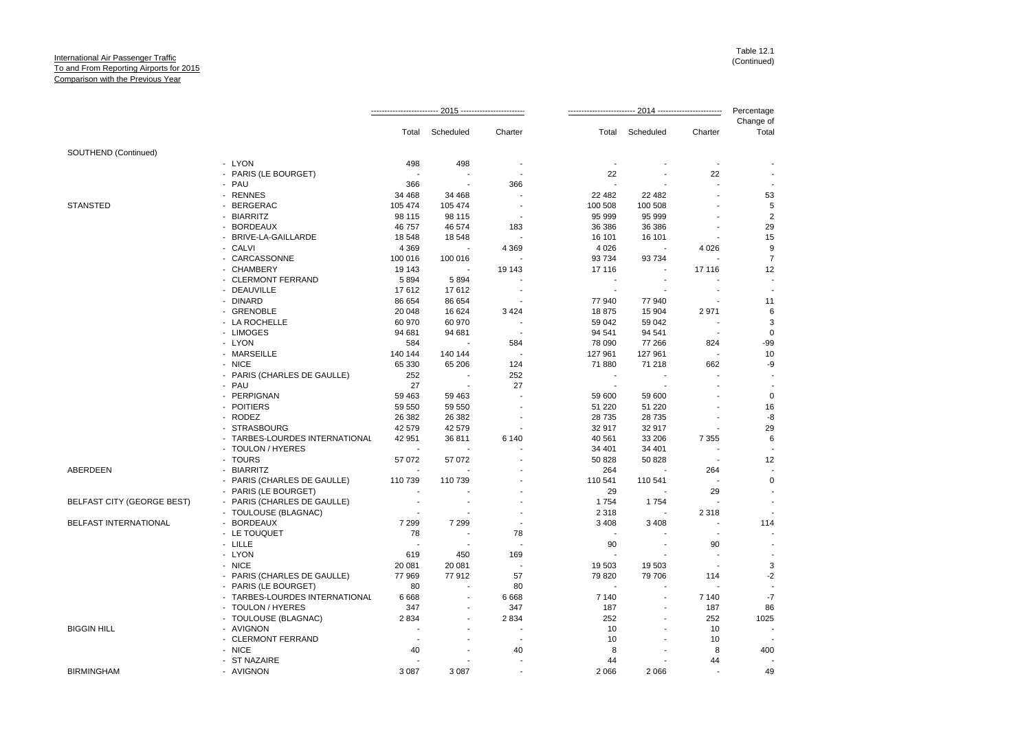International Air Passenger Traffic
To and From Reporting Airports for 2015
Comparison with the Previous Year

Table 12.1
(Continued)

| | | 2015 | | | 2014 | | | Percentage Change of |
|---|---|---|---|---|---|---|---|---|
| | | Total | Scheduled | Charter | Total | Scheduled | Charter | Total |
| SOUTHEND (Continued) | | | | | | | | |
| | - LYON | 498 | 498 | - | - | - | - | - |
| | - PARIS (LE BOURGET) | - | - | - | 22 | - | 22 | - |
| | - PAU | 366 | - | 366 | - | - | - | - |
| | - RENNES | 34 468 | 34 468 | - | 22 482 | 22 482 | - | 53 |
| STANSTED | - BERGERAC | 105 474 | 105 474 | - | 100 508 | 100 508 | - | 5 |
| | - BIARRITZ | 98 115 | 98 115 | - | 95 999 | 95 999 | - | 2 |
| | - BORDEAUX | 46 757 | 46 574 | 183 | 36 386 | 36 386 | - | 29 |
| | - BRIVE-LA-GAILLARDE | 18 548 | 18 548 | - | 16 101 | 16 101 | - | 15 |
| | - CALVI | 4 369 | - | 4 369 | 4 026 | - | 4 026 | 9 |
| | - CARCASSONNE | 100 016 | 100 016 | - | 93 734 | 93 734 | - | 7 |
| | - CHAMBERY | 19 143 | - | 19 143 | 17 116 | - | 17 116 | 12 |
| | - CLERMONT FERRAND | 5 894 | 5 894 | - | - | - | - | - |
| | - DEAUVILLE | 17 612 | 17 612 | - | - | - | - | - |
| | - DINARD | 86 654 | 86 654 | - | 77 940 | 77 940 | - | 11 |
| | - GRENOBLE | 20 048 | 16 624 | 3 424 | 18 875 | 15 904 | 2 971 | 6 |
| | - LA ROCHELLE | 60 970 | 60 970 | - | 59 042 | 59 042 | - | 3 |
| | - LIMOGES | 94 681 | 94 681 | - | 94 541 | 94 541 | - | 0 |
| | - LYON | 584 | - | 584 | 78 090 | 77 266 | 824 | -99 |
| | - MARSEILLE | 140 144 | 140 144 | - | 127 961 | 127 961 | - | 10 |
| | - NICE | 65 330 | 65 206 | 124 | 71 880 | 71 218 | 662 | -9 |
| | - PARIS (CHARLES DE GAULLE) | 252 | - | 252 | - | - | - | - |
| | - PAU | 27 | - | 27 | - | - | - | - |
| | - PERPIGNAN | 59 463 | 59 463 | - | 59 600 | 59 600 | - | 0 |
| | - POITIERS | 59 550 | 59 550 | - | 51 220 | 51 220 | - | 16 |
| | - RODEZ | 26 382 | 26 382 | - | 28 735 | 28 735 | - | -8 |
| | - STRASBOURG | 42 579 | 42 579 | - | 32 917 | 32 917 | - | 29 |
| | - TARBES-LOURDES INTERNATIONAL | 42 951 | 36 811 | 6 140 | 40 561 | 33 206 | 7 355 | 6 |
| | - TOULON / HYERES | - | - | - | 34 401 | 34 401 | - | - |
| | - TOURS | 57 072 | 57 072 | - | 50 828 | 50 828 | - | 12 |
| ABERDEEN | - BIARRITZ | - | - | - | 264 | - | 264 | - |
| | - PARIS (CHARLES DE GAULLE) | 110 739 | 110 739 | - | 110 541 | 110 541 | - | 0 |
| | - PARIS (LE BOURGET) | - | - | - | 29 | - | 29 | - |
| BELFAST CITY (GEORGE BEST) | - PARIS (CHARLES DE GAULLE) | - | - | - | 1 754 | 1 754 | - | - |
| | - TOULOUSE (BLAGNAC) | - | - | - | 2 318 | - | 2 318 | - |
| BELFAST INTERNATIONAL | - BORDEAUX | 7 299 | 7 299 | - | 3 408 | 3 408 | - | 114 |
| | - LE TOUQUET | 78 | - | 78 | - | - | - | - |
| | - LILLE | - | - | - | 90 | - | 90 | - |
| | - LYON | 619 | 450 | 169 | - | - | - | - |
| | - NICE | 20 081 | 20 081 | - | 19 503 | 19 503 | - | 3 |
| | - PARIS (CHARLES DE GAULLE) | 77 969 | 77 912 | 57 | 79 820 | 79 706 | 114 | -2 |
| | - PARIS (LE BOURGET) | 80 | - | 80 | - | - | - | - |
| | - TARBES-LOURDES INTERNATIONAL | 6 668 | - | 6 668 | 7 140 | - | 7 140 | -7 |
| | - TOULON / HYERES | 347 | - | 347 | 187 | - | 187 | 86 |
| | - TOULOUSE (BLAGNAC) | 2 834 | - | 2 834 | 252 | - | 252 | 1025 |
| BIGGIN HILL | - AVIGNON | - | - | - | 10 | - | 10 | - |
| | - CLERMONT FERRAND | - | - | - | 10 | - | 10 | - |
| | - NICE | 40 | - | 40 | 8 | - | 8 | 400 |
| | - ST NAZAIRE | - | - | - | 44 | - | 44 | - |
| BIRMINGHAM | - AVIGNON | 3 087 | 3 087 | - | 2 066 | 2 066 | - | 49 |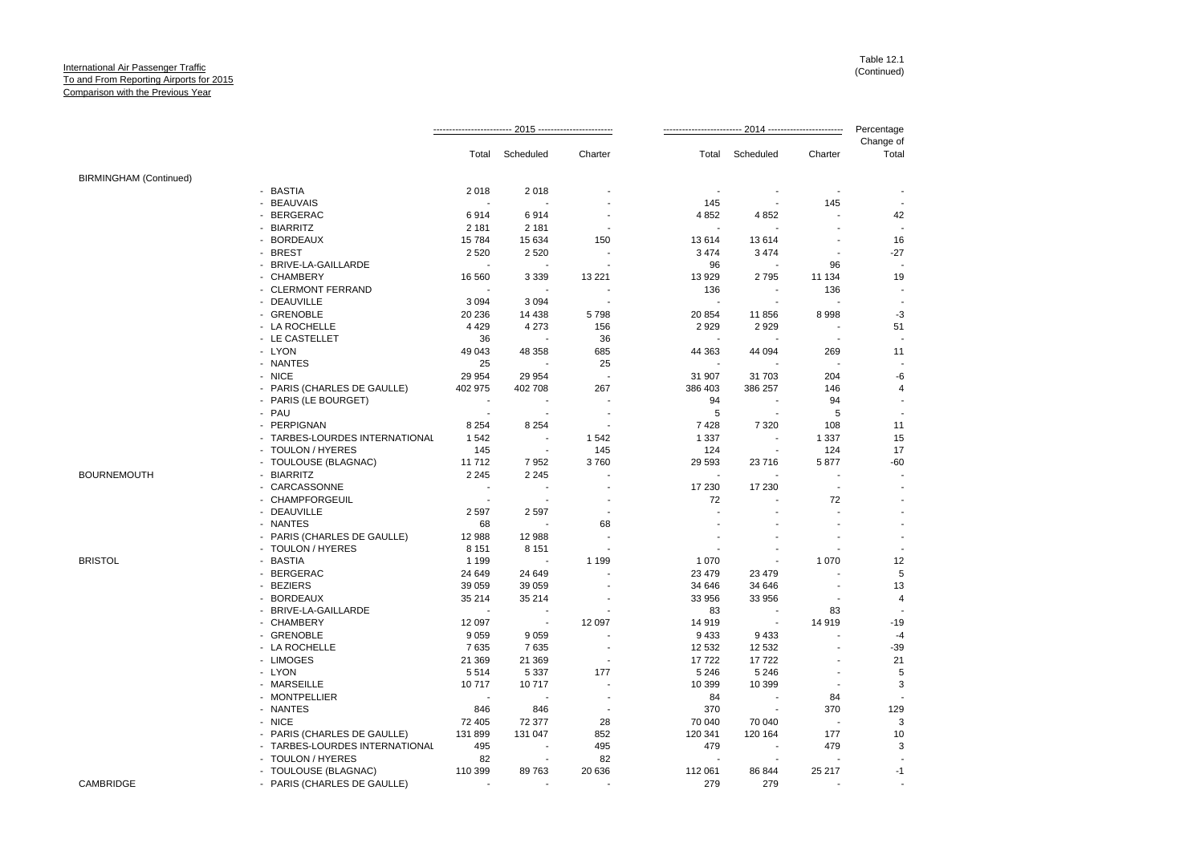International Air Passenger Traffic
To and From Reporting Airports for 2015
Comparison with the Previous Year

Table 12.1
(Continued)

| | | 2015 | | | 2014 | | | Percentage Change of |
|---|---|---|---|---|---|---|---|---|
| | | Total | Scheduled | Charter | Total | Scheduled | Charter | Total |
| BIRMINGHAM (Continued) | | | | | | | | |
| | - BASTIA | 2 018 | 2 018 | - | - | - | - | - |
| | - BEAUVAIS | - | - | - | 145 | - | 145 | - |
| | - BERGERAC | 6 914 | 6 914 | - | 4 852 | 4 852 | - | 42 |
| | - BIARRITZ | 2 181 | 2 181 | - | - | - | - | - |
| | - BORDEAUX | 15 784 | 15 634 | 150 | 13 614 | 13 614 | - | 16 |
| | - BREST | 2 520 | 2 520 | - | 3 474 | 3 474 | - | -27 |
| | - BRIVE-LA-GAILLARDE | - | - | - | 96 | - | 96 | - |
| | - CHAMBERY | 16 560 | 3 339 | 13 221 | 13 929 | 2 795 | 11 134 | 19 |
| | - CLERMONT FERRAND | - | - | - | 136 | - | 136 | - |
| | - DEAUVILLE | 3 094 | 3 094 | - | - | - | - | - |
| | - GRENOBLE | 20 236 | 14 438 | 5 798 | 20 854 | 11 856 | 8 998 | -3 |
| | - LA ROCHELLE | 4 429 | 4 273 | 156 | 2 929 | 2 929 | - | 51 |
| | - LE CASTELLET | 36 | - | 36 | - | - | - | - |
| | - LYON | 49 043 | 48 358 | 685 | 44 363 | 44 094 | 269 | 11 |
| | - NANTES | 25 | - | 25 | - | - | - | - |
| | - NICE | 29 954 | 29 954 | - | 31 907 | 31 703 | 204 | -6 |
| | - PARIS (CHARLES DE GAULLE) | 402 975 | 402 708 | 267 | 386 403 | 386 257 | 146 | 4 |
| | - PARIS (LE BOURGET) | - | - | - | 94 | - | 94 | - |
| | - PAU | - | - | - | 5 | - | 5 | - |
| | - PERPIGNAN | 8 254 | 8 254 | - | 7 428 | 7 320 | 108 | 11 |
| | - TARBES-LOURDES INTERNATIONAL | 1 542 | - | 1 542 | 1 337 | - | 1 337 | 15 |
| | - TOULON / HYERES | 145 | - | 145 | 124 | - | 124 | 17 |
| | - TOULOUSE (BLAGNAC) | 11 712 | 7 952 | 3 760 | 29 593 | 23 716 | 5 877 | -60 |
| BOURNEMOUTH | - BIARRITZ | 2 245 | 2 245 | - | - | - | - | - |
| | - CARCASSONNE | - | - | - | 17 230 | 17 230 | - | - |
| | - CHAMPFORGEUIL | - | - | - | 72 | - | 72 | - |
| | - DEAUVILLE | 2 597 | 2 597 | - | - | - | - | - |
| | - NANTES | 68 | - | 68 | - | - | - | - |
| | - PARIS (CHARLES DE GAULLE) | 12 988 | 12 988 | - | - | - | - | - |
| | - TOULON / HYERES | 8 151 | 8 151 | - | - | - | - | - |
| BRISTOL | - BASTIA | 1 199 | - | 1 199 | 1 070 | - | 1 070 | 12 |
| | - BERGERAC | 24 649 | 24 649 | - | 23 479 | 23 479 | - | 5 |
| | - BEZIERS | 39 059 | 39 059 | - | 34 646 | 34 646 | - | 13 |
| | - BORDEAUX | 35 214 | 35 214 | - | 33 956 | 33 956 | - | 4 |
| | - BRIVE-LA-GAILLARDE | - | - | - | 83 | - | 83 | - |
| | - CHAMBERY | 12 097 | - | 12 097 | 14 919 | - | 14 919 | -19 |
| | - GRENOBLE | 9 059 | 9 059 | - | 9 433 | 9 433 | - | -4 |
| | - LA ROCHELLE | 7 635 | 7 635 | - | 12 532 | 12 532 | - | -39 |
| | - LIMOGES | 21 369 | 21 369 | - | 17 722 | 17 722 | - | 21 |
| | - LYON | 5 514 | 5 337 | 177 | 5 246 | 5 246 | - | 5 |
| | - MARSEILLE | 10 717 | 10 717 | - | 10 399 | 10 399 | - | 3 |
| | - MONTPELLIER | - | - | - | 84 | - | 84 | - |
| | - NANTES | 846 | 846 | - | 370 | - | 370 | 129 |
| | - NICE | 72 405 | 72 377 | 28 | 70 040 | 70 040 | - | 3 |
| | - PARIS (CHARLES DE GAULLE) | 131 899 | 131 047 | 852 | 120 341 | 120 164 | 177 | 10 |
| | - TARBES-LOURDES INTERNATIONAL | 495 | - | 495 | 479 | - | 479 | 3 |
| | - TOULON / HYERES | 82 | - | 82 | - | - | - | - |
| | - TOULOUSE (BLAGNAC) | 110 399 | 89 763 | 20 636 | 112 061 | 86 844 | 25 217 | -1 |
| CAMBRIDGE | - PARIS (CHARLES DE GAULLE) | - | - | - | 279 | 279 | - | - |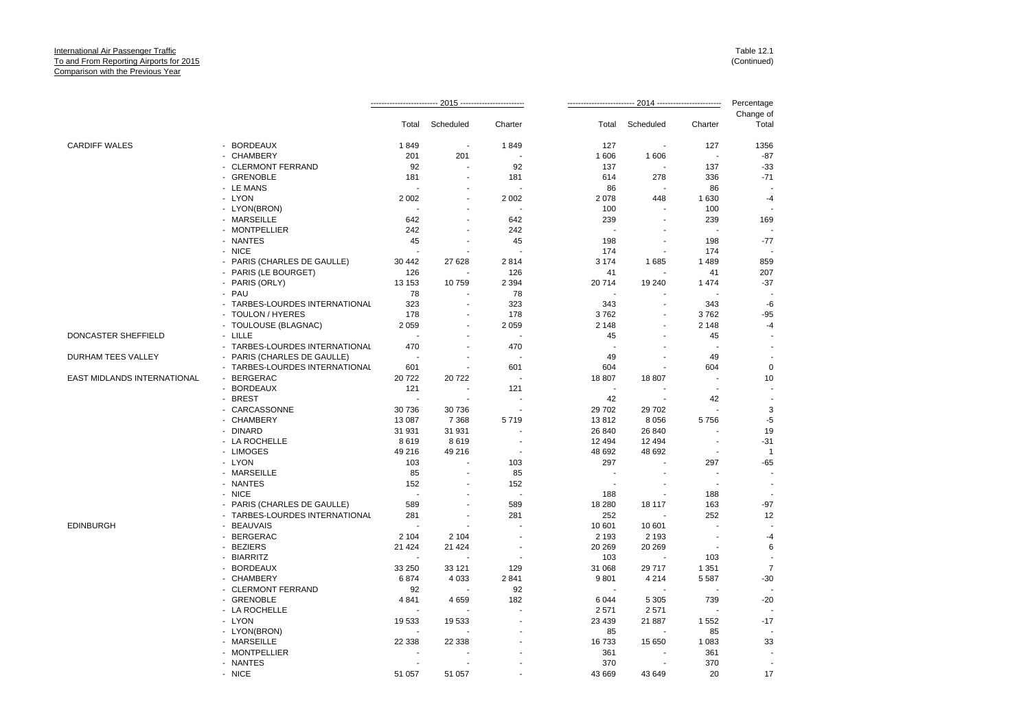International Air Passenger Traffic
To and From Reporting Airports for 2015
Comparison with the Previous Year

Table 12.1
(Continued)

| | | 2015 | | | 2014 | | | Percentage |
|---|---|---|---|---|---|---|---|---|
| | | Total | Scheduled | Charter | Total | Scheduled | Charter | Change of Total |
| CARDIFF WALES | - BORDEAUX | 1 849 | - | 1 849 | 127 | - | 127 | 1356 |
| | - CHAMBERY | 201 | 201 | - | 1 606 | 1 606 | - | -87 |
| | - CLERMONT FERRAND | 92 | - | 92 | 137 | - | 137 | -33 |
| | - GRENOBLE | 181 | - | 181 | 614 | 278 | 336 | -71 |
| | - LE MANS | - | - | - | 86 | - | 86 | - |
| | - LYON | 2 002 | - | 2 002 | 2 078 | 448 | 1 630 | -4 |
| | - LYON(BRON) | - | - | - | 100 | - | 100 | - |
| | - MARSEILLE | 642 | - | 642 | 239 | - | 239 | 169 |
| | - MONTPELLIER | 242 | - | 242 | - | - | - | - |
| | - NANTES | 45 | - | 45 | 198 | - | 198 | -77 |
| | - NICE | - | - | - | 174 | - | 174 | - |
| | - PARIS (CHARLES DE GAULLE) | 30 442 | 27 628 | 2 814 | 3 174 | 1 685 | 1 489 | 859 |
| | - PARIS (LE BOURGET) | 126 | - | 126 | 41 | - | 41 | 207 |
| | - PARIS (ORLY) | 13 153 | 10 759 | 2 394 | 20 714 | 19 240 | 1 474 | -37 |
| | - PAU | 78 | - | 78 | - | - | - | - |
| | - TARBES-LOURDES INTERNATIONAL | 323 | - | 323 | 343 | - | 343 | -6 |
| | - TOULON / HYERES | 178 | - | 178 | 3 762 | - | 3 762 | -95 |
| | - TOULOUSE (BLAGNAC) | 2 059 | - | 2 059 | 2 148 | - | 2 148 | -4 |
| DONCASTER SHEFFIELD | - LILLE | - | - | - | 45 | - | 45 | - |
| | - TARBES-LOURDES INTERNATIONAL | 470 | - | 470 | - | - | - | - |
| DURHAM TEES VALLEY | - PARIS (CHARLES DE GAULLE) | - | - | - | 49 | - | 49 | - |
| | - TARBES-LOURDES INTERNATIONAL | 601 | - | 601 | 604 | - | 604 | 0 |
| EAST MIDLANDS INTERNATIONAL | - BERGERAC | 20 722 | 20 722 | - | 18 807 | 18 807 | - | 10 |
| | - BORDEAUX | 121 | - | 121 | - | - | - | - |
| | - BREST | - | - | - | 42 | - | 42 | - |
| | - CARCASSONNE | 30 736 | 30 736 | - | 29 702 | 29 702 | - | 3 |
| | - CHAMBERY | 13 087 | 7 368 | 5 719 | 13 812 | 8 056 | 5 756 | -5 |
| | - DINARD | 31 931 | 31 931 | - | 26 840 | 26 840 | - | 19 |
| | - LA ROCHELLE | 8 619 | 8 619 | - | 12 494 | 12 494 | - | -31 |
| | - LIMOGES | 49 216 | 49 216 | - | 48 692 | 48 692 | - | 1 |
| | - LYON | 103 | - | 103 | 297 | - | 297 | -65 |
| | - MARSEILLE | 85 | - | 85 | - | - | - | - |
| | - NANTES | 152 | - | 152 | - | - | - | - |
| | - NICE | - | - | - | 188 | - | 188 | - |
| | - PARIS (CHARLES DE GAULLE) | 589 | - | 589 | 18 280 | 18 117 | 163 | -97 |
| | - TARBES-LOURDES INTERNATIONAL | 281 | - | 281 | 252 | - | 252 | 12 |
| EDINBURGH | - BEAUVAIS | - | - | - | 10 601 | 10 601 | - | - |
| | - BERGERAC | 2 104 | 2 104 | - | 2 193 | 2 193 | - | -4 |
| | - BEZIERS | 21 424 | 21 424 | - | 20 269 | 20 269 | - | 6 |
| | - BIARRITZ | - | - | - | 103 | - | 103 | - |
| | - BORDEAUX | 33 250 | 33 121 | 129 | 31 068 | 29 717 | 1 351 | 7 |
| | - CHAMBERY | 6 874 | 4 033 | 2 841 | 9 801 | 4 214 | 5 587 | -30 |
| | - CLERMONT FERRAND | 92 | - | 92 | - | - | - | - |
| | - GRENOBLE | 4 841 | 4 659 | 182 | 6 044 | 5 305 | 739 | -20 |
| | - LA ROCHELLE | - | - | - | 2 571 | 2 571 | - | - |
| | - LYON | 19 533 | 19 533 | - | 23 439 | 21 887 | 1 552 | -17 |
| | - LYON(BRON) | - | - | - | 85 | - | 85 | - |
| | - MARSEILLE | 22 338 | 22 338 | - | 16 733 | 15 650 | 1 083 | 33 |
| | - MONTPELLIER | - | - | - | 361 | - | 361 | - |
| | - NANTES | - | - | - | 370 | - | 370 | - |
| | - NICE | 51 057 | 51 057 | - | 43 669 | 43 649 | 20 | 17 |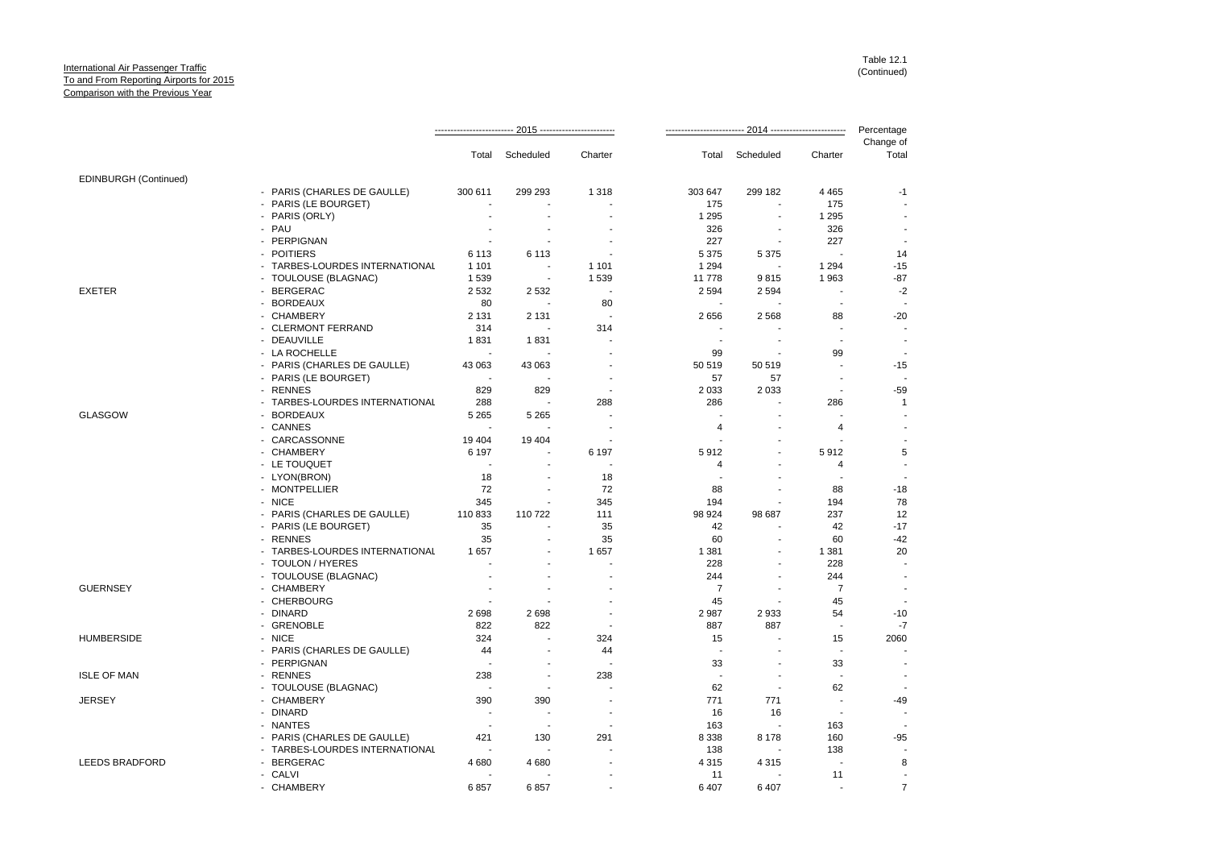International Air Passenger Traffic
To and From Reporting Airports for 2015
Comparison with the Previous Year

Table 12.1
(Continued)

| | | 2015 | | | 2014 | | | Percentage Change of |
|---|---|---|---|---|---|---|---|---|
| | | Total | Scheduled | Charter | Total | Scheduled | Charter | Total |
| EDINBURGH (Continued) | | | | | | | | |
| | - PARIS (CHARLES DE GAULLE) | 300 611 | 299 293 | 1 318 | 303 647 | 299 182 | 4 465 | -1 |
| | - PARIS (LE BOURGET) | - | - | - | 175 | - | 175 | - |
| | - PARIS (ORLY) | - | - | - | 1 295 | - | 1 295 | - |
| | - PAU | - | - | - | 326 | - | 326 | - |
| | - PERPIGNAN | - | - | - | 227 | - | 227 | - |
| | - POITIERS | 6 113 | 6 113 | - | 5 375 | 5 375 | - | 14 |
| | - TARBES-LOURDES INTERNATIONAL | 1 101 | - | 1 101 | 1 294 | - | 1 294 | -15 |
| | - TOULOUSE (BLAGNAC) | 1 539 | - | 1 539 | 11 778 | 9 815 | 1 963 | -87 |
| EXETER | - BERGERAC | 2 532 | 2 532 | - | 2 594 | 2 594 | - | -2 |
| | - BORDEAUX | 80 | - | 80 | - | - | - | - |
| | - CHAMBERY | 2 131 | 2 131 | - | 2 656 | 2 568 | 88 | -20 |
| | - CLERMONT FERRAND | 314 | - | 314 | - | - | - | - |
| | - DEAUVILLE | 1 831 | 1 831 | - | - | - | - | - |
| | - LA ROCHELLE | - | - | - | 99 | - | 99 | - |
| | - PARIS (CHARLES DE GAULLE) | 43 063 | 43 063 | - | 50 519 | 50 519 | - | -15 |
| | - PARIS (LE BOURGET) | - | - | - | 57 | 57 | - | - |
| | - RENNES | 829 | 829 | - | 2 033 | 2 033 | - | -59 |
| | - TARBES-LOURDES INTERNATIONAL | 288 | - | 288 | 286 | - | 286 | 1 |
| GLASGOW | - BORDEAUX | 5 265 | 5 265 | - | - | - | - | - |
| | - CANNES | - | - | - | 4 | - | 4 | - |
| | - CARCASSONNE | 19 404 | 19 404 | - | - | - | - | - |
| | - CHAMBERY | 6 197 | - | 6 197 | 5 912 | - | 5 912 | 5 |
| | - LE TOUQUET | - | - | - | 4 | - | 4 | - |
| | - LYON(BRON) | 18 | - | 18 | - | - | - | - |
| | - MONTPELLIER | 72 | - | 72 | 88 | - | 88 | -18 |
| | - NICE | 345 | - | 345 | 194 | - | 194 | 78 |
| | - PARIS (CHARLES DE GAULLE) | 110 833 | 110 722 | 111 | 98 924 | 98 687 | 237 | 12 |
| | - PARIS (LE BOURGET) | 35 | - | 35 | 42 | - | 42 | -17 |
| | - RENNES | 35 | - | 35 | 60 | - | 60 | -42 |
| | - TARBES-LOURDES INTERNATIONAL | 1 657 | - | 1 657 | 1 381 | - | 1 381 | 20 |
| | - TOULON / HYERES | - | - | - | 228 | - | 228 | - |
| | - TOULOUSE (BLAGNAC) | - | - | - | 244 | - | 244 | - |
| GUERNSEY | - CHAMBERY | - | - | - | 7 | - | 7 | - |
| | - CHERBOURG | - | - | - | 45 | - | 45 | - |
| | - DINARD | 2 698 | 2 698 | - | 2 987 | 2 933 | 54 | -10 |
| | - GRENOBLE | 822 | 822 | - | 887 | 887 | - | -7 |
| HUMBERSIDE | - NICE | 324 | - | 324 | 15 | - | 15 | 2060 |
| | - PARIS (CHARLES DE GAULLE) | 44 | - | 44 | - | - | - | - |
| | - PERPIGNAN | - | - | - | 33 | - | 33 | - |
| ISLE OF MAN | - RENNES | 238 | - | 238 | - | - | - | - |
| | - TOULOUSE (BLAGNAC) | - | - | - | 62 | - | 62 | - |
| JERSEY | - CHAMBERY | 390 | 390 | - | 771 | 771 | - | -49 |
| | - DINARD | - | - | - | 16 | 16 | - | - |
| | - NANTES | - | - | - | 163 | - | 163 | - |
| | - PARIS (CHARLES DE GAULLE) | 421 | 130 | 291 | 8 338 | 8 178 | 160 | -95 |
| | - TARBES-LOURDES INTERNATIONAL | - | - | - | 138 | - | 138 | - |
| LEEDS BRADFORD | - BERGERAC | 4 680 | 4 680 | - | 4 315 | 4 315 | - | 8 |
| | - CALVI | - | - | - | 11 | - | 11 | - |
| | - CHAMBERY | 6 857 | 6 857 | - | 6 407 | 6 407 | - | 7 |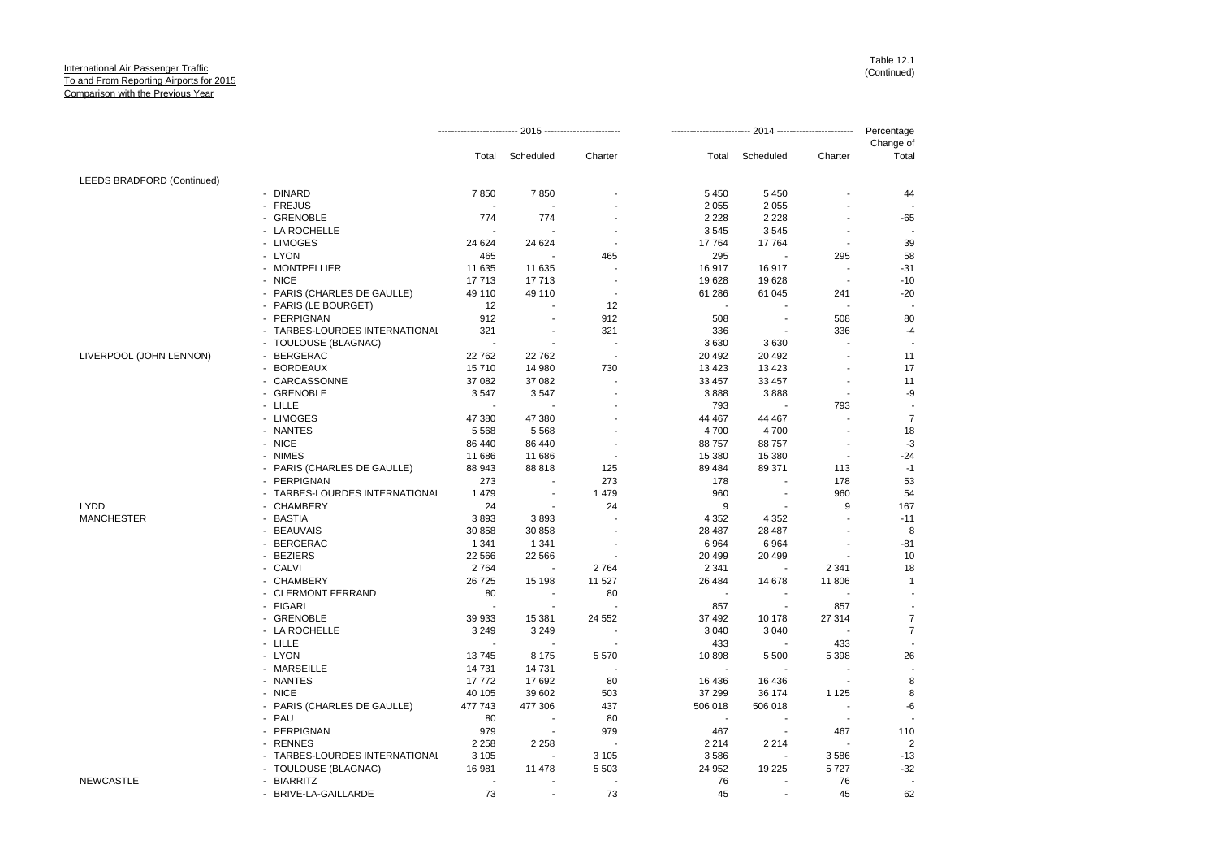International Air Passenger Traffic
To and From Reporting Airports for 2015
Comparison with the Previous Year

Table 12.1
(Continued)

| | | 2015 | | | 2014 | | | Percentage |
|---|---|---|---|---|---|---|---|---|
| | | Total | Scheduled | Charter | Total | Scheduled | Charter | Change of Total |
| LEEDS BRADFORD (Continued) | | | | | | | | |
| | - DINARD | 7 850 | 7 850 | - | 5 450 | 5 450 | - | 44 |
| | - FREJUS | - | - | - | 2 055 | 2 055 | - | - |
| | - GRENOBLE | 774 | 774 | - | 2 228 | 2 228 | - | -65 |
| | - LA ROCHELLE | - | - | - | 3 545 | 3 545 | - | - |
| | - LIMOGES | 24 624 | 24 624 | - | 17 764 | 17 764 | - | 39 |
| | - LYON | 465 | - | 465 | 295 | - | 295 | 58 |
| | - MONTPELLIER | 11 635 | 11 635 | - | 16 917 | 16 917 | - | -31 |
| | - NICE | 17 713 | 17 713 | - | 19 628 | 19 628 | - | -10 |
| | - PARIS (CHARLES DE GAULLE) | 49 110 | 49 110 | - | 61 286 | 61 045 | 241 | -20 |
| | - PARIS (LE BOURGET) | 12 | - | 12 | - | - | - | - |
| | - PERPIGNAN | 912 | - | 912 | 508 | - | 508 | 80 |
| | - TARBES-LOURDES INTERNATIONAL | 321 | - | 321 | 336 | - | 336 | -4 |
| | - TOULOUSE (BLAGNAC) | - | - | - | 3 630 | 3 630 | - | - |
| LIVERPOOL (JOHN LENNON) | - BERGERAC | 22 762 | 22 762 | - | 20 492 | 20 492 | - | 11 |
| | - BORDEAUX | 15 710 | 14 980 | 730 | 13 423 | 13 423 | - | 17 |
| | - CARCASSONNE | 37 082 | 37 082 | - | 33 457 | 33 457 | - | 11 |
| | - GRENOBLE | 3 547 | 3 547 | - | 3 888 | 3 888 | - | -9 |
| | - LILLE | - | - | - | 793 | - | 793 | - |
| | - LIMOGES | 47 380 | 47 380 | - | 44 467 | 44 467 | - | 7 |
| | - NANTES | 5 568 | 5 568 | - | 4 700 | 4 700 | - | 18 |
| | - NICE | 86 440 | 86 440 | - | 88 757 | 88 757 | - | -3 |
| | - NIMES | 11 686 | 11 686 | - | 15 380 | 15 380 | - | -24 |
| | - PARIS (CHARLES DE GAULLE) | 88 943 | 88 818 | 125 | 89 484 | 89 371 | 113 | -1 |
| | - PERPIGNAN | 273 | - | 273 | 178 | - | 178 | 53 |
| | - TARBES-LOURDES INTERNATIONAL | 1 479 | - | 1 479 | 960 | - | 960 | 54 |
| LYDD | - CHAMBERY | 24 | - | 24 | 9 | - | 9 | 167 |
| MANCHESTER | - BASTIA | 3 893 | 3 893 | - | 4 352 | 4 352 | - | -11 |
| | - BEAUVAIS | 30 858 | 30 858 | - | 28 487 | 28 487 | - | 8 |
| | - BERGERAC | 1 341 | 1 341 | - | 6 964 | 6 964 | - | -81 |
| | - BEZIERS | 22 566 | 22 566 | - | 20 499 | 20 499 | - | 10 |
| | - CALVI | 2 764 | - | 2 764 | 2 341 | - | 2 341 | 18 |
| | - CHAMBERY | 26 725 | 15 198 | 11 527 | 26 484 | 14 678 | 11 806 | 1 |
| | - CLERMONT FERRAND | 80 | - | 80 | - | - | - | - |
| | - FIGARI | - | - | - | 857 | - | 857 | - |
| | - GRENOBLE | 39 933 | 15 381 | 24 552 | 37 492 | 10 178 | 27 314 | 7 |
| | - LA ROCHELLE | 3 249 | 3 249 | - | 3 040 | 3 040 | - | 7 |
| | - LILLE | - | - | - | 433 | - | 433 | - |
| | - LYON | 13 745 | 8 175 | 5 570 | 10 898 | 5 500 | 5 398 | 26 |
| | - MARSEILLE | 14 731 | 14 731 | - | - | - | - | - |
| | - NANTES | 17 772 | 17 692 | 80 | 16 436 | 16 436 | - | 8 |
| | - NICE | 40 105 | 39 602 | 503 | 37 299 | 36 174 | 1 125 | 8 |
| | - PARIS (CHARLES DE GAULLE) | 477 743 | 477 306 | 437 | 506 018 | 506 018 | - | -6 |
| | - PAU | 80 | - | 80 | - | - | - | - |
| | - PERPIGNAN | 979 | - | 979 | 467 | - | 467 | 110 |
| | - RENNES | 2 258 | 2 258 | - | 2 214 | 2 214 | - | 2 |
| | - TARBES-LOURDES INTERNATIONAL | 3 105 | - | 3 105 | 3 586 | - | 3 586 | -13 |
| | - TOULOUSE (BLAGNAC) | 16 981 | 11 478 | 5 503 | 24 952 | 19 225 | 5 727 | -32 |
| NEWCASTLE | - BIARRITZ | - | - | - | 76 | - | 76 | - |
| | - BRIVE-LA-GAILLARDE | 73 | - | 73 | 45 | - | 45 | 62 |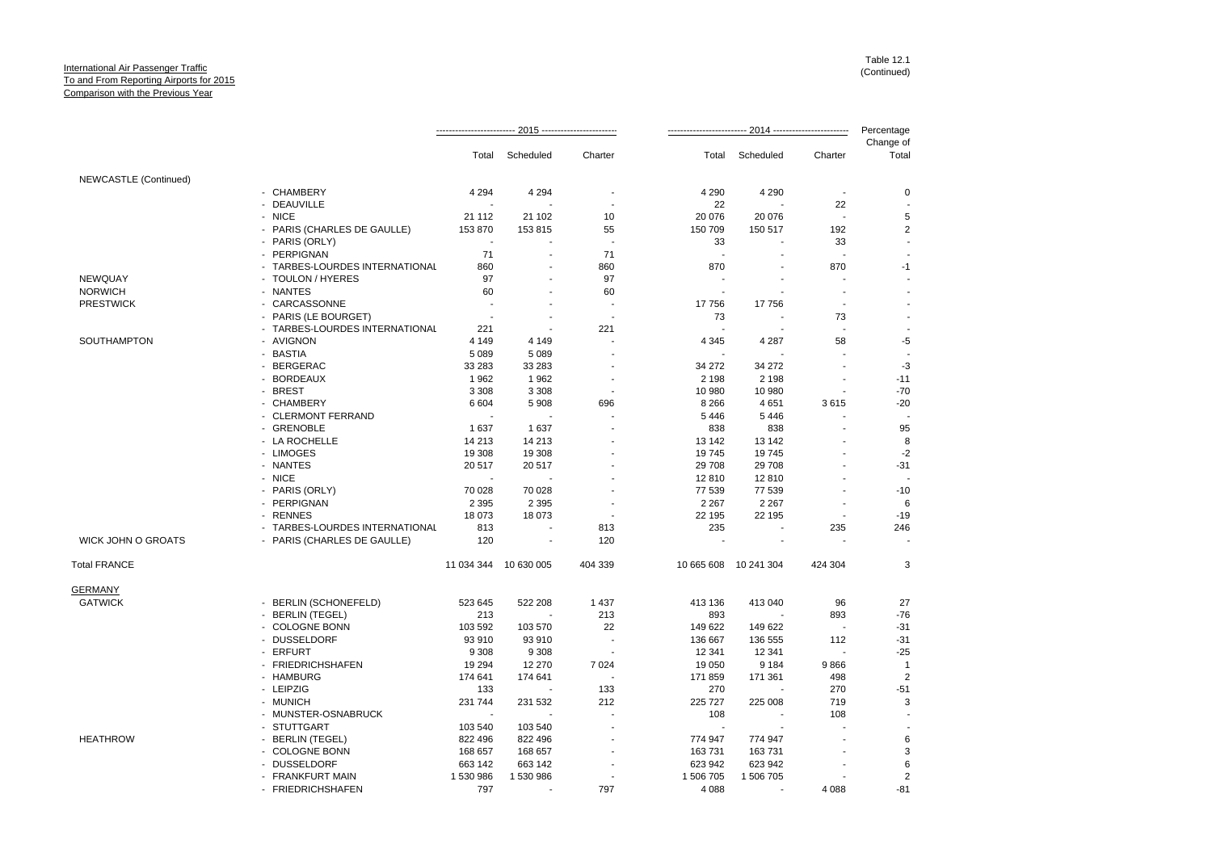International Air Passenger Traffic
To and From Reporting Airports for 2015
Comparison with the Previous Year

Table 12.1
(Continued)

| | | 2015 | | | 2014 | | | Percentage |
|---|---|---|---|---|---|---|---|---|
| | | Total | Scheduled | Charter | Total | Scheduled | Charter | Change of Total |
| NEWCASTLE (Continued) | | | | | | | | |
| | - CHAMBERY | 4 294 | 4 294 | - | 4 290 | 4 290 | - | 0 |
| | - DEAUVILLE | - | - | - | 22 | - | 22 | - |
| | - NICE | 21 112 | 21 102 | 10 | 20 076 | 20 076 | - | 5 |
| | - PARIS (CHARLES DE GAULLE) | 153 870 | 153 815 | 55 | 150 709 | 150 517 | 192 | 2 |
| | - PARIS (ORLY) | - | - | - | 33 | - | 33 | - |
| | - PERPIGNAN | 71 | - | 71 | - | - | - | - |
| | - TARBES-LOURDES INTERNATIONAL | 860 | - | 860 | 870 | - | 870 | -1 |
| NEWQUAY | - TOULON / HYERES | 97 | - | 97 | - | - | - | - |
| NORWICH | - NANTES | 60 | - | 60 | - | - | - | - |
| PRESTWICK | - CARCASSONNE | - | - | - | 17 756 | 17 756 | - | - |
| | - PARIS (LE BOURGET) | - | - | - | 73 | - | 73 | - |
| | - TARBES-LOURDES INTERNATIONAL | 221 | - | 221 | - | - | - | - |
| SOUTHAMPTON | - AVIGNON | 4 149 | 4 149 | - | 4 345 | 4 287 | 58 | -5 |
| | - BASTIA | 5 089 | 5 089 | - | - | - | - | - |
| | - BERGERAC | 33 283 | 33 283 | - | 34 272 | 34 272 | - | -3 |
| | - BORDEAUX | 1 962 | 1 962 | - | 2 198 | 2 198 | - | -11 |
| | - BREST | 3 308 | 3 308 | - | 10 980 | 10 980 | - | -70 |
| | - CHAMBERY | 6 604 | 5 908 | 696 | 8 266 | 4 651 | 3 615 | -20 |
| | - CLERMONT FERRAND | - | - | - | 5 446 | 5 446 | - | - |
| | - GRENOBLE | 1 637 | 1 637 | - | 838 | 838 | - | 95 |
| | - LA ROCHELLE | 14 213 | 14 213 | - | 13 142 | 13 142 | - | 8 |
| | - LIMOGES | 19 308 | 19 308 | - | 19 745 | 19 745 | - | -2 |
| | - NANTES | 20 517 | 20 517 | - | 29 708 | 29 708 | - | -31 |
| | - NICE | - | - | - | 12 810 | 12 810 | - | - |
| | - PARIS (ORLY) | 70 028 | 70 028 | - | 77 539 | 77 539 | - | -10 |
| | - PERPIGNAN | 2 395 | 2 395 | - | 2 267 | 2 267 | - | 6 |
| | - RENNES | 18 073 | 18 073 | - | 22 195 | 22 195 | - | -19 |
| | - TARBES-LOURDES INTERNATIONAL | 813 | - | 813 | 235 | - | 235 | 246 |
| WICK JOHN O GROATS | - PARIS (CHARLES DE GAULLE) | 120 | - | 120 | - | - | - | - |
| Total FRANCE | | 11 034 344 | 10 630 005 | 404 339 | 10 665 608 | 10 241 304 | 424 304 | 3 |
| GERMANY | | | | | | | | |
| GATWICK | - BERLIN (SCHONEFELD) | 523 645 | 522 208 | 1 437 | 413 136 | 413 040 | 96 | 27 |
| | - BERLIN (TEGEL) | 213 | - | 213 | 893 | - | 893 | -76 |
| | - COLOGNE BONN | 103 592 | 103 570 | 22 | 149 622 | 149 622 | - | -31 |
| | - DUSSELDORF | 93 910 | 93 910 | - | 136 667 | 136 555 | 112 | -31 |
| | - ERFURT | 9 308 | 9 308 | - | 12 341 | 12 341 | - | -25 |
| | - FRIEDRICHSHAFEN | 19 294 | 12 270 | 7 024 | 19 050 | 9 184 | 9 866 | 1 |
| | - HAMBURG | 174 641 | 174 641 | - | 171 859 | 171 361 | 498 | 2 |
| | - LEIPZIG | 133 | - | 133 | 270 | - | 270 | -51 |
| | - MUNICH | 231 744 | 231 532 | 212 | 225 727 | 225 008 | 719 | 3 |
| | - MUNSTER-OSNABRUCK | - | - | - | 108 | - | 108 | - |
| | - STUTTGART | 103 540 | 103 540 | - | - | - | - | - |
| HEATHROW | - BERLIN (TEGEL) | 822 496 | 822 496 | - | 774 947 | 774 947 | - | 6 |
| | - COLOGNE BONN | 168 657 | 168 657 | - | 163 731 | 163 731 | - | 3 |
| | - DUSSELDORF | 663 142 | 663 142 | - | 623 942 | 623 942 | - | 6 |
| | - FRANKFURT MAIN | 1 530 986 | 1 530 986 | - | 1 506 705 | 1 506 705 | - | 2 |
| | - FRIEDRICHSHAFEN | 797 | - | 797 | 4 088 | - | 4 088 | -81 |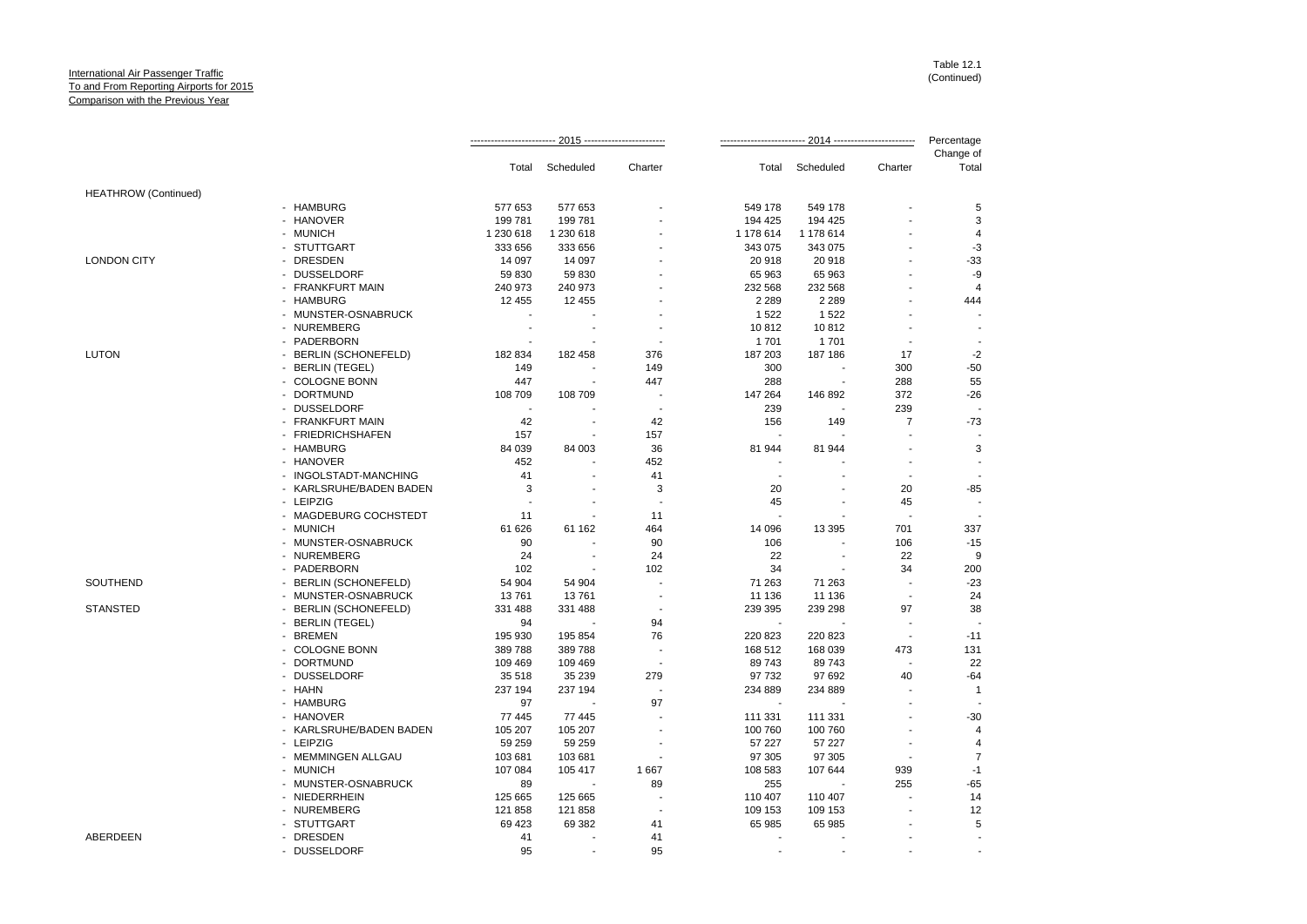International Air Passenger Traffic
To and From Reporting Airports for 2015
Comparison with the Previous Year

Table 12.1
(Continued)

| | | 2015 | | | 2014 | | | Percentage Change of |
|---|---|---|---|---|---|---|---|---|
| | | Total | Scheduled | Charter | Total | Scheduled | Charter | Total |
| HEATHROW (Continued) | | | | | | | | |
| | - HAMBURG | 577 653 | 577 653 | - | 549 178 | 549 178 | - | 5 |
| | - HANOVER | 199 781 | 199 781 | - | 194 425 | 194 425 | - | 3 |
| | - MUNICH | 1 230 618 | 1 230 618 | - | 1 178 614 | 1 178 614 | - | 4 |
| | - STUTTGART | 333 656 | 333 656 | - | 343 075 | 343 075 | - | -3 |
| LONDON CITY | - DRESDEN | 14 097 | 14 097 | - | 20 918 | 20 918 | - | -33 |
| | - DUSSELDORF | 59 830 | 59 830 | - | 65 963 | 65 963 | - | -9 |
| | - FRANKFURT MAIN | 240 973 | 240 973 | - | 232 568 | 232 568 | - | 4 |
| | - HAMBURG | 12 455 | 12 455 | - | 2 289 | 2 289 | - | 444 |
| | - MUNSTER-OSNABRUCK | - | - | - | 1 522 | 1 522 | - | - |
| | - NUREMBERG | - | - | - | 10 812 | 10 812 | - | - |
| | - PADERBORN | - | - | - | 1 701 | 1 701 | - | - |
| LUTON | - BERLIN (SCHONEFELD) | 182 834 | 182 458 | 376 | 187 203 | 187 186 | 17 | -2 |
| | - BERLIN (TEGEL) | 149 | - | 149 | 300 | - | 300 | -50 |
| | - COLOGNE BONN | 447 | - | 447 | 288 | - | 288 | 55 |
| | - DORTMUND | 108 709 | 108 709 | - | 147 264 | 146 892 | 372 | -26 |
| | - DUSSELDORF | - | - | - | 239 | - | 239 | - |
| | - FRANKFURT MAIN | 42 | - | 42 | 156 | 149 | 7 | -73 |
| | - FRIEDRICHSHAFEN | 157 | - | 157 | - | - | - | - |
| | - HAMBURG | 84 039 | 84 003 | 36 | 81 944 | 81 944 | - | 3 |
| | - HANOVER | 452 | - | 452 | - | - | - | - |
| | - INGOLSTADT-MANCHING | 41 | - | 41 | - | - | - | - |
| | - KARLSRUHE/BADEN BADEN | 3 | - | 3 | 20 | - | 20 | -85 |
| | - LEIPZIG | - | - | - | 45 | - | 45 | - |
| | - MAGDEBURG COCHSTEDT | 11 | - | 11 | - | - | - | - |
| | - MUNICH | 61 626 | 61 162 | 464 | 14 096 | 13 395 | 701 | 337 |
| | - MUNSTER-OSNABRUCK | 90 | - | 90 | 106 | - | 106 | -15 |
| | - NUREMBERG | 24 | - | 24 | 22 | - | 22 | 9 |
| | - PADERBORN | 102 | - | 102 | 34 | - | 34 | 200 |
| SOUTHEND | - BERLIN (SCHONEFELD) | 54 904 | 54 904 | - | 71 263 | 71 263 | - | -23 |
| | - MUNSTER-OSNABRUCK | 13 761 | 13 761 | - | 11 136 | 11 136 | - | 24 |
| STANSTED | - BERLIN (SCHONEFELD) | 331 488 | 331 488 | - | 239 395 | 239 298 | 97 | 38 |
| | - BERLIN (TEGEL) | 94 | - | 94 | - | - | - | - |
| | - BREMEN | 195 930 | 195 854 | 76 | 220 823 | 220 823 | - | -11 |
| | - COLOGNE BONN | 389 788 | 389 788 | - | 168 512 | 168 039 | 473 | 131 |
| | - DORTMUND | 109 469 | 109 469 | - | 89 743 | 89 743 | - | 22 |
| | - DUSSELDORF | 35 518 | 35 239 | 279 | 97 732 | 97 692 | 40 | -64 |
| | - HAHN | 237 194 | 237 194 | - | 234 889 | 234 889 | - | 1 |
| | - HAMBURG | 97 | - | 97 | - | - | - | - |
| | - HANOVER | 77 445 | 77 445 | - | 111 331 | 111 331 | - | -30 |
| | - KARLSRUHE/BADEN BADEN | 105 207 | 105 207 | - | 100 760 | 100 760 | - | 4 |
| | - LEIPZIG | 59 259 | 59 259 | - | 57 227 | 57 227 | - | 4 |
| | - MEMMINGEN ALLGAU | 103 681 | 103 681 | - | 97 305 | 97 305 | - | 7 |
| | - MUNICH | 107 084 | 105 417 | 1 667 | 108 583 | 107 644 | 939 | -1 |
| | - MUNSTER-OSNABRUCK | 89 | - | 89 | 255 | - | 255 | -65 |
| | - NIEDERRHEIN | 125 665 | 125 665 | - | 110 407 | 110 407 | - | 14 |
| | - NUREMBERG | 121 858 | 121 858 | - | 109 153 | 109 153 | - | 12 |
| | - STUTTGART | 69 423 | 69 382 | 41 | 65 985 | 65 985 | - | 5 |
| ABERDEEN | - DRESDEN | 41 | - | 41 | - | - | - | - |
| | - DUSSELDORF | 95 | - | 95 | - | - | - | - |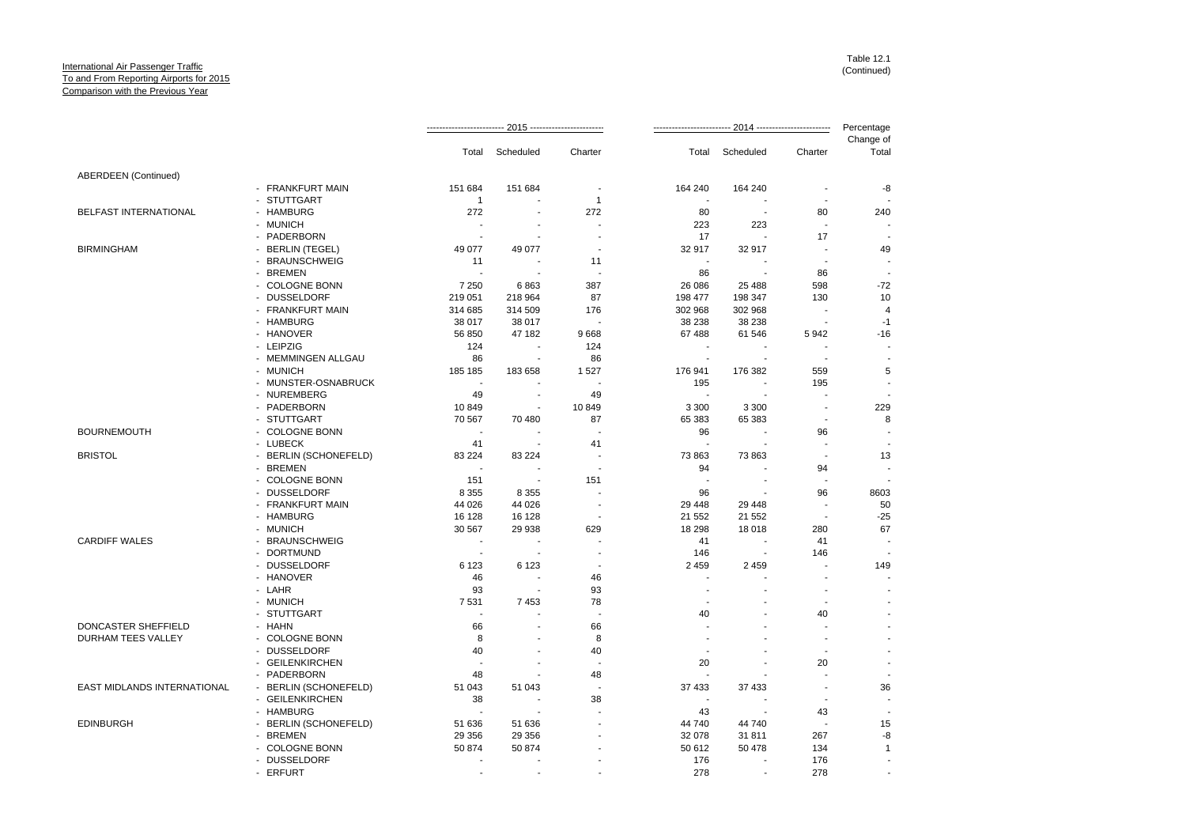International Air Passenger Traffic
To and From Reporting Airports for 2015
Comparison with the Previous Year

Table 12.1
(Continued)

| | | 2015 | | | 2014 | | | Percentage |
|---|---|---|---|---|---|---|---|---|
| | | Total | Scheduled | Charter | Total | Scheduled | Charter | Change of Total |
| ABERDEEN (Continued) | | | | | | | | |
| | - FRANKFURT MAIN | 151 684 | 151 684 | - | 164 240 | 164 240 | - | -8 |
| | - STUTTGART | 1 | - | 1 | - | - | - | - |
| BELFAST INTERNATIONAL | - HAMBURG | 272 | - | 272 | 80 | - | 80 | 240 |
| | - MUNICH | - | - | - | 223 | 223 | - | - |
| | - PADERBORN | - | - | - | 17 | - | 17 | - |
| BIRMINGHAM | - BERLIN (TEGEL) | 49 077 | 49 077 | - | 32 917 | 32 917 | - | 49 |
| | - BRAUNSCHWEIG | 11 | - | 11 | - | - | - | - |
| | - BREMEN | - | - | - | 86 | - | 86 | - |
| | - COLOGNE BONN | 7 250 | 6 863 | 387 | 26 086 | 25 488 | 598 | -72 |
| | - DUSSELDORF | 219 051 | 218 964 | 87 | 198 477 | 198 347 | 130 | 10 |
| | - FRANKFURT MAIN | 314 685 | 314 509 | 176 | 302 968 | 302 968 | - | 4 |
| | - HAMBURG | 38 017 | 38 017 | - | 38 238 | 38 238 | - | -1 |
| | - HANOVER | 56 850 | 47 182 | 9 668 | 67 488 | 61 546 | 5 942 | -16 |
| | - LEIPZIG | 124 | - | 124 | - | - | - | - |
| | - MEMMINGEN ALLGAU | 86 | - | 86 | - | - | - | - |
| | - MUNICH | 185 185 | 183 658 | 1 527 | 176 941 | 176 382 | 559 | 5 |
| | - MUNSTER-OSNABRUCK | - | - | - | 195 | - | 195 | - |
| | - NUREMBERG | 49 | - | 49 | - | - | - | - |
| | - PADERBORN | 10 849 | - | 10 849 | 3 300 | 3 300 | - | 229 |
| | - STUTTGART | 70 567 | 70 480 | 87 | 65 383 | 65 383 | - | 8 |
| BOURNEMOUTH | - COLOGNE BONN | - | - | - | 96 | - | 96 | - |
| | - LUBECK | 41 | - | 41 | - | - | - | - |
| BRISTOL | - BERLIN (SCHONEFELD) | 83 224 | 83 224 | - | 73 863 | 73 863 | - | 13 |
| | - BREMEN | - | - | - | 94 | - | 94 | - |
| | - COLOGNE BONN | 151 | - | 151 | - | - | - | - |
| | - DUSSELDORF | 8 355 | 8 355 | - | 96 | - | 96 | 8603 |
| | - FRANKFURT MAIN | 44 026 | 44 026 | - | 29 448 | 29 448 | - | 50 |
| | - HAMBURG | 16 128 | 16 128 | - | 21 552 | 21 552 | - | -25 |
| | - MUNICH | 30 567 | 29 938 | 629 | 18 298 | 18 018 | 280 | 67 |
| CARDIFF WALES | - BRAUNSCHWEIG | - | - | - | 41 | - | 41 | - |
| | - DORTMUND | - | - | - | 146 | - | 146 | - |
| | - DUSSELDORF | 6 123 | 6 123 | - | 2 459 | 2 459 | - | 149 |
| | - HANOVER | 46 | - | 46 | - | - | - | - |
| | - LAHR | 93 | - | 93 | - | - | - | - |
| | - MUNICH | 7 531 | 7 453 | 78 | - | - | - | - |
| | - STUTTGART | - | - | - | 40 | - | 40 | - |
| DONCASTER SHEFFIELD | - HAHN | 66 | - | 66 | - | - | - | - |
| DURHAM TEES VALLEY | - COLOGNE BONN | 8 | - | 8 | - | - | - | - |
| | - DUSSELDORF | 40 | - | 40 | - | - | - | - |
| | - GEILENKIRCHEN | - | - | - | 20 | - | 20 | - |
| | - PADERBORN | 48 | - | 48 | - | - | - | - |
| EAST MIDLANDS INTERNATIONAL | - BERLIN (SCHONEFELD) | 51 043 | 51 043 | - | 37 433 | 37 433 | - | 36 |
| | - GEILENKIRCHEN | 38 | - | 38 | - | - | - | - |
| | - HAMBURG | - | - | - | 43 | - | 43 | - |
| EDINBURGH | - BERLIN (SCHONEFELD) | 51 636 | 51 636 | - | 44 740 | 44 740 | - | 15 |
| | - BREMEN | 29 356 | 29 356 | - | 32 078 | 31 811 | 267 | -8 |
| | - COLOGNE BONN | 50 874 | 50 874 | - | 50 612 | 50 478 | 134 | 1 |
| | - DUSSELDORF | - | - | - | 176 | - | 176 | - |
| | - ERFURT | - | - | - | 278 | - | 278 | - |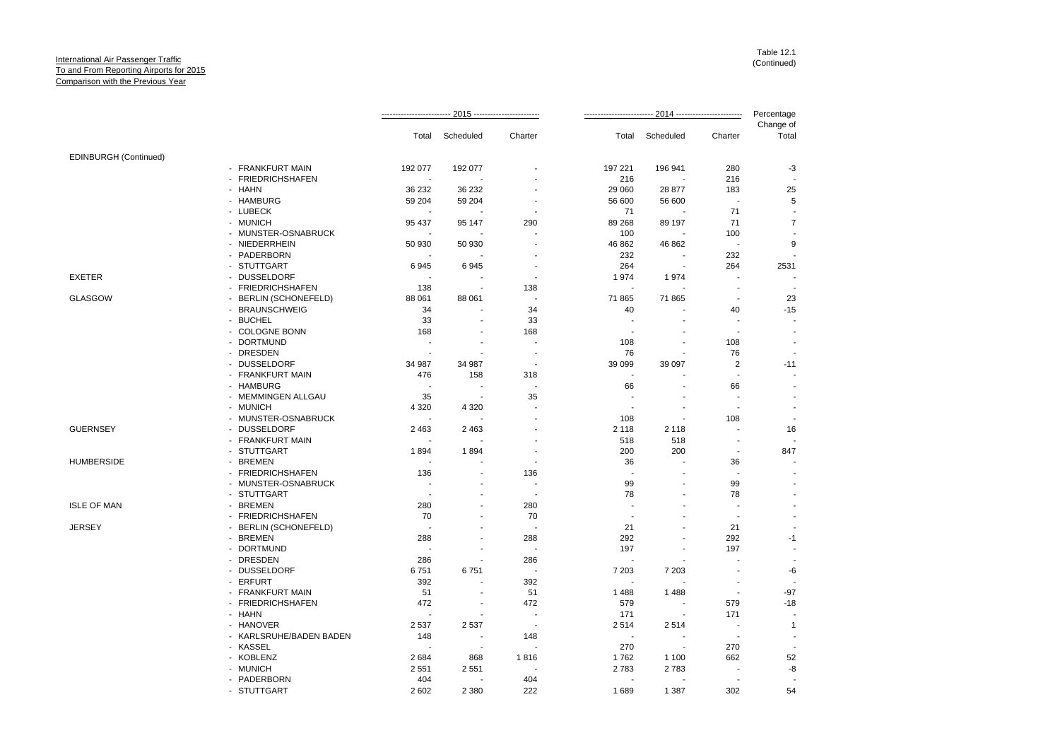International Air Passenger Traffic
To and From Reporting Airports for 2015
Comparison with the Previous Year

Table 12.1
(Continued)

| | | 2015 | | | 2014 | | | Percentage |
|---|---|---|---|---|---|---|---|---|
| | | Total | Scheduled | Charter | Total | Scheduled | Charter | Change of Total |
| EDINBURGH (Continued) | | | | | | | | |
| | - FRANKFURT MAIN | 192 077 | 192 077 | - | 197 221 | 196 941 | 280 | -3 |
| | - FRIEDRICHSHAFEN | - | - | - | 216 | - | 216 | - |
| | - HAHN | 36 232 | 36 232 | - | 29 060 | 28 877 | 183 | 25 |
| | - HAMBURG | 59 204 | 59 204 | - | 56 600 | 56 600 | - | 5 |
| | - LUBECK | - | - | - | 71 | - | 71 | - |
| | - MUNICH | 95 437 | 95 147 | 290 | 89 268 | 89 197 | 71 | 7 |
| | - MUNSTER-OSNABRUCK | - | - | - | 100 | - | 100 | - |
| | - NIEDERRHEIN | 50 930 | 50 930 | - | 46 862 | 46 862 | - | 9 |
| | - PADERBORN | - | - | - | 232 | - | 232 | - |
| | - STUTTGART | 6 945 | 6 945 | - | 264 | - | 264 | 2531 |
| EXETER | - DUSSELDORF | - | - | - | 1 974 | 1 974 | - | - |
| | - FRIEDRICHSHAFEN | 138 | - | 138 | - | - | - | - |
| GLASGOW | - BERLIN (SCHONEFELD) | 88 061 | 88 061 | - | 71 865 | 71 865 | - | 23 |
| | - BRAUNSCHWEIG | 34 | - | 34 | 40 | - | 40 | -15 |
| | - BUCHEL | 33 | - | 33 | - | - | - | - |
| | - COLOGNE BONN | 168 | - | 168 | - | - | - | - |
| | - DORTMUND | - | - | - | 108 | - | 108 | - |
| | - DRESDEN | - | - | - | 76 | - | 76 | - |
| | - DUSSELDORF | 34 987 | 34 987 | - | 39 099 | 39 097 | 2 | -11 |
| | - FRANKFURT MAIN | 476 | 158 | 318 | - | - | - | - |
| | - HAMBURG | - | - | - | 66 | - | 66 | - |
| | - MEMMINGEN ALLGAU | 35 | - | 35 | - | - | - | - |
| | - MUNICH | 4 320 | 4 320 | - | - | - | - | - |
| | - MUNSTER-OSNABRUCK | - | - | - | 108 | - | 108 | - |
| GUERNSEY | - DUSSELDORF | 2 463 | 2 463 | - | 2 118 | 2 118 | - | 16 |
| | - FRANKFURT MAIN | - | - | - | 518 | 518 | - | - |
| | - STUTTGART | 1 894 | 1 894 | - | 200 | 200 | - | 847 |
| HUMBERSIDE | - BREMEN | - | - | - | 36 | - | 36 | - |
| | - FRIEDRICHSHAFEN | 136 | - | 136 | - | - | - | - |
| | - MUNSTER-OSNABRUCK | - | - | - | 99 | - | 99 | - |
| | - STUTTGART | - | - | - | 78 | - | 78 | - |
| ISLE OF MAN | - BREMEN | 280 | - | 280 | - | - | - | - |
| | - FRIEDRICHSHAFEN | 70 | - | 70 | - | - | - | - |
| JERSEY | - BERLIN (SCHONEFELD) | - | - | - | 21 | - | 21 | - |
| | - BREMEN | 288 | - | 288 | 292 | - | 292 | -1 |
| | - DORTMUND | - | - | - | 197 | - | 197 | - |
| | - DRESDEN | 286 | - | 286 | - | - | - | - |
| | - DUSSELDORF | 6 751 | 6 751 | - | 7 203 | 7 203 | - | -6 |
| | - ERFURT | 392 | - | 392 | - | - | - | - |
| | - FRANKFURT MAIN | 51 | - | 51 | 1 488 | 1 488 | - | -97 |
| | - FRIEDRICHSHAFEN | 472 | - | 472 | 579 | - | 579 | -18 |
| | - HAHN | - | - | - | 171 | - | 171 | - |
| | - HANOVER | 2 537 | 2 537 | - | 2 514 | 2 514 | - | 1 |
| | - KARLSRUHE/BADEN BADEN | 148 | - | 148 | - | - | - | - |
| | - KASSEL | - | - | - | 270 | - | 270 | - |
| | - KOBLENZ | 2 684 | 868 | 1 816 | 1 762 | 1 100 | 662 | 52 |
| | - MUNICH | 2 551 | 2 551 | - | 2 783 | 2 783 | - | -8 |
| | - PADERBORN | 404 | - | 404 | - | - | - | - |
| | - STUTTGART | 2 602 | 2 380 | 222 | 1 689 | 1 387 | 302 | 54 |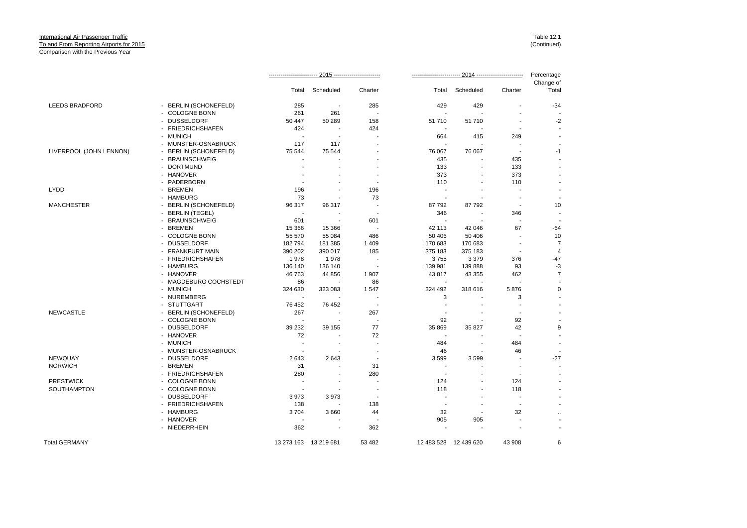International Air Passenger Traffic
To and From Reporting Airports for 2015
Comparison with the Previous Year

Table 12.1
(Continued)

| | | 2015 | | | 2014 | | | Percentage |
|---|---|---|---|---|---|---|---|---|
| | | Total | Scheduled | Charter | Total | Scheduled | Charter | Change of Total |
| LEEDS BRADFORD | - BERLIN (SCHONEFELD) | 285 | - | 285 | 429 | 429 | - | -34 |
| | - COLOGNE BONN | 261 | 261 | - | - | - | - | - |
| | - DUSSELDORF | 50 447 | 50 289 | 158 | 51 710 | 51 710 | - | -2 |
| | - FRIEDRICHSHAFEN | 424 | - | 424 | - | - | - | - |
| | - MUNICH | - | - | - | 664 | 415 | 249 | - |
| | - MUNSTER-OSNABRUCK | 117 | 117 | - | - | - | - | - |
| LIVERPOOL (JOHN LENNON) | - BERLIN (SCHONEFELD) | 75 544 | 75 544 | - | 76 067 | 76 067 | - | -1 |
| | - BRAUNSCHWEIG | - | - | - | 435 | - | 435 | - |
| | - DORTMUND | - | - | - | 133 | - | 133 | - |
| | - HANOVER | - | - | - | 373 | - | 373 | - |
| | - PADERBORN | - | - | - | 110 | - | 110 | - |
| LYDD | - BREMEN | 196 | - | 196 | - | - | - | - |
| | - HAMBURG | 73 | - | 73 | - | - | - | - |
| MANCHESTER | - BERLIN (SCHONEFELD) | 96 317 | 96 317 | - | 87 792 | 87 792 | - | 10 |
| | - BERLIN (TEGEL) | - | - | - | 346 | - | 346 | - |
| | - BRAUNSCHWEIG | 601 | - | 601 | - | - | - | - |
| | - BREMEN | 15 366 | 15 366 | - | 42 113 | 42 046 | 67 | -64 |
| | - COLOGNE BONN | 55 570 | 55 084 | 486 | 50 406 | 50 406 | - | 10 |
| | - DUSSELDORF | 182 794 | 181 385 | 1 409 | 170 683 | 170 683 | - | 7 |
| | - FRANKFURT MAIN | 390 202 | 390 017 | 185 | 375 183 | 375 183 | - | 4 |
| | - FRIEDRICHSHAFEN | 1 978 | 1 978 | - | 3 755 | 3 379 | 376 | -47 |
| | - HAMBURG | 136 140 | 136 140 | - | 139 981 | 139 888 | 93 | -3 |
| | - HANOVER | 46 763 | 44 856 | 1 907 | 43 817 | 43 355 | 462 | 7 |
| | - MAGDEBURG COCHSTEDT | 86 | - | 86 | - | - | - | - |
| | - MUNICH | 324 630 | 323 083 | 1 547 | 324 492 | 318 616 | 5 876 | 0 |
| | - NUREMBERG | - | - | - | 3 | - | 3 | - |
| | - STUTTGART | 76 452 | 76 452 | - | - | - | - | - |
| NEWCASTLE | - BERLIN (SCHONEFELD) | 267 | - | 267 | - | - | - | - |
| | - COLOGNE BONN | - | - | - | 92 | - | 92 | - |
| | - DUSSELDORF | 39 232 | 39 155 | 77 | 35 869 | 35 827 | 42 | 9 |
| | - HANOVER | 72 | - | 72 | - | - | - | - |
| | - MUNICH | - | - | - | 484 | - | 484 | - |
| | - MUNSTER-OSNABRUCK | - | - | - | 46 | - | 46 | - |
| NEWQUAY | - DUSSELDORF | 2 643 | 2 643 | - | 3 599 | 3 599 | - | -27 |
| NORWICH | - BREMEN | 31 | - | 31 | - | - | - | - |
| | - FRIEDRICHSHAFEN | 280 | - | 280 | - | - | - | - |
| PRESTWICK | - COLOGNE BONN | - | - | - | 124 | - | 124 | - |
| SOUTHAMPTON | - COLOGNE BONN | - | - | - | 118 | - | 118 | - |
| | - DUSSELDORF | 3 973 | 3 973 | - | - | - | - | - |
| | - FRIEDRICHSHAFEN | 138 | - | 138 | - | - | - | - |
| | - HAMBURG | 3 704 | 3 660 | 44 | 32 | - | 32 | .. |
| | - HANOVER | - | - | - | 905 | 905 | - | - |
| | - NIEDERRHEIN | 362 | - | 362 | - | - | - | - |
| Total GERMANY | | 13 273 163 | 13 219 681 | 53 482 | 12 483 528 | 12 439 620 | 43 908 | 6 |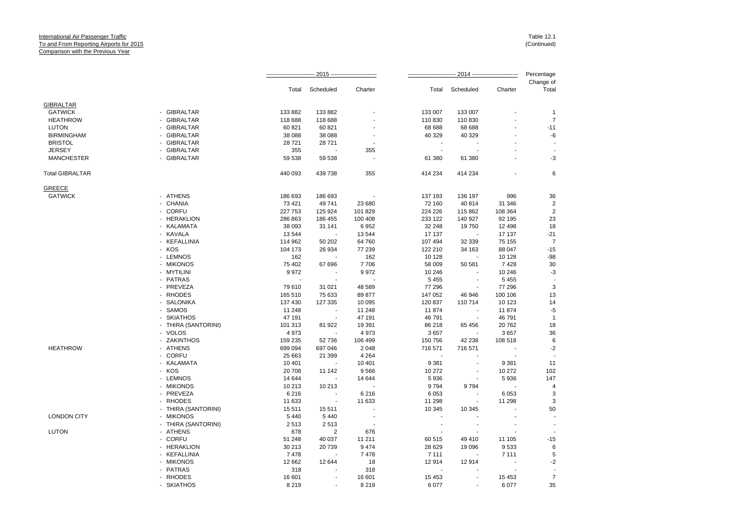International Air Passenger Traffic
To and From Reporting Airports for 2015
Comparison with the Previous Year

Table 12.1
(Continued)

| | | 2015 | | | 2014 | | | Percentage |
|---|---|---|---|---|---|---|---|---|
| | | Total | Scheduled | Charter | Total | Scheduled | Charter | Change of Total |
| **GIBRALTAR** | | | | | | | | |
| GATWICK | - GIBRALTAR | 133 882 | 133 882 | - | 133 007 | 133 007 | - | 1 |
| HEATHROW | - GIBRALTAR | 118 688 | 118 688 | - | 110 830 | 110 830 | - | 7 |
| LUTON | - GIBRALTAR | 60 821 | 60 821 | - | 68 688 | 68 688 | - | -11 |
| BIRMINGHAM | - GIBRALTAR | 38 088 | 38 088 | - | 40 329 | 40 329 | - | -6 |
| BRISTOL | - GIBRALTAR | 28 721 | 28 721 | - | - | - | - | - |
| JERSEY | - GIBRALTAR | 355 | - | 355 | - | - | - | - |
| MANCHESTER | - GIBRALTAR | 59 538 | 59 538 | - | 61 380 | 61 380 | - | -3 |
| Total GIBRALTAR | | 440 093 | 439 738 | 355 | 414 234 | 414 234 | - | 6 |
| **GREECE** | | | | | | | | |
| GATWICK | - ATHENS | 186 693 | 186 693 | - | 137 193 | 136 197 | 996 | 36 |
| | - CHANIA | 73 421 | 49 741 | 23 680 | 72 160 | 40 814 | 31 346 | 2 |
| | - CORFU | 227 753 | 125 924 | 101 829 | 224 226 | 115 862 | 108 364 | 2 |
| | - HERAKLION | 286 863 | 186 455 | 100 408 | 233 122 | 140 927 | 92 195 | 23 |
| | - KALAMATA | 38 093 | 31 141 | 6 952 | 32 248 | 19 750 | 12 498 | 18 |
| | - KAVALA | 13 544 | - | 13 544 | 17 137 | - | 17 137 | -21 |
| | - KEFALLINIA | 114 962 | 50 202 | 64 760 | 107 494 | 32 339 | 75 155 | 7 |
| | - KOS | 104 173 | 26 934 | 77 239 | 122 210 | 34 163 | 88 047 | -15 |
| | - LEMNOS | 162 | - | 162 | 10 128 | - | 10 128 | -98 |
| | - MIKONOS | 75 402 | 67 696 | 7 706 | 58 009 | 50 581 | 7 428 | 30 |
| | - MYTILINI | 9 972 | - | 9 972 | 10 246 | - | 10 246 | -3 |
| | - PATRAS | - | - | - | 5 455 | - | 5 455 | - |
| | - PREVEZA | 79 610 | 31 021 | 48 589 | 77 296 | - | 77 296 | 3 |
| | - RHODES | 165 510 | 75 633 | 89 877 | 147 052 | 46 946 | 100 106 | 13 |
| | - SALONIKA | 137 430 | 127 335 | 10 095 | 120 837 | 110 714 | 10 123 | 14 |
| | - SAMOS | 11 248 | - | 11 248 | 11 874 | - | 11 874 | -5 |
| | - SKIATHOS | 47 191 | - | 47 191 | 46 791 | - | 46 791 | 1 |
| | - THIRA (SANTORINI) | 101 313 | 81 922 | 19 391 | 86 218 | 65 456 | 20 762 | 18 |
| | - VOLOS | 4 973 | - | 4 973 | 3 657 | - | 3 657 | 36 |
| | - ZAKINTHOS | 159 235 | 52 736 | 106 499 | 150 756 | 42 238 | 108 518 | 6 |
| HEATHROW | - ATHENS | 699 094 | 697 046 | 2 048 | 716 571 | 716 571 | - | -2 |
| | - CORFU | 25 663 | 21 399 | 4 264 | - | - | - | - |
| | - KALAMATA | 10 401 | - | 10 401 | 9 381 | - | 9 381 | 11 |
| | - KOS | 20 708 | 11 142 | 9 566 | 10 272 | - | 10 272 | 102 |
| | - LEMNOS | 14 644 | - | 14 644 | 5 936 | - | 5 936 | 147 |
| | - MIKONOS | 10 213 | 10 213 | - | 9 794 | 9 794 | - | 4 |
| | - PREVEZA | 6 216 | - | 6 216 | 6 053 | - | 6 053 | 3 |
| | - RHODES | 11 633 | - | 11 633 | 11 298 | - | 11 298 | 3 |
| | - THIRA (SANTORINI) | 15 511 | 15 511 | - | 10 345 | 10 345 | - | 50 |
| LONDON CITY | - MIKONOS | 5 440 | 5 440 | - | - | - | - | - |
| | - THIRA (SANTORINI) | 2 513 | 2 513 | - | - | - | - | - |
| LUTON | - ATHENS | 678 | 2 | 676 | - | - | - | - |
| | - CORFU | 51 248 | 40 037 | 11 211 | 60 515 | 49 410 | 11 105 | -15 |
| | - HERAKLION | 30 213 | 20 739 | 9 474 | 28 629 | 19 096 | 9 533 | 6 |
| | - KEFALLINIA | 7 478 | - | 7 478 | 7 111 | - | 7 111 | 5 |
| | - MIKONOS | 12 662 | 12 644 | 18 | 12 914 | 12 914 | - | -2 |
| | - PATRAS | 318 | - | 318 | - | - | - | - |
| | - RHODES | 16 601 | - | 16 601 | 15 453 | - | 15 453 | 7 |
| | - SKIATHOS | 8 219 | - | 8 219 | 6 077 | - | 6 077 | 35 |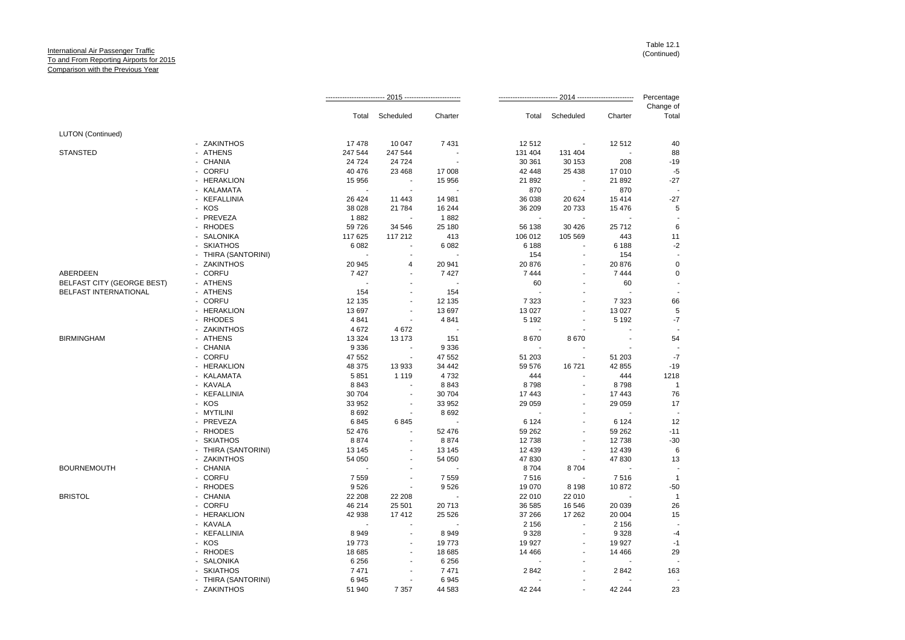International Air Passenger Traffic
To and From Reporting Airports for 2015
Comparison with the Previous Year

Table 12.1
(Continued)

| | | 2015 | | | 2014 | | | Percentage Change of |
|---|---|---|---|---|---|---|---|---|
| | | Total | Scheduled | Charter | Total | Scheduled | Charter | Total |
| LUTON (Continued) | | | | | | | | |
| | - ZAKINTHOS | 17 478 | 10 047 | 7 431 | 12 512 | - | 12 512 | 40 |
| STANSTED | - ATHENS | 247 544 | 247 544 | - | 131 404 | 131 404 | - | 88 |
| | - CHANIA | 24 724 | 24 724 | - | 30 361 | 30 153 | 208 | -19 |
| | - CORFU | 40 476 | 23 468 | 17 008 | 42 448 | 25 438 | 17 010 | -5 |
| | - HERAKLION | 15 956 | - | 15 956 | 21 892 | - | 21 892 | -27 |
| | - KALAMATA | - | - | - | 870 | - | 870 | - |
| | - KEFALLINIA | 26 424 | 11 443 | 14 981 | 36 038 | 20 624 | 15 414 | -27 |
| | - KOS | 38 028 | 21 784 | 16 244 | 36 209 | 20 733 | 15 476 | 5 |
| | - PREVEZA | 1 882 | - | 1 882 | - | - | - | - |
| | - RHODES | 59 726 | 34 546 | 25 180 | 56 138 | 30 426 | 25 712 | 6 |
| | - SALONIKA | 117 625 | 117 212 | 413 | 106 012 | 105 569 | 443 | 11 |
| | - SKIATHOS | 6 082 | - | 6 082 | 6 188 | - | 6 188 | -2 |
| | - THIRA (SANTORINI) | - | - | - | 154 | - | 154 | - |
| | - ZAKINTHOS | 20 945 | 4 | 20 941 | 20 876 | - | 20 876 | 0 |
| ABERDEEN | - CORFU | 7 427 | - | 7 427 | 7 444 | - | 7 444 | 0 |
| BELFAST CITY (GEORGE BEST) | - ATHENS | - | - | - | 60 | - | 60 | - |
| BELFAST INTERNATIONAL | - ATHENS | 154 | - | 154 | - | - | - | - |
| | - CORFU | 12 135 | - | 12 135 | 7 323 | - | 7 323 | 66 |
| | - HERAKLION | 13 697 | - | 13 697 | 13 027 | - | 13 027 | 5 |
| | - RHODES | 4 841 | - | 4 841 | 5 192 | - | 5 192 | -7 |
| | - ZAKINTHOS | 4 672 | 4 672 | - | - | - | - | - |
| BIRMINGHAM | - ATHENS | 13 324 | 13 173 | 151 | 8 670 | 8 670 | - | 54 |
| | - CHANIA | 9 336 | - | 9 336 | - | - | - | - |
| | - CORFU | 47 552 | - | 47 552 | 51 203 | - | 51 203 | -7 |
| | - HERAKLION | 48 375 | 13 933 | 34 442 | 59 576 | 16 721 | 42 855 | -19 |
| | - KALAMATA | 5 851 | 1 119 | 4 732 | 444 | - | 444 | 1218 |
| | - KAVALA | 8 843 | - | 8 843 | 8 798 | - | 8 798 | 1 |
| | - KEFALLINIA | 30 704 | - | 30 704 | 17 443 | - | 17 443 | 76 |
| | - KOS | 33 952 | - | 33 952 | 29 059 | - | 29 059 | 17 |
| | - MYTILINI | 8 692 | - | 8 692 | - | - | - | - |
| | - PREVEZA | 6 845 | 6 845 | - | 6 124 | - | 6 124 | 12 |
| | - RHODES | 52 476 | - | 52 476 | 59 262 | - | 59 262 | -11 |
| | - SKIATHOS | 8 874 | - | 8 874 | 12 738 | - | 12 738 | -30 |
| | - THIRA (SANTORINI) | 13 145 | - | 13 145 | 12 439 | - | 12 439 | 6 |
| | - ZAKINTHOS | 54 050 | - | 54 050 | 47 830 | - | 47 830 | 13 |
| BOURNEMOUTH | - CHANIA | - | - | - | 8 704 | 8 704 | - | - |
| | - CORFU | 7 559 | - | 7 559 | 7 516 | - | 7 516 | 1 |
| | - RHODES | 9 526 | - | 9 526 | 19 070 | 8 198 | 10 872 | -50 |
| BRISTOL | - CHANIA | 22 208 | 22 208 | - | 22 010 | 22 010 | - | 1 |
| | - CORFU | 46 214 | 25 501 | 20 713 | 36 585 | 16 546 | 20 039 | 26 |
| | - HERAKLION | 42 938 | 17 412 | 25 526 | 37 266 | 17 262 | 20 004 | 15 |
| | - KAVALA | - | - | - | 2 156 | - | 2 156 | - |
| | - KEFALLINIA | 8 949 | - | 8 949 | 9 328 | - | 9 328 | -4 |
| | - KOS | 19 773 | - | 19 773 | 19 927 | - | 19 927 | -1 |
| | - RHODES | 18 685 | - | 18 685 | 14 466 | - | 14 466 | 29 |
| | - SALONIKA | 6 256 | - | 6 256 | - | - | - | - |
| | - SKIATHOS | 7 471 | - | 7 471 | 2 842 | - | 2 842 | 163 |
| | - THIRA (SANTORINI) | 6 945 | - | 6 945 | - | - | - | - |
| | - ZAKINTHOS | 51 940 | 7 357 | 44 583 | 42 244 | - | 42 244 | 23 |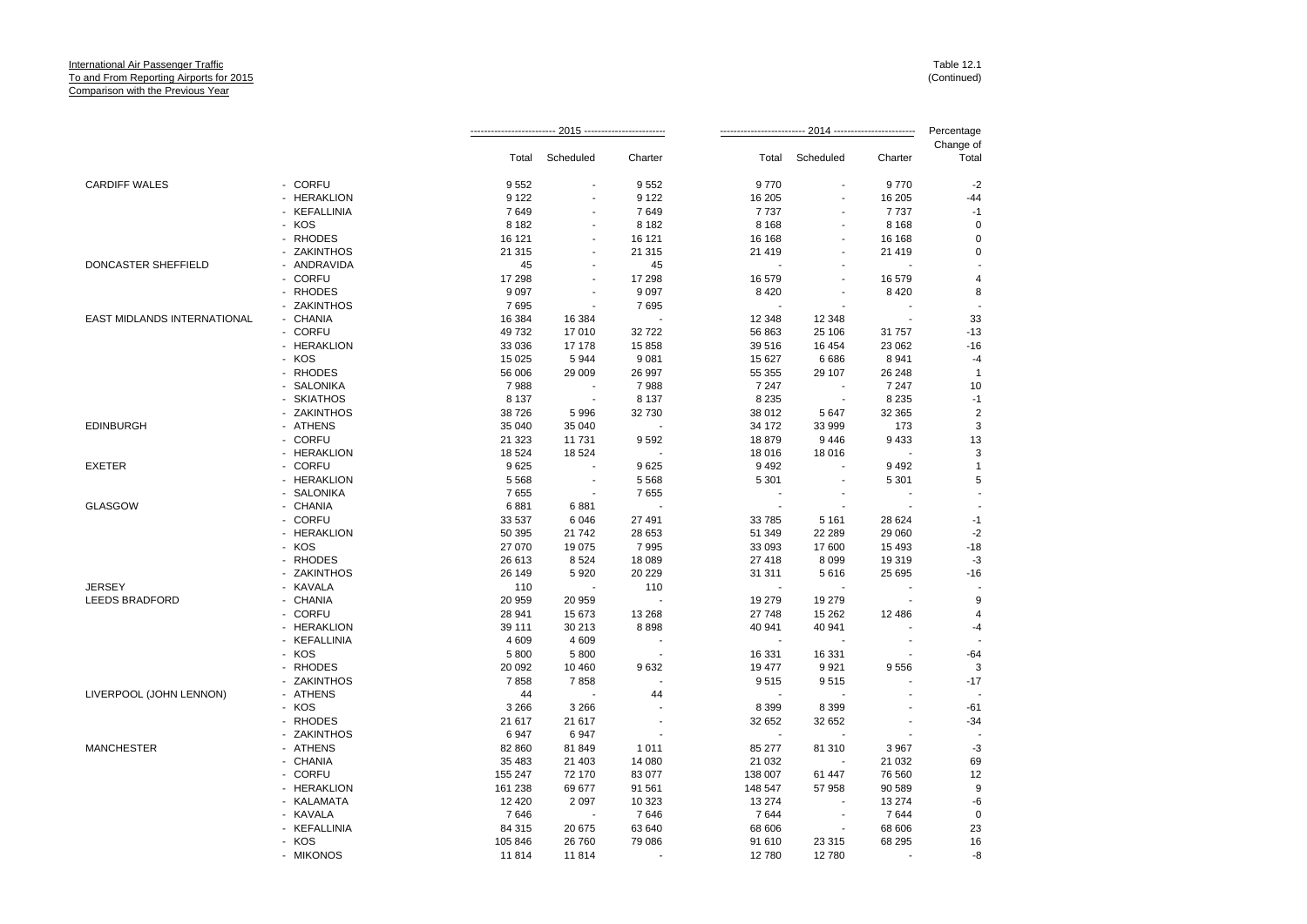International Air Passenger Traffic
To and From Reporting Airports for 2015
Comparison with the Previous Year

Table 12.1
(Continued)

| | | 2015 | | | 2014 | | | Percentage Change of |
|---|---|---|---|---|---|---|---|---|
| | | Total | Scheduled | Charter | Total | Scheduled | Charter | Total |
| CARDIFF WALES | - CORFU | 9 552 | - | 9 552 | 9 770 | - | 9 770 | -2 |
| | - HERAKLION | 9 122 | - | 9 122 | 16 205 | - | 16 205 | -44 |
| | - KEFALLINIA | 7 649 | - | 7 649 | 7 737 | - | 7 737 | -1 |
| | - KOS | 8 182 | - | 8 182 | 8 168 | - | 8 168 | 0 |
| | - RHODES | 16 121 | - | 16 121 | 16 168 | - | 16 168 | 0 |
| | - ZAKINTHOS | 21 315 | - | 21 315 | 21 419 | - | 21 419 | 0 |
| DONCASTER SHEFFIELD | - ANDRAVIDA | 45 | - | 45 | - | - | - | - |
| | - CORFU | 17 298 | - | 17 298 | 16 579 | - | 16 579 | 4 |
| | - RHODES | 9 097 | - | 9 097 | 8 420 | - | 8 420 | 8 |
| | - ZAKINTHOS | 7 695 | - | 7 695 | - | - | - | - |
| EAST MIDLANDS INTERNATIONAL | - CHANIA | 16 384 | 16 384 | - | 12 348 | 12 348 | - | 33 |
| | - CORFU | 49 732 | 17 010 | 32 722 | 56 863 | 25 106 | 31 757 | -13 |
| | - HERAKLION | 33 036 | 17 178 | 15 858 | 39 516 | 16 454 | 23 062 | -16 |
| | - KOS | 15 025 | 5 944 | 9 081 | 15 627 | 6 686 | 8 941 | -4 |
| | - RHODES | 56 006 | 29 009 | 26 997 | 55 355 | 29 107 | 26 248 | 1 |
| | - SALONIKA | 7 988 | - | 7 988 | 7 247 | - | 7 247 | 10 |
| | - SKIATHOS | 8 137 | - | 8 137 | 8 235 | - | 8 235 | -1 |
| | - ZAKINTHOS | 38 726 | 5 996 | 32 730 | 38 012 | 5 647 | 32 365 | 2 |
| EDINBURGH | - ATHENS | 35 040 | 35 040 | - | 34 172 | 33 999 | 173 | 3 |
| | - CORFU | 21 323 | 11 731 | 9 592 | 18 879 | 9 446 | 9 433 | 13 |
| | - HERAKLION | 18 524 | 18 524 | - | 18 016 | 18 016 | - | 3 |
| EXETER | - CORFU | 9 625 | - | 9 625 | 9 492 | - | 9 492 | 1 |
| | - HERAKLION | 5 568 | - | 5 568 | 5 301 | - | 5 301 | 5 |
| | - SALONIKA | 7 655 | - | 7 655 | - | - | - | - |
| GLASGOW | - CHANIA | 6 881 | 6 881 | - | - | - | - | - |
| | - CORFU | 33 537 | 6 046 | 27 491 | 33 785 | 5 161 | 28 624 | -1 |
| | - HERAKLION | 50 395 | 21 742 | 28 653 | 51 349 | 22 289 | 29 060 | -2 |
| | - KOS | 27 070 | 19 075 | 7 995 | 33 093 | 17 600 | 15 493 | -18 |
| | - RHODES | 26 613 | 8 524 | 18 089 | 27 418 | 8 099 | 19 319 | -3 |
| | - ZAKINTHOS | 26 149 | 5 920 | 20 229 | 31 311 | 5 616 | 25 695 | -16 |
| JERSEY | - KAVALA | 110 | - | 110 | - | - | - | - |
| LEEDS BRADFORD | - CHANIA | 20 959 | 20 959 | - | 19 279 | 19 279 | - | 9 |
| | - CORFU | 28 941 | 15 673 | 13 268 | 27 748 | 15 262 | 12 486 | 4 |
| | - HERAKLION | 39 111 | 30 213 | 8 898 | 40 941 | 40 941 | - | -4 |
| | - KEFALLINIA | 4 609 | 4 609 | - | - | - | - | - |
| | - KOS | 5 800 | 5 800 | - | 16 331 | 16 331 | - | -64 |
| | - RHODES | 20 092 | 10 460 | 9 632 | 19 477 | 9 921 | 9 556 | 3 |
| | - ZAKINTHOS | 7 858 | 7 858 | - | 9 515 | 9 515 | - | -17 |
| LIVERPOOL (JOHN LENNON) | - ATHENS | 44 | - | 44 | - | - | - | - |
| | - KOS | 3 266 | 3 266 | - | 8 399 | 8 399 | - | -61 |
| | - RHODES | 21 617 | 21 617 | - | 32 652 | 32 652 | - | -34 |
| | - ZAKINTHOS | 6 947 | 6 947 | - | - | - | - | - |
| MANCHESTER | - ATHENS | 82 860 | 81 849 | 1 011 | 85 277 | 81 310 | 3 967 | -3 |
| | - CHANIA | 35 483 | 21 403 | 14 080 | 21 032 | - | 21 032 | 69 |
| | - CORFU | 155 247 | 72 170 | 83 077 | 138 007 | 61 447 | 76 560 | 12 |
| | - HERAKLION | 161 238 | 69 677 | 91 561 | 148 547 | 57 958 | 90 589 | 9 |
| | - KALAMATA | 12 420 | 2 097 | 10 323 | 13 274 | - | 13 274 | -6 |
| | - KAVALA | 7 646 | - | 7 646 | 7 644 | - | 7 644 | 0 |
| | - KEFALLINIA | 84 315 | 20 675 | 63 640 | 68 606 | - | 68 606 | 23 |
| | - KOS | 105 846 | 26 760 | 79 086 | 91 610 | 23 315 | 68 295 | 16 |
| | - MIKONOS | 11 814 | 11 814 | - | 12 780 | 12 780 | - | -8 |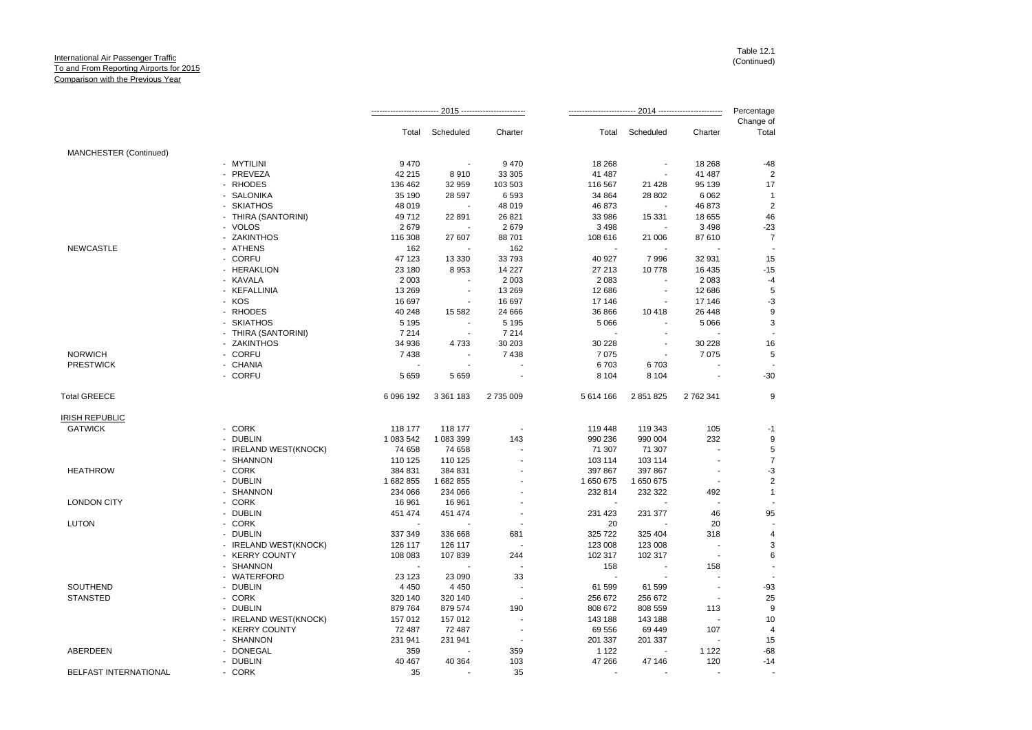International Air Passenger Traffic
To and From Reporting Airports for 2015
Comparison with the Previous Year

Table 12.1
(Continued)

| | | 2015 | | | 2014 | | | Percentage Change of |
|---|---|---|---|---|---|---|---|---|
| | | Total | Scheduled | Charter | Total | Scheduled | Charter | Total |
| MANCHESTER (Continued) | | | | | | | | |
| | - MYTILINI | 9 470 | - | 9 470 | 18 268 | - | 18 268 | -48 |
| | - PREVEZA | 42 215 | 8 910 | 33 305 | 41 487 | - | 41 487 | 2 |
| | - RHODES | 136 462 | 32 959 | 103 503 | 116 567 | 21 428 | 95 139 | 17 |
| | - SALONIKA | 35 190 | 28 597 | 6 593 | 34 864 | 28 802 | 6 062 | 1 |
| | - SKIATHOS | 48 019 | - | 48 019 | 46 873 | - | 46 873 | 2 |
| | - THIRA (SANTORINI) | 49 712 | 22 891 | 26 821 | 33 986 | 15 331 | 18 655 | 46 |
| | - VOLOS | 2 679 | - | 2 679 | 3 498 | - | 3 498 | -23 |
| | - ZAKINTHOS | 116 308 | 27 607 | 88 701 | 108 616 | 21 006 | 87 610 | 7 |
| NEWCASTLE | - ATHENS | 162 | - | 162 | - | - | - | - |
| | - CORFU | 47 123 | 13 330 | 33 793 | 40 927 | 7 996 | 32 931 | 15 |
| | - HERAKLION | 23 180 | 8 953 | 14 227 | 27 213 | 10 778 | 16 435 | -15 |
| | - KAVALA | 2 003 | - | 2 003 | 2 083 | - | 2 083 | -4 |
| | - KEFALLINIA | 13 269 | - | 13 269 | 12 686 | - | 12 686 | 5 |
| | - KOS | 16 697 | - | 16 697 | 17 146 | - | 17 146 | -3 |
| | - RHODES | 40 248 | 15 582 | 24 666 | 36 866 | 10 418 | 26 448 | 9 |
| | - SKIATHOS | 5 195 | - | 5 195 | 5 066 | - | 5 066 | 3 |
| | - THIRA (SANTORINI) | 7 214 | - | 7 214 | - | - | - | - |
| | - ZAKINTHOS | 34 936 | 4 733 | 30 203 | 30 228 | - | 30 228 | 16 |
| NORWICH | - CORFU | 7 438 | - | 7 438 | 7 075 | - | 7 075 | 5 |
| PRESTWICK | - CHANIA | - | - | - | 6 703 | 6 703 | - | - |
| | - CORFU | 5 659 | 5 659 | - | 8 104 | 8 104 | - | -30 |
| Total GREECE | | 6 096 192 | 3 361 183 | 2 735 009 | 5 614 166 | 2 851 825 | 2 762 341 | 9 |
| IRISH REPUBLIC | | | | | | | | |
| GATWICK | - CORK | 118 177 | 118 177 | - | 119 448 | 119 343 | 105 | -1 |
| | - DUBLIN | 1 083 542 | 1 083 399 | 143 | 990 236 | 990 004 | 232 | 9 |
| | - IRELAND WEST(KNOCK) | 74 658 | 74 658 | - | 71 307 | 71 307 | - | 5 |
| | - SHANNON | 110 125 | 110 125 | - | 103 114 | 103 114 | - | 7 |
| HEATHROW | - CORK | 384 831 | 384 831 | - | 397 867 | 397 867 | - | -3 |
| | - DUBLIN | 1 682 855 | 1 682 855 | - | 1 650 675 | 1 650 675 | - | 2 |
| | - SHANNON | 234 066 | 234 066 | - | 232 814 | 232 322 | 492 | 1 |
| LONDON CITY | - CORK | 16 961 | 16 961 | - | - | - | - | - |
| | - DUBLIN | 451 474 | 451 474 | - | 231 423 | 231 377 | 46 | 95 |
| LUTON | - CORK | - | - | - | 20 | - | 20 | - |
| | - DUBLIN | 337 349 | 336 668 | 681 | 325 722 | 325 404 | 318 | 4 |
| | - IRELAND WEST(KNOCK) | 126 117 | 126 117 | - | 123 008 | 123 008 | - | 3 |
| | - KERRY COUNTY | 108 083 | 107 839 | 244 | 102 317 | 102 317 | - | 6 |
| | - SHANNON | - | - | - | 158 | - | 158 | - |
| | - WATERFORD | 23 123 | 23 090 | 33 | - | - | - | - |
| SOUTHEND | - DUBLIN | 4 450 | 4 450 | - | 61 599 | 61 599 | - | -93 |
| STANSTED | - CORK | 320 140 | 320 140 | - | 256 672 | 256 672 | - | 25 |
| | - DUBLIN | 879 764 | 879 574 | 190 | 808 672 | 808 559 | 113 | 9 |
| | - IRELAND WEST(KNOCK) | 157 012 | 157 012 | - | 143 188 | 143 188 | - | 10 |
| | - KERRY COUNTY | 72 487 | 72 487 | - | 69 556 | 69 449 | 107 | 4 |
| | - SHANNON | 231 941 | 231 941 | - | 201 337 | 201 337 | - | 15 |
| ABERDEEN | - DONEGAL | 359 | - | 359 | 1 122 | - | 1 122 | -68 |
| | - DUBLIN | 40 467 | 40 364 | 103 | 47 266 | 47 146 | 120 | -14 |
| BELFAST INTERNATIONAL | - CORK | 35 | - | 35 | - | - | - | - |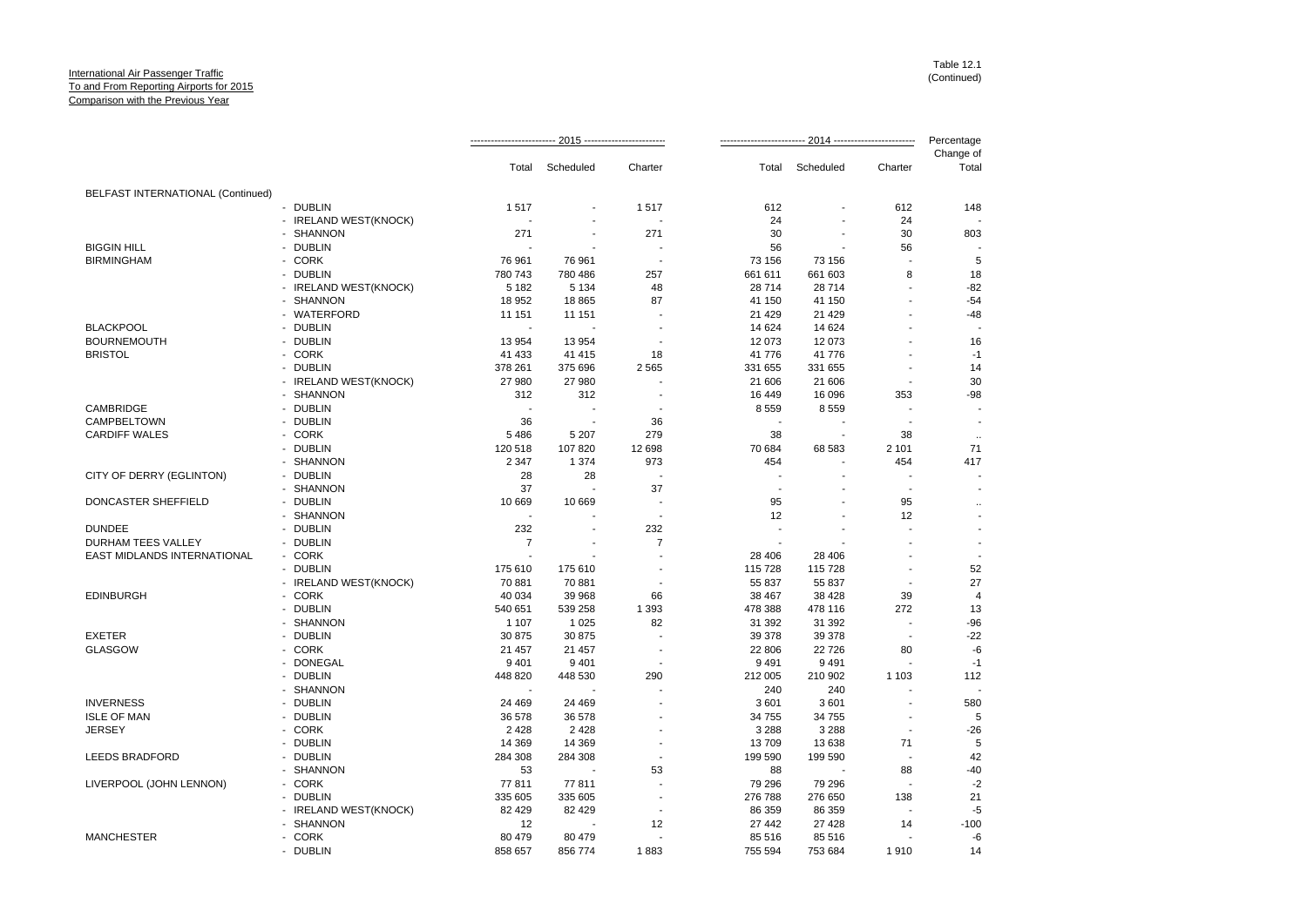International Air Passenger Traffic
To and From Reporting Airports for 2015
Comparison with the Previous Year

Table 12.1
(Continued)

| | | 2015 | | | 2014 | | | Percentage Change of |
|---|---|---|---|---|---|---|---|---|
| | | Total | Scheduled | Charter | Total | Scheduled | Charter | Total |
| BELFAST INTERNATIONAL (Continued) | | | | | | | | |
| | - DUBLIN | 1 517 | - | 1 517 | 612 | - | 612 | 148 |
| | - IRELAND WEST(KNOCK) | - | - | - | 24 | - | 24 | - |
| | - SHANNON | 271 | - | 271 | 30 | - | 30 | 803 |
| BIGGIN HILL | - DUBLIN | - | - | - | 56 | - | 56 | - |
| BIRMINGHAM | - CORK | 76 961 | 76 961 | - | 73 156 | 73 156 | - | 5 |
| | - DUBLIN | 780 743 | 780 486 | 257 | 661 611 | 661 603 | 8 | 18 |
| | - IRELAND WEST(KNOCK) | 5 182 | 5 134 | 48 | 28 714 | 28 714 | - | -82 |
| | - SHANNON | 18 952 | 18 865 | 87 | 41 150 | 41 150 | - | -54 |
| | - WATERFORD | 11 151 | 11 151 | - | 21 429 | 21 429 | - | -48 |
| BLACKPOOL | - DUBLIN | - | - | - | 14 624 | 14 624 | - | - |
| BOURNEMOUTH | - DUBLIN | 13 954 | 13 954 | - | 12 073 | 12 073 | - | 16 |
| BRISTOL | - CORK | 41 433 | 41 415 | 18 | 41 776 | 41 776 | - | -1 |
| | - DUBLIN | 378 261 | 375 696 | 2 565 | 331 655 | 331 655 | - | 14 |
| | - IRELAND WEST(KNOCK) | 27 980 | 27 980 | - | 21 606 | 21 606 | - | 30 |
| | - SHANNON | 312 | 312 | - | 16 449 | 16 096 | 353 | -98 |
| CAMBRIDGE | - DUBLIN | - | - | - | 8 559 | 8 559 | - | - |
| CAMPBELTOWN | - DUBLIN | 36 | - | 36 | - | - | - | - |
| CARDIFF WALES | - CORK | 5 486 | 5 207 | 279 | 38 | - | 38 | .. |
| | - DUBLIN | 120 518 | 107 820 | 12 698 | 70 684 | 68 583 | 2 101 | 71 |
| | - SHANNON | 2 347 | 1 374 | 973 | 454 | - | 454 | 417 |
| CITY OF DERRY (EGLINTON) | - DUBLIN | 28 | 28 | - | - | - | - | - |
| | - SHANNON | 37 | - | 37 | - | - | - | - |
| DONCASTER SHEFFIELD | - DUBLIN | 10 669 | 10 669 | - | 95 | - | 95 | .. |
| | - SHANNON | - | - | - | 12 | - | 12 | - |
| DUNDEE | - DUBLIN | 232 | - | 232 | - | - | - | - |
| DURHAM TEES VALLEY | - DUBLIN | 7 | - | 7 | - | - | - | - |
| EAST MIDLANDS INTERNATIONAL | - CORK | - | - | - | 28 406 | 28 406 | - | - |
| | - DUBLIN | 175 610 | 175 610 | - | 115 728 | 115 728 | - | 52 |
| | - IRELAND WEST(KNOCK) | 70 881 | 70 881 | - | 55 837 | 55 837 | - | 27 |
| EDINBURGH | - CORK | 40 034 | 39 968 | 66 | 38 467 | 38 428 | 39 | 4 |
| | - DUBLIN | 540 651 | 539 258 | 1 393 | 478 388 | 478 116 | 272 | 13 |
| | - SHANNON | 1 107 | 1 025 | 82 | 31 392 | 31 392 | - | -96 |
| EXETER | - DUBLIN | 30 875 | 30 875 | - | 39 378 | 39 378 | - | -22 |
| GLASGOW | - CORK | 21 457 | 21 457 | - | 22 806 | 22 726 | 80 | -6 |
| | - DONEGAL | 9 401 | 9 401 | - | 9 491 | 9 491 | - | -1 |
| | - DUBLIN | 448 820 | 448 530 | 290 | 212 005 | 210 902 | 1 103 | 112 |
| | - SHANNON | - | - | - | 240 | 240 | - | - |
| INVERNESS | - DUBLIN | 24 469 | 24 469 | - | 3 601 | 3 601 | - | 580 |
| ISLE OF MAN | - DUBLIN | 36 578 | 36 578 | - | 34 755 | 34 755 | - | 5 |
| JERSEY | - CORK | 2 428 | 2 428 | - | 3 288 | 3 288 | - | -26 |
| | - DUBLIN | 14 369 | 14 369 | - | 13 709 | 13 638 | 71 | 5 |
| LEEDS BRADFORD | - DUBLIN | 284 308 | 284 308 | - | 199 590 | 199 590 | - | 42 |
| | - SHANNON | 53 | - | 53 | 88 | - | 88 | -40 |
| LIVERPOOL (JOHN LENNON) | - CORK | 77 811 | 77 811 | - | 79 296 | 79 296 | - | -2 |
| | - DUBLIN | 335 605 | 335 605 | - | 276 788 | 276 650 | 138 | 21 |
| | - IRELAND WEST(KNOCK) | 82 429 | 82 429 | - | 86 359 | 86 359 | - | -5 |
| | - SHANNON | 12 | - | 12 | 27 442 | 27 428 | 14 | -100 |
| MANCHESTER | - CORK | 80 479 | 80 479 | - | 85 516 | 85 516 | - | -6 |
| | - DUBLIN | 858 657 | 856 774 | 1 883 | 755 594 | 753 684 | 1 910 | 14 |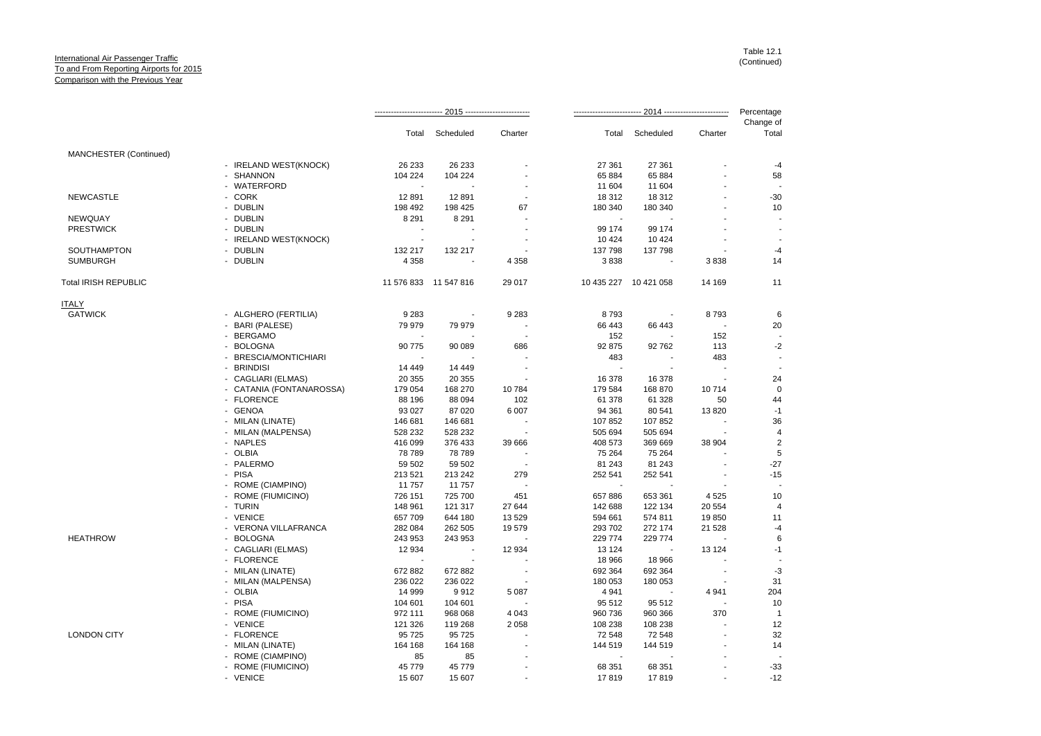International Air Passenger Traffic
To and From Reporting Airports for 2015
Comparison with the Previous Year

Table 12.1
(Continued)

| | | 2015 | | | 2014 | | | Percentage Change of |
|---|---|---|---|---|---|---|---|---|
| | | Total | Scheduled | Charter | Total | Scheduled | Charter | Total |
| MANCHESTER (Continued) | | | | | | | | |
| | - IRELAND WEST(KNOCK) | 26 233 | 26 233 | - | 27 361 | 27 361 | - | -4 |
| | - SHANNON | 104 224 | 104 224 | - | 65 884 | 65 884 | - | 58 |
| | - WATERFORD | - | - | - | 11 604 | 11 604 | - | - |
| NEWCASTLE | - CORK | 12 891 | 12 891 | - | 18 312 | 18 312 | - | -30 |
| | - DUBLIN | 198 492 | 198 425 | 67 | 180 340 | 180 340 | - | 10 |
| NEWQUAY | - DUBLIN | 8 291 | 8 291 | - | - | - | - | - |
| PRESTWICK | - DUBLIN | - | - | - | 99 174 | 99 174 | - | - |
| | - IRELAND WEST(KNOCK) | - | - | - | 10 424 | 10 424 | - | - |
| SOUTHAMPTON | - DUBLIN | 132 217 | 132 217 | - | 137 798 | 137 798 | - | -4 |
| SUMBURGH | - DUBLIN | 4 358 | - | 4 358 | 3 838 | - | 3 838 | 14 |
| Total IRISH REPUBLIC | | 11 576 833 | 11 547 816 | 29 017 | 10 435 227 | 10 421 058 | 14 169 | 11 |
| ITALY | | | | | | | | |
| GATWICK | - ALGHERO (FERTILIA) | 9 283 | - | 9 283 | 8 793 | - | 8 793 | 6 |
| | - BARI (PALESE) | 79 979 | 79 979 | - | 66 443 | 66 443 | - | 20 |
| | - BERGAMO | - | - | - | 152 | - | 152 | - |
| | - BOLOGNA | 90 775 | 90 089 | 686 | 92 875 | 92 762 | 113 | -2 |
| | - BRESCIA/MONTICHIARI | - | - | - | 483 | - | 483 | - |
| | - BRINDISI | 14 449 | 14 449 | - | - | - | - | - |
| | - CAGLIARI (ELMAS) | 20 355 | 20 355 | - | 16 378 | 16 378 | - | 24 |
| | - CATANIA (FONTANAROSSA) | 179 054 | 168 270 | 10 784 | 179 584 | 168 870 | 10 714 | 0 |
| | - FLORENCE | 88 196 | 88 094 | 102 | 61 378 | 61 328 | 50 | 44 |
| | - GENOA | 93 027 | 87 020 | 6 007 | 94 361 | 80 541 | 13 820 | -1 |
| | - MILAN (LINATE) | 146 681 | 146 681 | - | 107 852 | 107 852 | - | 36 |
| | - MILAN (MALPENSA) | 528 232 | 528 232 | - | 505 694 | 505 694 | - | 4 |
| | - NAPLES | 416 099 | 376 433 | 39 666 | 408 573 | 369 669 | 38 904 | 2 |
| | - OLBIA | 78 789 | 78 789 | - | 75 264 | 75 264 | - | 5 |
| | - PALERMO | 59 502 | 59 502 | - | 81 243 | 81 243 | - | -27 |
| | - PISA | 213 521 | 213 242 | 279 | 252 541 | 252 541 | - | -15 |
| | - ROME (CIAMPINO) | 11 757 | 11 757 | - | - | - | - | - |
| | - ROME (FIUMICINO) | 726 151 | 725 700 | 451 | 657 886 | 653 361 | 4 525 | 10 |
| | - TURIN | 148 961 | 121 317 | 27 644 | 142 688 | 122 134 | 20 554 | 4 |
| | - VENICE | 657 709 | 644 180 | 13 529 | 594 661 | 574 811 | 19 850 | 11 |
| | - VERONA VILLAFRANCA | 282 084 | 262 505 | 19 579 | 293 702 | 272 174 | 21 528 | -4 |
| HEATHROW | - BOLOGNA | 243 953 | 243 953 | - | 229 774 | 229 774 | - | 6 |
| | - CAGLIARI (ELMAS) | 12 934 | - | 12 934 | 13 124 | - | 13 124 | -1 |
| | - FLORENCE | - | - | - | 18 966 | 18 966 | - | - |
| | - MILAN (LINATE) | 672 882 | 672 882 | - | 692 364 | 692 364 | - | -3 |
| | - MILAN (MALPENSA) | 236 022 | 236 022 | - | 180 053 | 180 053 | - | 31 |
| | - OLBIA | 14 999 | 9 912 | 5 087 | 4 941 | - | 4 941 | 204 |
| | - PISA | 104 601 | 104 601 | - | 95 512 | 95 512 | - | 10 |
| | - ROME (FIUMICINO) | 972 111 | 968 068 | 4 043 | 960 736 | 960 366 | 370 | 1 |
| | - VENICE | 121 326 | 119 268 | 2 058 | 108 238 | 108 238 | - | 12 |
| LONDON CITY | - FLORENCE | 95 725 | 95 725 | - | 72 548 | 72 548 | - | 32 |
| | - MILAN (LINATE) | 164 168 | 164 168 | - | 144 519 | 144 519 | - | 14 |
| | - ROME (CIAMPINO) | 85 | 85 | - | - | - | - | - |
| | - ROME (FIUMICINO) | 45 779 | 45 779 | - | 68 351 | 68 351 | - | -33 |
| | - VENICE | 15 607 | 15 607 | - | 17 819 | 17 819 | - | -12 |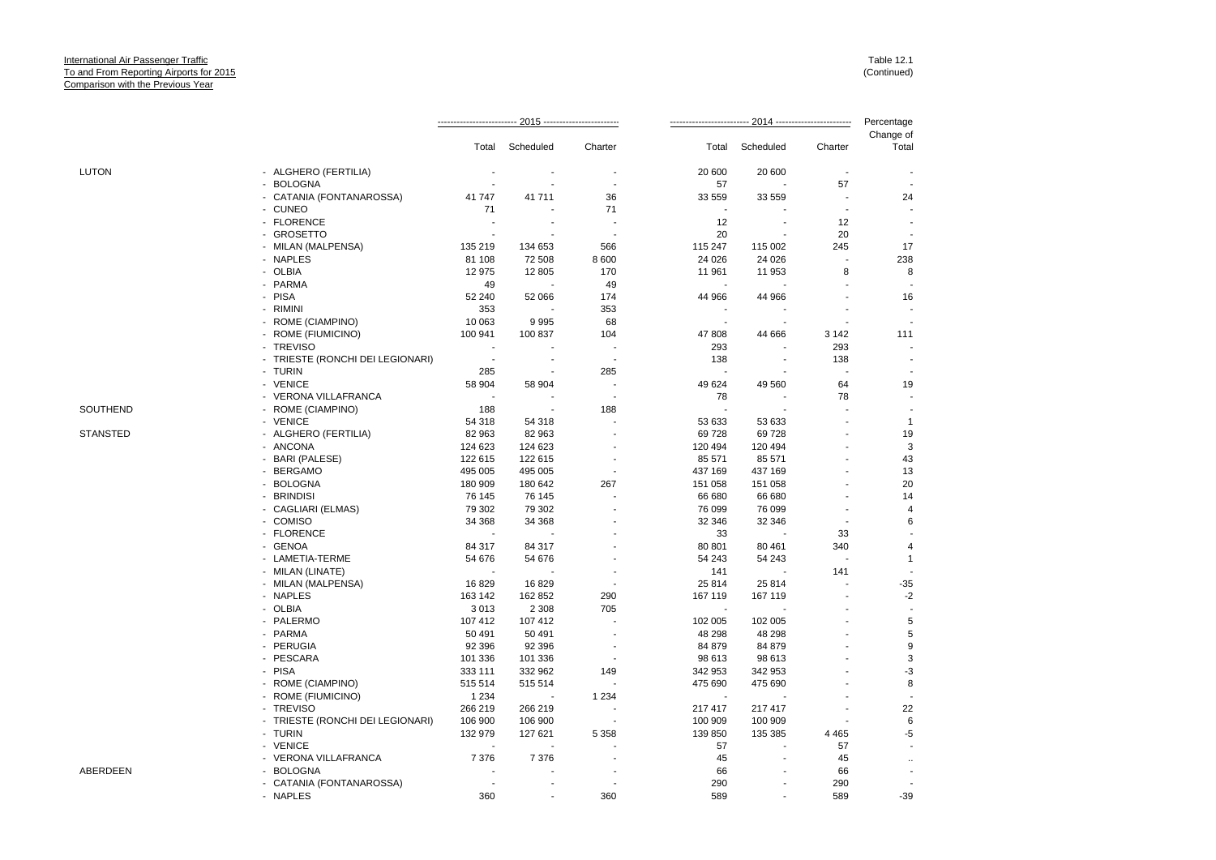International Air Passenger Traffic
To and From Reporting Airports for 2015
Comparison with the Previous Year

Table 12.1
(Continued)

| | | 2015 | | | 2014 | | | Percentage |
|---|---|---|---|---|---|---|---|---|
| | | Total | Scheduled | Charter | Total | Scheduled | Charter | Change of Total |
| LUTON | - ALGHERO (FERTILIA) | - | - | - | 20 600 | 20 600 | - | - |
| | - BOLOGNA | - | - | - | 57 | - | 57 | - |
| | - CATANIA (FONTANAROSSA) | 41 747 | 41 711 | 36 | 33 559 | 33 559 | - | 24 |
| | - CUNEO | 71 | - | 71 | - | - | - | - |
| | - FLORENCE | - | - | - | 12 | - | 12 | - |
| | - GROSETTO | - | - | - | 20 | - | 20 | - |
| | - MILAN (MALPENSA) | 135 219 | 134 653 | 566 | 115 247 | 115 002 | 245 | 17 |
| | - NAPLES | 81 108 | 72 508 | 8 600 | 24 026 | 24 026 | - | 238 |
| | - OLBIA | 12 975 | 12 805 | 170 | 11 961 | 11 953 | 8 | 8 |
| | - PARMA | 49 | - | 49 | - | - | - | - |
| | - PISA | 52 240 | 52 066 | 174 | 44 966 | 44 966 | - | 16 |
| | - RIMINI | 353 | - | 353 | - | - | - | - |
| | - ROME (CIAMPINO) | 10 063 | 9 995 | 68 | - | - | - | - |
| | - ROME (FIUMICINO) | 100 941 | 100 837 | 104 | 47 808 | 44 666 | 3 142 | 111 |
| | - TREVISO | - | - | - | 293 | - | 293 | - |
| | - TRIESTE (RONCHI DEI LEGIONARI) | - | - | - | 138 | - | 138 | - |
| | - TURIN | 285 | - | 285 | - | - | - | - |
| | - VENICE | 58 904 | 58 904 | - | 49 624 | 49 560 | 64 | 19 |
| | - VERONA VILLAFRANCA | - | - | - | 78 | - | 78 | - |
| SOUTHEND | - ROME (CIAMPINO) | 188 | - | 188 | - | - | - | - |
| | - VENICE | 54 318 | 54 318 | - | 53 633 | 53 633 | - | 1 |
| STANSTED | - ALGHERO (FERTILIA) | 82 963 | 82 963 | - | 69 728 | 69 728 | - | 19 |
| | - ANCONA | 124 623 | 124 623 | - | 120 494 | 120 494 | - | 3 |
| | - BARI (PALESE) | 122 615 | 122 615 | - | 85 571 | 85 571 | - | 43 |
| | - BERGAMO | 495 005 | 495 005 | - | 437 169 | 437 169 | - | 13 |
| | - BOLOGNA | 180 909 | 180 642 | 267 | 151 058 | 151 058 | - | 20 |
| | - BRINDISI | 76 145 | 76 145 | - | 66 680 | 66 680 | - | 14 |
| | - CAGLIARI (ELMAS) | 79 302 | 79 302 | - | 76 099 | 76 099 | - | 4 |
| | - COMISO | 34 368 | 34 368 | - | 32 346 | 32 346 | - | 6 |
| | - FLORENCE | - | - | - | 33 | - | 33 | - |
| | - GENOA | 84 317 | 84 317 | - | 80 801 | 80 461 | 340 | 4 |
| | - LAMETIA-TERME | 54 676 | 54 676 | - | 54 243 | 54 243 | - | 1 |
| | - MILAN (LINATE) | - | - | - | 141 | - | 141 | - |
| | - MILAN (MALPENSA) | 16 829 | 16 829 | - | 25 814 | 25 814 | - | -35 |
| | - NAPLES | 163 142 | 162 852 | 290 | 167 119 | 167 119 | - | -2 |
| | - OLBIA | 3 013 | 2 308 | 705 | - | - | - | - |
| | - PALERMO | 107 412 | 107 412 | - | 102 005 | 102 005 | - | 5 |
| | - PARMA | 50 491 | 50 491 | - | 48 298 | 48 298 | - | 5 |
| | - PERUGIA | 92 396 | 92 396 | - | 84 879 | 84 879 | - | 9 |
| | - PESCARA | 101 336 | 101 336 | - | 98 613 | 98 613 | - | 3 |
| | - PISA | 333 111 | 332 962 | 149 | 342 953 | 342 953 | - | -3 |
| | - ROME (CIAMPINO) | 515 514 | 515 514 | - | 475 690 | 475 690 | - | 8 |
| | - ROME (FIUMICINO) | 1 234 | - | 1 234 | - | - | - | - |
| | - TREVISO | 266 219 | 266 219 | - | 217 417 | 217 417 | - | 22 |
| | - TRIESTE (RONCHI DEI LEGIONARI) | 106 900 | 106 900 | - | 100 909 | 100 909 | - | 6 |
| | - TURIN | 132 979 | 127 621 | 5 358 | 139 850 | 135 385 | 4 465 | -5 |
| | - VENICE | - | - | - | 57 | - | 57 | - |
| | - VERONA VILLAFRANCA | 7 376 | 7 376 | - | 45 | - | 45 | .. |
| ABERDEEN | - BOLOGNA | - | - | - | 66 | - | 66 | - |
| | - CATANIA (FONTANAROSSA) | - | - | - | 290 | - | 290 | - |
| | - NAPLES | 360 | - | 360 | 589 | - | 589 | -39 |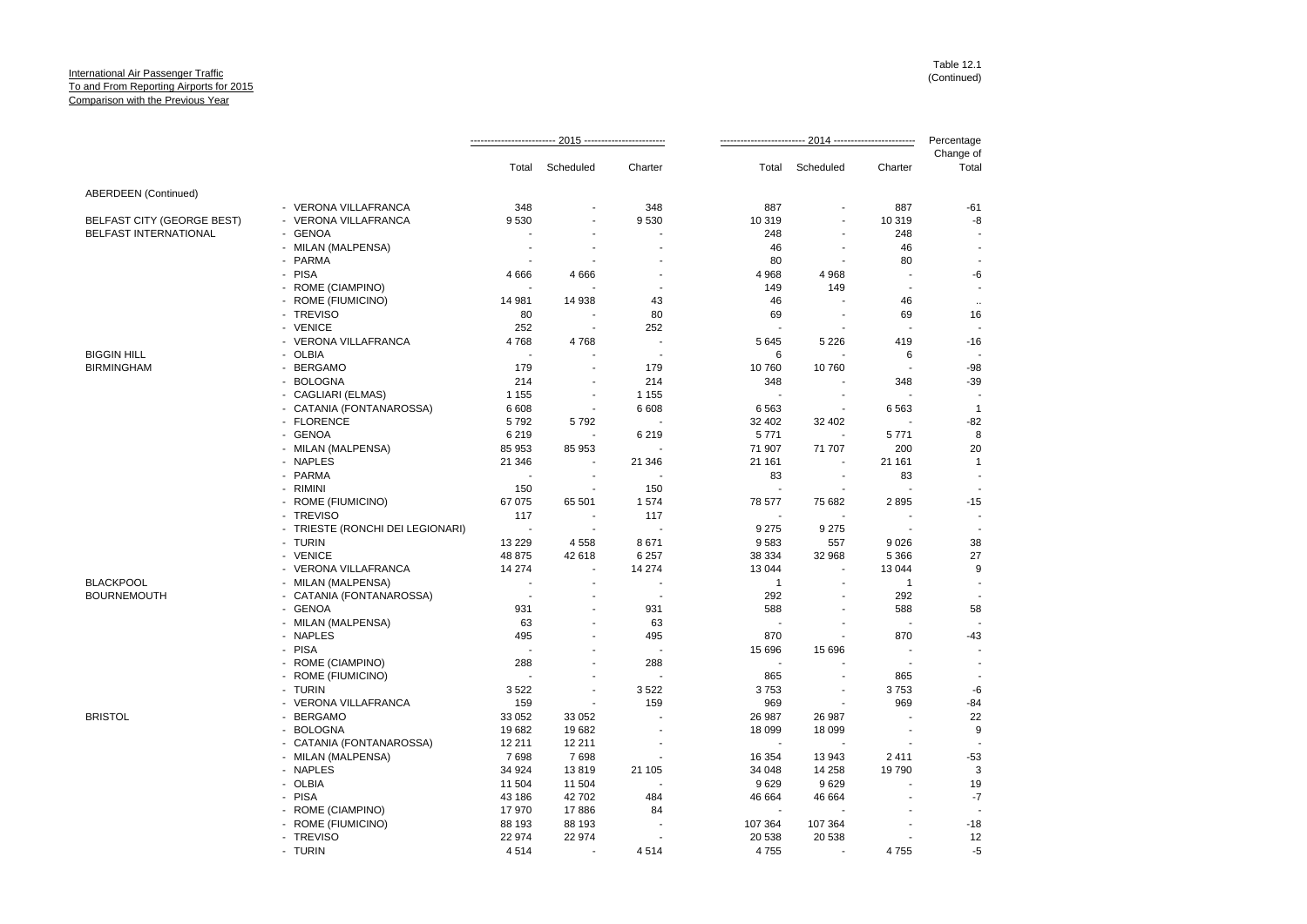International Air Passenger Traffic
To and From Reporting Airports for 2015
Comparison with the Previous Year

Table 12.1
(Continued)

| | | 2015 | | | 2014 | | | Percentage Change of |
|---|---|---|---|---|---|---|---|---|
| | | Total | Scheduled | Charter | Total | Scheduled | Charter | Total |
| ABERDEEN (Continued) | | | | | | | | |
| | - VERONA VILLAFRANCA | 348 | - | 348 | 887 | - | 887 | -61 |
| BELFAST CITY (GEORGE BEST) | - VERONA VILLAFRANCA | 9 530 | - | 9 530 | 10 319 | - | 10 319 | -8 |
| BELFAST INTERNATIONAL | - GENOA | - | - | - | 248 | - | 248 | - |
| | - MILAN (MALPENSA) | - | - | - | 46 | - | 46 | - |
| | - PARMA | - | - | - | 80 | - | 80 | - |
| | - PISA | 4 666 | 4 666 | - | 4 968 | 4 968 | - | -6 |
| | - ROME (CIAMPINO) | - | - | - | 149 | 149 | - | - |
| | - ROME (FIUMICINO) | 14 981 | 14 938 | 43 | 46 | - | 46 | .. |
| | - TREVISO | 80 | - | 80 | 69 | - | 69 | 16 |
| | - VENICE | 252 | - | 252 | - | - | - | - |
| | - VERONA VILLAFRANCA | 4 768 | 4 768 | - | 5 645 | 5 226 | 419 | -16 |
| BIGGIN HILL | - OLBIA | - | - | - | 6 | - | 6 | - |
| BIRMINGHAM | - BERGAMO | 179 | - | 179 | 10 760 | 10 760 | - | -98 |
| | - BOLOGNA | 214 | - | 214 | 348 | - | 348 | -39 |
| | - CAGLIARI (ELMAS) | 1 155 | - | 1 155 | - | - | - | - |
| | - CATANIA (FONTANAROSSA) | 6 608 | - | 6 608 | 6 563 | - | 6 563 | 1 |
| | - FLORENCE | 5 792 | 5 792 | - | 32 402 | 32 402 | - | -82 |
| | - GENOA | 6 219 | - | 6 219 | 5 771 | - | 5 771 | 8 |
| | - MILAN (MALPENSA) | 85 953 | 85 953 | - | 71 907 | 71 707 | 200 | 20 |
| | - NAPLES | 21 346 | - | 21 346 | 21 161 | - | 21 161 | 1 |
| | - PARMA | - | - | - | 83 | - | 83 | - |
| | - RIMINI | 150 | - | 150 | - | - | - | - |
| | - ROME (FIUMICINO) | 67 075 | 65 501 | 1 574 | 78 577 | 75 682 | 2 895 | -15 |
| | - TREVISO | 117 | - | 117 | - | - | - | - |
| | - TRIESTE (RONCHI DEI LEGIONARI) | - | - | - | 9 275 | 9 275 | - | - |
| | - TURIN | 13 229 | 4 558 | 8 671 | 9 583 | 557 | 9 026 | 38 |
| | - VENICE | 48 875 | 42 618 | 6 257 | 38 334 | 32 968 | 5 366 | 27 |
| | - VERONA VILLAFRANCA | 14 274 | - | 14 274 | 13 044 | - | 13 044 | 9 |
| BLACKPOOL | - MILAN (MALPENSA) | - | - | - | 1 | - | 1 | - |
| BOURNEMOUTH | - CATANIA (FONTANAROSSA) | - | - | - | 292 | - | 292 | - |
| | - GENOA | 931 | - | 931 | 588 | - | 588 | 58 |
| | - MILAN (MALPENSA) | 63 | - | 63 | - | - | - | - |
| | - NAPLES | 495 | - | 495 | 870 | - | 870 | -43 |
| | - PISA | - | - | - | 15 696 | 15 696 | - | - |
| | - ROME (CIAMPINO) | 288 | - | 288 | - | - | - | - |
| | - ROME (FIUMICINO) | - | - | - | 865 | - | 865 | - |
| | - TURIN | 3 522 | - | 3 522 | 3 753 | - | 3 753 | -6 |
| | - VERONA VILLAFRANCA | 159 | - | 159 | 969 | - | 969 | -84 |
| BRISTOL | - BERGAMO | 33 052 | 33 052 | - | 26 987 | 26 987 | - | 22 |
| | - BOLOGNA | 19 682 | 19 682 | - | 18 099 | 18 099 | - | 9 |
| | - CATANIA (FONTANAROSSA) | 12 211 | 12 211 | - | - | - | - | - |
| | - MILAN (MALPENSA) | 7 698 | 7 698 | - | 16 354 | 13 943 | 2 411 | -53 |
| | - NAPLES | 34 924 | 13 819 | 21 105 | 34 048 | 14 258 | 19 790 | 3 |
| | - OLBIA | 11 504 | 11 504 | - | 9 629 | 9 629 | - | 19 |
| | - PISA | 43 186 | 42 702 | 484 | 46 664 | 46 664 | - | -7 |
| | - ROME (CIAMPINO) | 17 970 | 17 886 | 84 | - | - | - | - |
| | - ROME (FIUMICINO) | 88 193 | 88 193 | - | 107 364 | 107 364 | - | -18 |
| | - TREVISO | 22 974 | 22 974 | - | 20 538 | 20 538 | - | 12 |
| | - TURIN | 4 514 | - | 4 514 | 4 755 | - | 4 755 | -5 |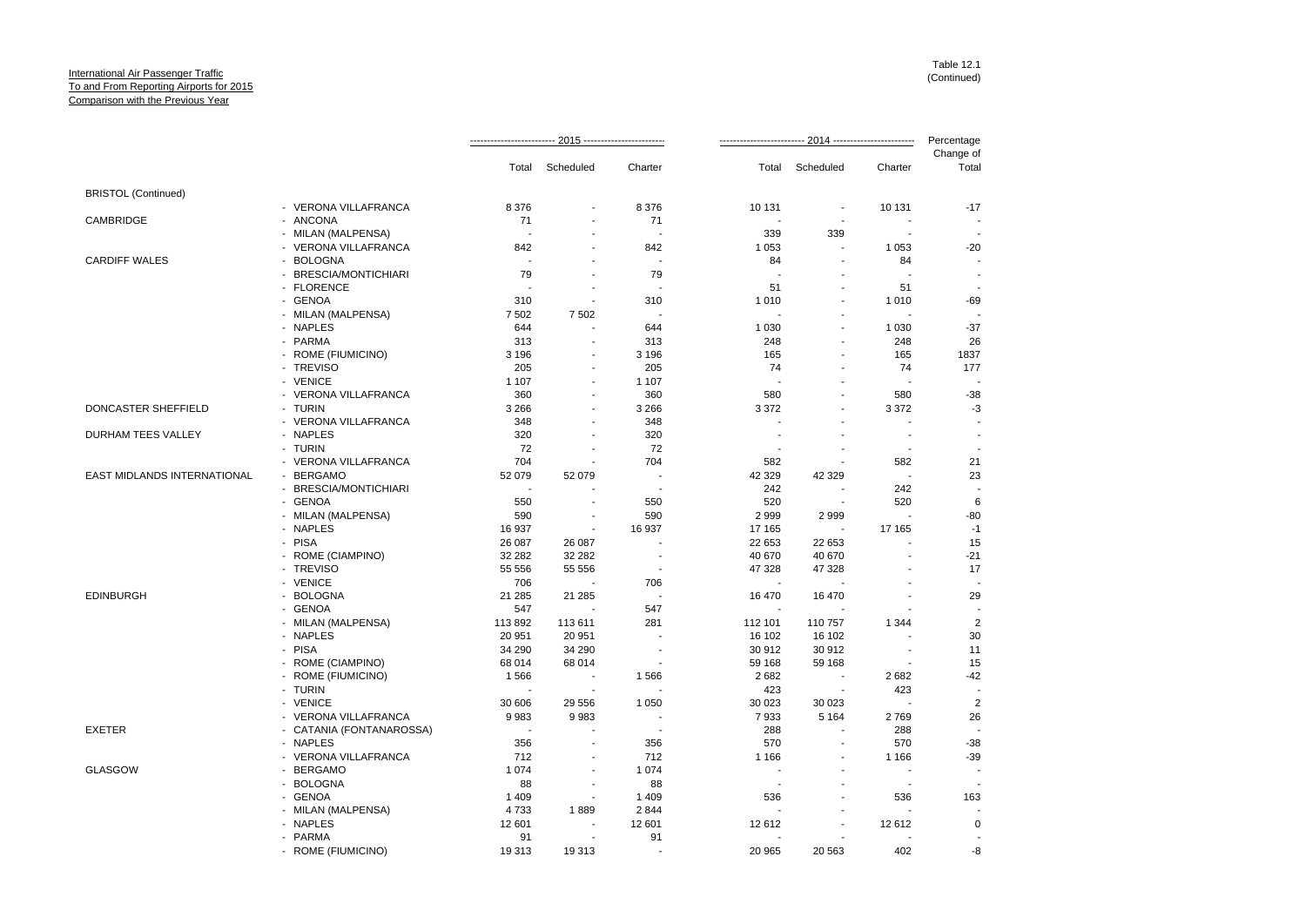International Air Passenger Traffic
To and From Reporting Airports for 2015
Comparison with the Previous Year

Table 12.1
(Continued)

| | | 2015 | | | 2014 | | | Percentage Change of |
|---|---|---|---|---|---|---|---|---|
| | | Total | Scheduled | Charter | Total | Scheduled | Charter | Total |
| BRISTOL (Continued) | | | | | | | | |
| | - VERONA VILLAFRANCA | 8 376 | - | 8 376 | 10 131 | - | 10 131 | -17 |
| CAMBRIDGE | - ANCONA | 71 | - | 71 | - | - | - | - |
| | - MILAN (MALPENSA) | - | - | - | 339 | 339 | - | - |
| | - VERONA VILLAFRANCA | 842 | - | 842 | 1 053 | - | 1 053 | -20 |
| CARDIFF WALES | - BOLOGNA | - | - | - | 84 | - | 84 | - |
| | - BRESCIA/MONTICHIARI | 79 | - | 79 | - | - | - | - |
| | - FLORENCE | - | - | - | 51 | - | 51 | - |
| | - GENOA | 310 | - | 310 | 1 010 | - | 1 010 | -69 |
| | - MILAN (MALPENSA) | 7 502 | 7 502 | - | - | - | - | - |
| | - NAPLES | 644 | - | 644 | 1 030 | - | 1 030 | -37 |
| | - PARMA | 313 | - | 313 | 248 | - | 248 | 26 |
| | - ROME (FIUMICINO) | 3 196 | - | 3 196 | 165 | - | 165 | 1837 |
| | - TREVISO | 205 | - | 205 | 74 | - | 74 | 177 |
| | - VENICE | 1 107 | - | 1 107 | - | - | - | - |
| | - VERONA VILLAFRANCA | 360 | - | 360 | 580 | - | 580 | -38 |
| DONCASTER SHEFFIELD | - TURIN | 3 266 | - | 3 266 | 3 372 | - | 3 372 | -3 |
| | - VERONA VILLAFRANCA | 348 | - | 348 | - | - | - | - |
| DURHAM TEES VALLEY | - NAPLES | 320 | - | 320 | - | - | - | - |
| | - TURIN | 72 | - | 72 | - | - | - | - |
| | - VERONA VILLAFRANCA | 704 | - | 704 | 582 | - | 582 | 21 |
| EAST MIDLANDS INTERNATIONAL | - BERGAMO | 52 079 | 52 079 | - | 42 329 | 42 329 | - | 23 |
| | - BRESCIA/MONTICHIARI | - | - | - | 242 | - | 242 | - |
| | - GENOA | 550 | - | 550 | 520 | - | 520 | 6 |
| | - MILAN (MALPENSA) | 590 | - | 590 | 2 999 | 2 999 | - | -80 |
| | - NAPLES | 16 937 | - | 16 937 | 17 165 | - | 17 165 | -1 |
| | - PISA | 26 087 | 26 087 | - | 22 653 | 22 653 | - | 15 |
| | - ROME (CIAMPINO) | 32 282 | 32 282 | - | 40 670 | 40 670 | - | -21 |
| | - TREVISO | 55 556 | 55 556 | - | 47 328 | 47 328 | - | 17 |
| | - VENICE | 706 | - | 706 | - | - | - | - |
| EDINBURGH | - BOLOGNA | 21 285 | 21 285 | - | 16 470 | 16 470 | - | 29 |
| | - GENOA | 547 | - | 547 | - | - | - | - |
| | - MILAN (MALPENSA) | 113 892 | 113 611 | 281 | 112 101 | 110 757 | 1 344 | 2 |
| | - NAPLES | 20 951 | 20 951 | - | 16 102 | 16 102 | - | 30 |
| | - PISA | 34 290 | 34 290 | - | 30 912 | 30 912 | - | 11 |
| | - ROME (CIAMPINO) | 68 014 | 68 014 | - | 59 168 | 59 168 | - | 15 |
| | - ROME (FIUMICINO) | 1 566 | - | 1 566 | 2 682 | - | 2 682 | -42 |
| | - TURIN | - | - | - | 423 | - | 423 | - |
| | - VENICE | 30 606 | 29 556 | 1 050 | 30 023 | 30 023 | - | 2 |
| | - VERONA VILLAFRANCA | 9 983 | 9 983 | - | 7 933 | 5 164 | 2 769 | 26 |
| EXETER | - CATANIA (FONTANAROSSA) | - | - | - | 288 | - | 288 | - |
| | - NAPLES | 356 | - | 356 | 570 | - | 570 | -38 |
| | - VERONA VILLAFRANCA | 712 | - | 712 | 1 166 | - | 1 166 | -39 |
| GLASGOW | - BERGAMO | 1 074 | - | 1 074 | - | - | - | - |
| | - BOLOGNA | 88 | - | 88 | - | - | - | - |
| | - GENOA | 1 409 | - | 1 409 | 536 | - | 536 | 163 |
| | - MILAN (MALPENSA) | 4 733 | 1 889 | 2 844 | - | - | - | - |
| | - NAPLES | 12 601 | - | 12 601 | 12 612 | - | 12 612 | 0 |
| | - PARMA | 91 | - | 91 | - | - | - | - |
| | - ROME (FIUMICINO) | 19 313 | 19 313 | - | 20 965 | 20 563 | 402 | -8 |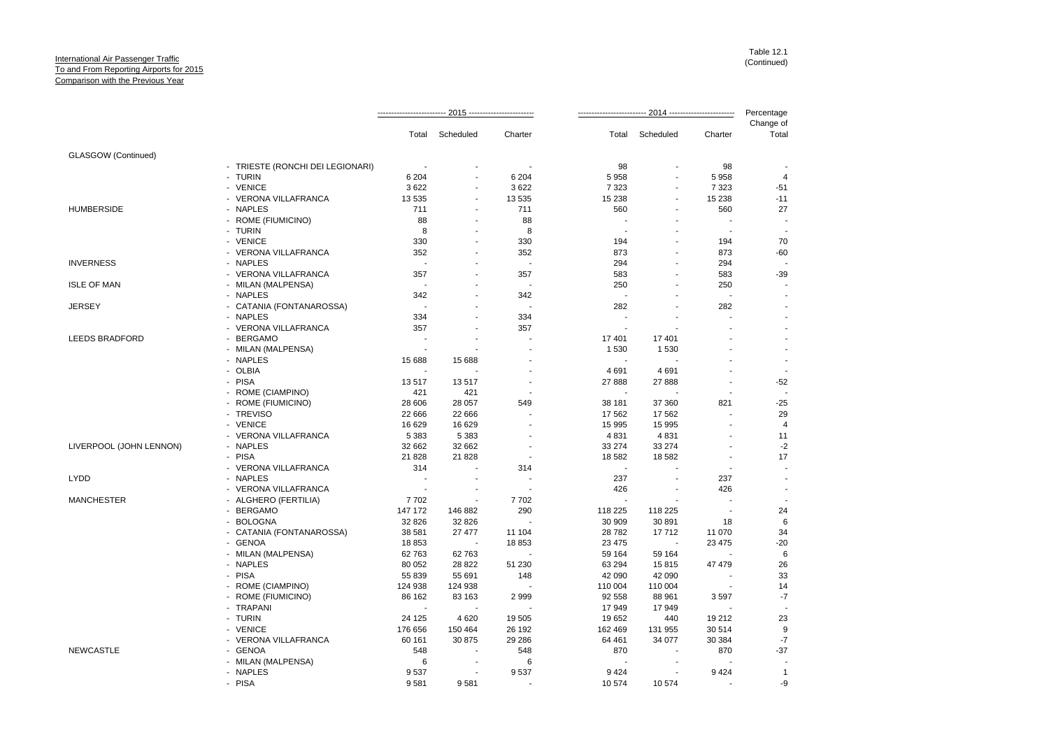International Air Passenger Traffic
To and From Reporting Airports for 2015
Comparison with the Previous Year

Table 12.1
(Continued)

| | | 2015 | | | 2014 | | | Percentage |
|---|---|---|---|---|---|---|---|---|
| | | Total | Scheduled | Charter | Total | Scheduled | Charter | Change of Total |
| GLASGOW (Continued) | | | | | | | | |
| | - TRIESTE (RONCHI DEI LEGIONARI) | - | - | - | 98 | - | 98 | - |
| | - TURIN | 6 204 | - | 6 204 | 5 958 | - | 5 958 | 4 |
| | - VENICE | 3 622 | - | 3 622 | 7 323 | - | 7 323 | -51 |
| | - VERONA VILLAFRANCA | 13 535 | - | 13 535 | 15 238 | - | 15 238 | -11 |
| HUMBERSIDE | - NAPLES | 711 | - | 711 | 560 | - | 560 | 27 |
| | - ROME (FIUMICINO) | 88 | - | 88 | - | - | - | - |
| | - TURIN | 8 | - | 8 | - | - | - | - |
| | - VENICE | 330 | - | 330 | 194 | - | 194 | 70 |
| | - VERONA VILLAFRANCA | 352 | - | 352 | 873 | - | 873 | -60 |
| INVERNESS | - NAPLES | - | - | - | 294 | - | 294 | - |
| | - VERONA VILLAFRANCA | 357 | - | 357 | 583 | - | 583 | -39 |
| ISLE OF MAN | - MILAN (MALPENSA) | - | - | - | 250 | - | 250 | - |
| | - NAPLES | 342 | - | 342 | - | - | - | - |
| JERSEY | - CATANIA (FONTANAROSSA) | - | - | - | 282 | - | 282 | - |
| | - NAPLES | 334 | - | 334 | - | - | - | - |
| | - VERONA VILLAFRANCA | 357 | - | 357 | - | - | - | - |
| LEEDS BRADFORD | - BERGAMO | - | - | - | 17 401 | 17 401 | - | - |
| | - MILAN (MALPENSA) | - | - | - | 1 530 | 1 530 | - | - |
| | - NAPLES | 15 688 | 15 688 | - | - | - | - | - |
| | - OLBIA | - | - | - | 4 691 | 4 691 | - | - |
| | - PISA | 13 517 | 13 517 | - | 27 888 | 27 888 | - | -52 |
| | - ROME (CIAMPINO) | 421 | 421 | - | - | - | - | - |
| | - ROME (FIUMICINO) | 28 606 | 28 057 | 549 | 38 181 | 37 360 | 821 | -25 |
| | - TREVISO | 22 666 | 22 666 | - | 17 562 | 17 562 | - | 29 |
| | - VENICE | 16 629 | 16 629 | - | 15 995 | 15 995 | - | 4 |
| | - VERONA VILLAFRANCA | 5 383 | 5 383 | - | 4 831 | 4 831 | - | 11 |
| LIVERPOOL (JOHN LENNON) | - NAPLES | 32 662 | 32 662 | - | 33 274 | 33 274 | - | -2 |
| | - PISA | 21 828 | 21 828 | - | 18 582 | 18 582 | - | 17 |
| | - VERONA VILLAFRANCA | 314 | - | 314 | - | - | - | - |
| LYDD | - NAPLES | - | - | - | 237 | - | 237 | - |
| | - VERONA VILLAFRANCA | - | - | - | 426 | - | 426 | - |
| MANCHESTER | - ALGHERO (FERTILIA) | 7 702 | - | 7 702 | - | - | - | - |
| | - BERGAMO | 147 172 | 146 882 | 290 | 118 225 | 118 225 | - | 24 |
| | - BOLOGNA | 32 826 | 32 826 | - | 30 909 | 30 891 | 18 | 6 |
| | - CATANIA (FONTANAROSSA) | 38 581 | 27 477 | 11 104 | 28 782 | 17 712 | 11 070 | 34 |
| | - GENOA | 18 853 | - | 18 853 | 23 475 | - | 23 475 | -20 |
| | - MILAN (MALPENSA) | 62 763 | 62 763 | - | 59 164 | 59 164 | - | 6 |
| | - NAPLES | 80 052 | 28 822 | 51 230 | 63 294 | 15 815 | 47 479 | 26 |
| | - PISA | 55 839 | 55 691 | 148 | 42 090 | 42 090 | - | 33 |
| | - ROME (CIAMPINO) | 124 938 | 124 938 | - | 110 004 | 110 004 | - | 14 |
| | - ROME (FIUMICINO) | 86 162 | 83 163 | 2 999 | 92 558 | 88 961 | 3 597 | -7 |
| | - TRAPANI | - | - | - | 17 949 | 17 949 | - | - |
| | - TURIN | 24 125 | 4 620 | 19 505 | 19 652 | 440 | 19 212 | 23 |
| | - VENICE | 176 656 | 150 464 | 26 192 | 162 469 | 131 955 | 30 514 | 9 |
| | - VERONA VILLAFRANCA | 60 161 | 30 875 | 29 286 | 64 461 | 34 077 | 30 384 | -7 |
| NEWCASTLE | - GENOA | 548 | - | 548 | 870 | - | 870 | -37 |
| | - MILAN (MALPENSA) | 6 | - | 6 | - | - | - | - |
| | - NAPLES | 9 537 | - | 9 537 | 9 424 | - | 9 424 | 1 |
| | - PISA | 9 581 | 9 581 | - | 10 574 | 10 574 | - | -9 |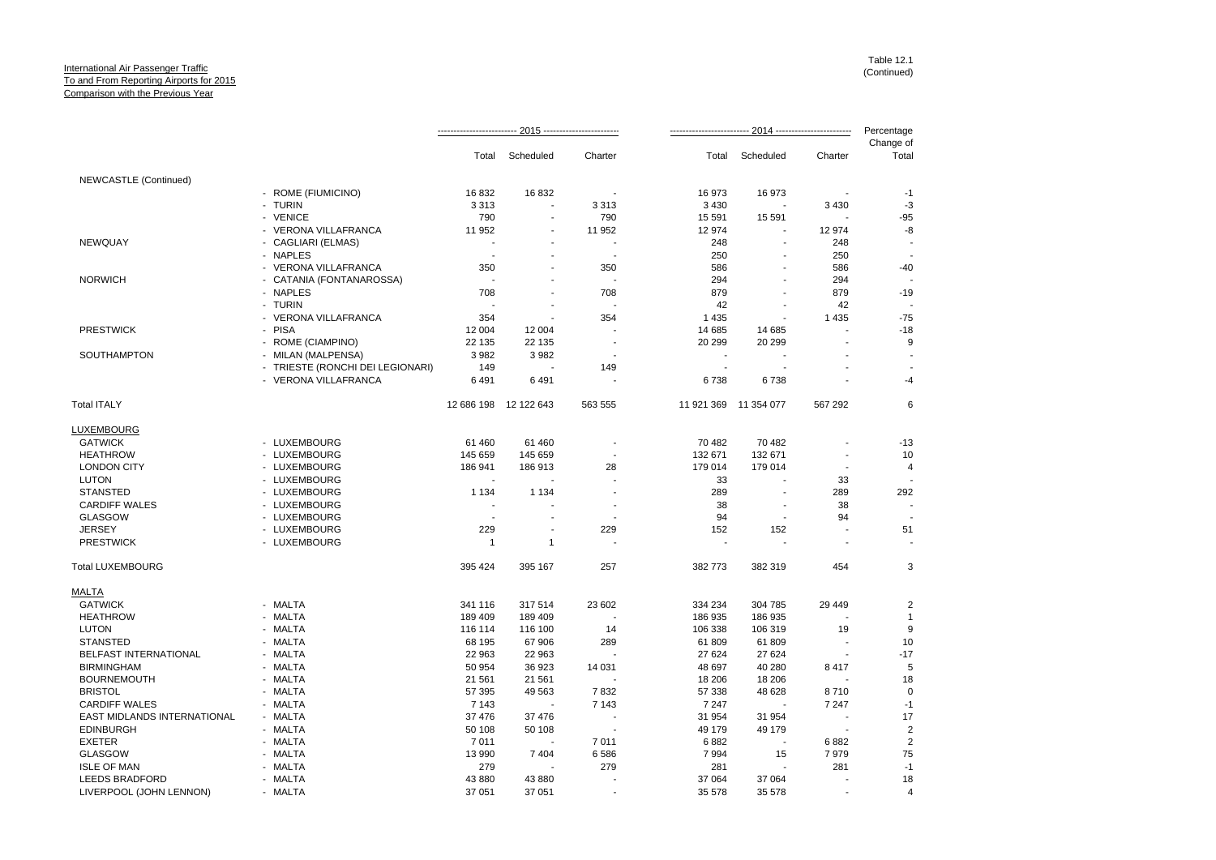International Air Passenger Traffic
To and From Reporting Airports for 2015
Comparison with the Previous Year

Table 12.1
(Continued)

| | | 2015 | | | 2014 | | | Percentage |
|---|---|---|---|---|---|---|---|---|
| | | Total | Scheduled | Charter | Total | Scheduled | Charter | Change of Total |
| NEWCASTLE (Continued) | | | | | | | | |
| | - ROME (FIUMICINO) | 16 832 | 16 832 | - | 16 973 | 16 973 | - | -1 |
| | - TURIN | 3 313 | - | 3 313 | 3 430 | - | 3 430 | -3 |
| | - VENICE | 790 | - | 790 | 15 591 | 15 591 | - | -95 |
| | - VERONA VILLAFRANCA | 11 952 | - | 11 952 | 12 974 | - | 12 974 | -8 |
| NEWQUAY | - CAGLIARI (ELMAS) | - | - | - | 248 | - | 248 | - |
| | - NAPLES | - | - | - | 250 | - | 250 | - |
| | - VERONA VILLAFRANCA | 350 | - | 350 | 586 | - | 586 | -40 |
| NORWICH | - CATANIA (FONTANAROSSA) | - | - | - | 294 | - | 294 | - |
| | - NAPLES | 708 | - | 708 | 879 | - | 879 | -19 |
| | - TURIN | - | - | - | 42 | - | 42 | - |
| | - VERONA VILLAFRANCA | 354 | - | 354 | 1 435 | - | 1 435 | -75 |
| PRESTWICK | - PISA | 12 004 | 12 004 | - | 14 685 | 14 685 | - | -18 |
| | - ROME (CIAMPINO) | 22 135 | 22 135 | - | 20 299 | 20 299 | - | 9 |
| SOUTHAMPTON | - MILAN (MALPENSA) | 3 982 | 3 982 | - | - | - | - | - |
| | - TRIESTE (RONCHI DEI LEGIONARI) | 149 | - | 149 | - | - | - | - |
| | - VERONA VILLAFRANCA | 6 491 | 6 491 | - | 6 738 | 6 738 | - | -4 |
| Total ITALY | | 12 686 198 | 12 122 643 | 563 555 | 11 921 369 | 11 354 077 | 567 292 | 6 |
| LUXEMBOURG | | | | | | | | |
| GATWICK | - LUXEMBOURG | 61 460 | 61 460 | - | 70 482 | 70 482 | - | -13 |
| HEATHROW | - LUXEMBOURG | 145 659 | 145 659 | - | 132 671 | 132 671 | - | 10 |
| LONDON CITY | - LUXEMBOURG | 186 941 | 186 913 | 28 | 179 014 | 179 014 | - | 4 |
| LUTON | - LUXEMBOURG | - | - | - | 33 | - | 33 | - |
| STANSTED | - LUXEMBOURG | 1 134 | 1 134 | - | 289 | - | 289 | 292 |
| CARDIFF WALES | - LUXEMBOURG | - | - | - | 38 | - | 38 | - |
| GLASGOW | - LUXEMBOURG | - | - | - | 94 | - | 94 | - |
| JERSEY | - LUXEMBOURG | 229 | - | 229 | 152 | 152 | - | 51 |
| PRESTWICK | - LUXEMBOURG | 1 | 1 | - | - | - | - | - |
| Total LUXEMBOURG | | 395 424 | 395 167 | 257 | 382 773 | 382 319 | 454 | 3 |
| MALTA | | | | | | | | |
| GATWICK | - MALTA | 341 116 | 317 514 | 23 602 | 334 234 | 304 785 | 29 449 | 2 |
| HEATHROW | - MALTA | 189 409 | 189 409 | - | 186 935 | 186 935 | - | 1 |
| LUTON | - MALTA | 116 114 | 116 100 | 14 | 106 338 | 106 319 | 19 | 9 |
| STANSTED | - MALTA | 68 195 | 67 906 | 289 | 61 809 | 61 809 | - | 10 |
| BELFAST INTERNATIONAL | - MALTA | 22 963 | 22 963 | - | 27 624 | 27 624 | - | -17 |
| BIRMINGHAM | - MALTA | 50 954 | 36 923 | 14 031 | 48 697 | 40 280 | 8 417 | 5 |
| BOURNEMOUTH | - MALTA | 21 561 | 21 561 | - | 18 206 | 18 206 | - | 18 |
| BRISTOL | - MALTA | 57 395 | 49 563 | 7 832 | 57 338 | 48 628 | 8 710 | 0 |
| CARDIFF WALES | - MALTA | 7 143 | - | 7 143 | 7 247 | - | 7 247 | -1 |
| EAST MIDLANDS INTERNATIONAL | - MALTA | 37 476 | 37 476 | - | 31 954 | 31 954 | - | 17 |
| EDINBURGH | - MALTA | 50 108 | 50 108 | - | 49 179 | 49 179 | - | 2 |
| EXETER | - MALTA | 7 011 | - | 7 011 | 6 882 | - | 6 882 | 2 |
| GLASGOW | - MALTA | 13 990 | 7 404 | 6 586 | 7 994 | 15 | 7 979 | 75 |
| ISLE OF MAN | - MALTA | 279 | - | 279 | 281 | - | 281 | -1 |
| LEEDS BRADFORD | - MALTA | 43 880 | 43 880 | - | 37 064 | 37 064 | - | 18 |
| LIVERPOOL (JOHN LENNON) | - MALTA | 37 051 | 37 051 | - | 35 578 | 35 578 | - | 4 |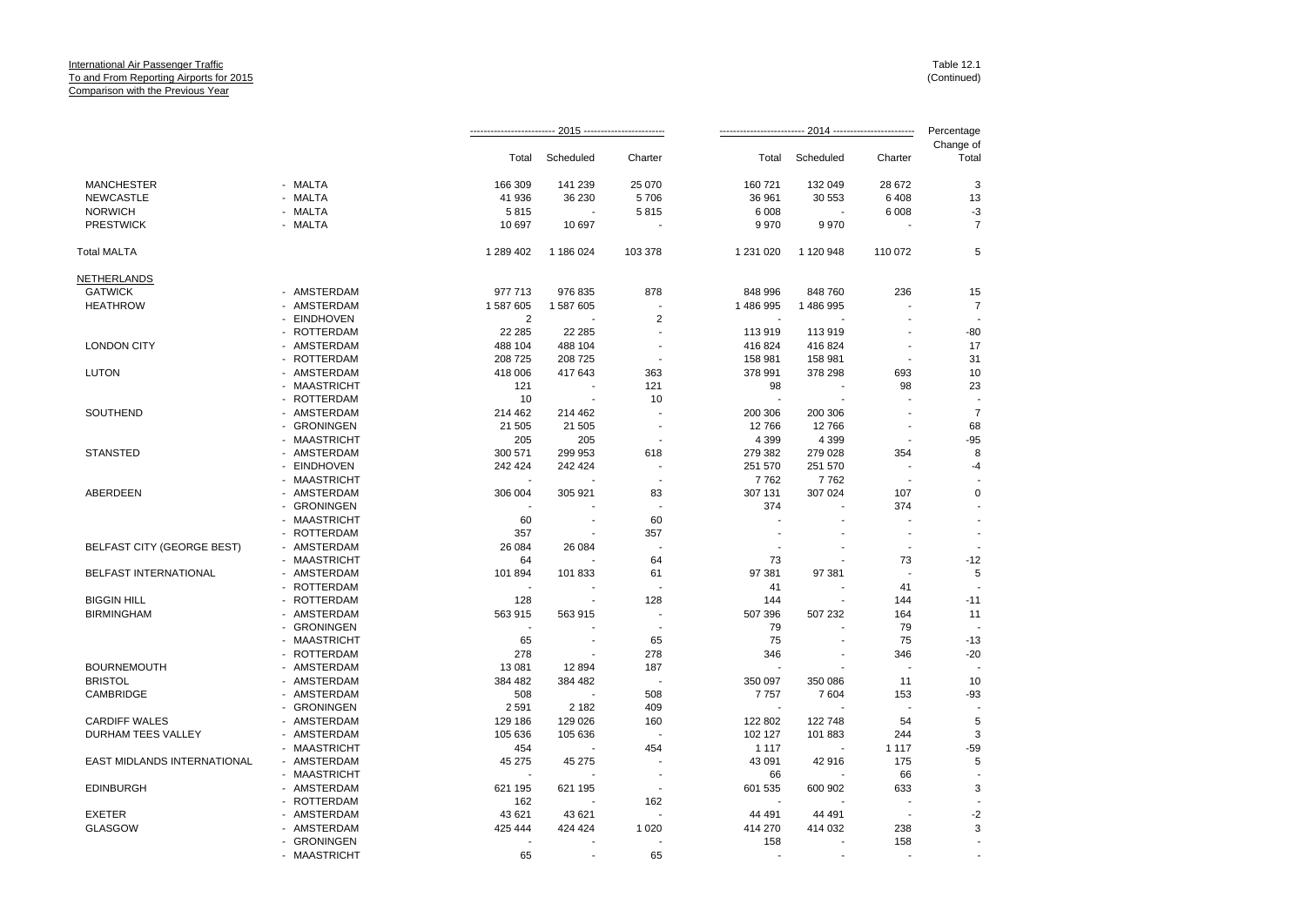International Air Passenger Traffic
To and From Reporting Airports for 2015
Comparison with the Previous Year

Table 12.1
(Continued)

| | | 2015 | | | 2014 | | | Percentage |
|---|---|---|---|---|---|---|---|---|
| | | Total | Scheduled | Charter | Total | Scheduled | Charter | Change of Total |
| MANCHESTER | - MALTA | 166 309 | 141 239 | 25 070 | 160 721 | 132 049 | 28 672 | 3 |
| NEWCASTLE | - MALTA | 41 936 | 36 230 | 5 706 | 36 961 | 30 553 | 6 408 | 13 |
| NORWICH | - MALTA | 5 815 | - | 5 815 | 6 008 | - | 6 008 | -3 |
| PRESTWICK | - MALTA | 10 697 | 10 697 | - | 9 970 | 9 970 | - | 7 |
| Total MALTA | | 1 289 402 | 1 186 024 | 103 378 | 1 231 020 | 1 120 948 | 110 072 | 5 |
| NETHERLANDS | | | | | | | | |
| GATWICK | - AMSTERDAM | 977 713 | 976 835 | 878 | 848 996 | 848 760 | 236 | 15 |
| HEATHROW | - AMSTERDAM | 1 587 605 | 1 587 605 | - | 1 486 995 | 1 486 995 | - | 7 |
| | - EINDHOVEN | 2 | - | 2 | - | - | - | - |
| | - ROTTERDAM | 22 285 | 22 285 | - | 113 919 | 113 919 | - | -80 |
| LONDON CITY | - AMSTERDAM | 488 104 | 488 104 | - | 416 824 | 416 824 | - | 17 |
| | - ROTTERDAM | 208 725 | 208 725 | - | 158 981 | 158 981 | - | 31 |
| LUTON | - AMSTERDAM | 418 006 | 417 643 | 363 | 378 991 | 378 298 | 693 | 10 |
| | - MAASTRICHT | 121 | - | 121 | 98 | - | 98 | 23 |
| | - ROTTERDAM | 10 | - | 10 | - | - | - | - |
| SOUTHEND | - AMSTERDAM | 214 462 | 214 462 | - | 200 306 | 200 306 | - | 7 |
| | - GRONINGEN | 21 505 | 21 505 | - | 12 766 | 12 766 | - | 68 |
| | - MAASTRICHT | 205 | 205 | - | 4 399 | 4 399 | - | -95 |
| STANSTED | - AMSTERDAM | 300 571 | 299 953 | 618 | 279 382 | 279 028 | 354 | 8 |
| | - EINDHOVEN | 242 424 | 242 424 | - | 251 570 | 251 570 | - | -4 |
| | - MAASTRICHT | - | - | - | 7 762 | 7 762 | - | - |
| ABERDEEN | - AMSTERDAM | 306 004 | 305 921 | 83 | 307 131 | 307 024 | 107 | 0 |
| | - GRONINGEN | - | - | - | 374 | - | 374 | - |
| | - MAASTRICHT | 60 | - | 60 | - | - | - | - |
| | - ROTTERDAM | 357 | - | 357 | - | - | - | - |
| BELFAST CITY (GEORGE BEST) | - AMSTERDAM | 26 084 | 26 084 | - | - | - | - | - |
| | - MAASTRICHT | 64 | - | 64 | 73 | - | 73 | -12 |
| BELFAST INTERNATIONAL | - AMSTERDAM | 101 894 | 101 833 | 61 | 97 381 | 97 381 | - | 5 |
| | - ROTTERDAM | - | - | - | 41 | - | 41 | - |
| BIGGIN HILL | - ROTTERDAM | 128 | - | 128 | 144 | - | 144 | -11 |
| BIRMINGHAM | - AMSTERDAM | 563 915 | 563 915 | - | 507 396 | 507 232 | 164 | 11 |
| | - GRONINGEN | - | - | - | 79 | - | 79 | - |
| | - MAASTRICHT | 65 | - | 65 | 75 | - | 75 | -13 |
| | - ROTTERDAM | 278 | - | 278 | 346 | - | 346 | -20 |
| BOURNEMOUTH | - AMSTERDAM | 13 081 | 12 894 | 187 | - | - | - | - |
| BRISTOL | - AMSTERDAM | 384 482 | 384 482 | - | 350 097 | 350 086 | 11 | 10 |
| CAMBRIDGE | - AMSTERDAM | 508 | - | 508 | 7 757 | 7 604 | 153 | -93 |
| | - GRONINGEN | 2 591 | 2 182 | 409 | - | - | - | - |
| CARDIFF WALES | - AMSTERDAM | 129 186 | 129 026 | 160 | 122 802 | 122 748 | 54 | 5 |
| DURHAM TEES VALLEY | - AMSTERDAM | 105 636 | 105 636 | - | 102 127 | 101 883 | 244 | 3 |
| | - MAASTRICHT | 454 | - | 454 | 1 117 | - | 1 117 | -59 |
| EAST MIDLANDS INTERNATIONAL | - AMSTERDAM | 45 275 | 45 275 | - | 43 091 | 42 916 | 175 | 5 |
| | - MAASTRICHT | - | - | - | 66 | - | 66 | - |
| EDINBURGH | - AMSTERDAM | 621 195 | 621 195 | - | 601 535 | 600 902 | 633 | 3 |
| | - ROTTERDAM | 162 | - | 162 | - | - | - | - |
| EXETER | - AMSTERDAM | 43 621 | 43 621 | - | 44 491 | 44 491 | - | -2 |
| GLASGOW | - AMSTERDAM | 425 444 | 424 424 | 1 020 | 414 270 | 414 032 | 238 | 3 |
| | - GRONINGEN | - | - | - | 158 | - | 158 | - |
| | - MAASTRICHT | 65 | - | 65 | - | - | - | - |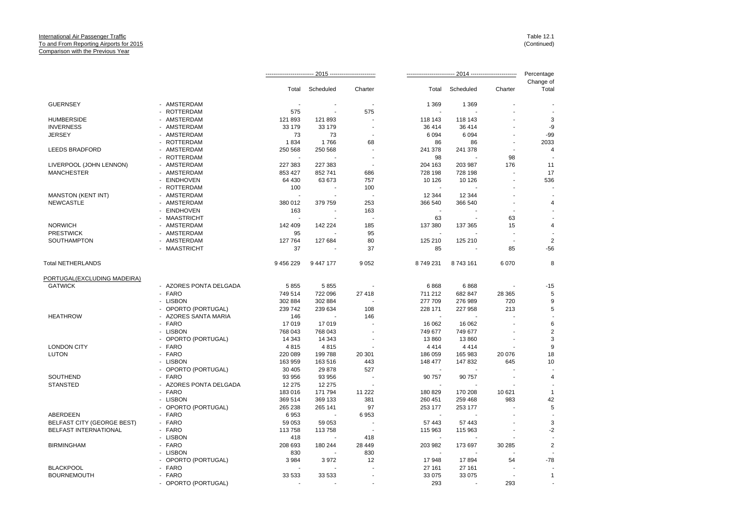International Air Passenger Traffic
To and From Reporting Airports for 2015
Comparison with the Previous Year

Table 12.1
(Continued)

| | | 2015 | | | 2014 | | | Percentage |
|---|---|---|---|---|---|---|---|---|
| | | Total | Scheduled | Charter | Total | Scheduled | Charter | Change of Total |
| GUERNSEY | - AMSTERDAM | - | - | - | 1 369 | 1 369 | - | - |
| | - ROTTERDAM | 575 | - | 575 | - | - | - | - |
| HUMBERSIDE | - AMSTERDAM | 121 893 | 121 893 | - | 118 143 | 118 143 | - | 3 |
| INVERNESS | - AMSTERDAM | 33 179 | 33 179 | - | 36 414 | 36 414 | - | -9 |
| JERSEY | - AMSTERDAM | 73 | 73 | - | 6 094 | 6 094 | - | -99 |
| | - ROTTERDAM | 1 834 | 1 766 | 68 | 86 | 86 | - | 2033 |
| LEEDS BRADFORD | - AMSTERDAM | 250 568 | 250 568 | - | 241 378 | 241 378 | - | 4 |
| | - ROTTERDAM | - | - | - | 98 | - | 98 | - |
| LIVERPOOL (JOHN LENNON) | - AMSTERDAM | 227 383 | 227 383 | - | 204 163 | 203 987 | 176 | 11 |
| MANCHESTER | - AMSTERDAM | 853 427 | 852 741 | 686 | 728 198 | 728 198 | - | 17 |
| | - EINDHOVEN | 64 430 | 63 673 | 757 | 10 126 | 10 126 | - | 536 |
| | - ROTTERDAM | 100 | - | 100 | - | - | - | - |
| MANSTON (KENT INT) | - AMSTERDAM | - | - | - | 12 344 | 12 344 | - | - |
| NEWCASTLE | - AMSTERDAM | 380 012 | 379 759 | 253 | 366 540 | 366 540 | - | 4 |
| | - EINDHOVEN | 163 | - | 163 | - | - | - | - |
| | - MAASTRICHT | - | - | - | 63 | - | 63 | - |
| NORWICH | - AMSTERDAM | 142 409 | 142 224 | 185 | 137 380 | 137 365 | 15 | 4 |
| PRESTWICK | - AMSTERDAM | 95 | - | 95 | - | - | - | - |
| SOUTHAMPTON | - AMSTERDAM | 127 764 | 127 684 | 80 | 125 210 | 125 210 | - | 2 |
| | - MAASTRICHT | 37 | - | 37 | 85 | - | 85 | -56 |
| Total NETHERLANDS | | 9 456 229 | 9 447 177 | 9 052 | 8 749 231 | 8 743 161 | 6 070 | 8 |
| PORTUGAL(EXCLUDING MADEIRA) | | | | | | | | |
| GATWICK | - AZORES PONTA DELGADA | 5 855 | 5 855 | - | 6 868 | 6 868 | - | -15 |
| | - FARO | 749 514 | 722 096 | 27 418 | 711 212 | 682 847 | 28 365 | 5 |
| | - LISBON | 302 884 | 302 884 | - | 277 709 | 276 989 | 720 | 9 |
| | - OPORTO (PORTUGAL) | 239 742 | 239 634 | 108 | 228 171 | 227 958 | 213 | 5 |
| HEATHROW | - AZORES SANTA MARIA | 146 | - | 146 | - | - | - | - |
| | - FARO | 17 019 | 17 019 | - | 16 062 | 16 062 | - | 6 |
| | - LISBON | 768 043 | 768 043 | - | 749 677 | 749 677 | - | 2 |
| | - OPORTO (PORTUGAL) | 14 343 | 14 343 | - | 13 860 | 13 860 | - | 3 |
| LONDON CITY | - FARO | 4 815 | 4 815 | - | 4 414 | 4 414 | - | 9 |
| LUTON | - FARO | 220 089 | 199 788 | 20 301 | 186 059 | 165 983 | 20 076 | 18 |
| | - LISBON | 163 959 | 163 516 | 443 | 148 477 | 147 832 | 645 | 10 |
| | - OPORTO (PORTUGAL) | 30 405 | 29 878 | 527 | - | - | - | - |
| SOUTHEND | - FARO | 93 956 | 93 956 | - | 90 757 | 90 757 | - | 4 |
| STANSTED | - AZORES PONTA DELGADA | 12 275 | 12 275 | - | - | - | - | - |
| | - FARO | 183 016 | 171 794 | 11 222 | 180 829 | 170 208 | 10 621 | 1 |
| | - LISBON | 369 514 | 369 133 | 381 | 260 451 | 259 468 | 983 | 42 |
| | - OPORTO (PORTUGAL) | 265 238 | 265 141 | 97 | 253 177 | 253 177 | - | 5 |
| ABERDEEN | - FARO | 6 953 | - | 6 953 | - | - | - | - |
| BELFAST CITY (GEORGE BEST) | - FARO | 59 053 | 59 053 | - | 57 443 | 57 443 | - | 3 |
| BELFAST INTERNATIONAL | - FARO | 113 758 | 113 758 | - | 115 963 | 115 963 | - | -2 |
| | - LISBON | 418 | - | 418 | - | - | - | - |
| BIRMINGHAM | - FARO | 208 693 | 180 244 | 28 449 | 203 982 | 173 697 | 30 285 | 2 |
| | - LISBON | 830 | - | 830 | - | - | - | - |
| | - OPORTO (PORTUGAL) | 3 984 | 3 972 | 12 | 17 948 | 17 894 | 54 | -78 |
| BLACKPOOL | - FARO | - | - | - | 27 161 | 27 161 | - | - |
| BOURNEMOUTH | - FARO | 33 533 | 33 533 | - | 33 075 | 33 075 | - | 1 |
| | - OPORTO (PORTUGAL) | - | - | - | 293 | - | 293 | - |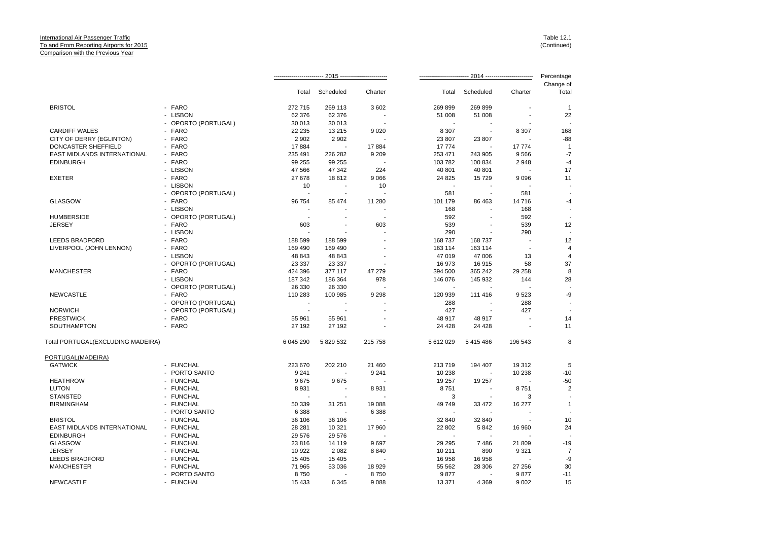International Air Passenger Traffic
To and From Reporting Airports for 2015
Comparison with the Previous Year

Table 12.1
(Continued)

| | | 2015 | | | 2014 | | | Percentage Change of |
|---|---|---|---|---|---|---|---|---|
| | | Total | Scheduled | Charter | Total | Scheduled | Charter | Total |
| BRISTOL | - FARO | 272 715 | 269 113 | 3 602 | 269 899 | 269 899 | - | 1 |
| | - LISBON | 62 376 | 62 376 | - | 51 008 | 51 008 | - | 22 |
| | - OPORTO (PORTUGAL) | 30 013 | 30 013 | - | - | - | - | - |
| CARDIFF WALES | - FARO | 22 235 | 13 215 | 9 020 | 8 307 | - | 8 307 | 168 |
| CITY OF DERRY (EGLINTON) | - FARO | 2 902 | 2 902 | - | 23 807 | 23 807 | - | -88 |
| DONCASTER SHEFFIELD | - FARO | 17 884 | - | 17 884 | 17 774 | - | 17 774 | 1 |
| EAST MIDLANDS INTERNATIONAL | - FARO | 235 491 | 226 282 | 9 209 | 253 471 | 243 905 | 9 566 | -7 |
| EDINBURGH | - FARO | 99 255 | 99 255 | - | 103 782 | 100 834 | 2 948 | -4 |
| | - LISBON | 47 566 | 47 342 | 224 | 40 801 | 40 801 | - | 17 |
| EXETER | - FARO | 27 678 | 18 612 | 9 066 | 24 825 | 15 729 | 9 096 | 11 |
| | - LISBON | 10 | - | 10 | - | - | - | - |
| | - OPORTO (PORTUGAL) | - | - | - | 581 | - | 581 | - |
| GLASGOW | - FARO | 96 754 | 85 474 | 11 280 | 101 179 | 86 463 | 14 716 | -4 |
| | - LISBON | - | - | - | 168 | - | 168 | - |
| HUMBERSIDE | - OPORTO (PORTUGAL) | - | - | - | 592 | - | 592 | - |
| JERSEY | - FARO | 603 | - | 603 | 539 | - | 539 | 12 |
| | - LISBON | - | - | - | 290 | - | 290 | - |
| LEEDS BRADFORD | - FARO | 188 599 | 188 599 | - | 168 737 | 168 737 | - | 12 |
| LIVERPOOL (JOHN LENNON) | - FARO | 169 490 | 169 490 | - | 163 114 | 163 114 | - | 4 |
| | - LISBON | 48 843 | 48 843 | - | 47 019 | 47 006 | 13 | 4 |
| | - OPORTO (PORTUGAL) | 23 337 | 23 337 | - | 16 973 | 16 915 | 58 | 37 |
| MANCHESTER | - FARO | 424 396 | 377 117 | 47 279 | 394 500 | 365 242 | 29 258 | 8 |
| | - LISBON | 187 342 | 186 364 | 978 | 146 076 | 145 932 | 144 | 28 |
| | - OPORTO (PORTUGAL) | 26 330 | 26 330 | - | - | - | - | - |
| NEWCASTLE | - FARO | 110 283 | 100 985 | 9 298 | 120 939 | 111 416 | 9 523 | -9 |
| | - OPORTO (PORTUGAL) | - | - | - | 288 | - | 288 | - |
| NORWICH | - OPORTO (PORTUGAL) | - | - | - | 427 | - | 427 | - |
| PRESTWICK | - FARO | 55 961 | 55 961 | - | 48 917 | 48 917 | - | 14 |
| SOUTHAMPTON | - FARO | 27 192 | 27 192 | - | 24 428 | 24 428 | - | 11 |
| Total PORTUGAL(EXCLUDING MADEIRA) | | 6 045 290 | 5 829 532 | 215 758 | 5 612 029 | 5 415 486 | 196 543 | 8 |
| PORTUGAL(MADEIRA) | | | | | | | | |
| GATWICK | - FUNCHAL | 223 670 | 202 210 | 21 460 | 213 719 | 194 407 | 19 312 | 5 |
| | - PORTO SANTO | 9 241 | - | 9 241 | 10 238 | - | 10 238 | -10 |
| HEATHROW | - FUNCHAL | 9 675 | 9 675 | - | 19 257 | 19 257 | - | -50 |
| LUTON | - FUNCHAL | 8 931 | - | 8 931 | 8 751 | - | 8 751 | 2 |
| STANSTED | - FUNCHAL | - | - | - | 3 | - | 3 | - |
| BIRMINGHAM | - FUNCHAL | 50 339 | 31 251 | 19 088 | 49 749 | 33 472 | 16 277 | 1 |
| | - PORTO SANTO | 6 388 | - | 6 388 | - | - | - | - |
| BRISTOL | - FUNCHAL | 36 106 | 36 106 | - | 32 840 | 32 840 | - | 10 |
| EAST MIDLANDS INTERNATIONAL | - FUNCHAL | 28 281 | 10 321 | 17 960 | 22 802 | 5 842 | 16 960 | 24 |
| EDINBURGH | - FUNCHAL | 29 576 | 29 576 | - | - | - | - | - |
| GLASGOW | - FUNCHAL | 23 816 | 14 119 | 9 697 | 29 295 | 7 486 | 21 809 | -19 |
| JERSEY | - FUNCHAL | 10 922 | 2 082 | 8 840 | 10 211 | 890 | 9 321 | 7 |
| LEEDS BRADFORD | - FUNCHAL | 15 405 | 15 405 | - | 16 958 | 16 958 | - | -9 |
| MANCHESTER | - FUNCHAL | 71 965 | 53 036 | 18 929 | 55 562 | 28 306 | 27 256 | 30 |
| | - PORTO SANTO | 8 750 | - | 8 750 | 9 877 | - | 9 877 | -11 |
| NEWCASTLE | - FUNCHAL | 15 433 | 6 345 | 9 088 | 13 371 | 4 369 | 9 002 | 15 |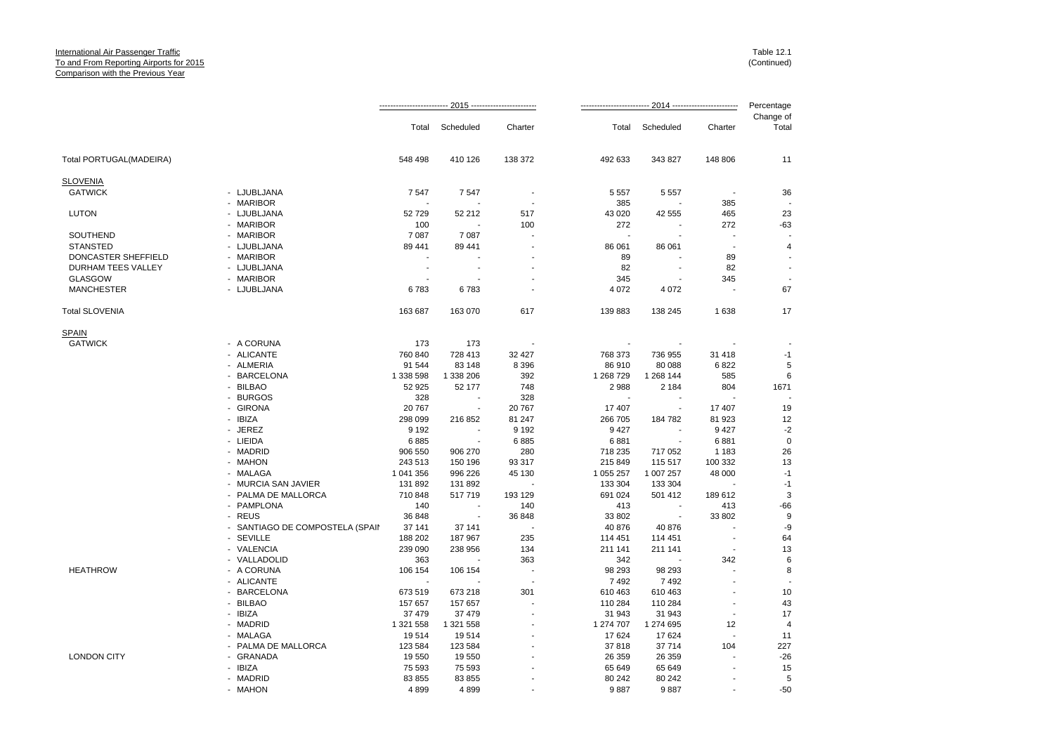International Air Passenger Traffic
To and From Reporting Airports for 2015
Comparison with the Previous Year

Table 12.1
(Continued)

| | | 2015 | | | 2014 | | | Percentage |
|---|---|---|---|---|---|---|---|---|
| | | Total | Scheduled | Charter | Total | Scheduled | Charter | Change of Total |
| Total PORTUGAL(MADEIRA) | | 548 498 | 410 126 | 138 372 | 492 633 | 343 827 | 148 806 | 11 |
| SLOVENIA | | | | | | | | |
| GATWICK | - LJUBLJANA | 7 547 | 7 547 | - | 5 557 | 5 557 | - | 36 |
| | - MARIBOR | - | - | - | 385 | - | 385 | - |
| LUTON | - LJUBLJANA | 52 729 | 52 212 | 517 | 43 020 | 42 555 | 465 | 23 |
| | - MARIBOR | 100 | - | 100 | 272 | - | 272 | -63 |
| SOUTHEND | - MARIBOR | 7 087 | 7 087 | - | - | - | - | - |
| STANSTED | - LJUBLJANA | 89 441 | 89 441 | - | 86 061 | 86 061 | - | 4 |
| DONCASTER SHEFFIELD | - MARIBOR | - | - | - | 89 | - | 89 | - |
| DURHAM TEES VALLEY | - LJUBLJANA | - | - | - | 82 | - | 82 | - |
| GLASGOW | - MARIBOR | - | - | - | 345 | - | 345 | - |
| MANCHESTER | - LJUBLJANA | 6 783 | 6 783 | - | 4 072 | 4 072 | - | 67 |
| Total SLOVENIA | | 163 687 | 163 070 | 617 | 139 883 | 138 245 | 1 638 | 17 |
| SPAIN | | | | | | | | |
| GATWICK | - A CORUNA | 173 | 173 | - | - | - | - | - |
| | - ALICANTE | 760 840 | 728 413 | 32 427 | 768 373 | 736 955 | 31 418 | -1 |
| | - ALMERIA | 91 544 | 83 148 | 8 396 | 86 910 | 80 088 | 6 822 | 5 |
| | - BARCELONA | 1 338 598 | 1 338 206 | 392 | 1 268 729 | 1 268 144 | 585 | 6 |
| | - BILBAO | 52 925 | 52 177 | 748 | 2 988 | 2 184 | 804 | 1671 |
| | - BURGOS | 328 | - | 328 | - | - | - | - |
| | - GIRONA | 20 767 | - | 20 767 | 17 407 | - | 17 407 | 19 |
| | - IBIZA | 298 099 | 216 852 | 81 247 | 266 705 | 184 782 | 81 923 | 12 |
| | - JEREZ | 9 192 | - | 9 192 | 9 427 | - | 9 427 | -2 |
| | - LIEIDA | 6 885 | - | 6 885 | 6 881 | - | 6 881 | 0 |
| | - MADRID | 906 550 | 906 270 | 280 | 718 235 | 717 052 | 1 183 | 26 |
| | - MAHON | 243 513 | 150 196 | 93 317 | 215 849 | 115 517 | 100 332 | 13 |
| | - MALAGA | 1 041 356 | 996 226 | 45 130 | 1 055 257 | 1 007 257 | 48 000 | -1 |
| | - MURCIA SAN JAVIER | 131 892 | 131 892 | - | 133 304 | 133 304 | - | -1 |
| | - PALMA DE MALLORCA | 710 848 | 517 719 | 193 129 | 691 024 | 501 412 | 189 612 | 3 |
| | - PAMPLONA | 140 | - | 140 | 413 | - | 413 | -66 |
| | - REUS | 36 848 | - | 36 848 | 33 802 | - | 33 802 | 9 |
| | - SANTIAGO DE COMPOSTELA (SPAIN | 37 141 | 37 141 | - | 40 876 | 40 876 | - | -9 |
| | - SEVILLE | 188 202 | 187 967 | 235 | 114 451 | 114 451 | - | 64 |
| | - VALENCIA | 239 090 | 238 956 | 134 | 211 141 | 211 141 | - | 13 |
| | - VALLADOLID | 363 | - | 363 | 342 | - | 342 | 6 |
| HEATHROW | - A CORUNA | 106 154 | 106 154 | - | 98 293 | 98 293 | - | 8 |
| | - ALICANTE | - | - | - | 7 492 | 7 492 | - | - |
| | - BARCELONA | 673 519 | 673 218 | 301 | 610 463 | 610 463 | - | 10 |
| | - BILBAO | 157 657 | 157 657 | - | 110 284 | 110 284 | - | 43 |
| | - IBIZA | 37 479 | 37 479 | - | 31 943 | 31 943 | - | 17 |
| | - MADRID | 1 321 558 | 1 321 558 | - | 1 274 707 | 1 274 695 | 12 | 4 |
| | - MALAGA | 19 514 | 19 514 | - | 17 624 | 17 624 | - | 11 |
| | - PALMA DE MALLORCA | 123 584 | 123 584 | - | 37 818 | 37 714 | 104 | 227 |
| LONDON CITY | - GRANADA | 19 550 | 19 550 | - | 26 359 | 26 359 | - | -26 |
| | - IBIZA | 75 593 | 75 593 | - | 65 649 | 65 649 | - | 15 |
| | - MADRID | 83 855 | 83 855 | - | 80 242 | 80 242 | - | 5 |
| | - MAHON | 4 899 | 4 899 | - | 9 887 | 9 887 | - | -50 |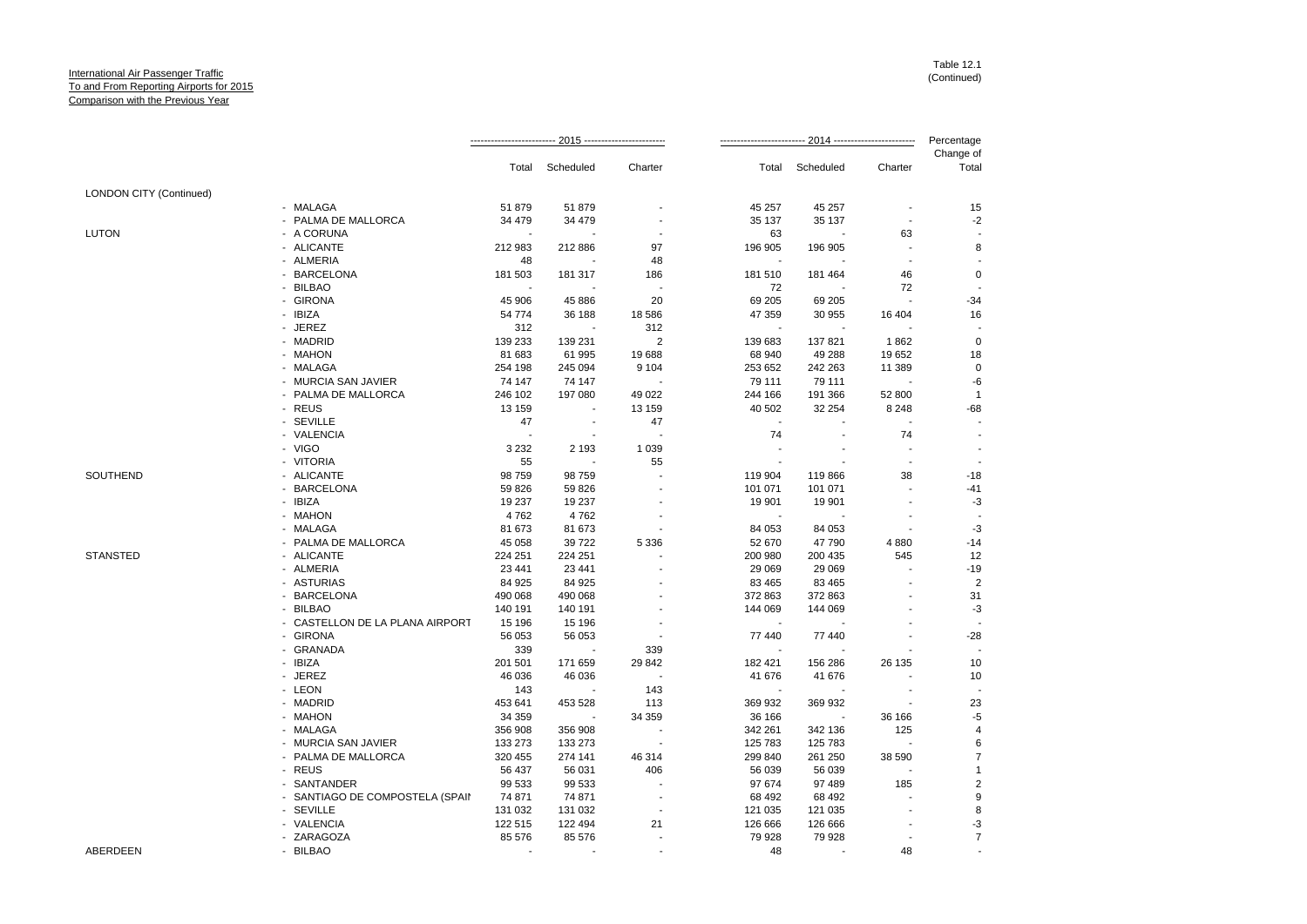International Air Passenger Traffic
To and From Reporting Airports for 2015
Comparison with the Previous Year

Table 12.1
(Continued)

| | | 2015 | | | 2014 | | | Percentage |
|---|---|---|---|---|---|---|---|---|
| | | Total | Scheduled | Charter | Total | Scheduled | Charter | Change of Total |
| LONDON CITY (Continued) | | | | | | | | |
| | - MALAGA | 51 879 | 51 879 | - | 45 257 | 45 257 | - | 15 |
| | - PALMA DE MALLORCA | 34 479 | 34 479 | - | 35 137 | 35 137 | - | -2 |
| LUTON | - A CORUNA | - | - | - | 63 | - | 63 | - |
| | - ALICANTE | 212 983 | 212 886 | 97 | 196 905 | 196 905 | - | 8 |
| | - ALMERIA | 48 | - | 48 | - | - | - | - |
| | - BARCELONA | 181 503 | 181 317 | 186 | 181 510 | 181 464 | 46 | 0 |
| | - BILBAO | - | - | - | 72 | - | 72 | - |
| | - GIRONA | 45 906 | 45 886 | 20 | 69 205 | 69 205 | - | -34 |
| | - IBIZA | 54 774 | 36 188 | 18 586 | 47 359 | 30 955 | 16 404 | 16 |
| | - JEREZ | 312 | - | 312 | - | - | - | - |
| | - MADRID | 139 233 | 139 231 | 2 | 139 683 | 137 821 | 1 862 | 0 |
| | - MAHON | 81 683 | 61 995 | 19 688 | 68 940 | 49 288 | 19 652 | 18 |
| | - MALAGA | 254 198 | 245 094 | 9 104 | 253 652 | 242 263 | 11 389 | 0 |
| | - MURCIA SAN JAVIER | 74 147 | 74 147 | - | 79 111 | 79 111 | - | -6 |
| | - PALMA DE MALLORCA | 246 102 | 197 080 | 49 022 | 244 166 | 191 366 | 52 800 | 1 |
| | - REUS | 13 159 | - | 13 159 | 40 502 | 32 254 | 8 248 | -68 |
| | - SEVILLE | 47 | - | 47 | - | - | - | - |
| | - VALENCIA | - | - | - | 74 | - | 74 | - |
| | - VIGO | 3 232 | 2 193 | 1 039 | - | - | - | - |
| | - VITORIA | 55 | - | 55 | - | - | - | - |
| SOUTHEND | - ALICANTE | 98 759 | 98 759 | - | 119 904 | 119 866 | 38 | -18 |
| | - BARCELONA | 59 826 | 59 826 | - | 101 071 | 101 071 | - | -41 |
| | - IBIZA | 19 237 | 19 237 | - | 19 901 | 19 901 | - | -3 |
| | - MAHON | 4 762 | 4 762 | - | - | - | - | - |
| | - MALAGA | 81 673 | 81 673 | - | 84 053 | 84 053 | - | -3 |
| | - PALMA DE MALLORCA | 45 058 | 39 722 | 5 336 | 52 670 | 47 790 | 4 880 | -14 |
| STANSTED | - ALICANTE | 224 251 | 224 251 | - | 200 980 | 200 435 | 545 | 12 |
| | - ALMERIA | 23 441 | 23 441 | - | 29 069 | 29 069 | - | -19 |
| | - ASTURIAS | 84 925 | 84 925 | - | 83 465 | 83 465 | - | 2 |
| | - BARCELONA | 490 068 | 490 068 | - | 372 863 | 372 863 | - | 31 |
| | - BILBAO | 140 191 | 140 191 | - | 144 069 | 144 069 | - | -3 |
| | - CASTELLON DE LA PLANA AIRPORT | 15 196 | 15 196 | - | - | - | - | - |
| | - GIRONA | 56 053 | 56 053 | - | 77 440 | 77 440 | - | -28 |
| | - GRANADA | 339 | - | 339 | - | - | - | - |
| | - IBIZA | 201 501 | 171 659 | 29 842 | 182 421 | 156 286 | 26 135 | 10 |
| | - JEREZ | 46 036 | 46 036 | - | 41 676 | 41 676 | - | 10 |
| | - LEON | 143 | - | 143 | - | - | - | - |
| | - MADRID | 453 641 | 453 528 | 113 | 369 932 | 369 932 | - | 23 |
| | - MAHON | 34 359 | - | 34 359 | 36 166 | - | 36 166 | -5 |
| | - MALAGA | 356 908 | 356 908 | - | 342 261 | 342 136 | 125 | 4 |
| | - MURCIA SAN JAVIER | 133 273 | 133 273 | - | 125 783 | 125 783 | - | 6 |
| | - PALMA DE MALLORCA | 320 455 | 274 141 | 46 314 | 299 840 | 261 250 | 38 590 | 7 |
| | - REUS | 56 437 | 56 031 | 406 | 56 039 | 56 039 | - | 1 |
| | - SANTANDER | 99 533 | 99 533 | - | 97 674 | 97 489 | 185 | 2 |
| | - SANTIAGO DE COMPOSTELA (SPAIN | 74 871 | 74 871 | - | 68 492 | 68 492 | - | 9 |
| | - SEVILLE | 131 032 | 131 032 | - | 121 035 | 121 035 | - | 8 |
| | - VALENCIA | 122 515 | 122 494 | 21 | 126 666 | 126 666 | - | -3 |
| | - ZARAGOZA | 85 576 | 85 576 | - | 79 928 | 79 928 | - | 7 |
| ABERDEEN | - BILBAO | - | - | - | 48 | - | 48 | - |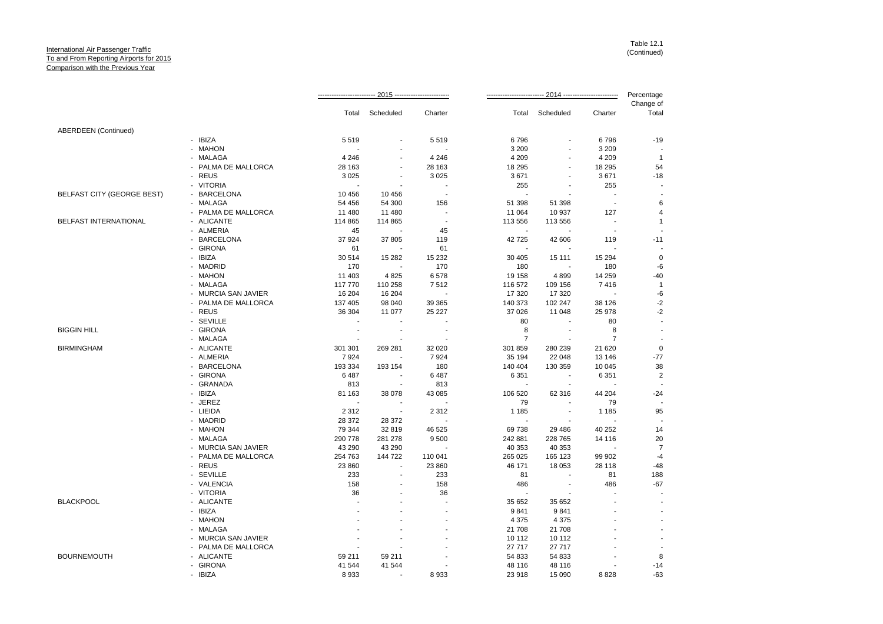International Air Passenger Traffic
To and From Reporting Airports for 2015
Comparison with the Previous Year

Table 12.1
(Continued)

| | | 2015 | | | 2014 | | | Percentage Change of |
|---|---|---|---|---|---|---|---|---|
| | | Total | Scheduled | Charter | Total | Scheduled | Charter | Total |
| ABERDEEN (Continued) | | | | | | | | |
| | - IBIZA | 5 519 | - | 5 519 | 6 796 | - | 6 796 | -19 |
| | - MAHON | - | - | - | 3 209 | - | 3 209 | - |
| | - MALAGA | 4 246 | - | 4 246 | 4 209 | - | 4 209 | 1 |
| | - PALMA DE MALLORCA | 28 163 | - | 28 163 | 18 295 | - | 18 295 | 54 |
| | - REUS | 3 025 | - | 3 025 | 3 671 | - | 3 671 | -18 |
| | - VITORIA | - | - | - | 255 | - | 255 | - |
| BELFAST CITY (GEORGE BEST) | - BARCELONA | 10 456 | 10 456 | - | - | - | - | - |
| | - MALAGA | 54 456 | 54 300 | 156 | 51 398 | 51 398 | - | 6 |
| | - PALMA DE MALLORCA | 11 480 | 11 480 | - | 11 064 | 10 937 | 127 | 4 |
| BELFAST INTERNATIONAL | - ALICANTE | 114 865 | 114 865 | - | 113 556 | 113 556 | - | 1 |
| | - ALMERIA | 45 | - | 45 | - | - | - | - |
| | - BARCELONA | 37 924 | 37 805 | 119 | 42 725 | 42 606 | 119 | -11 |
| | - GIRONA | 61 | - | 61 | - | - | - | - |
| | - IBIZA | 30 514 | 15 282 | 15 232 | 30 405 | 15 111 | 15 294 | 0 |
| | - MADRID | 170 | - | 170 | 180 | - | 180 | -6 |
| | - MAHON | 11 403 | 4 825 | 6 578 | 19 158 | 4 899 | 14 259 | -40 |
| | - MALAGA | 117 770 | 110 258 | 7 512 | 116 572 | 109 156 | 7 416 | 1 |
| | - MURCIA SAN JAVIER | 16 204 | 16 204 | - | 17 320 | 17 320 | - | -6 |
| | - PALMA DE MALLORCA | 137 405 | 98 040 | 39 365 | 140 373 | 102 247 | 38 126 | -2 |
| | - REUS | 36 304 | 11 077 | 25 227 | 37 026 | 11 048 | 25 978 | -2 |
| | - SEVILLE | - | - | - | 80 | - | 80 | - |
| BIGGIN HILL | - GIRONA | - | - | - | 8 | - | 8 | - |
| | - MALAGA | - | - | - | 7 | - | 7 | - |
| BIRMINGHAM | - ALICANTE | 301 301 | 269 281 | 32 020 | 301 859 | 280 239 | 21 620 | 0 |
| | - ALMERIA | 7 924 | - | 7 924 | 35 194 | 22 048 | 13 146 | -77 |
| | - BARCELONA | 193 334 | 193 154 | 180 | 140 404 | 130 359 | 10 045 | 38 |
| | - GIRONA | 6 487 | - | 6 487 | 6 351 | - | 6 351 | 2 |
| | - GRANADA | 813 | - | 813 | - | - | - | - |
| | - IBIZA | 81 163 | 38 078 | 43 085 | 106 520 | 62 316 | 44 204 | -24 |
| | - JEREZ | - | - | - | 79 | - | 79 | - |
| | - LIEIDA | 2 312 | - | 2 312 | 1 185 | - | 1 185 | 95 |
| | - MADRID | 28 372 | 28 372 | - | - | - | - | - |
| | - MAHON | 79 344 | 32 819 | 46 525 | 69 738 | 29 486 | 40 252 | 14 |
| | - MALAGA | 290 778 | 281 278 | 9 500 | 242 881 | 228 765 | 14 116 | 20 |
| | - MURCIA SAN JAVIER | 43 290 | 43 290 | - | 40 353 | 40 353 | - | 7 |
| | - PALMA DE MALLORCA | 254 763 | 144 722 | 110 041 | 265 025 | 165 123 | 99 902 | -4 |
| | - REUS | 23 860 | - | 23 860 | 46 171 | 18 053 | 28 118 | -48 |
| | - SEVILLE | 233 | - | 233 | 81 | - | 81 | 188 |
| | - VALENCIA | 158 | - | 158 | 486 | - | 486 | -67 |
| | - VITORIA | 36 | - | 36 | - | - | - | - |
| BLACKPOOL | - ALICANTE | - | - | - | 35 652 | 35 652 | - | - |
| | - IBIZA | - | - | - | 9 841 | 9 841 | - | - |
| | - MAHON | - | - | - | 4 375 | 4 375 | - | - |
| | - MALAGA | - | - | - | 21 708 | 21 708 | - | - |
| | - MURCIA SAN JAVIER | - | - | - | 10 112 | 10 112 | - | - |
| | - PALMA DE MALLORCA | - | - | - | 27 717 | 27 717 | - | - |
| BOURNEMOUTH | - ALICANTE | 59 211 | 59 211 | - | 54 833 | 54 833 | - | 8 |
| | - GIRONA | 41 544 | 41 544 | - | 48 116 | 48 116 | - | -14 |
| | - IBIZA | 8 933 | - | 8 933 | 23 918 | 15 090 | 8 828 | -63 |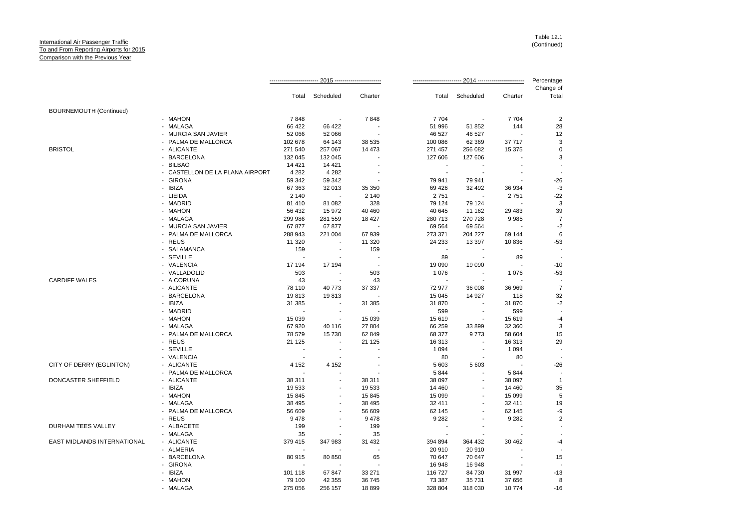International Air Passenger Traffic
To and From Reporting Airports for 2015
Comparison with the Previous Year

Table 12.1
(Continued)

| | | 2015 | | | 2014 | | | Percentage Change of |
|---|---|---|---|---|---|---|---|---|
| | | Total | Scheduled | Charter | Total | Scheduled | Charter | Total |
| BOURNEMOUTH (Continued) | | | | | | | | |
| | - MAHON | 7 848 | - | 7 848 | 7 704 | - | 7 704 | 2 |
| | - MALAGA | 66 422 | 66 422 | - | 51 996 | 51 852 | 144 | 28 |
| | - MURCIA SAN JAVIER | 52 066 | 52 066 | - | 46 527 | 46 527 | - | 12 |
| | - PALMA DE MALLORCA | 102 678 | 64 143 | 38 535 | 100 086 | 62 369 | 37 717 | 3 |
| BRISTOL | - ALICANTE | 271 540 | 257 067 | 14 473 | 271 457 | 256 082 | 15 375 | 0 |
| | - BARCELONA | 132 045 | 132 045 | - | 127 606 | 127 606 | - | 3 |
| | - BILBAO | 14 421 | 14 421 | - | - | - | - | - |
| | - CASTELLON DE LA PLANA AIRPORT | 4 282 | 4 282 | - | - | - | - | - |
| | - GIRONA | 59 342 | 59 342 | - | 79 941 | 79 941 | - | -26 |
| | - IBIZA | 67 363 | 32 013 | 35 350 | 69 426 | 32 492 | 36 934 | -3 |
| | - LIEIDA | 2 140 | - | 2 140 | 2 751 | - | 2 751 | -22 |
| | - MADRID | 81 410 | 81 082 | 328 | 79 124 | 79 124 | - | 3 |
| | - MAHON | 56 432 | 15 972 | 40 460 | 40 645 | 11 162 | 29 483 | 39 |
| | - MALAGA | 299 986 | 281 559 | 18 427 | 280 713 | 270 728 | 9 985 | 7 |
| | - MURCIA SAN JAVIER | 67 877 | 67 877 | - | 69 564 | 69 564 | - | -2 |
| | - PALMA DE MALLORCA | 288 943 | 221 004 | 67 939 | 273 371 | 204 227 | 69 144 | 6 |
| | - REUS | 11 320 | - | 11 320 | 24 233 | 13 397 | 10 836 | -53 |
| | - SALAMANCA | 159 | - | 159 | - | - | - | - |
| | - SEVILLE | - | - | - | 89 | - | 89 | - |
| | - VALENCIA | 17 194 | 17 194 | - | 19 090 | 19 090 | - | -10 |
| | - VALLADOLID | 503 | - | 503 | 1 076 | - | 1 076 | -53 |
| CARDIFF WALES | - A CORUNA | 43 | - | 43 | - | - | - | - |
| | - ALICANTE | 78 110 | 40 773 | 37 337 | 72 977 | 36 008 | 36 969 | 7 |
| | - BARCELONA | 19 813 | 19 813 | - | 15 045 | 14 927 | 118 | 32 |
| | - IBIZA | 31 385 | - | 31 385 | 31 870 | - | 31 870 | -2 |
| | - MADRID | - | - | - | 599 | - | 599 | - |
| | - MAHON | 15 039 | - | 15 039 | 15 619 | - | 15 619 | -4 |
| | - MALAGA | 67 920 | 40 116 | 27 804 | 66 259 | 33 899 | 32 360 | 3 |
| | - PALMA DE MALLORCA | 78 579 | 15 730 | 62 849 | 68 377 | 9 773 | 58 604 | 15 |
| | - REUS | 21 125 | - | 21 125 | 16 313 | - | 16 313 | 29 |
| | - SEVILLE | - | - | - | 1 094 | - | 1 094 | - |
| | - VALENCIA | - | - | - | 80 | - | 80 | - |
| CITY OF DERRY (EGLINTON) | - ALICANTE | 4 152 | 4 152 | - | 5 603 | 5 603 | - | -26 |
| | - PALMA DE MALLORCA | - | - | - | 5 844 | - | 5 844 | - |
| DONCASTER SHEFFIELD | - ALICANTE | 38 311 | - | 38 311 | 38 097 | - | 38 097 | 1 |
| | - IBIZA | 19 533 | - | 19 533 | 14 460 | - | 14 460 | 35 |
| | - MAHON | 15 845 | - | 15 845 | 15 099 | - | 15 099 | 5 |
| | - MALAGA | 38 495 | - | 38 495 | 32 411 | - | 32 411 | 19 |
| | - PALMA DE MALLORCA | 56 609 | - | 56 609 | 62 145 | - | 62 145 | -9 |
| | - REUS | 9 478 | - | 9 478 | 9 282 | - | 9 282 | 2 |
| DURHAM TEES VALLEY | - ALBACETE | 199 | - | 199 | - | - | - | - |
| | - MALAGA | 35 | - | 35 | - | - | - | - |
| EAST MIDLANDS INTERNATIONAL | - ALICANTE | 379 415 | 347 983 | 31 432 | 394 894 | 364 432 | 30 462 | -4 |
| | - ALMERIA | - | - | - | 20 910 | 20 910 | - | - |
| | - BARCELONA | 80 915 | 80 850 | 65 | 70 647 | 70 647 | - | 15 |
| | - GIRONA | - | - | - | 16 948 | 16 948 | - | - |
| | - IBIZA | 101 118 | 67 847 | 33 271 | 116 727 | 84 730 | 31 997 | -13 |
| | - MAHON | 79 100 | 42 355 | 36 745 | 73 387 | 35 731 | 37 656 | 8 |
| | - MALAGA | 275 056 | 256 157 | 18 899 | 328 804 | 318 030 | 10 774 | -16 |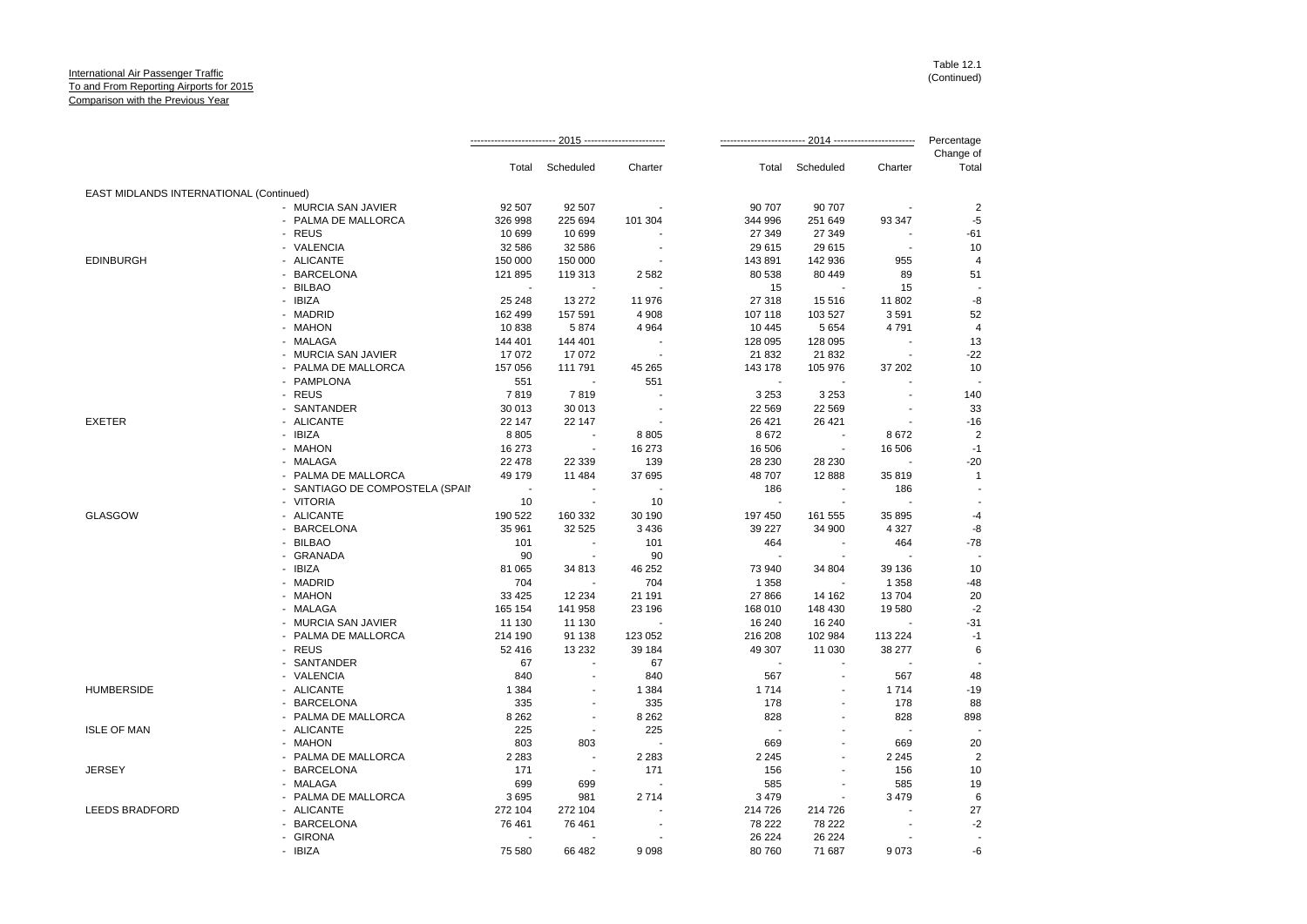International Air Passenger Traffic
To and From Reporting Airports for 2015
Comparison with the Previous Year

Table 12.1
(Continued)

| | | 2015 | | | 2014 | | | Percentage |
|---|---|---|---|---|---|---|---|---|
| | | Total | Scheduled | Charter | Total | Scheduled | Charter | Change of Total |
| EAST MIDLANDS INTERNATIONAL (Continued) | | | | | | | | |
| | - MURCIA SAN JAVIER | 92 507 | 92 507 | - | 90 707 | 90 707 | - | 2 |
| | - PALMA DE MALLORCA | 326 998 | 225 694 | 101 304 | 344 996 | 251 649 | 93 347 | -5 |
| | - REUS | 10 699 | 10 699 | - | 27 349 | 27 349 | - | -61 |
| | - VALENCIA | 32 586 | 32 586 | - | 29 615 | 29 615 | - | 10 |
| EDINBURGH | - ALICANTE | 150 000 | 150 000 | - | 143 891 | 142 936 | 955 | 4 |
| | - BARCELONA | 121 895 | 119 313 | 2 582 | 80 538 | 80 449 | 89 | 51 |
| | - BILBAO | - | - | - | 15 | - | 15 | - |
| | - IBIZA | 25 248 | 13 272 | 11 976 | 27 318 | 15 516 | 11 802 | -8 |
| | - MADRID | 162 499 | 157 591 | 4 908 | 107 118 | 103 527 | 3 591 | 52 |
| | - MAHON | 10 838 | 5 874 | 4 964 | 10 445 | 5 654 | 4 791 | 4 |
| | - MALAGA | 144 401 | 144 401 | - | 128 095 | 128 095 | - | 13 |
| | - MURCIA SAN JAVIER | 17 072 | 17 072 | - | 21 832 | 21 832 | - | -22 |
| | - PALMA DE MALLORCA | 157 056 | 111 791 | 45 265 | 143 178 | 105 976 | 37 202 | 10 |
| | - PAMPLONA | 551 | - | 551 | - | - | - | - |
| | - REUS | 7 819 | 7 819 | - | 3 253 | 3 253 | - | 140 |
| | - SANTANDER | 30 013 | 30 013 | - | 22 569 | 22 569 | - | 33 |
| EXETER | - ALICANTE | 22 147 | 22 147 | - | 26 421 | 26 421 | - | -16 |
| | - IBIZA | 8 805 | - | 8 805 | 8 672 | - | 8 672 | 2 |
| | - MAHON | 16 273 | - | 16 273 | 16 506 | - | 16 506 | -1 |
| | - MALAGA | 22 478 | 22 339 | 139 | 28 230 | 28 230 | - | -20 |
| | - PALMA DE MALLORCA | 49 179 | 11 484 | 37 695 | 48 707 | 12 888 | 35 819 | 1 |
| | - SANTIAGO DE COMPOSTELA (SPAIN | - | - | - | 186 | - | 186 | - |
| | - VITORIA | 10 | - | 10 | - | - | - | - |
| GLASGOW | - ALICANTE | 190 522 | 160 332 | 30 190 | 197 450 | 161 555 | 35 895 | -4 |
| | - BARCELONA | 35 961 | 32 525 | 3 436 | 39 227 | 34 900 | 4 327 | -8 |
| | - BILBAO | 101 | - | 101 | 464 | - | 464 | -78 |
| | - GRANADA | 90 | - | 90 | - | - | - | - |
| | - IBIZA | 81 065 | 34 813 | 46 252 | 73 940 | 34 804 | 39 136 | 10 |
| | - MADRID | 704 | - | 704 | 1 358 | - | 1 358 | -48 |
| | - MAHON | 33 425 | 12 234 | 21 191 | 27 866 | 14 162 | 13 704 | 20 |
| | - MALAGA | 165 154 | 141 958 | 23 196 | 168 010 | 148 430 | 19 580 | -2 |
| | - MURCIA SAN JAVIER | 11 130 | 11 130 | - | 16 240 | 16 240 | - | -31 |
| | - PALMA DE MALLORCA | 214 190 | 91 138 | 123 052 | 216 208 | 102 984 | 113 224 | -1 |
| | - REUS | 52 416 | 13 232 | 39 184 | 49 307 | 11 030 | 38 277 | 6 |
| | - SANTANDER | 67 | - | 67 | - | - | - | - |
| | - VALENCIA | 840 | - | 840 | 567 | - | 567 | 48 |
| HUMBERSIDE | - ALICANTE | 1 384 | - | 1 384 | 1 714 | - | 1 714 | -19 |
| | - BARCELONA | 335 | - | 335 | 178 | - | 178 | 88 |
| | - PALMA DE MALLORCA | 8 262 | - | 8 262 | 828 | - | 828 | 898 |
| ISLE OF MAN | - ALICANTE | 225 | - | 225 | - | - | - | - |
| | - MAHON | 803 | 803 | - | 669 | - | 669 | 20 |
| | - PALMA DE MALLORCA | 2 283 | - | 2 283 | 2 245 | - | 2 245 | 2 |
| JERSEY | - BARCELONA | 171 | - | 171 | 156 | - | 156 | 10 |
| | - MALAGA | 699 | 699 | - | 585 | - | 585 | 19 |
| | - PALMA DE MALLORCA | 3 695 | 981 | 2 714 | 3 479 | - | 3 479 | 6 |
| LEEDS BRADFORD | - ALICANTE | 272 104 | 272 104 | - | 214 726 | 214 726 | - | 27 |
| | - BARCELONA | 76 461 | 76 461 | - | 78 222 | 78 222 | - | -2 |
| | - GIRONA | - | - | - | 26 224 | 26 224 | - | - |
| | - IBIZA | 75 580 | 66 482 | 9 098 | 80 760 | 71 687 | 9 073 | -6 |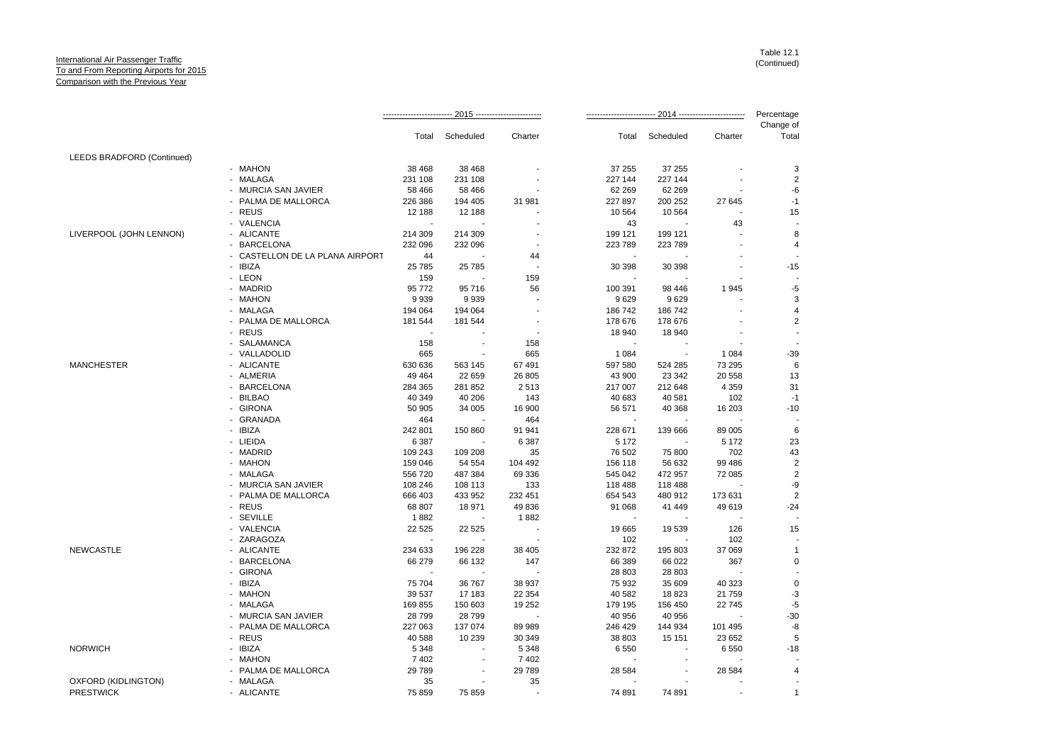International Air Passenger Traffic
To and From Reporting Airports for 2015
Comparison with the Previous Year

Table 12.1
(Continued)

| | | 2015 | | | 2014 | | | Percentage |
|---|---|---|---|---|---|---|---|---|
| | | Total | Scheduled | Charter | Total | Scheduled | Charter | Change of Total |
| LEEDS BRADFORD (Continued) | | | | | | | | |
| | - MAHON | 38 468 | 38 468 | - | 37 255 | 37 255 | - | 3 |
| | - MALAGA | 231 108 | 231 108 | - | 227 144 | 227 144 | - | 2 |
| | - MURCIA SAN JAVIER | 58 466 | 58 466 | - | 62 269 | 62 269 | - | -6 |
| | - PALMA DE MALLORCA | 226 386 | 194 405 | 31 981 | 227 897 | 200 252 | 27 645 | -1 |
| | - REUS | 12 188 | 12 188 | - | 10 564 | 10 564 | - | 15 |
| | - VALENCIA | - | - | - | 43 | - | 43 | - |
| LIVERPOOL (JOHN LENNON) | - ALICANTE | 214 309 | 214 309 | - | 199 121 | 199 121 | - | 8 |
| | - BARCELONA | 232 096 | 232 096 | - | 223 789 | 223 789 | - | 4 |
| | - CASTELLON DE LA PLANA AIRPORT | 44 | - | 44 | - | - | - | - |
| | - IBIZA | 25 785 | 25 785 | - | 30 398 | 30 398 | - | -15 |
| | - LEON | 159 | - | 159 | - | - | - | - |
| | - MADRID | 95 772 | 95 716 | 56 | 100 391 | 98 446 | 1 945 | -5 |
| | - MAHON | 9 939 | 9 939 | - | 9 629 | 9 629 | - | 3 |
| | - MALAGA | 194 064 | 194 064 | - | 186 742 | 186 742 | - | 4 |
| | - PALMA DE MALLORCA | 181 544 | 181 544 | - | 178 676 | 178 676 | - | 2 |
| | - REUS | - | - | - | 18 940 | 18 940 | - | - |
| | - SALAMANCA | 158 | - | 158 | - | - | - | - |
| | - VALLADOLID | 665 | - | 665 | 1 084 | - | 1 084 | -39 |
| MANCHESTER | - ALICANTE | 630 636 | 563 145 | 67 491 | 597 580 | 524 285 | 73 295 | 6 |
| | - ALMERIA | 49 464 | 22 659 | 26 805 | 43 900 | 23 342 | 20 558 | 13 |
| | - BARCELONA | 284 365 | 281 852 | 2 513 | 217 007 | 212 648 | 4 359 | 31 |
| | - BILBAO | 40 349 | 40 206 | 143 | 40 683 | 40 581 | 102 | -1 |
| | - GIRONA | 50 905 | 34 005 | 16 900 | 56 571 | 40 368 | 16 203 | -10 |
| | - GRANADA | 464 | - | 464 | - | - | - | - |
| | - IBIZA | 242 801 | 150 860 | 91 941 | 228 671 | 139 666 | 89 005 | 6 |
| | - LIEIDA | 6 387 | - | 6 387 | 5 172 | - | 5 172 | 23 |
| | - MADRID | 109 243 | 109 208 | 35 | 76 502 | 75 800 | 702 | 43 |
| | - MAHON | 159 046 | 54 554 | 104 492 | 156 118 | 56 632 | 99 486 | 2 |
| | - MALAGA | 556 720 | 487 384 | 69 336 | 545 042 | 472 957 | 72 085 | 2 |
| | - MURCIA SAN JAVIER | 108 246 | 108 113 | 133 | 118 488 | 118 488 | - | -9 |
| | - PALMA DE MALLORCA | 666 403 | 433 952 | 232 451 | 654 543 | 480 912 | 173 631 | 2 |
| | - REUS | 68 807 | 18 971 | 49 836 | 91 068 | 41 449 | 49 619 | -24 |
| | - SEVILLE | 1 882 | - | 1 882 | - | - | - | - |
| | - VALENCIA | 22 525 | 22 525 | - | 19 665 | 19 539 | 126 | 15 |
| | - ZARAGOZA | - | - | - | 102 | - | 102 | - |
| NEWCASTLE | - ALICANTE | 234 633 | 196 228 | 38 405 | 232 872 | 195 803 | 37 069 | 1 |
| | - BARCELONA | 66 279 | 66 132 | 147 | 66 389 | 66 022 | 367 | 0 |
| | - GIRONA | - | - | - | 28 803 | 28 803 | - | - |
| | - IBIZA | 75 704 | 36 767 | 38 937 | 75 932 | 35 609 | 40 323 | 0 |
| | - MAHON | 39 537 | 17 183 | 22 354 | 40 582 | 18 823 | 21 759 | -3 |
| | - MALAGA | 169 855 | 150 603 | 19 252 | 179 195 | 156 450 | 22 745 | -5 |
| | - MURCIA SAN JAVIER | 28 799 | 28 799 | - | 40 956 | 40 956 | - | -30 |
| | - PALMA DE MALLORCA | 227 063 | 137 074 | 89 989 | 246 429 | 144 934 | 101 495 | -8 |
| | - REUS | 40 588 | 10 239 | 30 349 | 38 803 | 15 151 | 23 652 | 5 |
| NORWICH | - IBIZA | 5 348 | - | 5 348 | 6 550 | - | 6 550 | -18 |
| | - MAHON | 7 402 | - | 7 402 | - | - | - | - |
| | - PALMA DE MALLORCA | 29 789 | - | 29 789 | 28 584 | - | 28 584 | 4 |
| OXFORD (KIDLINGTON) | - MALAGA | 35 | - | 35 | - | - | - | - |
| PRESTWICK | - ALICANTE | 75 859 | 75 859 | - | 74 891 | 74 891 | - | 1 |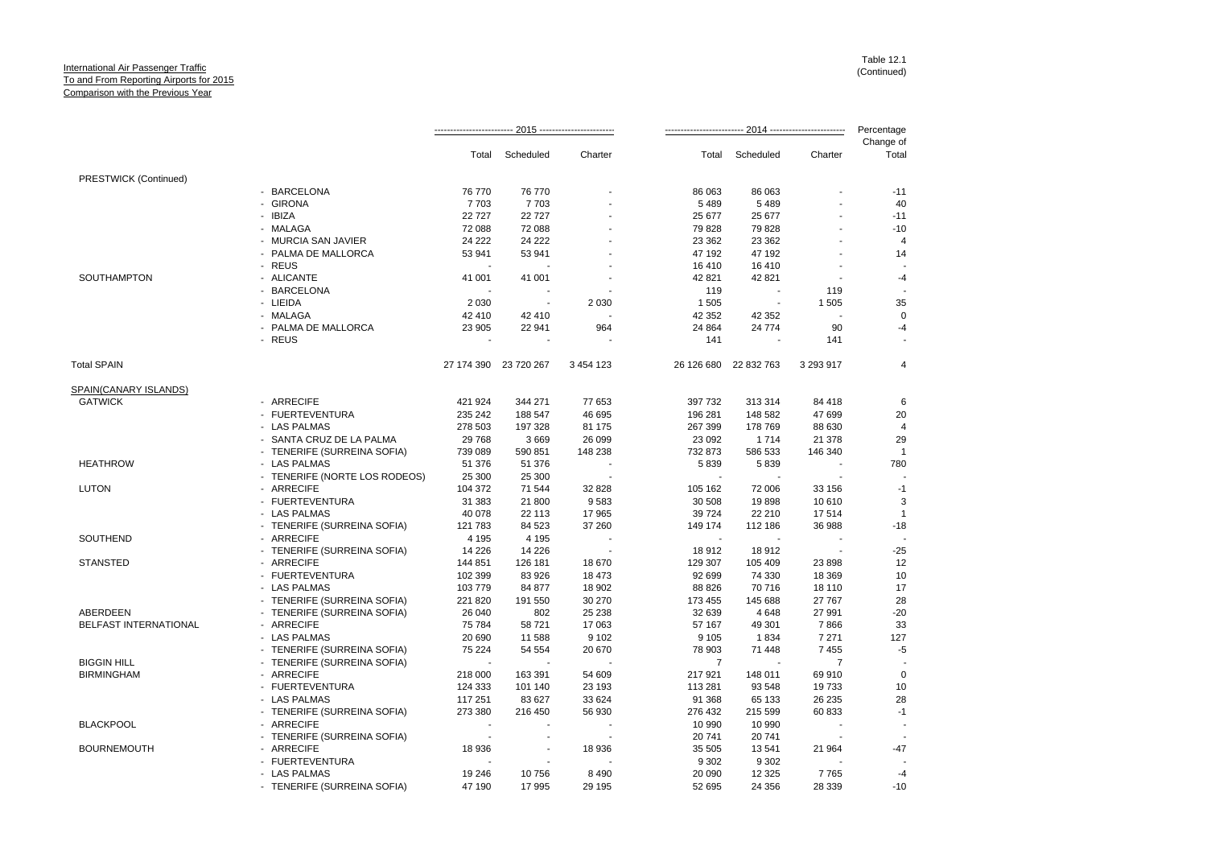International Air Passenger Traffic
To and From Reporting Airports for 2015
Comparison with the Previous Year

Table 12.1
(Continued)

| | | 2015 | | | 2014 | | | Percentage Change of |
|---|---|---|---|---|---|---|---|---|
| | | Total | Scheduled | Charter | Total | Scheduled | Charter | Total |
| PRESTWICK (Continued) | | | | | | | | |
| | - BARCELONA | 76 770 | 76 770 | - | 86 063 | 86 063 | - | -11 |
| | - GIRONA | 7 703 | 7 703 | - | 5 489 | 5 489 | - | 40 |
| | - IBIZA | 22 727 | 22 727 | - | 25 677 | 25 677 | - | -11 |
| | - MALAGA | 72 088 | 72 088 | - | 79 828 | 79 828 | - | -10 |
| | - MURCIA SAN JAVIER | 24 222 | 24 222 | - | 23 362 | 23 362 | - | 4 |
| | - PALMA DE MALLORCA | 53 941 | 53 941 | - | 47 192 | 47 192 | - | 14 |
| | - REUS | - | - | - | 16 410 | 16 410 | - | - |
| SOUTHAMPTON | - ALICANTE | 41 001 | 41 001 | - | 42 821 | 42 821 | - | -4 |
| | - BARCELONA | - | - | - | 119 | - | 119 | - |
| | - LIEIDA | 2 030 | - | 2 030 | 1 505 | - | 1 505 | 35 |
| | - MALAGA | 42 410 | 42 410 | - | 42 352 | 42 352 | - | 0 |
| | - PALMA DE MALLORCA | 23 905 | 22 941 | 964 | 24 864 | 24 774 | 90 | -4 |
| | - REUS | - | - | - | 141 | - | 141 | - |
| Total SPAIN | | 27 174 390 | 23 720 267 | 3 454 123 | 26 126 680 | 22 832 763 | 3 293 917 | 4 |
| SPAIN(CANARY ISLANDS) | | | | | | | | |
| GATWICK | - ARRECIFE | 421 924 | 344 271 | 77 653 | 397 732 | 313 314 | 84 418 | 6 |
| | - FUERTEVENTURA | 235 242 | 188 547 | 46 695 | 196 281 | 148 582 | 47 699 | 20 |
| | - LAS PALMAS | 278 503 | 197 328 | 81 175 | 267 399 | 178 769 | 88 630 | 4 |
| | - SANTA CRUZ DE LA PALMA | 29 768 | 3 669 | 26 099 | 23 092 | 1 714 | 21 378 | 29 |
| | - TENERIFE (SURREINA SOFIA) | 739 089 | 590 851 | 148 238 | 732 873 | 586 533 | 146 340 | 1 |
| HEATHROW | - LAS PALMAS | 51 376 | 51 376 | - | 5 839 | 5 839 | - | 780 |
| | - TENERIFE (NORTE LOS RODEOS) | 25 300 | 25 300 | - | - | - | - | - |
| LUTON | - ARRECIFE | 104 372 | 71 544 | 32 828 | 105 162 | 72 006 | 33 156 | -1 |
| | - FUERTEVENTURA | 31 383 | 21 800 | 9 583 | 30 508 | 19 898 | 10 610 | 3 |
| | - LAS PALMAS | 40 078 | 22 113 | 17 965 | 39 724 | 22 210 | 17 514 | 1 |
| | - TENERIFE (SURREINA SOFIA) | 121 783 | 84 523 | 37 260 | 149 174 | 112 186 | 36 988 | -18 |
| SOUTHEND | - ARRECIFE | 4 195 | 4 195 | - | - | - | - | - |
| | - TENERIFE (SURREINA SOFIA) | 14 226 | 14 226 | - | 18 912 | 18 912 | - | -25 |
| STANSTED | - ARRECIFE | 144 851 | 126 181 | 18 670 | 129 307 | 105 409 | 23 898 | 12 |
| | - FUERTEVENTURA | 102 399 | 83 926 | 18 473 | 92 699 | 74 330 | 18 369 | 10 |
| | - LAS PALMAS | 103 779 | 84 877 | 18 902 | 88 826 | 70 716 | 18 110 | 17 |
| | - TENERIFE (SURREINA SOFIA) | 221 820 | 191 550 | 30 270 | 173 455 | 145 688 | 27 767 | 28 |
| ABERDEEN | - TENERIFE (SURREINA SOFIA) | 26 040 | 802 | 25 238 | 32 639 | 4 648 | 27 991 | -20 |
| BELFAST INTERNATIONAL | - ARRECIFE | 75 784 | 58 721 | 17 063 | 57 167 | 49 301 | 7 866 | 33 |
| | - LAS PALMAS | 20 690 | 11 588 | 9 102 | 9 105 | 1 834 | 7 271 | 127 |
| | - TENERIFE (SURREINA SOFIA) | 75 224 | 54 554 | 20 670 | 78 903 | 71 448 | 7 455 | -5 |
| BIGGIN HILL | - TENERIFE (SURREINA SOFIA) | - | - | - | 7 | - | 7 | - |
| BIRMINGHAM | - ARRECIFE | 218 000 | 163 391 | 54 609 | 217 921 | 148 011 | 69 910 | 0 |
| | - FUERTEVENTURA | 124 333 | 101 140 | 23 193 | 113 281 | 93 548 | 19 733 | 10 |
| | - LAS PALMAS | 117 251 | 83 627 | 33 624 | 91 368 | 65 133 | 26 235 | 28 |
| | - TENERIFE (SURREINA SOFIA) | 273 380 | 216 450 | 56 930 | 276 432 | 215 599 | 60 833 | -1 |
| BLACKPOOL | - ARRECIFE | - | - | - | 10 990 | 10 990 | - | - |
| | - TENERIFE (SURREINA SOFIA) | - | - | - | 20 741 | 20 741 | - | - |
| BOURNEMOUTH | - ARRECIFE | 18 936 | - | 18 936 | 35 505 | 13 541 | 21 964 | -47 |
| | - FUERTEVENTURA | - | - | - | 9 302 | 9 302 | - | - |
| | - LAS PALMAS | 19 246 | 10 756 | 8 490 | 20 090 | 12 325 | 7 765 | -4 |
| | - TENERIFE (SURREINA SOFIA) | 47 190 | 17 995 | 29 195 | 52 695 | 24 356 | 28 339 | -10 |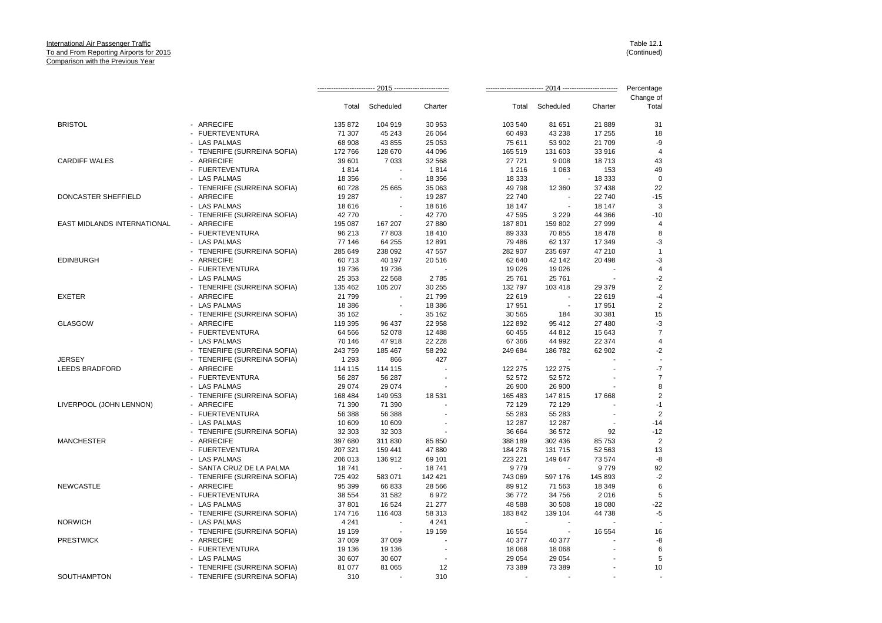International Air Passenger Traffic
To and From Reporting Airports for 2015
Comparison with the Previous Year

Table 12.1
(Continued)

| | | 2015 | | | 2014 | | | Percentage Change of |
|---|---|---|---|---|---|---|---|---|
| | | Total | Scheduled | Charter | Total | Scheduled | Charter | Total |
| BRISTOL | - ARRECIFE | 135 872 | 104 919 | 30 953 | 103 540 | 81 651 | 21 889 | 31 |
| | - FUERTEVENTURA | 71 307 | 45 243 | 26 064 | 60 493 | 43 238 | 17 255 | 18 |
| | - LAS PALMAS | 68 908 | 43 855 | 25 053 | 75 611 | 53 902 | 21 709 | -9 |
| | - TENERIFE (SURREINA SOFIA) | 172 766 | 128 670 | 44 096 | 165 519 | 131 603 | 33 916 | 4 |
| CARDIFF WALES | - ARRECIFE | 39 601 | 7 033 | 32 568 | 27 721 | 9 008 | 18 713 | 43 |
| | - FUERTEVENTURA | 1 814 | - | 1 814 | 1 216 | 1 063 | 153 | 49 |
| | - LAS PALMAS | 18 356 | - | 18 356 | 18 333 | - | 18 333 | 0 |
| | - TENERIFE (SURREINA SOFIA) | 60 728 | 25 665 | 35 063 | 49 798 | 12 360 | 37 438 | 22 |
| DONCASTER SHEFFIELD | - ARRECIFE | 19 287 | - | 19 287 | 22 740 | - | 22 740 | -15 |
| | - LAS PALMAS | 18 616 | - | 18 616 | 18 147 | - | 18 147 | 3 |
| | - TENERIFE (SURREINA SOFIA) | 42 770 | - | 42 770 | 47 595 | 3 229 | 44 366 | -10 |
| EAST MIDLANDS INTERNATIONAL | - ARRECIFE | 195 087 | 167 207 | 27 880 | 187 801 | 159 802 | 27 999 | 4 |
| | - FUERTEVENTURA | 96 213 | 77 803 | 18 410 | 89 333 | 70 855 | 18 478 | 8 |
| | - LAS PALMAS | 77 146 | 64 255 | 12 891 | 79 486 | 62 137 | 17 349 | -3 |
| | - TENERIFE (SURREINA SOFIA) | 285 649 | 238 092 | 47 557 | 282 907 | 235 697 | 47 210 | 1 |
| EDINBURGH | - ARRECIFE | 60 713 | 40 197 | 20 516 | 62 640 | 42 142 | 20 498 | -3 |
| | - FUERTEVENTURA | 19 736 | 19 736 | - | 19 026 | 19 026 | - | 4 |
| | - LAS PALMAS | 25 353 | 22 568 | 2 785 | 25 761 | 25 761 | - | -2 |
| | - TENERIFE (SURREINA SOFIA) | 135 462 | 105 207 | 30 255 | 132 797 | 103 418 | 29 379 | 2 |
| EXETER | - ARRECIFE | 21 799 | - | 21 799 | 22 619 | - | 22 619 | -4 |
| | - LAS PALMAS | 18 386 | - | 18 386 | 17 951 | - | 17 951 | 2 |
| | - TENERIFE (SURREINA SOFIA) | 35 162 | - | 35 162 | 30 565 | 184 | 30 381 | 15 |
| GLASGOW | - ARRECIFE | 119 395 | 96 437 | 22 958 | 122 892 | 95 412 | 27 480 | -3 |
| | - FUERTEVENTURA | 64 566 | 52 078 | 12 488 | 60 455 | 44 812 | 15 643 | 7 |
| | - LAS PALMAS | 70 146 | 47 918 | 22 228 | 67 366 | 44 992 | 22 374 | 4 |
| | - TENERIFE (SURREINA SOFIA) | 243 759 | 185 467 | 58 292 | 249 684 | 186 782 | 62 902 | -2 |
| JERSEY | - TENERIFE (SURREINA SOFIA) | 1 293 | 866 | 427 | - | - | - | - |
| LEEDS BRADFORD | - ARRECIFE | 114 115 | 114 115 | - | 122 275 | 122 275 | - | -7 |
| | - FUERTEVENTURA | 56 287 | 56 287 | - | 52 572 | 52 572 | - | 7 |
| | - LAS PALMAS | 29 074 | 29 074 | - | 26 900 | 26 900 | - | 8 |
| | - TENERIFE (SURREINA SOFIA) | 168 484 | 149 953 | 18 531 | 165 483 | 147 815 | 17 668 | 2 |
| LIVERPOOL (JOHN LENNON) | - ARRECIFE | 71 390 | 71 390 | - | 72 129 | 72 129 | - | -1 |
| | - FUERTEVENTURA | 56 388 | 56 388 | - | 55 283 | 55 283 | - | 2 |
| | - LAS PALMAS | 10 609 | 10 609 | - | 12 287 | 12 287 | - | -14 |
| | - TENERIFE (SURREINA SOFIA) | 32 303 | 32 303 | - | 36 664 | 36 572 | 92 | -12 |
| MANCHESTER | - ARRECIFE | 397 680 | 311 830 | 85 850 | 388 189 | 302 436 | 85 753 | 2 |
| | - FUERTEVENTURA | 207 321 | 159 441 | 47 880 | 184 278 | 131 715 | 52 563 | 13 |
| | - LAS PALMAS | 206 013 | 136 912 | 69 101 | 223 221 | 149 647 | 73 574 | -8 |
| | - SANTA CRUZ DE LA PALMA | 18 741 | - | 18 741 | 9 779 | - | 9 779 | 92 |
| | - TENERIFE (SURREINA SOFIA) | 725 492 | 583 071 | 142 421 | 743 069 | 597 176 | 145 893 | -2 |
| NEWCASTLE | - ARRECIFE | 95 399 | 66 833 | 28 566 | 89 912 | 71 563 | 18 349 | 6 |
| | - FUERTEVENTURA | 38 554 | 31 582 | 6 972 | 36 772 | 34 756 | 2 016 | 5 |
| | - LAS PALMAS | 37 801 | 16 524 | 21 277 | 48 588 | 30 508 | 18 080 | -22 |
| | - TENERIFE (SURREINA SOFIA) | 174 716 | 116 403 | 58 313 | 183 842 | 139 104 | 44 738 | -5 |
| NORWICH | - LAS PALMAS | 4 241 | - | 4 241 | - | - | - | - |
| | - TENERIFE (SURREINA SOFIA) | 19 159 | - | 19 159 | 16 554 | - | 16 554 | 16 |
| PRESTWICK | - ARRECIFE | 37 069 | 37 069 | - | 40 377 | 40 377 | - | -8 |
| | - FUERTEVENTURA | 19 136 | 19 136 | - | 18 068 | 18 068 | - | 6 |
| | - LAS PALMAS | 30 607 | 30 607 | - | 29 054 | 29 054 | - | 5 |
| | - TENERIFE (SURREINA SOFIA) | 81 077 | 81 065 | 12 | 73 389 | 73 389 | - | 10 |
| SOUTHAMPTON | - TENERIFE (SURREINA SOFIA) | 310 | - | 310 | - | - | - | - |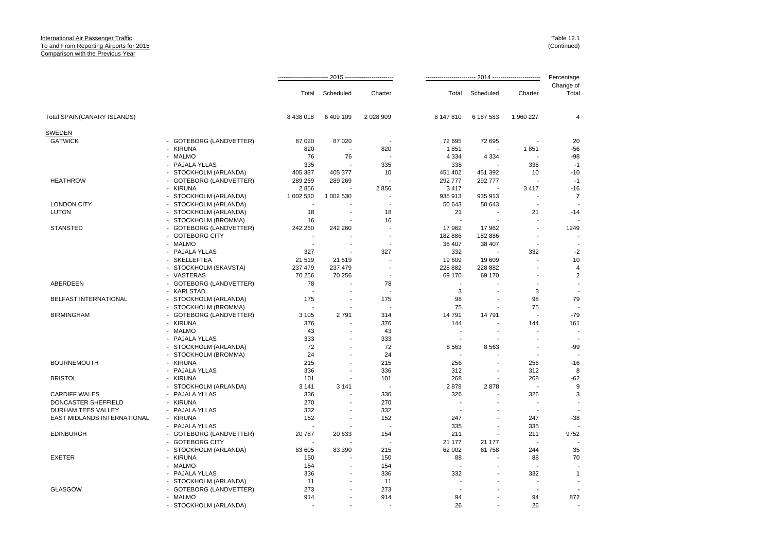International Air Passenger Traffic
To and From Reporting Airports for 2015
Comparison with the Previous Year

Table 12.1
(Continued)

| | | 2015 | | | 2014 | | | Percentage Change of |
|---|---|---|---|---|---|---|---|---|
| | | Total | Scheduled | Charter | Total | Scheduled | Charter | Total |
| Total SPAIN(CANARY ISLANDS) | | 8 438 018 | 6 409 109 | 2 028 909 | 8 147 810 | 6 187 583 | 1 960 227 | 4 |
| SWEDEN | | | | | | | | |
| GATWICK | - GOTEBORG (LANDVETTER) | 87 020 | 87 020 | - | 72 695 | 72 695 | - | 20 |
| | - KIRUNA | 820 | - | 820 | 1 851 | - | 1 851 | -56 |
| | - MALMO | 76 | 76 | - | 4 334 | 4 334 | - | -98 |
| | - PAJALA YLLAS | 335 | - | 335 | 338 | - | 338 | -1 |
| | - STOCKHOLM (ARLANDA) | 405 387 | 405 377 | 10 | 451 402 | 451 392 | 10 | -10 |
| HEATHROW | - GOTEBORG (LANDVETTER) | 289 269 | 289 269 | - | 292 777 | 292 777 | - | -1 |
| | - KIRUNA | 2 856 | - | 2 856 | 3 417 | - | 3 417 | -16 |
| | - STOCKHOLM (ARLANDA) | 1 002 530 | 1 002 530 | - | 935 913 | 935 913 | - | 7 |
| LONDON CITY | - STOCKHOLM (ARLANDA) | - | - | - | 50 643 | 50 643 | - | - |
| LUTON | - STOCKHOLM (ARLANDA) | 18 | - | 18 | 21 | - | 21 | -14 |
| | - STOCKHOLM (BROMMA) | 16 | - | 16 | - | - | - | - |
| STANSTED | - GOTEBORG (LANDVETTER) | 242 260 | 242 260 | - | 17 962 | 17 962 | - | 1249 |
| | - GOTEBORG CITY | - | - | - | 182 886 | 182 886 | - | - |
| | - MALMO | - | - | - | 38 407 | 38 407 | - | - |
| | - PAJALA YLLAS | 327 | - | 327 | 332 | - | 332 | -2 |
| | - SKELLEFTEA | 21 519 | 21 519 | - | 19 609 | 19 609 | - | 10 |
| | - STOCKHOLM (SKAVSTA) | 237 479 | 237 479 | - | 228 882 | 228 882 | - | 4 |
| | - VASTERAS | 70 256 | 70 256 | - | 69 170 | 69 170 | - | 2 |
| ABERDEEN | - GOTEBORG (LANDVETTER) | 78 | - | 78 | - | - | - | - |
| | - KARLSTAD | - | - | - | 3 | - | 3 | - |
| BELFAST INTERNATIONAL | - STOCKHOLM (ARLANDA) | 175 | - | 175 | 98 | - | 98 | 79 |
| | - STOCKHOLM (BROMMA) | - | - | - | 75 | - | 75 | - |
| BIRMINGHAM | - GOTEBORG (LANDVETTER) | 3 105 | 2 791 | 314 | 14 791 | 14 791 | - | -79 |
| | - KIRUNA | 376 | - | 376 | 144 | - | 144 | 161 |
| | - MALMO | 43 | - | 43 | - | - | - | - |
| | - PAJALA YLLAS | 333 | - | 333 | - | - | - | - |
| | - STOCKHOLM (ARLANDA) | 72 | - | 72 | 8 563 | 8 563 | - | -99 |
| | - STOCKHOLM (BROMMA) | 24 | - | 24 | - | - | - | - |
| BOURNEMOUTH | - KIRUNA | 215 | - | 215 | 256 | - | 256 | -16 |
| | - PAJALA YLLAS | 336 | - | 336 | 312 | - | 312 | 8 |
| BRISTOL | - KIRUNA | 101 | - | 101 | 268 | - | 268 | -62 |
| | - STOCKHOLM (ARLANDA) | 3 141 | 3 141 | - | 2 878 | 2 878 | - | 9 |
| CARDIFF WALES | - PAJALA YLLAS | 336 | - | 336 | 326 | - | 326 | 3 |
| DONCASTER SHEFFIELD | - KIRUNA | 270 | - | 270 | - | - | - | - |
| DURHAM TEES VALLEY | - PAJALA YLLAS | 332 | - | 332 | - | - | - | - |
| EAST MIDLANDS INTERNATIONAL | - KIRUNA | 152 | - | 152 | 247 | - | 247 | -38 |
| | - PAJALA YLLAS | - | - | - | 335 | - | 335 | - |
| EDINBURGH | - GOTEBORG (LANDVETTER) | 20 787 | 20 633 | 154 | 211 | - | 211 | 9752 |
| | - GOTEBORG CITY | - | - | - | 21 177 | 21 177 | - | - |
| | - STOCKHOLM (ARLANDA) | 83 605 | 83 390 | 215 | 62 002 | 61 758 | 244 | 35 |
| EXETER | - KIRUNA | 150 | - | 150 | 88 | - | 88 | 70 |
| | - MALMO | 154 | - | 154 | - | - | - | - |
| | - PAJALA YLLAS | 336 | - | 336 | 332 | - | 332 | 1 |
| | - STOCKHOLM (ARLANDA) | 11 | - | 11 | - | - | - | - |
| GLASGOW | - GOTEBORG (LANDVETTER) | 273 | - | 273 | - | - | - | - |
| | - MALMO | 914 | - | 914 | 94 | - | 94 | 872 |
| | - STOCKHOLM (ARLANDA) | - | - | - | 26 | - | 26 | - |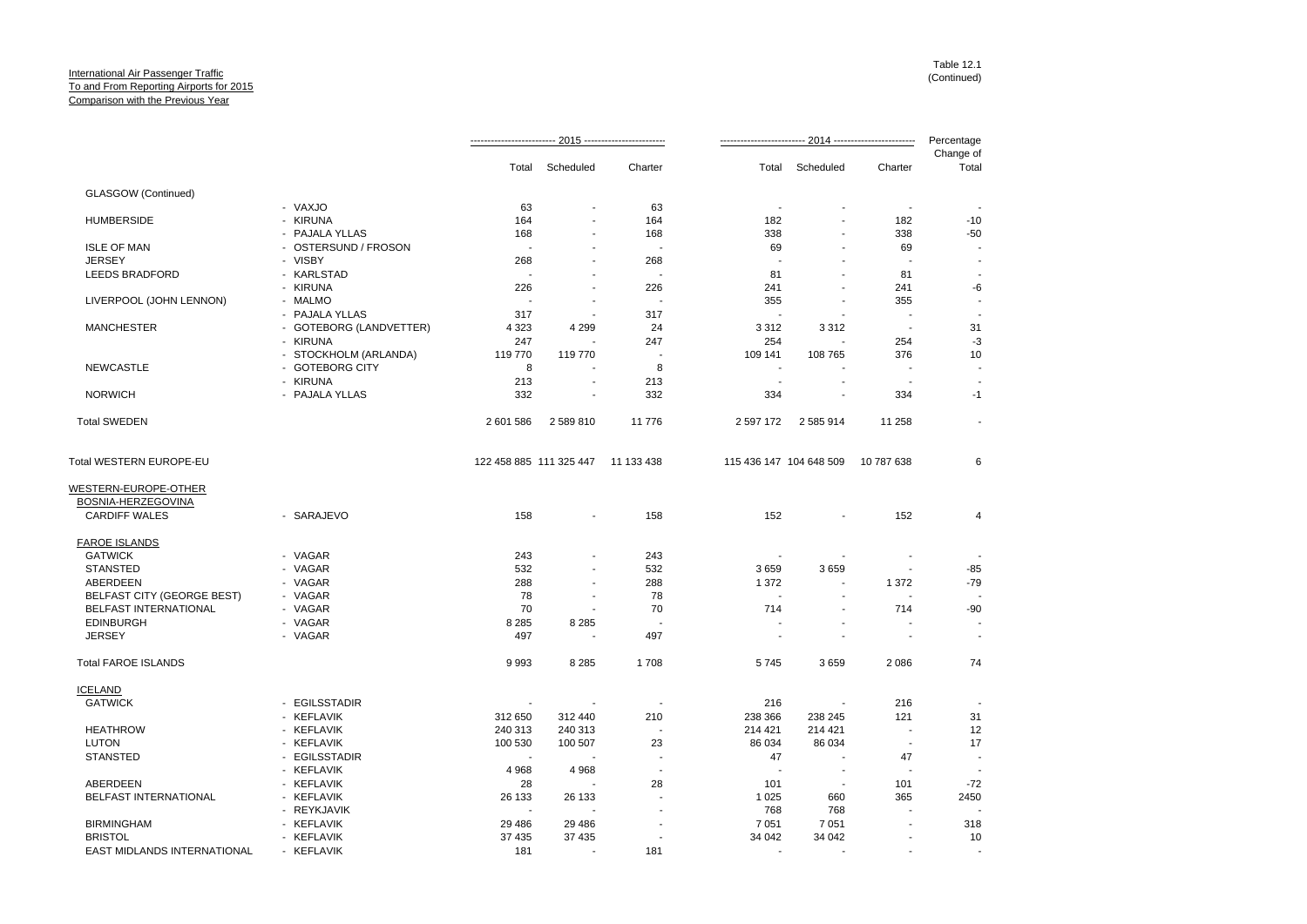International Air Passenger Traffic
To and From Reporting Airports for 2015
Comparison with the Previous Year

Table 12.1
(Continued)

| | | 2015 | | | 2014 | | | Percentage |
|---|---|---|---|---|---|---|---|---|
| | | Total | Scheduled | Charter | Total | Scheduled | Charter | Change of Total |
| GLASGOW (Continued) | | | | | | | | |
| | - VAXJO | 63 | - | 63 | - | - | - | - |
| HUMBERSIDE | - KIRUNA | 164 | - | 164 | 182 | - | 182 | -10 |
| | - PAJALA YLLAS | 168 | - | 168 | 338 | - | 338 | -50 |
| ISLE OF MAN | - OSTERSUND / FROSON | - | - | - | 69 | - | 69 | - |
| JERSEY | - VISBY | 268 | - | 268 | - | - | - | - |
| LEEDS BRADFORD | - KARLSTAD | - | - | - | 81 | - | 81 | - |
| | - KIRUNA | 226 | - | 226 | 241 | - | 241 | -6 |
| LIVERPOOL (JOHN LENNON) | - MALMO | - | - | - | 355 | - | 355 | - |
| | - PAJALA YLLAS | 317 | - | 317 | - | - | - | - |
| MANCHESTER | - GOTEBORG (LANDVETTER) | 4 323 | 4 299 | 24 | 3 312 | 3 312 | - | 31 |
| | - KIRUNA | 247 | - | 247 | 254 | - | 254 | -3 |
| | - STOCKHOLM (ARLANDA) | 119 770 | 119 770 | - | 109 141 | 108 765 | 376 | 10 |
| NEWCASTLE | - GOTEBORG CITY | 8 | - | 8 | - | - | - | - |
| | - KIRUNA | 213 | - | 213 | - | - | - | - |
| NORWICH | - PAJALA YLLAS | 332 | - | 332 | 334 | - | 334 | -1 |
| Total SWEDEN | | 2 601 586 | 2 589 810 | 11 776 | 2 597 172 | 2 585 914 | 11 258 | - |
| Total WESTERN EUROPE-EU | | 122 458 885 | 111 325 447 | 11 133 438 | 115 436 147 | 104 648 509 | 10 787 638 | 6 |
| WESTERN-EUROPE-OTHER | | | | | | | | |
| BOSNIA-HERZEGOVINA | | | | | | | | |
| CARDIFF WALES | - SARAJEVO | 158 | - | 158 | 152 | - | 152 | 4 |
| FAROE ISLANDS | | | | | | | | |
| GATWICK | - VAGAR | 243 | - | 243 | - | - | - | - |
| STANSTED | - VAGAR | 532 | - | 532 | 3 659 | 3 659 | - | -85 |
| ABERDEEN | - VAGAR | 288 | - | 288 | 1 372 | - | 1 372 | -79 |
| BELFAST CITY (GEORGE BEST) | - VAGAR | 78 | - | 78 | - | - | - | - |
| BELFAST INTERNATIONAL | - VAGAR | 70 | - | 70 | 714 | - | 714 | -90 |
| EDINBURGH | - VAGAR | 8 285 | 8 285 | - | - | - | - | - |
| JERSEY | - VAGAR | 497 | - | 497 | - | - | - | - |
| Total FAROE ISLANDS | | 9 993 | 8 285 | 1 708 | 5 745 | 3 659 | 2 086 | 74 |
| ICELAND | | | | | | | | |
| GATWICK | - EGILSSTADIR | - | - | - | 216 | - | 216 | - |
| | - KEFLAVIK | 312 650 | 312 440 | 210 | 238 366 | 238 245 | 121 | 31 |
| HEATHROW | - KEFLAVIK | 240 313 | 240 313 | - | 214 421 | 214 421 | - | 12 |
| LUTON | - KEFLAVIK | 100 530 | 100 507 | 23 | 86 034 | 86 034 | - | 17 |
| STANSTED | - EGILSSTADIR | - | - | - | 47 | - | 47 | - |
| | - KEFLAVIK | 4 968 | 4 968 | - | - | - | - | - |
| ABERDEEN | - KEFLAVIK | 28 | - | 28 | 101 | - | 101 | -72 |
| BELFAST INTERNATIONAL | - KEFLAVIK | 26 133 | 26 133 | - | 1 025 | 660 | 365 | 2450 |
| | - REYKJAVIK | - | - | - | 768 | 768 | - | - |
| BIRMINGHAM | - KEFLAVIK | 29 486 | 29 486 | - | 7 051 | 7 051 | - | 318 |
| BRISTOL | - KEFLAVIK | 37 435 | 37 435 | - | 34 042 | 34 042 | - | 10 |
| EAST MIDLANDS INTERNATIONAL | - KEFLAVIK | 181 | - | 181 | - | - | - | - |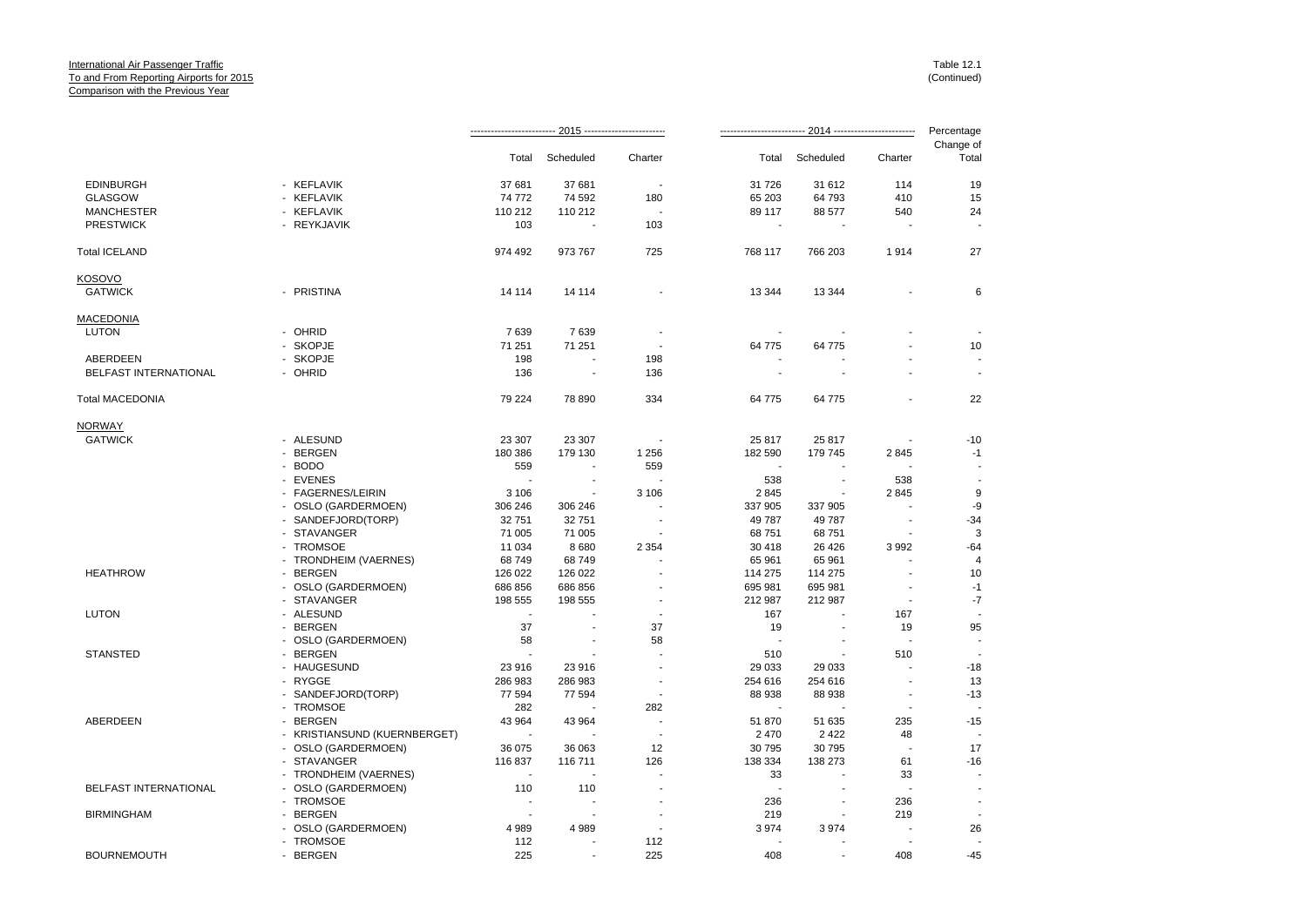International Air Passenger Traffic
To and From Reporting Airports for 2015
Comparison with the Previous Year

Table 12.1
(Continued)

| | | 2015 | | | 2014 | | | Percentage Change of |
|---|---|---|---|---|---|---|---|---|
| | | Total | Scheduled | Charter | Total | Scheduled | Charter | Total |
| EDINBURGH | - KEFLAVIK | 37 681 | 37 681 | - | 31 726 | 31 612 | 114 | 19 |
| GLASGOW | - KEFLAVIK | 74 772 | 74 592 | 180 | 65 203 | 64 793 | 410 | 15 |
| MANCHESTER | - KEFLAVIK | 110 212 | 110 212 | - | 89 117 | 88 577 | 540 | 24 |
| PRESTWICK | - REYKJAVIK | 103 | - | 103 | - | - | - | - |
| Total ICELAND | | 974 492 | 973 767 | 725 | 768 117 | 766 203 | 1 914 | 27 |
| KOSOVO | | | | | | | | |
| GATWICK | - PRISTINA | 14 114 | 14 114 | - | 13 344 | 13 344 | - | 6 |
| MACEDONIA | | | | | | | | |
| LUTON | - OHRID | 7 639 | 7 639 | - | - | - | - | - |
| | - SKOPJE | 71 251 | 71 251 | - | 64 775 | 64 775 | - | 10 |
| ABERDEEN | - SKOPJE | 198 | - | 198 | - | - | - | - |
| BELFAST INTERNATIONAL | - OHRID | 136 | - | 136 | - | - | - | - |
| Total MACEDONIA | | 79 224 | 78 890 | 334 | 64 775 | 64 775 | - | 22 |
| NORWAY | | | | | | | | |
| GATWICK | - ALESUND | 23 307 | 23 307 | - | 25 817 | 25 817 | - | -10 |
| | - BERGEN | 180 386 | 179 130 | 1 256 | 182 590 | 179 745 | 2 845 | -1 |
| | - BODO | 559 | - | 559 | - | - | - | - |
| | - EVENES | - | - | - | 538 | - | 538 | - |
| | - FAGERNES/LEIRIN | 3 106 | - | 3 106 | 2 845 | - | 2 845 | 9 |
| | - OSLO (GARDERMOEN) | 306 246 | 306 246 | - | 337 905 | 337 905 | - | -9 |
| | - SANDEFJORD(TORP) | 32 751 | 32 751 | - | 49 787 | 49 787 | - | -34 |
| | - STAVANGER | 71 005 | 71 005 | - | 68 751 | 68 751 | - | 3 |
| | - TROMSOE | 11 034 | 8 680 | 2 354 | 30 418 | 26 426 | 3 992 | -64 |
| | - TRONDHEIM (VAERNES) | 68 749 | 68 749 | - | 65 961 | 65 961 | - | 4 |
| HEATHROW | - BERGEN | 126 022 | 126 022 | - | 114 275 | 114 275 | - | 10 |
| | - OSLO (GARDERMOEN) | 686 856 | 686 856 | - | 695 981 | 695 981 | - | -1 |
| | - STAVANGER | 198 555 | 198 555 | - | 212 987 | 212 987 | - | -7 |
| LUTON | - ALESUND | - | - | - | 167 | - | 167 | - |
| | - BERGEN | 37 | - | 37 | 19 | - | 19 | 95 |
| | - OSLO (GARDERMOEN) | 58 | - | 58 | - | - | - | - |
| STANSTED | - BERGEN | - | - | - | 510 | - | 510 | - |
| | - HAUGESUND | 23 916 | 23 916 | - | 29 033 | 29 033 | - | -18 |
| | - RYGGE | 286 983 | 286 983 | - | 254 616 | 254 616 | - | 13 |
| | - SANDEFJORD(TORP) | 77 594 | 77 594 | - | 88 938 | 88 938 | - | -13 |
| | - TROMSOE | 282 | - | 282 | - | - | - | - |
| ABERDEEN | - BERGEN | 43 964 | 43 964 | - | 51 870 | 51 635 | 235 | -15 |
| | - KRISTIANSUND (KUERNBERGET) | - | - | - | 2 470 | 2 422 | 48 | - |
| | - OSLO (GARDERMOEN) | 36 075 | 36 063 | 12 | 30 795 | 30 795 | - | 17 |
| | - STAVANGER | 116 837 | 116 711 | 126 | 138 334 | 138 273 | 61 | -16 |
| | - TRONDHEIM (VAERNES) | - | - | - | 33 | - | 33 | - |
| BELFAST INTERNATIONAL | - OSLO (GARDERMOEN) | 110 | 110 | - | - | - | - | - |
| | - TROMSOE | - | - | - | 236 | - | 236 | - |
| BIRMINGHAM | - BERGEN | - | - | - | 219 | - | 219 | - |
| | - OSLO (GARDERMOEN) | 4 989 | 4 989 | - | 3 974 | 3 974 | - | 26 |
| | - TROMSOE | 112 | - | 112 | - | - | - | - |
| BOURNEMOUTH | - BERGEN | 225 | - | 225 | 408 | - | 408 | -45 |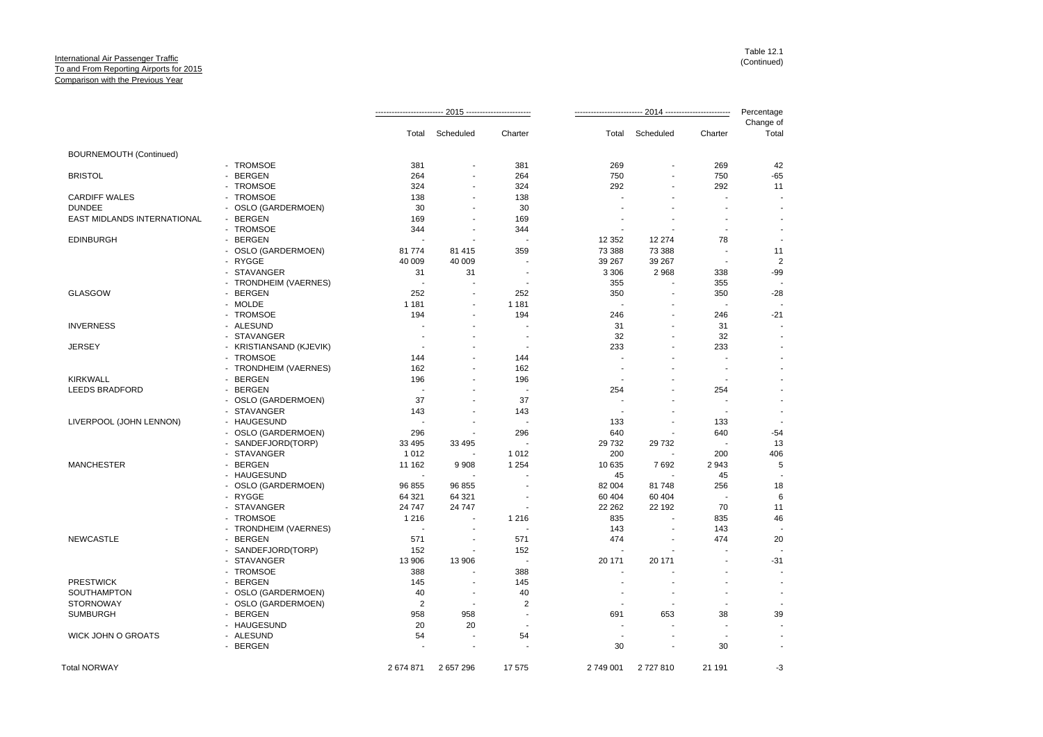International Air Passenger Traffic
To and From Reporting Airports for 2015
Comparison with the Previous Year

Table 12.1
(Continued)

| | | 2015 | | | 2014 | | | Percentage |
|---|---|---|---|---|---|---|---|---|
| | | Total | Scheduled | Charter | Total | Scheduled | Charter | Change of Total |
| BOURNEMOUTH (Continued) | | | | | | | | |
| | - TROMSOE | 381 | - | 381 | 269 | - | 269 | 42 |
| BRISTOL | - BERGEN | 264 | - | 264 | 750 | - | 750 | -65 |
| | - TROMSOE | 324 | - | 324 | 292 | - | 292 | 11 |
| CARDIFF WALES | - TROMSOE | 138 | - | 138 | - | - | - | - |
| DUNDEE | - OSLO (GARDERMOEN) | 30 | - | 30 | - | - | - | - |
| EAST MIDLANDS INTERNATIONAL | - BERGEN | 169 | - | 169 | - | - | - | - |
| | - TROMSOE | 344 | - | 344 | - | - | - | - |
| EDINBURGH | - BERGEN | - | - | - | 12 352 | 12 274 | 78 | - |
| | - OSLO (GARDERMOEN) | 81 774 | 81 415 | 359 | 73 388 | 73 388 | - | 11 |
| | - RYGGE | 40 009 | 40 009 | - | 39 267 | 39 267 | - | 2 |
| | - STAVANGER | 31 | 31 | - | 3 306 | 2 968 | 338 | -99 |
| | - TRONDHEIM (VAERNES) | - | - | - | 355 | - | 355 | - |
| GLASGOW | - BERGEN | 252 | - | 252 | 350 | - | 350 | -28 |
| | - MOLDE | 1 181 | - | 1 181 | - | - | - | - |
| | - TROMSOE | 194 | - | 194 | 246 | - | 246 | -21 |
| INVERNESS | - ALESUND | - | - | - | 31 | - | 31 | - |
| | - STAVANGER | - | - | - | 32 | - | 32 | - |
| JERSEY | - KRISTIANSAND (KJEVIK) | - | - | - | 233 | - | 233 | - |
| | - TROMSOE | 144 | - | 144 | - | - | - | - |
| | - TRONDHEIM (VAERNES) | 162 | - | 162 | - | - | - | - |
| KIRKWALL | - BERGEN | 196 | - | 196 | - | - | - | - |
| LEEDS BRADFORD | - BERGEN | - | - | - | 254 | - | 254 | - |
| | - OSLO (GARDERMOEN) | 37 | - | 37 | - | - | - | - |
| | - STAVANGER | 143 | - | 143 | - | - | - | - |
| LIVERPOOL (JOHN LENNON) | - HAUGESUND | - | - | - | 133 | - | 133 | - |
| | - OSLO (GARDERMOEN) | 296 | - | 296 | 640 | - | 640 | -54 |
| | - SANDEFJORD(TORP) | 33 495 | 33 495 | - | 29 732 | 29 732 | - | 13 |
| | - STAVANGER | 1 012 | - | 1 012 | 200 | - | 200 | 406 |
| MANCHESTER | - BERGEN | 11 162 | 9 908 | 1 254 | 10 635 | 7 692 | 2 943 | 5 |
| | - HAUGESUND | - | - | - | 45 | - | 45 | - |
| | - OSLO (GARDERMOEN) | 96 855 | 96 855 | - | 82 004 | 81 748 | 256 | 18 |
| | - RYGGE | 64 321 | 64 321 | - | 60 404 | 60 404 | - | 6 |
| | - STAVANGER | 24 747 | 24 747 | - | 22 262 | 22 192 | 70 | 11 |
| | - TROMSOE | 1 216 | - | 1 216 | 835 | - | 835 | 46 |
| | - TRONDHEIM (VAERNES) | - | - | - | 143 | - | 143 | - |
| NEWCASTLE | - BERGEN | 571 | - | 571 | 474 | - | 474 | 20 |
| | - SANDEFJORD(TORP) | 152 | - | 152 | - | - | - | - |
| | - STAVANGER | 13 906 | 13 906 | - | 20 171 | 20 171 | - | -31 |
| | - TROMSOE | 388 | - | 388 | - | - | - | - |
| PRESTWICK | - BERGEN | 145 | - | 145 | - | - | - | - |
| SOUTHAMPTON | - OSLO (GARDERMOEN) | 40 | - | 40 | - | - | - | - |
| STORNOWAY | - OSLO (GARDERMOEN) | 2 | - | 2 | - | - | - | - |
| SUMBURGH | - BERGEN | 958 | 958 | - | 691 | 653 | 38 | 39 |
| | - HAUGESUND | 20 | 20 | - | - | - | - | - |
| WICK JOHN O GROATS | - ALESUND | 54 | - | 54 | - | - | - | - |
| | - BERGEN | - | - | - | 30 | - | 30 | - |
| Total NORWAY | | 2 674 871 | 2 657 296 | 17 575 | 2 749 001 | 2 727 810 | 21 191 | -3 |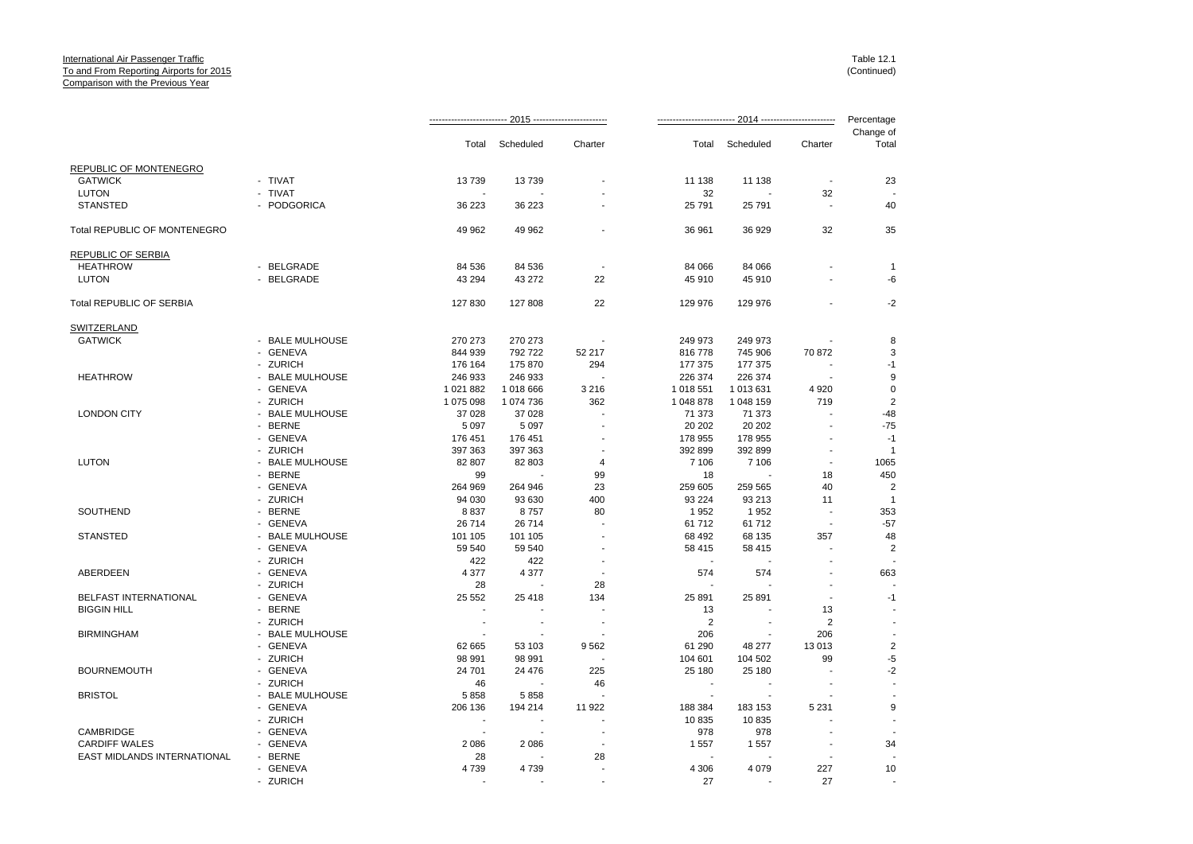International Air Passenger Traffic
To and From Reporting Airports for 2015
Comparison with the Previous Year

Table 12.1
(Continued)

| | | 2015 | | | 2014 | | | Percentage Change of |
|---|---|---|---|---|---|---|---|---|
| | | Total | Scheduled | Charter | Total | Scheduled | Charter | Total |
| REPUBLIC OF MONTENEGRO | | | | | | | | |
| GATWICK | - TIVAT | 13 739 | 13 739 | - | 11 138 | 11 138 | - | 23 |
| LUTON | - TIVAT | - | - | - | 32 | - | 32 | - |
| STANSTED | - PODGORICA | 36 223 | 36 223 | - | 25 791 | 25 791 | - | 40 |
| Total REPUBLIC OF MONTENEGRO | | 49 962 | 49 962 | - | 36 961 | 36 929 | 32 | 35 |
| REPUBLIC OF SERBIA | | | | | | | | |
| HEATHROW | - BELGRADE | 84 536 | 84 536 | - | 84 066 | 84 066 | - | 1 |
| LUTON | - BELGRADE | 43 294 | 43 272 | 22 | 45 910 | 45 910 | - | -6 |
| Total REPUBLIC OF SERBIA | | 127 830 | 127 808 | 22 | 129 976 | 129 976 | - | -2 |
| SWITZERLAND | | | | | | | | |
| GATWICK | - BALE MULHOUSE | 270 273 | 270 273 | - | 249 973 | 249 973 | - | 8 |
| | - GENEVA | 844 939 | 792 722 | 52 217 | 816 778 | 745 906 | 70 872 | 3 |
| | - ZURICH | 176 164 | 175 870 | 294 | 177 375 | 177 375 | - | -1 |
| HEATHROW | - BALE MULHOUSE | 246 933 | 246 933 | - | 226 374 | 226 374 | - | 9 |
| | - GENEVA | 1 021 882 | 1 018 666 | 3 216 | 1 018 551 | 1 013 631 | 4 920 | 0 |
| | - ZURICH | 1 075 098 | 1 074 736 | 362 | 1 048 878 | 1 048 159 | 719 | 2 |
| LONDON CITY | - BALE MULHOUSE | 37 028 | 37 028 | - | 71 373 | 71 373 | - | -48 |
| | - BERNE | 5 097 | 5 097 | - | 20 202 | 20 202 | - | -75 |
| | - GENEVA | 176 451 | 176 451 | - | 178 955 | 178 955 | - | -1 |
| | - ZURICH | 397 363 | 397 363 | - | 392 899 | 392 899 | - | 1 |
| LUTON | - BALE MULHOUSE | 82 807 | 82 803 | 4 | 7 106 | 7 106 | - | 1065 |
| | - BERNE | 99 | - | 99 | 18 | - | 18 | 450 |
| | - GENEVA | 264 969 | 264 946 | 23 | 259 605 | 259 565 | 40 | 2 |
| | - ZURICH | 94 030 | 93 630 | 400 | 93 224 | 93 213 | 11 | 1 |
| SOUTHEND | - BERNE | 8 837 | 8 757 | 80 | 1 952 | 1 952 | - | 353 |
| | - GENEVA | 26 714 | 26 714 | - | 61 712 | 61 712 | - | -57 |
| STANSTED | - BALE MULHOUSE | 101 105 | 101 105 | - | 68 492 | 68 135 | 357 | 48 |
| | - GENEVA | 59 540 | 59 540 | - | 58 415 | 58 415 | - | 2 |
| | - ZURICH | 422 | 422 | - | - | - | - | - |
| ABERDEEN | - GENEVA | 4 377 | 4 377 | - | 574 | 574 | - | 663 |
| | - ZURICH | 28 | - | 28 | - | - | - | - |
| BELFAST INTERNATIONAL | - GENEVA | 25 552 | 25 418 | 134 | 25 891 | 25 891 | - | -1 |
| BIGGIN HILL | - BERNE | - | - | - | 13 | - | 13 | - |
| | - ZURICH | - | - | - | 2 | - | 2 | - |
| BIRMINGHAM | - BALE MULHOUSE | - | - | - | 206 | - | 206 | - |
| | - GENEVA | 62 665 | 53 103 | 9 562 | 61 290 | 48 277 | 13 013 | 2 |
| | - ZURICH | 98 991 | 98 991 | - | 104 601 | 104 502 | 99 | -5 |
| BOURNEMOUTH | - GENEVA | 24 701 | 24 476 | 225 | 25 180 | 25 180 | - | -2 |
| | - ZURICH | 46 | - | 46 | - | - | - | - |
| BRISTOL | - BALE MULHOUSE | 5 858 | 5 858 | - | - | - | - | - |
| | - GENEVA | 206 136 | 194 214 | 11 922 | 188 384 | 183 153 | 5 231 | 9 |
| | - ZURICH | - | - | - | 10 835 | 10 835 | - | - |
| CAMBRIDGE | - GENEVA | - | - | - | 978 | 978 | - | - |
| CARDIFF WALES | - GENEVA | 2 086 | 2 086 | - | 1 557 | 1 557 | - | 34 |
| EAST MIDLANDS INTERNATIONAL | - BERNE | 28 | - | 28 | - | - | - | - |
| | - GENEVA | 4 739 | 4 739 | - | 4 306 | 4 079 | 227 | 10 |
| | - ZURICH | - | - | - | 27 | - | 27 | - |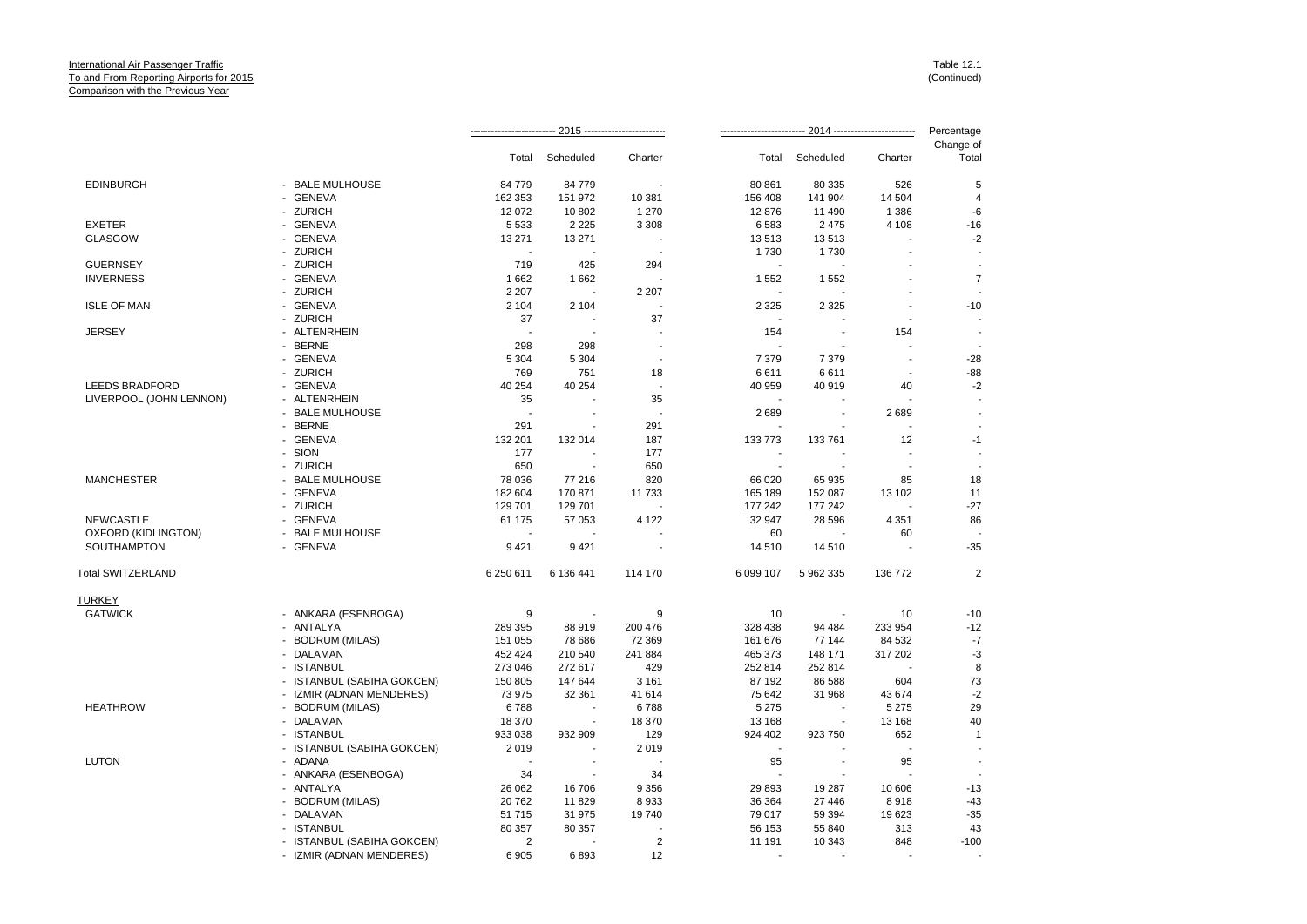International Air Passenger Traffic
To and From Reporting Airports for 2015
Comparison with the Previous Year

Table 12.1
(Continued)

| | | 2015 | | | 2014 | | | Percentage |
|---|---|---|---|---|---|---|---|---|
| | | Total | Scheduled | Charter | Total | Scheduled | Charter | Change of Total |
| EDINBURGH | - BALE MULHOUSE | 84 779 | 84 779 | - | 80 861 | 80 335 | 526 | 5 |
| | - GENEVA | 162 353 | 151 972 | 10 381 | 156 408 | 141 904 | 14 504 | 4 |
| | - ZURICH | 12 072 | 10 802 | 1 270 | 12 876 | 11 490 | 1 386 | -6 |
| EXETER | - GENEVA | 5 533 | 2 225 | 3 308 | 6 583 | 2 475 | 4 108 | -16 |
| GLASGOW | - GENEVA | 13 271 | 13 271 | - | 13 513 | 13 513 | - | -2 |
| | - ZURICH | - | - | - | 1 730 | 1 730 | - | - |
| GUERNSEY | - ZURICH | 719 | 425 | 294 | - | - | - | - |
| INVERNESS | - GENEVA | 1 662 | 1 662 | - | 1 552 | 1 552 | - | 7 |
| | - ZURICH | 2 207 | - | 2 207 | - | - | - | - |
| ISLE OF MAN | - GENEVA | 2 104 | 2 104 | - | 2 325 | 2 325 | - | -10 |
| | - ZURICH | 37 | - | 37 | - | - | - | - |
| JERSEY | - ALTENRHEIN | - | - | - | 154 | - | 154 | - |
| | - BERNE | 298 | 298 | - | - | - | - | - |
| | - GENEVA | 5 304 | 5 304 | - | 7 379 | 7 379 | - | -28 |
| | - ZURICH | 769 | 751 | 18 | 6 611 | 6 611 | - | -88 |
| LEEDS BRADFORD | - GENEVA | 40 254 | 40 254 | - | 40 959 | 40 919 | 40 | -2 |
| LIVERPOOL (JOHN LENNON) | - ALTENRHEIN | 35 | - | 35 | - | - | - | - |
| | - BALE MULHOUSE | - | - | - | 2 689 | - | 2 689 | - |
| | - BERNE | 291 | - | 291 | - | - | - | - |
| | - GENEVA | 132 201 | 132 014 | 187 | 133 773 | 133 761 | 12 | -1 |
| | - SION | 177 | - | 177 | - | - | - | - |
| | - ZURICH | 650 | - | 650 | - | - | - | - |
| MANCHESTER | - BALE MULHOUSE | 78 036 | 77 216 | 820 | 66 020 | 65 935 | 85 | 18 |
| | - GENEVA | 182 604 | 170 871 | 11 733 | 165 189 | 152 087 | 13 102 | 11 |
| | - ZURICH | 129 701 | 129 701 | - | 177 242 | 177 242 | - | -27 |
| NEWCASTLE | - GENEVA | 61 175 | 57 053 | 4 122 | 32 947 | 28 596 | 4 351 | 86 |
| OXFORD (KIDLINGTON) | - BALE MULHOUSE | - | - | - | 60 | - | 60 | - |
| SOUTHAMPTON | - GENEVA | 9 421 | 9 421 | - | 14 510 | 14 510 | - | -35 |
| Total SWITZERLAND | | 6 250 611 | 6 136 441 | 114 170 | 6 099 107 | 5 962 335 | 136 772 | 2 |
| TURKEY | | | | | | | | |
| GATWICK | - ANKARA (ESENBOGA) | 9 | - | 9 | 10 | - | 10 | -10 |
| | - ANTALYA | 289 395 | 88 919 | 200 476 | 328 438 | 94 484 | 233 954 | -12 |
| | - BODRUM (MILAS) | 151 055 | 78 686 | 72 369 | 161 676 | 77 144 | 84 532 | -7 |
| | - DALAMAN | 452 424 | 210 540 | 241 884 | 465 373 | 148 171 | 317 202 | -3 |
| | - ISTANBUL | 273 046 | 272 617 | 429 | 252 814 | 252 814 | - | 8 |
| | - ISTANBUL (SABIHA GOKCEN) | 150 805 | 147 644 | 3 161 | 87 192 | 86 588 | 604 | 73 |
| | - IZMIR (ADNAN MENDERES) | 73 975 | 32 361 | 41 614 | 75 642 | 31 968 | 43 674 | -2 |
| HEATHROW | - BODRUM (MILAS) | 6 788 | - | 6 788 | 5 275 | - | 5 275 | 29 |
| | - DALAMAN | 18 370 | - | 18 370 | 13 168 | - | 13 168 | 40 |
| | - ISTANBUL | 933 038 | 932 909 | 129 | 924 402 | 923 750 | 652 | 1 |
| | - ISTANBUL (SABIHA GOKCEN) | 2 019 | - | 2 019 | - | - | - | - |
| LUTON | - ADANA | - | - | - | 95 | - | 95 | - |
| | - ANKARA (ESENBOGA) | 34 | - | 34 | - | - | - | - |
| | - ANTALYA | 26 062 | 16 706 | 9 356 | 29 893 | 19 287 | 10 606 | -13 |
| | - BODRUM (MILAS) | 20 762 | 11 829 | 8 933 | 36 364 | 27 446 | 8 918 | -43 |
| | - DALAMAN | 51 715 | 31 975 | 19 740 | 79 017 | 59 394 | 19 623 | -35 |
| | - ISTANBUL | 80 357 | 80 357 | - | 56 153 | 55 840 | 313 | 43 |
| | - ISTANBUL (SABIHA GOKCEN) | 2 | - | 2 | 11 191 | 10 343 | 848 | -100 |
| | - IZMIR (ADNAN MENDERES) | 6 905 | 6 893 | 12 | - | - | - | - |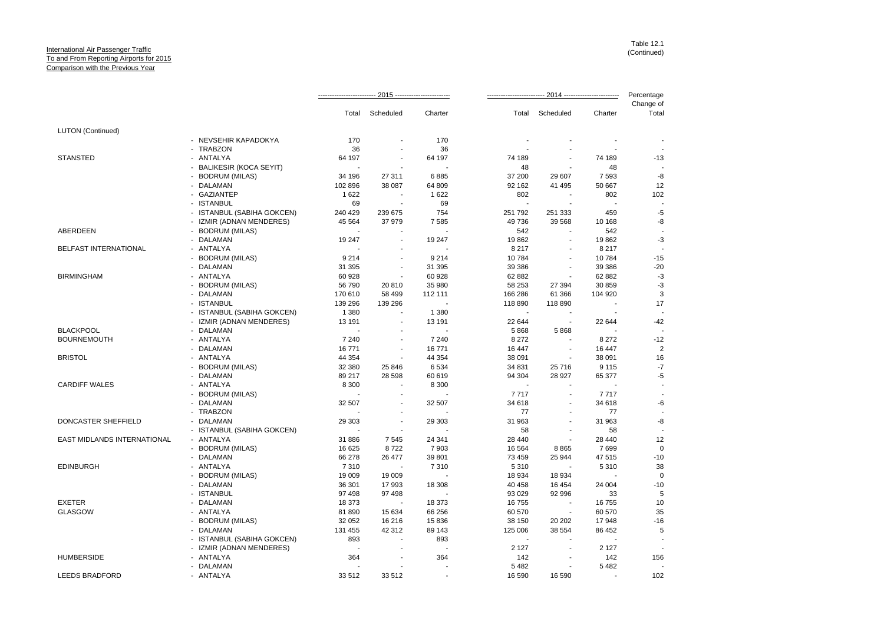International Air Passenger Traffic
To and From Reporting Airports for 2015
Comparison with the Previous Year

Table 12.1
(Continued)

| | | 2015 | | | 2014 | | | Percentage |
|---|---|---|---|---|---|---|---|---|
| | | Total | Scheduled | Charter | Total | Scheduled | Charter | Change of Total |
| LUTON (Continued) | | | | | | | | |
| | - NEVSEHIR KAPADOKYA | 170 | - | 170 | - | - | - | - |
| | - TRABZON | 36 | - | 36 | - | - | - | - |
| STANSTED | - ANTALYA | 64 197 | - | 64 197 | 74 189 | - | 74 189 | -13 |
| | - BALIKESIR (KOCA SEYIT) | - | - | - | 48 | - | 48 | - |
| | - BODRUM (MILAS) | 34 196 | 27 311 | 6 885 | 37 200 | 29 607 | 7 593 | -8 |
| | - DALAMAN | 102 896 | 38 087 | 64 809 | 92 162 | 41 495 | 50 667 | 12 |
| | - GAZIANTEP | 1 622 | - | 1 622 | 802 | - | 802 | 102 |
| | - ISTANBUL | 69 | - | 69 | - | - | - | - |
| | - ISTANBUL (SABIHA GOKCEN) | 240 429 | 239 675 | 754 | 251 792 | 251 333 | 459 | -5 |
| | - IZMIR (ADNAN MENDERES) | 45 564 | 37 979 | 7 585 | 49 736 | 39 568 | 10 168 | -8 |
| ABERDEEN | - BODRUM (MILAS) | - | - | - | 542 | - | 542 | - |
| | - DALAMAN | 19 247 | - | 19 247 | 19 862 | - | 19 862 | -3 |
| BELFAST INTERNATIONAL | - ANTALYA | - | - | - | 8 217 | - | 8 217 | - |
| | - BODRUM (MILAS) | 9 214 | - | 9 214 | 10 784 | - | 10 784 | -15 |
| | - DALAMAN | 31 395 | - | 31 395 | 39 386 | - | 39 386 | -20 |
| BIRMINGHAM | - ANTALYA | 60 928 | - | 60 928 | 62 882 | - | 62 882 | -3 |
| | - BODRUM (MILAS) | 56 790 | 20 810 | 35 980 | 58 253 | 27 394 | 30 859 | -3 |
| | - DALAMAN | 170 610 | 58 499 | 112 111 | 166 286 | 61 366 | 104 920 | 3 |
| | - ISTANBUL | 139 296 | 139 296 | - | 118 890 | 118 890 | - | 17 |
| | - ISTANBUL (SABIHA GOKCEN) | 1 380 | - | 1 380 | - | - | - | - |
| | - IZMIR (ADNAN MENDERES) | 13 191 | - | 13 191 | 22 644 | - | 22 644 | -42 |
| BLACKPOOL | - DALAMAN | - | - | - | 5 868 | 5 868 | - | - |
| BOURNEMOUTH | - ANTALYA | 7 240 | - | 7 240 | 8 272 | - | 8 272 | -12 |
| | - DALAMAN | 16 771 | - | 16 771 | 16 447 | - | 16 447 | 2 |
| BRISTOL | - ANTALYA | 44 354 | - | 44 354 | 38 091 | - | 38 091 | 16 |
| | - BODRUM (MILAS) | 32 380 | 25 846 | 6 534 | 34 831 | 25 716 | 9 115 | -7 |
| | - DALAMAN | 89 217 | 28 598 | 60 619 | 94 304 | 28 927 | 65 377 | -5 |
| CARDIFF WALES | - ANTALYA | 8 300 | - | 8 300 | - | - | - | - |
| | - BODRUM (MILAS) | - | - | - | 7 717 | - | 7 717 | - |
| | - DALAMAN | 32 507 | - | 32 507 | 34 618 | - | 34 618 | -6 |
| | - TRABZON | - | - | - | 77 | - | 77 | - |
| DONCASTER SHEFFIELD | - DALAMAN | 29 303 | - | 29 303 | 31 963 | - | 31 963 | -8 |
| | - ISTANBUL (SABIHA GOKCEN) | - | - | - | 58 | - | 58 | - |
| EAST MIDLANDS INTERNATIONAL | - ANTALYA | 31 886 | 7 545 | 24 341 | 28 440 | - | 28 440 | 12 |
| | - BODRUM (MILAS) | 16 625 | 8 722 | 7 903 | 16 564 | 8 865 | 7 699 | 0 |
| | - DALAMAN | 66 278 | 26 477 | 39 801 | 73 459 | 25 944 | 47 515 | -10 |
| EDINBURGH | - ANTALYA | 7 310 | - | 7 310 | 5 310 | - | 5 310 | 38 |
| | - BODRUM (MILAS) | 19 009 | 19 009 | - | 18 934 | 18 934 | - | 0 |
| | - DALAMAN | 36 301 | 17 993 | 18 308 | 40 458 | 16 454 | 24 004 | -10 |
| | - ISTANBUL | 97 498 | 97 498 | - | 93 029 | 92 996 | 33 | 5 |
| EXETER | - DALAMAN | 18 373 | - | 18 373 | 16 755 | - | 16 755 | 10 |
| GLASGOW | - ANTALYA | 81 890 | 15 634 | 66 256 | 60 570 | - | 60 570 | 35 |
| | - BODRUM (MILAS) | 32 052 | 16 216 | 15 836 | 38 150 | 20 202 | 17 948 | -16 |
| | - DALAMAN | 131 455 | 42 312 | 89 143 | 125 006 | 38 554 | 86 452 | 5 |
| | - ISTANBUL (SABIHA GOKCEN) | 893 | - | 893 | - | - | - | - |
| | - IZMIR (ADNAN MENDERES) | - | - | - | 2 127 | - | 2 127 | - |
| HUMBERSIDE | - ANTALYA | 364 | - | 364 | 142 | - | 142 | 156 |
| | - DALAMAN | - | - | - | 5 482 | - | 5 482 | - |
| LEEDS BRADFORD | - ANTALYA | 33 512 | 33 512 | - | 16 590 | 16 590 | - | 102 |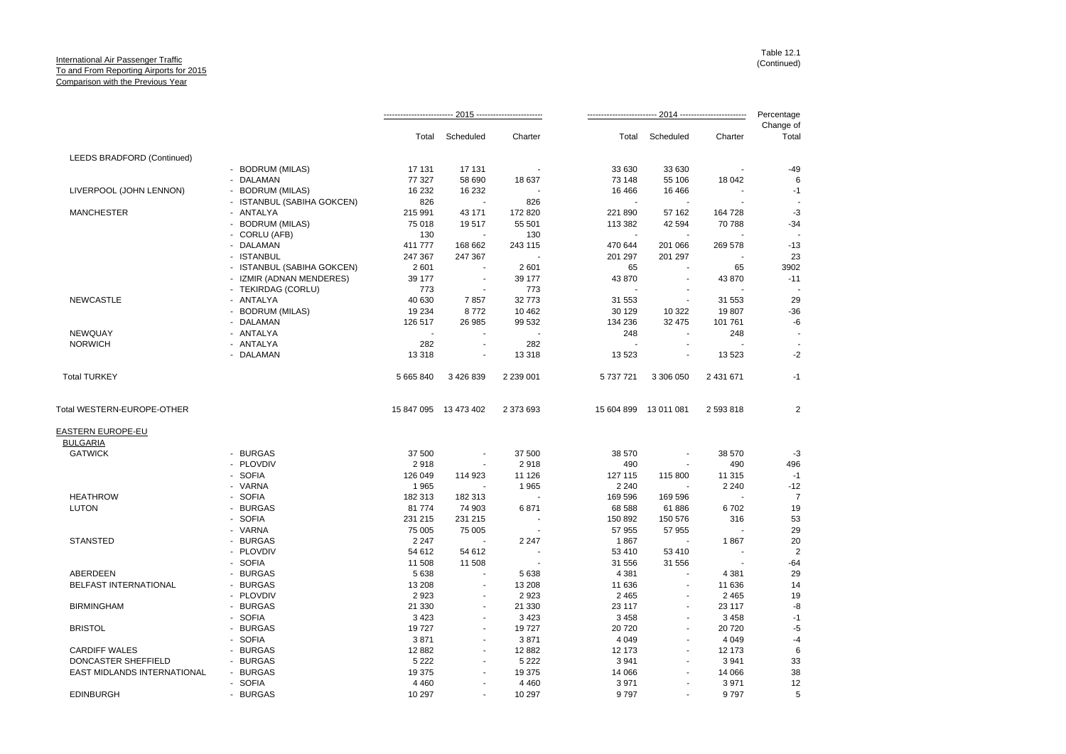International Air Passenger Traffic
To and From Reporting Airports for 2015
Comparison with the Previous Year

Table 12.1
(Continued)

| | | 2015 | | | 2014 | | | Percentage |
|---|---|---|---|---|---|---|---|---|
| | | Total | Scheduled | Charter | Total | Scheduled | Charter | Change of Total |
| LEEDS BRADFORD (Continued) | | | | | | | | |
| | - BODRUM (MILAS) | 17 131 | 17 131 | - | 33 630 | 33 630 | - | -49 |
| | - DALAMAN | 77 327 | 58 690 | 18 637 | 73 148 | 55 106 | 18 042 | 6 |
| LIVERPOOL (JOHN LENNON) | - BODRUM (MILAS) | 16 232 | 16 232 | - | 16 466 | 16 466 | - | -1 |
| | - ISTANBUL (SABIHA GOKCEN) | 826 | - | 826 | - | - | - | - |
| MANCHESTER | - ANTALYA | 215 991 | 43 171 | 172 820 | 221 890 | 57 162 | 164 728 | -3 |
| | - BODRUM (MILAS) | 75 018 | 19 517 | 55 501 | 113 382 | 42 594 | 70 788 | -34 |
| | - CORLU (AFB) | 130 | - | 130 | - | - | - | - |
| | - DALAMAN | 411 777 | 168 662 | 243 115 | 470 644 | 201 066 | 269 578 | -13 |
| | - ISTANBUL | 247 367 | 247 367 | - | 201 297 | 201 297 | - | 23 |
| | - ISTANBUL (SABIHA GOKCEN) | 2 601 | - | 2 601 | 65 | - | 65 | 3902 |
| | - IZMIR (ADNAN MENDERES) | 39 177 | - | 39 177 | 43 870 | - | 43 870 | -11 |
| | - TEKIRDAG (CORLU) | 773 | - | 773 | - | - | - | - |
| NEWCASTLE | - ANTALYA | 40 630 | 7 857 | 32 773 | 31 553 | - | 31 553 | 29 |
| | - BODRUM (MILAS) | 19 234 | 8 772 | 10 462 | 30 129 | 10 322 | 19 807 | -36 |
| | - DALAMAN | 126 517 | 26 985 | 99 532 | 134 236 | 32 475 | 101 761 | -6 |
| NEWQUAY | - ANTALYA | - | - | - | 248 | - | 248 | - |
| NORWICH | - ANTALYA | 282 | - | 282 | - | - | - | - |
| | - DALAMAN | 13 318 | - | 13 318 | 13 523 | - | 13 523 | -2 |
| Total TURKEY | | 5 665 840 | 3 426 839 | 2 239 001 | 5 737 721 | 3 306 050 | 2 431 671 | -1 |
| Total WESTERN-EUROPE-OTHER | | 15 847 095 | 13 473 402 | 2 373 693 | 15 604 899 | 13 011 081 | 2 593 818 | 2 |
| EASTERN EUROPE-EU | | | | | | | | |
| BULGARIA | | | | | | | | |
| GATWICK | - BURGAS | 37 500 | - | 37 500 | 38 570 | - | 38 570 | -3 |
| | - PLOVDIV | 2 918 | - | 2 918 | 490 | - | 490 | 496 |
| | - SOFIA | 126 049 | 114 923 | 11 126 | 127 115 | 115 800 | 11 315 | -1 |
| | - VARNA | 1 965 | - | 1 965 | 2 240 | - | 2 240 | -12 |
| HEATHROW | - SOFIA | 182 313 | 182 313 | - | 169 596 | 169 596 | - | 7 |
| LUTON | - BURGAS | 81 774 | 74 903 | 6 871 | 68 588 | 61 886 | 6 702 | 19 |
| | - SOFIA | 231 215 | 231 215 | - | 150 892 | 150 576 | 316 | 53 |
| | - VARNA | 75 005 | 75 005 | - | 57 955 | 57 955 | - | 29 |
| STANSTED | - BURGAS | 2 247 | - | 2 247 | 1 867 | - | 1 867 | 20 |
| | - PLOVDIV | 54 612 | 54 612 | - | 53 410 | 53 410 | - | 2 |
| | - SOFIA | 11 508 | 11 508 | - | 31 556 | 31 556 | - | -64 |
| ABERDEEN | - BURGAS | 5 638 | - | 5 638 | 4 381 | - | 4 381 | 29 |
| BELFAST INTERNATIONAL | - BURGAS | 13 208 | - | 13 208 | 11 636 | - | 11 636 | 14 |
| | - PLOVDIV | 2 923 | - | 2 923 | 2 465 | - | 2 465 | 19 |
| BIRMINGHAM | - BURGAS | 21 330 | - | 21 330 | 23 117 | - | 23 117 | -8 |
| | - SOFIA | 3 423 | - | 3 423 | 3 458 | - | 3 458 | -1 |
| BRISTOL | - BURGAS | 19 727 | - | 19 727 | 20 720 | - | 20 720 | -5 |
| | - SOFIA | 3 871 | - | 3 871 | 4 049 | - | 4 049 | -4 |
| CARDIFF WALES | - BURGAS | 12 882 | - | 12 882 | 12 173 | - | 12 173 | 6 |
| DONCASTER SHEFFIELD | - BURGAS | 5 222 | - | 5 222 | 3 941 | - | 3 941 | 33 |
| EAST MIDLANDS INTERNATIONAL | - BURGAS | 19 375 | - | 19 375 | 14 066 | - | 14 066 | 38 |
| | - SOFIA | 4 460 | - | 4 460 | 3 971 | - | 3 971 | 12 |
| EDINBURGH | - BURGAS | 10 297 | - | 10 297 | 9 797 | - | 9 797 | 5 |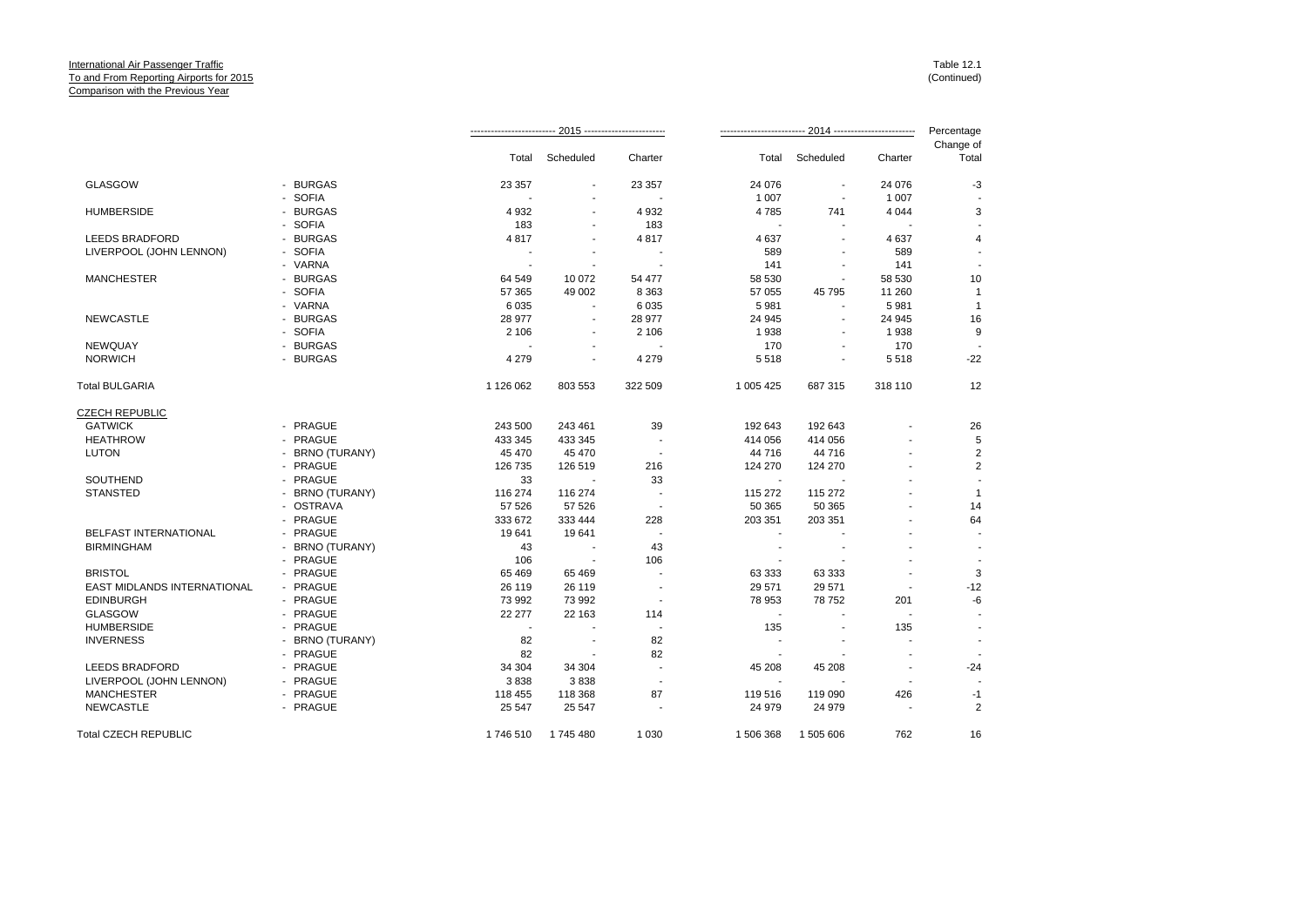International Air Passenger Traffic
To and From Reporting Airports for 2015
Comparison with the Previous Year

Table 12.1
(Continued)

| | | 2015 | | | 2014 | | | Percentage |
|---|---|---|---|---|---|---|---|---|
| | | Total | Scheduled | Charter | Total | Scheduled | Charter | Change of Total |
| GLASGOW | - BURGAS | 23 357 | - | 23 357 | 24 076 | - | 24 076 | -3 |
| | - SOFIA | - | - | - | 1 007 | - | 1 007 | - |
| HUMBERSIDE | - BURGAS | 4 932 | - | 4 932 | 4 785 | 741 | 4 044 | 3 |
| | - SOFIA | 183 | - | 183 | - | - | - | - |
| LEEDS BRADFORD | - BURGAS | 4 817 | - | 4 817 | 4 637 | - | 4 637 | 4 |
| LIVERPOOL (JOHN LENNON) | - SOFIA | - | - | - | 589 | - | 589 | - |
| | - VARNA | - | - | - | 141 | - | 141 | - |
| MANCHESTER | - BURGAS | 64 549 | 10 072 | 54 477 | 58 530 | - | 58 530 | 10 |
| | - SOFIA | 57 365 | 49 002 | 8 363 | 57 055 | 45 795 | 11 260 | 1 |
| | - VARNA | 6 035 | - | 6 035 | 5 981 | - | 5 981 | 1 |
| NEWCASTLE | - BURGAS | 28 977 | - | 28 977 | 24 945 | - | 24 945 | 16 |
| | - SOFIA | 2 106 | - | 2 106 | 1 938 | - | 1 938 | 9 |
| NEWQUAY | - BURGAS | - | - | - | 170 | - | 170 | - |
| NORWICH | - BURGAS | 4 279 | - | 4 279 | 5 518 | - | 5 518 | -22 |
| Total BULGARIA | | 1 126 062 | 803 553 | 322 509 | 1 005 425 | 687 315 | 318 110 | 12 |
| CZECH REPUBLIC | | | | | | | | |
| GATWICK | - PRAGUE | 243 500 | 243 461 | 39 | 192 643 | 192 643 | - | 26 |
| HEATHROW | - PRAGUE | 433 345 | 433 345 | - | 414 056 | 414 056 | - | 5 |
| LUTON | - BRNO (TURANY) | 45 470 | 45 470 | - | 44 716 | 44 716 | - | 2 |
| | - PRAGUE | 126 735 | 126 519 | 216 | 124 270 | 124 270 | - | 2 |
| SOUTHEND | - PRAGUE | 33 | - | 33 | - | - | - | - |
| STANSTED | - BRNO (TURANY) | 116 274 | 116 274 | - | 115 272 | 115 272 | - | 1 |
| | - OSTRAVA | 57 526 | 57 526 | - | 50 365 | 50 365 | - | 14 |
| | - PRAGUE | 333 672 | 333 444 | 228 | 203 351 | 203 351 | - | 64 |
| BELFAST INTERNATIONAL | - PRAGUE | 19 641 | 19 641 | - | - | - | - | - |
| BIRMINGHAM | - BRNO (TURANY) | 43 | - | 43 | - | - | - | - |
| | - PRAGUE | 106 | - | 106 | - | - | - | - |
| BRISTOL | - PRAGUE | 65 469 | 65 469 | - | 63 333 | 63 333 | - | 3 |
| EAST MIDLANDS INTERNATIONAL | - PRAGUE | 26 119 | 26 119 | - | 29 571 | 29 571 | - | -12 |
| EDINBURGH | - PRAGUE | 73 992 | 73 992 | - | 78 953 | 78 752 | 201 | -6 |
| GLASGOW | - PRAGUE | 22 277 | 22 163 | 114 | - | - | - | - |
| HUMBERSIDE | - PRAGUE | - | - | - | 135 | - | 135 | - |
| INVERNESS | - BRNO (TURANY) | 82 | - | 82 | - | - | - | - |
| | - PRAGUE | 82 | - | 82 | - | - | - | - |
| LEEDS BRADFORD | - PRAGUE | 34 304 | 34 304 | - | 45 208 | 45 208 | - | -24 |
| LIVERPOOL (JOHN LENNON) | - PRAGUE | 3 838 | 3 838 | - | - | - | - | - |
| MANCHESTER | - PRAGUE | 118 455 | 118 368 | 87 | 119 516 | 119 090 | 426 | -1 |
| NEWCASTLE | - PRAGUE | 25 547 | 25 547 | - | 24 979 | 24 979 | - | 2 |
| Total CZECH REPUBLIC | | 1 746 510 | 1 745 480 | 1 030 | 1 506 368 | 1 505 606 | 762 | 16 |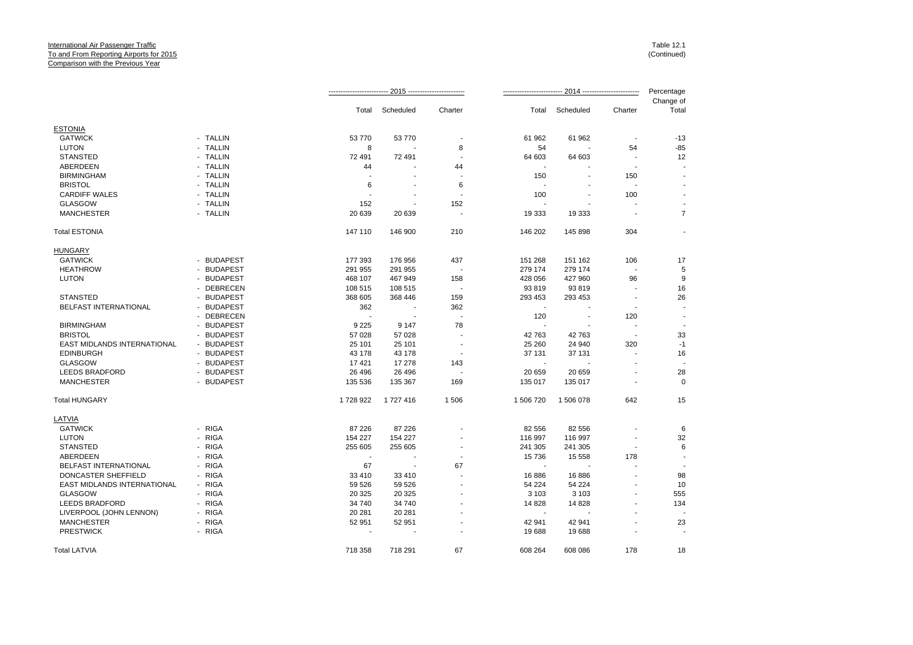International Air Passenger Traffic
To and From Reporting Airports for 2015
Comparison with the Previous Year

Table 12.1
(Continued)

| | | 2015 | | | 2014 | | | Percentage |
|---|---|---|---|---|---|---|---|---|
| | | Total | Scheduled | Charter | Total | Scheduled | Charter | Change of Total |
| **ESTONIA** | | | | | | | | |
| GATWICK | - TALLIN | 53 770 | 53 770 | - | 61 962 | 61 962 | - | -13 |
| LUTON | - TALLIN | 8 | - | 8 | 54 | - | 54 | -85 |
| STANSTED | - TALLIN | 72 491 | 72 491 | - | 64 603 | 64 603 | - | 12 |
| ABERDEEN | - TALLIN | 44 | - | 44 | - | - | - | - |
| BIRMINGHAM | - TALLIN | - | - | - | 150 | - | 150 | - |
| BRISTOL | - TALLIN | 6 | - | 6 | - | - | - | - |
| CARDIFF WALES | - TALLIN | - | - | - | 100 | - | 100 | - |
| GLASGOW | - TALLIN | 152 | - | 152 | - | - | - | - |
| MANCHESTER | - TALLIN | 20 639 | 20 639 | - | 19 333 | 19 333 | - | 7 |
| Total ESTONIA | | 147 110 | 146 900 | 210 | 146 202 | 145 898 | 304 | - |
| **HUNGARY** | | | | | | | | |
| GATWICK | - BUDAPEST | 177 393 | 176 956 | 437 | 151 268 | 151 162 | 106 | 17 |
| HEATHROW | - BUDAPEST | 291 955 | 291 955 | - | 279 174 | 279 174 | - | 5 |
| LUTON | - BUDAPEST | 468 107 | 467 949 | 158 | 428 056 | 427 960 | 96 | 9 |
| | - DEBRECEN | 108 515 | 108 515 | - | 93 819 | 93 819 | - | 16 |
| STANSTED | - BUDAPEST | 368 605 | 368 446 | 159 | 293 453 | 293 453 | - | 26 |
| BELFAST INTERNATIONAL | - BUDAPEST | 362 | - | 362 | - | - | - | - |
| | - DEBRECEN | - | - | - | 120 | - | 120 | - |
| BIRMINGHAM | - BUDAPEST | 9 225 | 9 147 | 78 | - | - | - | - |
| BRISTOL | - BUDAPEST | 57 028 | 57 028 | - | 42 763 | 42 763 | - | 33 |
| EAST MIDLANDS INTERNATIONAL | - BUDAPEST | 25 101 | 25 101 | - | 25 260 | 24 940 | 320 | -1 |
| EDINBURGH | - BUDAPEST | 43 178 | 43 178 | - | 37 131 | 37 131 | - | 16 |
| GLASGOW | - BUDAPEST | 17 421 | 17 278 | 143 | - | - | - | - |
| LEEDS BRADFORD | - BUDAPEST | 26 496 | 26 496 | - | 20 659 | 20 659 | - | 28 |
| MANCHESTER | - BUDAPEST | 135 536 | 135 367 | 169 | 135 017 | 135 017 | - | 0 |
| Total HUNGARY | | 1 728 922 | 1 727 416 | 1 506 | 1 506 720 | 1 506 078 | 642 | 15 |
| **LATVIA** | | | | | | | | |
| GATWICK | - RIGA | 87 226 | 87 226 | - | 82 556 | 82 556 | - | 6 |
| LUTON | - RIGA | 154 227 | 154 227 | - | 116 997 | 116 997 | - | 32 |
| STANSTED | - RIGA | 255 605 | 255 605 | - | 241 305 | 241 305 | - | 6 |
| ABERDEEN | - RIGA | - | - | - | 15 736 | 15 558 | 178 | - |
| BELFAST INTERNATIONAL | - RIGA | 67 | - | 67 | - | - | - | - |
| DONCASTER SHEFFIELD | - RIGA | 33 410 | 33 410 | - | 16 886 | 16 886 | - | 98 |
| EAST MIDLANDS INTERNATIONAL | - RIGA | 59 526 | 59 526 | - | 54 224 | 54 224 | - | 10 |
| GLASGOW | - RIGA | 20 325 | 20 325 | - | 3 103 | 3 103 | - | 555 |
| LEEDS BRADFORD | - RIGA | 34 740 | 34 740 | - | 14 828 | 14 828 | - | 134 |
| LIVERPOOL (JOHN LENNON) | - RIGA | 20 281 | 20 281 | - | - | - | - | - |
| MANCHESTER | - RIGA | 52 951 | 52 951 | - | 42 941 | 42 941 | - | 23 |
| PRESTWICK | - RIGA | - | - | - | 19 688 | 19 688 | - | - |
| Total LATVIA | | 718 358 | 718 291 | 67 | 608 264 | 608 086 | 178 | 18 |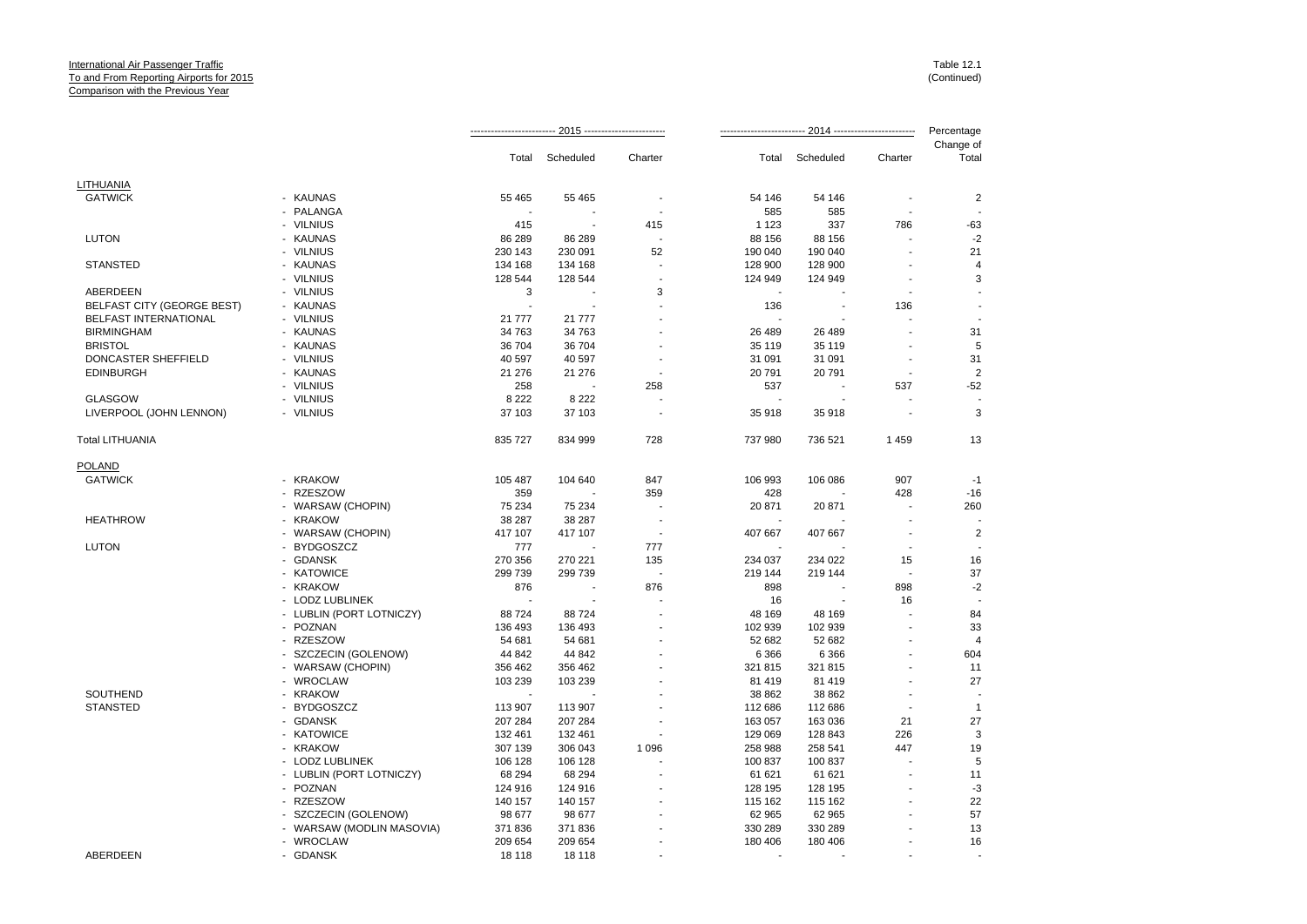International Air Passenger Traffic
To and From Reporting Airports for 2015
Comparison with the Previous Year

Table 12.1
(Continued)

| | | 2015 | | | 2014 | | | Percentage Change of |
|---|---|---|---|---|---|---|---|---|
| | | Total | Scheduled | Charter | Total | Scheduled | Charter | Total |
| LITHUANIA | | | | | | | | |
| GATWICK | - KAUNAS | 55 465 | 55 465 | - | 54 146 | 54 146 | - | 2 |
| | - PALANGA | - | - | - | 585 | 585 | - | - |
| | - VILNIUS | 415 | - | 415 | 1 123 | 337 | 786 | -63 |
| LUTON | - KAUNAS | 86 289 | 86 289 | - | 88 156 | 88 156 | - | -2 |
| | - VILNIUS | 230 143 | 230 091 | 52 | 190 040 | 190 040 | - | 21 |
| STANSTED | - KAUNAS | 134 168 | 134 168 | - | 128 900 | 128 900 | - | 4 |
| | - VILNIUS | 128 544 | 128 544 | - | 124 949 | 124 949 | - | 3 |
| ABERDEEN | - VILNIUS | 3 | - | 3 | - | - | - | - |
| BELFAST CITY (GEORGE BEST) | - KAUNAS | - | - | - | 136 | - | 136 | - |
| BELFAST INTERNATIONAL | - VILNIUS | 21 777 | 21 777 | - | - | - | - | - |
| BIRMINGHAM | - KAUNAS | 34 763 | 34 763 | - | 26 489 | 26 489 | - | 31 |
| BRISTOL | - KAUNAS | 36 704 | 36 704 | - | 35 119 | 35 119 | - | 5 |
| DONCASTER SHEFFIELD | - VILNIUS | 40 597 | 40 597 | - | 31 091 | 31 091 | - | 31 |
| EDINBURGH | - KAUNAS | 21 276 | 21 276 | - | 20 791 | 20 791 | - | 2 |
| | - VILNIUS | 258 | - | 258 | 537 | - | 537 | -52 |
| GLASGOW | - VILNIUS | 8 222 | 8 222 | - | - | - | - | - |
| LIVERPOOL (JOHN LENNON) | - VILNIUS | 37 103 | 37 103 | - | 35 918 | 35 918 | - | 3 |
| Total LITHUANIA | | 835 727 | 834 999 | 728 | 737 980 | 736 521 | 1 459 | 13 |
| POLAND | | | | | | | | |
| GATWICK | - KRAKOW | 105 487 | 104 640 | 847 | 106 993 | 106 086 | 907 | -1 |
| | - RZESZOW | 359 | - | 359 | 428 | - | 428 | -16 |
| | - WARSAW (CHOPIN) | 75 234 | 75 234 | - | 20 871 | 20 871 | - | 260 |
| HEATHROW | - KRAKOW | 38 287 | 38 287 | - | - | - | - | - |
| | - WARSAW (CHOPIN) | 417 107 | 417 107 | - | 407 667 | 407 667 | - | 2 |
| LUTON | - BYDGOSZCZ | 777 | - | 777 | - | - | - | - |
| | - GDANSK | 270 356 | 270 221 | 135 | 234 037 | 234 022 | 15 | 16 |
| | - KATOWICE | 299 739 | 299 739 | - | 219 144 | 219 144 | - | 37 |
| | - KRAKOW | 876 | - | 876 | 898 | - | 898 | -2 |
| | - LODZ LUBLINEK | - | - | - | 16 | - | 16 | - |
| | - LUBLIN (PORT LOTNICZY) | 88 724 | 88 724 | - | 48 169 | 48 169 | - | 84 |
| | - POZNAN | 136 493 | 136 493 | - | 102 939 | 102 939 | - | 33 |
| | - RZESZOW | 54 681 | 54 681 | - | 52 682 | 52 682 | - | 4 |
| | - SZCZECIN (GOLENOW) | 44 842 | 44 842 | - | 6 366 | 6 366 | - | 604 |
| | - WARSAW (CHOPIN) | 356 462 | 356 462 | - | 321 815 | 321 815 | - | 11 |
| | - WROCLAW | 103 239 | 103 239 | - | 81 419 | 81 419 | - | 27 |
| SOUTHEND | - KRAKOW | - | - | - | 38 862 | 38 862 | - | - |
| STANSTED | - BYDGOSZCZ | 113 907 | 113 907 | - | 112 686 | 112 686 | - | 1 |
| | - GDANSK | 207 284 | 207 284 | - | 163 057 | 163 036 | 21 | 27 |
| | - KATOWICE | 132 461 | 132 461 | - | 129 069 | 128 843 | 226 | 3 |
| | - KRAKOW | 307 139 | 306 043 | 1 096 | 258 988 | 258 541 | 447 | 19 |
| | - LODZ LUBLINEK | 106 128 | 106 128 | - | 100 837 | 100 837 | - | 5 |
| | - LUBLIN (PORT LOTNICZY) | 68 294 | 68 294 | - | 61 621 | 61 621 | - | 11 |
| | - POZNAN | 124 916 | 124 916 | - | 128 195 | 128 195 | - | -3 |
| | - RZESZOW | 140 157 | 140 157 | - | 115 162 | 115 162 | - | 22 |
| | - SZCZECIN (GOLENOW) | 98 677 | 98 677 | - | 62 965 | 62 965 | - | 57 |
| | - WARSAW (MODLIN MASOVIA) | 371 836 | 371 836 | - | 330 289 | 330 289 | - | 13 |
| | - WROCLAW | 209 654 | 209 654 | - | 180 406 | 180 406 | - | 16 |
| ABERDEEN | - GDANSK | 18 118 | 18 118 | - | - | - | - | - |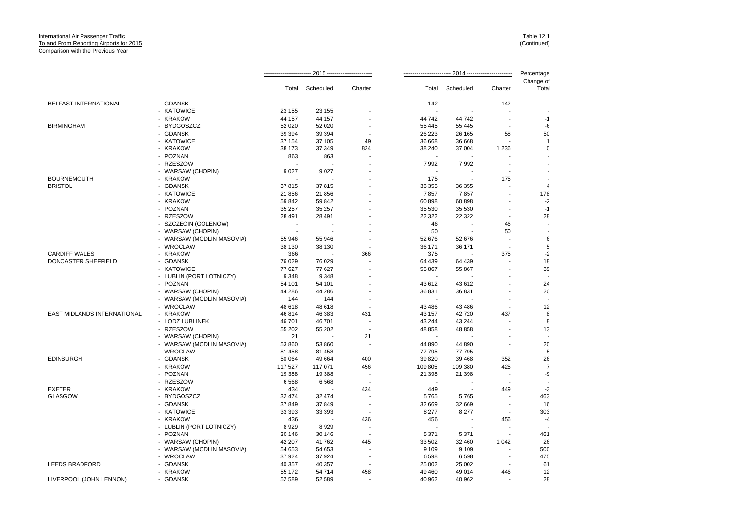International Air Passenger Traffic
To and From Reporting Airports for 2015
Comparison with the Previous Year

Table 12.1
(Continued)

| | | 2015 | | | 2014 | | | Percentage |
|---|---|---|---|---|---|---|---|---|
| | | Total | Scheduled | Charter | Total | Scheduled | Charter | Change of Total |
| BELFAST INTERNATIONAL | - GDANSK | - | - | - | 142 | - | 142 | - |
| | - KATOWICE | 23 155 | 23 155 | - | - | - | - | - |
| | - KRAKOW | 44 157 | 44 157 | - | 44 742 | 44 742 | - | -1 |
| BIRMINGHAM | - BYDGOSZCZ | 52 020 | 52 020 | - | 55 445 | 55 445 | - | -6 |
| | - GDANSK | 39 394 | 39 394 | - | 26 223 | 26 165 | 58 | 50 |
| | - KATOWICE | 37 154 | 37 105 | 49 | 36 668 | 36 668 | - | 1 |
| | - KRAKOW | 38 173 | 37 349 | 824 | 38 240 | 37 004 | 1 236 | 0 |
| | - POZNAN | 863 | 863 | - | - | - | - | - |
| | - RZESZOW | - | - | - | 7 992 | 7 992 | - | - |
| | - WARSAW (CHOPIN) | 9 027 | 9 027 | - | - | - | - | - |
| BOURNEMOUTH | - KRAKOW | - | - | - | 175 | - | 175 | - |
| BRISTOL | - GDANSK | 37 815 | 37 815 | - | 36 355 | 36 355 | - | 4 |
| | - KATOWICE | 21 856 | 21 856 | - | 7 857 | 7 857 | - | 178 |
| | - KRAKOW | 59 842 | 59 842 | - | 60 898 | 60 898 | - | -2 |
| | - POZNAN | 35 257 | 35 257 | - | 35 530 | 35 530 | - | -1 |
| | - RZESZOW | 28 491 | 28 491 | - | 22 322 | 22 322 | - | 28 |
| | - SZCZECIN (GOLENOW) | - | - | - | 46 | - | 46 | - |
| | - WARSAW (CHOPIN) | - | - | - | 50 | - | 50 | - |
| | - WARSAW (MODLIN MASOVIA) | 55 946 | 55 946 | - | 52 676 | 52 676 | - | 6 |
| | - WROCLAW | 38 130 | 38 130 | - | 36 171 | 36 171 | - | 5 |
| CARDIFF WALES | - KRAKOW | 366 | - | 366 | 375 | - | 375 | -2 |
| DONCASTER SHEFFIELD | - GDANSK | 76 029 | 76 029 | - | 64 439 | 64 439 | - | 18 |
| | - KATOWICE | 77 627 | 77 627 | - | 55 867 | 55 867 | - | 39 |
| | - LUBLIN (PORT LOTNICZY) | 9 348 | 9 348 | - | - | - | - | - |
| | - POZNAN | 54 101 | 54 101 | - | 43 612 | 43 612 | - | 24 |
| | - WARSAW (CHOPIN) | 44 286 | 44 286 | - | 36 831 | 36 831 | - | 20 |
| | - WARSAW (MODLIN MASOVIA) | 144 | 144 | - | - | - | - | - |
| | - WROCLAW | 48 618 | 48 618 | - | 43 486 | 43 486 | - | 12 |
| EAST MIDLANDS INTERNATIONAL | - KRAKOW | 46 814 | 46 383 | 431 | 43 157 | 42 720 | 437 | 8 |
| | - LODZ LUBLINEK | 46 701 | 46 701 | - | 43 244 | 43 244 | - | 8 |
| | - RZESZOW | 55 202 | 55 202 | - | 48 858 | 48 858 | - | 13 |
| | - WARSAW (CHOPIN) | 21 | - | 21 | - | - | - | - |
| | - WARSAW (MODLIN MASOVIA) | 53 860 | 53 860 | - | 44 890 | 44 890 | - | 20 |
| | - WROCLAW | 81 458 | 81 458 | - | 77 795 | 77 795 | - | 5 |
| EDINBURGH | - GDANSK | 50 064 | 49 664 | 400 | 39 820 | 39 468 | 352 | 26 |
| | - KRAKOW | 117 527 | 117 071 | 456 | 109 805 | 109 380 | 425 | 7 |
| | - POZNAN | 19 388 | 19 388 | - | 21 398 | 21 398 | - | -9 |
| | - RZESZOW | 6 568 | 6 568 | - | - | - | - | - |
| EXETER | - KRAKOW | 434 | - | 434 | 449 | - | 449 | -3 |
| GLASGOW | - BYDGOSZCZ | 32 474 | 32 474 | - | 5 765 | 5 765 | - | 463 |
| | - GDANSK | 37 849 | 37 849 | - | 32 669 | 32 669 | - | 16 |
| | - KATOWICE | 33 393 | 33 393 | - | 8 277 | 8 277 | - | 303 |
| | - KRAKOW | 436 | - | 436 | 456 | - | 456 | -4 |
| | - LUBLIN (PORT LOTNICZY) | 8 929 | 8 929 | - | - | - | - | - |
| | - POZNAN | 30 146 | 30 146 | - | 5 371 | 5 371 | - | 461 |
| | - WARSAW (CHOPIN) | 42 207 | 41 762 | 445 | 33 502 | 32 460 | 1 042 | 26 |
| | - WARSAW (MODLIN MASOVIA) | 54 653 | 54 653 | - | 9 109 | 9 109 | - | 500 |
| | - WROCLAW | 37 924 | 37 924 | - | 6 598 | 6 598 | - | 475 |
| LEEDS BRADFORD | - GDANSK | 40 357 | 40 357 | - | 25 002 | 25 002 | - | 61 |
| | - KRAKOW | 55 172 | 54 714 | 458 | 49 460 | 49 014 | 446 | 12 |
| LIVERPOOL (JOHN LENNON) | - GDANSK | 52 589 | 52 589 | - | 40 962 | 40 962 | - | 28 |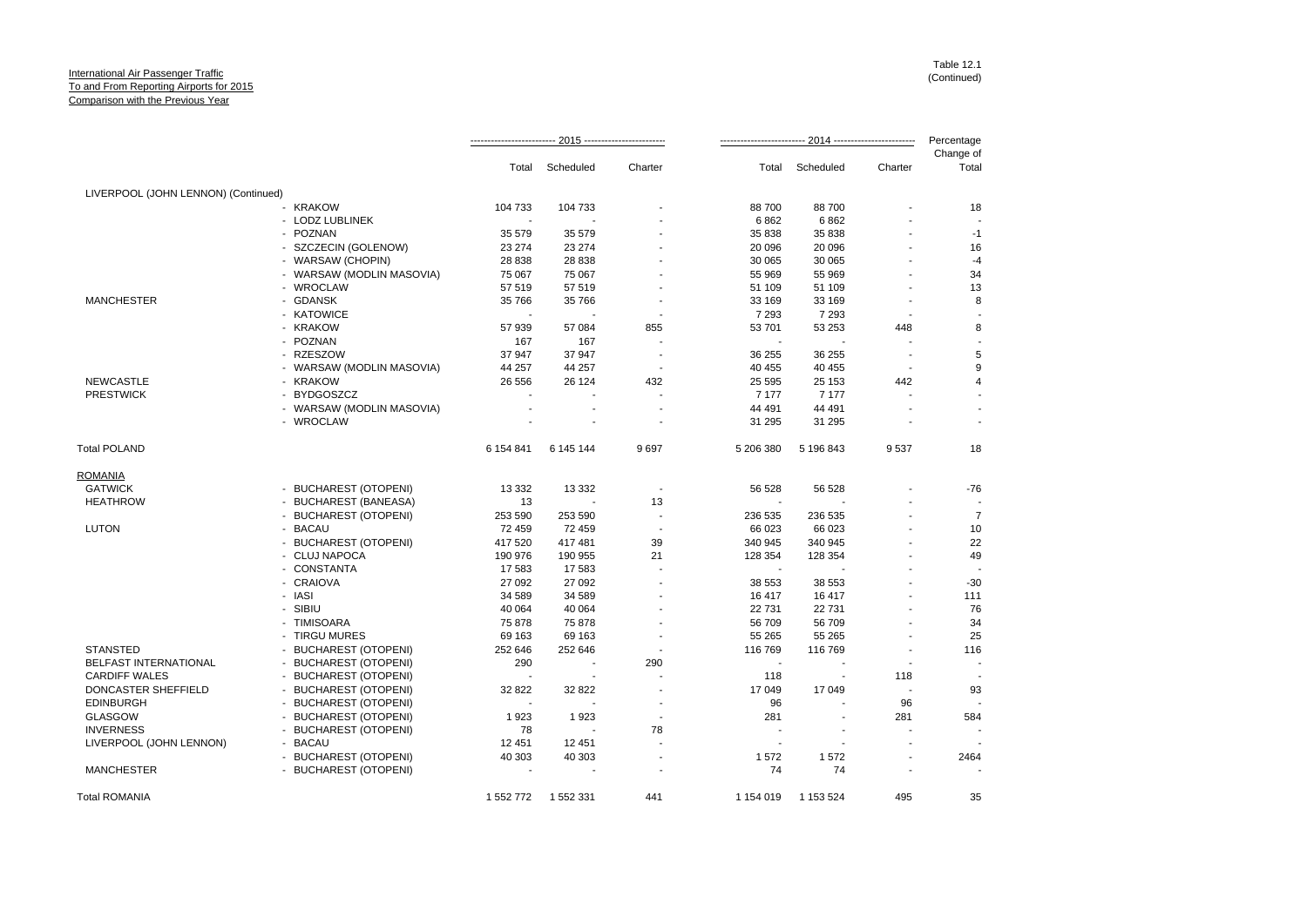International Air Passenger Traffic
To and From Reporting Airports for 2015
Comparison with the Previous Year

Table 12.1
(Continued)

| | | 2015 | | | 2014 | | | Percentage |
|---|---|---|---|---|---|---|---|---|
| | | Total | Scheduled | Charter | Total | Scheduled | Charter | Change of Total |
| LIVERPOOL (JOHN LENNON) (Continued) | | | | | | | | |
| | - KRAKOW | 104 733 | 104 733 | - | 88 700 | 88 700 | - | 18 |
| | - LODZ LUBLINEK | - | - | - | 6 862 | 6 862 | - | - |
| | - POZNAN | 35 579 | 35 579 | - | 35 838 | 35 838 | - | -1 |
| | - SZCZECIN (GOLENOW) | 23 274 | 23 274 | - | 20 096 | 20 096 | - | 16 |
| | - WARSAW (CHOPIN) | 28 838 | 28 838 | - | 30 065 | 30 065 | - | -4 |
| | - WARSAW (MODLIN MASOVIA) | 75 067 | 75 067 | - | 55 969 | 55 969 | - | 34 |
| | - WROCLAW | 57 519 | 57 519 | - | 51 109 | 51 109 | - | 13 |
| MANCHESTER | - GDANSK | 35 766 | 35 766 | - | 33 169 | 33 169 | - | 8 |
| | - KATOWICE | - | - | - | 7 293 | 7 293 | - | - |
| | - KRAKOW | 57 939 | 57 084 | 855 | 53 701 | 53 253 | 448 | 8 |
| | - POZNAN | 167 | 167 | - | - | - | - | - |
| | - RZESZOW | 37 947 | 37 947 | - | 36 255 | 36 255 | - | 5 |
| | - WARSAW (MODLIN MASOVIA) | 44 257 | 44 257 | - | 40 455 | 40 455 | - | 9 |
| NEWCASTLE | - KRAKOW | 26 556 | 26 124 | 432 | 25 595 | 25 153 | 442 | 4 |
| PRESTWICK | - BYDGOSZCZ | - | - | - | 7 177 | 7 177 | - | - |
| | - WARSAW (MODLIN MASOVIA) | - | - | - | 44 491 | 44 491 | - | - |
| | - WROCLAW | - | - | - | 31 295 | 31 295 | - | - |
| Total POLAND | | 6 154 841 | 6 145 144 | 9 697 | 5 206 380 | 5 196 843 | 9 537 | 18 |
| ROMANIA | | | | | | | | |
| GATWICK | - BUCHAREST (OTOPENI) | 13 332 | 13 332 | - | 56 528 | 56 528 | - | -76 |
| HEATHROW | - BUCHAREST (BANEASA) | 13 | - | 13 | - | - | - | - |
| | - BUCHAREST (OTOPENI) | 253 590 | 253 590 | - | 236 535 | 236 535 | - | 7 |
| LUTON | - BACAU | 72 459 | 72 459 | - | 66 023 | 66 023 | - | 10 |
| | - BUCHAREST (OTOPENI) | 417 520 | 417 481 | 39 | 340 945 | 340 945 | - | 22 |
| | - CLUJ NAPOCA | 190 976 | 190 955 | 21 | 128 354 | 128 354 | - | 49 |
| | - CONSTANTA | 17 583 | 17 583 | - | - | - | - | - |
| | - CRAIOVA | 27 092 | 27 092 | - | 38 553 | 38 553 | - | -30 |
| | - IASI | 34 589 | 34 589 | - | 16 417 | 16 417 | - | 111 |
| | - SIBIU | 40 064 | 40 064 | - | 22 731 | 22 731 | - | 76 |
| | - TIMISOARA | 75 878 | 75 878 | - | 56 709 | 56 709 | - | 34 |
| | - TIRGU MURES | 69 163 | 69 163 | - | 55 265 | 55 265 | - | 25 |
| STANSTED | - BUCHAREST (OTOPENI) | 252 646 | 252 646 | - | 116 769 | 116 769 | - | 116 |
| BELFAST INTERNATIONAL | - BUCHAREST (OTOPENI) | 290 | - | 290 | - | - | - | - |
| CARDIFF WALES | - BUCHAREST (OTOPENI) | - | - | - | 118 | - | 118 | - |
| DONCASTER SHEFFIELD | - BUCHAREST (OTOPENI) | 32 822 | 32 822 | - | 17 049 | 17 049 | - | 93 |
| EDINBURGH | - BUCHAREST (OTOPENI) | - | - | - | 96 | - | 96 | - |
| GLASGOW | - BUCHAREST (OTOPENI) | 1 923 | 1 923 | - | 281 | - | 281 | 584 |
| INVERNESS | - BUCHAREST (OTOPENI) | 78 | - | 78 | - | - | - | - |
| LIVERPOOL (JOHN LENNON) | - BACAU | 12 451 | 12 451 | - | - | - | - | - |
| | - BUCHAREST (OTOPENI) | 40 303 | 40 303 | - | 1 572 | 1 572 | - | 2464 |
| MANCHESTER | - BUCHAREST (OTOPENI) | - | - | - | 74 | 74 | - | - |
| Total ROMANIA | | 1 552 772 | 1 552 331 | 441 | 1 154 019 | 1 153 524 | 495 | 35 |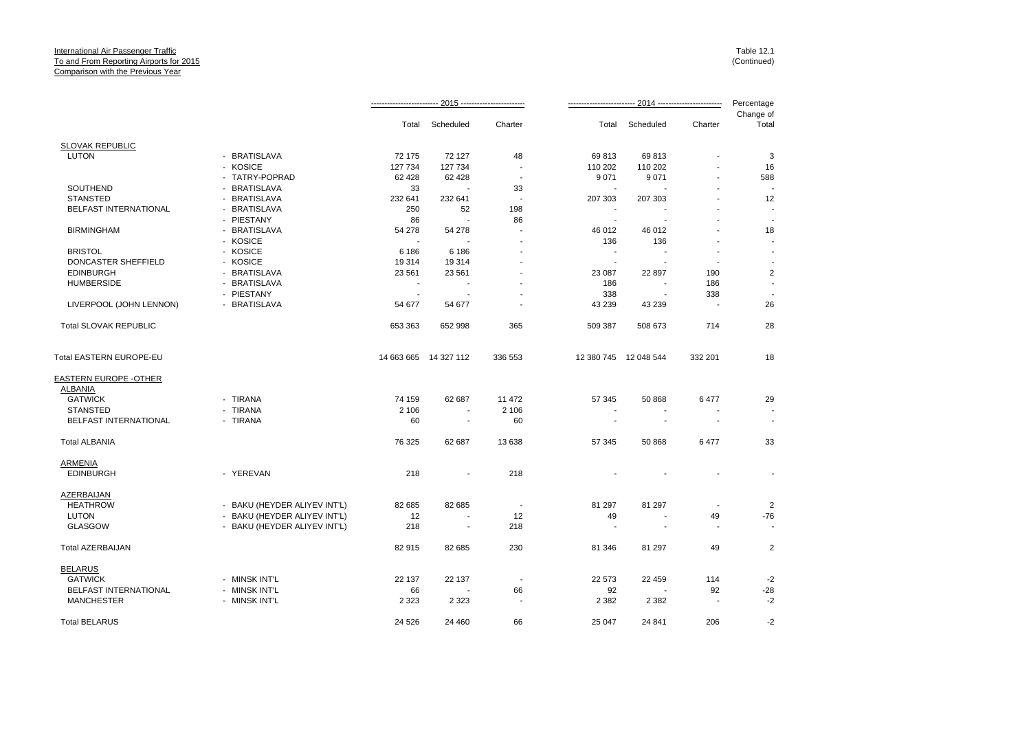International Air Passenger Traffic
To and From Reporting Airports for 2015
Comparison with the Previous Year

Table 12.1
(Continued)

| | | 2015 | | | 2014 | | | Percentage Change of |
|---|---|---|---|---|---|---|---|---|
| | | Total | Scheduled | Charter | Total | Scheduled | Charter | Total |
| SLOVAK REPUBLIC | | | | | | | | |
| LUTON | - BRATISLAVA | 72 175 | 72 127 | 48 | 69 813 | 69 813 | - | 3 |
| | - KOSICE | 127 734 | 127 734 | - | 110 202 | 110 202 | - | 16 |
| | - TATRY-POPRAD | 62 428 | 62 428 | - | 9 071 | 9 071 | - | 588 |
| SOUTHEND | - BRATISLAVA | 33 | - | 33 | - | - | - | - |
| STANSTED | - BRATISLAVA | 232 641 | 232 641 | - | 207 303 | 207 303 | - | 12 |
| BELFAST INTERNATIONAL | - BRATISLAVA | 250 | 52 | 198 | - | - | - | - |
| | - PIESTANY | 86 | - | 86 | - | - | - | - |
| BIRMINGHAM | - BRATISLAVA | 54 278 | 54 278 | - | 46 012 | 46 012 | - | 18 |
| | - KOSICE | - | - | - | 136 | 136 | - | - |
| BRISTOL | - KOSICE | 6 186 | 6 186 | - | - | - | - | - |
| DONCASTER SHEFFIELD | - KOSICE | 19 314 | 19 314 | - | - | - | - | - |
| EDINBURGH | - BRATISLAVA | 23 561 | 23 561 | - | 23 087 | 22 897 | 190 | 2 |
| HUMBERSIDE | - BRATISLAVA | - | - | - | 186 | - | 186 | - |
| | - PIESTANY | - | - | - | 338 | - | 338 | - |
| LIVERPOOL (JOHN LENNON) | - BRATISLAVA | 54 677 | 54 677 | - | 43 239 | 43 239 | - | 26 |
| Total SLOVAK REPUBLIC | | 653 363 | 652 998 | 365 | 509 387 | 508 673 | 714 | 28 |
| Total EASTERN EUROPE-EU | | 14 663 665 | 14 327 112 | 336 553 | 12 380 745 | 12 048 544 | 332 201 | 18 |
| EASTERN EUROPE -OTHER | | | | | | | | |
| ALBANIA | | | | | | | | |
| GATWICK | - TIRANA | 74 159 | 62 687 | 11 472 | 57 345 | 50 868 | 6 477 | 29 |
| STANSTED | - TIRANA | 2 106 | - | 2 106 | - | - | - | - |
| BELFAST INTERNATIONAL | - TIRANA | 60 | - | 60 | - | - | - | - |
| Total ALBANIA | | 76 325 | 62 687 | 13 638 | 57 345 | 50 868 | 6 477 | 33 |
| ARMENIA | | | | | | | | |
| EDINBURGH | - YEREVAN | 218 | - | 218 | - | - | - | - |
| AZERBAIJAN | | | | | | | | |
| HEATHROW | - BAKU (HEYDER ALIYEV INT'L) | 82 685 | 82 685 | - | 81 297 | 81 297 | - | 2 |
| LUTON | - BAKU (HEYDER ALIYEV INT'L) | 12 | - | 12 | 49 | - | 49 | -76 |
| GLASGOW | - BAKU (HEYDER ALIYEV INT'L) | 218 | - | 218 | - | - | - | - |
| Total AZERBAIJAN | | 82 915 | 82 685 | 230 | 81 346 | 81 297 | 49 | 2 |
| BELARUS | | | | | | | | |
| GATWICK | - MINSK INT'L | 22 137 | 22 137 | - | 22 573 | 22 459 | 114 | -2 |
| BELFAST INTERNATIONAL | - MINSK INT'L | 66 | - | 66 | 92 | - | 92 | -28 |
| MANCHESTER | - MINSK INT'L | 2 323 | 2 323 | - | 2 382 | 2 382 | - | -2 |
| Total BELARUS | | 24 526 | 24 460 | 66 | 25 047 | 24 841 | 206 | -2 |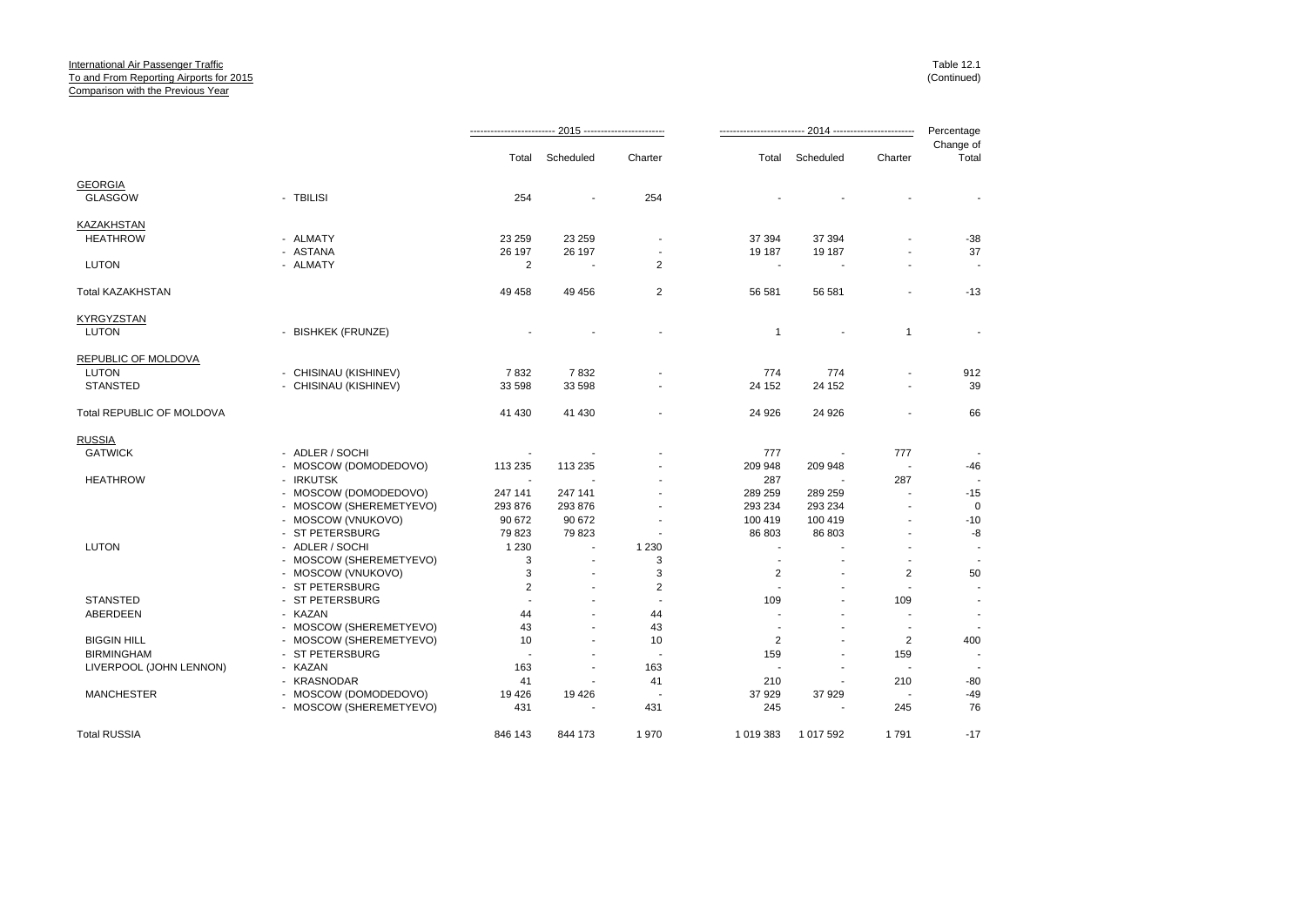International Air Passenger Traffic
To and From Reporting Airports for 2015
Comparison with the Previous Year

Table 12.1
(Continued)

| | | 2015 | | | 2014 | | | Percentage Change of |
|---|---|---|---|---|---|---|---|---|
| | | Total | Scheduled | Charter | Total | Scheduled | Charter | Total |
| GEORGIA | | | | | | | | |
| GLASGOW | - TBILISI | 254 | - | 254 | - | - | - | - |
| KAZAKHSTAN | | | | | | | | |
| HEATHROW | - ALMATY | 23 259 | 23 259 | - | 37 394 | 37 394 | - | -38 |
| | - ASTANA | 26 197 | 26 197 | - | 19 187 | 19 187 | - | 37 |
| LUTON | - ALMATY | 2 | - | 2 | - | - | - | - |
| Total KAZAKHSTAN | | 49 458 | 49 456 | 2 | 56 581 | 56 581 | - | -13 |
| KYRGYZSTAN | | | | | | | | |
| LUTON | - BISHKEK (FRUNZE) | - | - | - | 1 | - | 1 | - |
| REPUBLIC OF MOLDOVA | | | | | | | | |
| LUTON | - CHISINAU (KISHINEV) | 7 832 | 7 832 | - | 774 | 774 | - | 912 |
| STANSTED | - CHISINAU (KISHINEV) | 33 598 | 33 598 | - | 24 152 | 24 152 | - | 39 |
| Total REPUBLIC OF MOLDOVA | | 41 430 | 41 430 | - | 24 926 | 24 926 | - | 66 |
| RUSSIA | | | | | | | | |
| GATWICK | - ADLER / SOCHI | - | - | - | 777 | - | 777 | - |
| | - MOSCOW (DOMODEDOVO) | 113 235 | 113 235 | - | 209 948 | 209 948 | - | -46 |
| HEATHROW | - IRKUTSK | - | - | - | 287 | - | 287 | - |
| | - MOSCOW (DOMODEDOVO) | 247 141 | 247 141 | - | 289 259 | 289 259 | - | -15 |
| | - MOSCOW (SHEREMETYEVO) | 293 876 | 293 876 | - | 293 234 | 293 234 | - | 0 |
| | - MOSCOW (VNUKOVO) | 90 672 | 90 672 | - | 100 419 | 100 419 | - | -10 |
| | - ST PETERSBURG | 79 823 | 79 823 | - | 86 803 | 86 803 | - | -8 |
| LUTON | - ADLER / SOCHI | 1 230 | - | 1 230 | - | - | - | - |
| | - MOSCOW (SHEREMETYEVO) | 3 | - | 3 | - | - | - | - |
| | - MOSCOW (VNUKOVO) | 3 | - | 3 | 2 | - | 2 | 50 |
| | - ST PETERSBURG | 2 | - | 2 | - | - | - | - |
| STANSTED | - ST PETERSBURG | - | - | - | 109 | - | 109 | - |
| ABERDEEN | - KAZAN | 44 | - | 44 | - | - | - | - |
| | - MOSCOW (SHEREMETYEVO) | 43 | - | 43 | - | - | - | - |
| BIGGIN HILL | - MOSCOW (SHEREMETYEVO) | 10 | - | 10 | 2 | - | 2 | 400 |
| BIRMINGHAM | - ST PETERSBURG | - | - | - | 159 | - | 159 | - |
| LIVERPOOL (JOHN LENNON) | - KAZAN | 163 | - | 163 | - | - | - | - |
| | - KRASNODAR | 41 | - | 41 | 210 | - | 210 | -80 |
| MANCHESTER | - MOSCOW (DOMODEDOVO) | 19 426 | 19 426 | - | 37 929 | 37 929 | - | -49 |
| | - MOSCOW (SHEREMETYEVO) | 431 | - | 431 | 245 | - | 245 | 76 |
| Total RUSSIA | | 846 143 | 844 173 | 1 970 | 1 019 383 | 1 017 592 | 1 791 | -17 |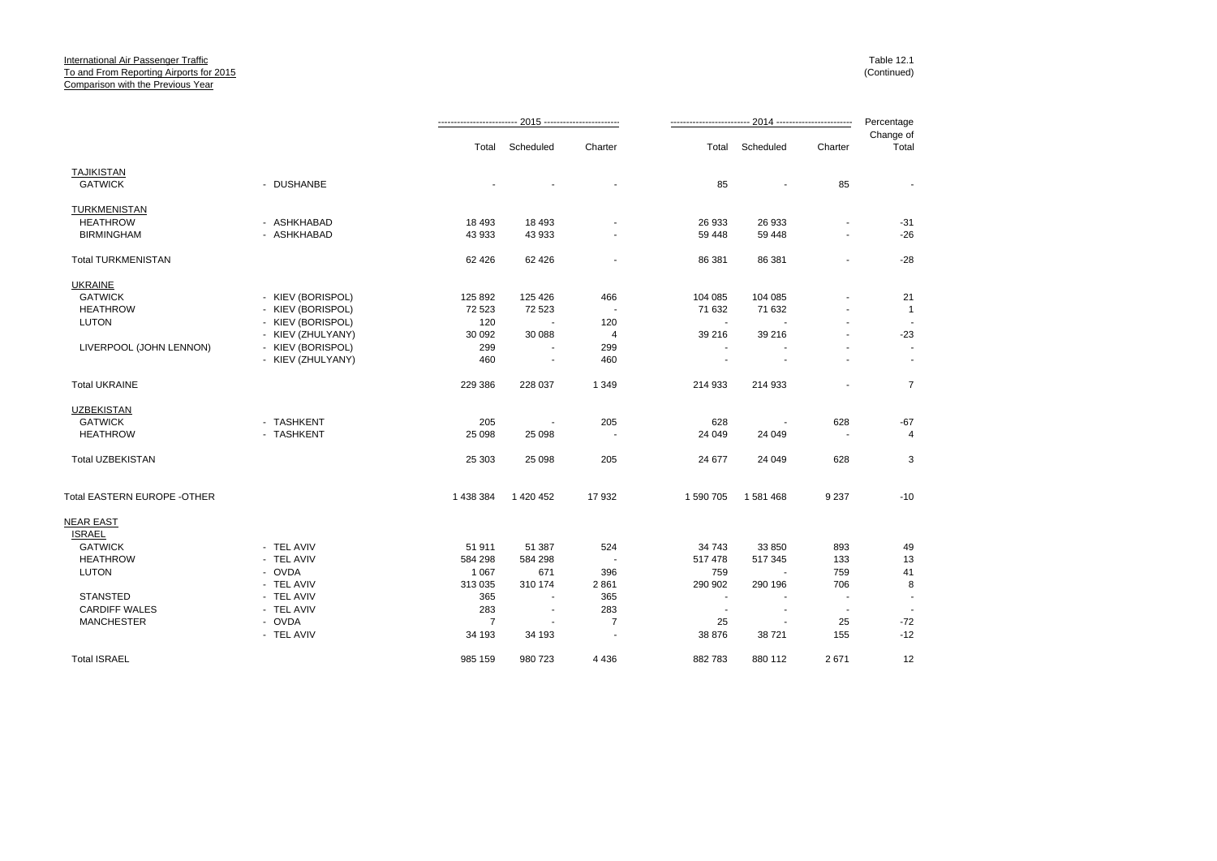International Air Passenger Traffic
To and From Reporting Airports for 2015
Comparison with the Previous Year

Table 12.1
(Continued)

| | | 2015 | | | 2014 | | | Percentage Change of |
|---|---|---|---|---|---|---|---|---|
| | | Total | Scheduled | Charter | Total | Scheduled | Charter | Total |
| **TAJIKISTAN** | | | | | | | | |
| GATWICK | - DUSHANBE | - | - | - | 85 | - | 85 | - |
| **TURKMENISTAN** | | | | | | | | |
| HEATHROW | - ASHKHABAD | 18 493 | 18 493 | - | 26 933 | 26 933 | - | -31 |
| BIRMINGHAM | - ASHKHABAD | 43 933 | 43 933 | - | 59 448 | 59 448 | - | -26 |
| Total TURKMENISTAN | | 62 426 | 62 426 | - | 86 381 | 86 381 | - | -28 |
| **UKRAINE** | | | | | | | | |
| GATWICK | - KIEV (BORISPOL) | 125 892 | 125 426 | 466 | 104 085 | 104 085 | - | 21 |
| HEATHROW | - KIEV (BORISPOL) | 72 523 | 72 523 | - | 71 632 | 71 632 | - | 1 |
| LUTON | - KIEV (BORISPOL) | 120 | - | 120 | - | - | - | - |
| | - KIEV (ZHULYANY) | 30 092 | 30 088 | 4 | 39 216 | 39 216 | - | -23 |
| LIVERPOOL (JOHN LENNON) | - KIEV (BORISPOL) | 299 | - | 299 | - | - | - | - |
| | - KIEV (ZHULYANY) | 460 | - | 460 | - | - | - | - |
| Total UKRAINE | | 229 386 | 228 037 | 1 349 | 214 933 | 214 933 | - | 7 |
| **UZBEKISTAN** | | | | | | | | |
| GATWICK | - TASHKENT | 205 | - | 205 | 628 | - | 628 | -67 |
| HEATHROW | - TASHKENT | 25 098 | 25 098 | - | 24 049 | 24 049 | - | 4 |
| Total UZBEKISTAN | | 25 303 | 25 098 | 205 | 24 677 | 24 049 | 628 | 3 |
| Total EASTERN EUROPE -OTHER | | 1 438 384 | 1 420 452 | 17 932 | 1 590 705 | 1 581 468 | 9 237 | -10 |
| **NEAR EAST** | | | | | | | | |
| **ISRAEL** | | | | | | | | |
| GATWICK | - TEL AVIV | 51 911 | 51 387 | 524 | 34 743 | 33 850 | 893 | 49 |
| HEATHROW | - TEL AVIV | 584 298 | 584 298 | - | 517 478 | 517 345 | 133 | 13 |
| LUTON | - OVDA | 1 067 | 671 | 396 | 759 | - | 759 | 41 |
| | - TEL AVIV | 313 035 | 310 174 | 2 861 | 290 902 | 290 196 | 706 | 8 |
| STANSTED | - TEL AVIV | 365 | - | 365 | - | - | - | - |
| CARDIFF WALES | - TEL AVIV | 283 | - | 283 | - | - | - | - |
| MANCHESTER | - OVDA | 7 | - | 7 | 25 | - | 25 | -72 |
| | - TEL AVIV | 34 193 | 34 193 | - | 38 876 | 38 721 | 155 | -12 |
| Total ISRAEL | | 985 159 | 980 723 | 4 436 | 882 783 | 880 112 | 2 671 | 12 |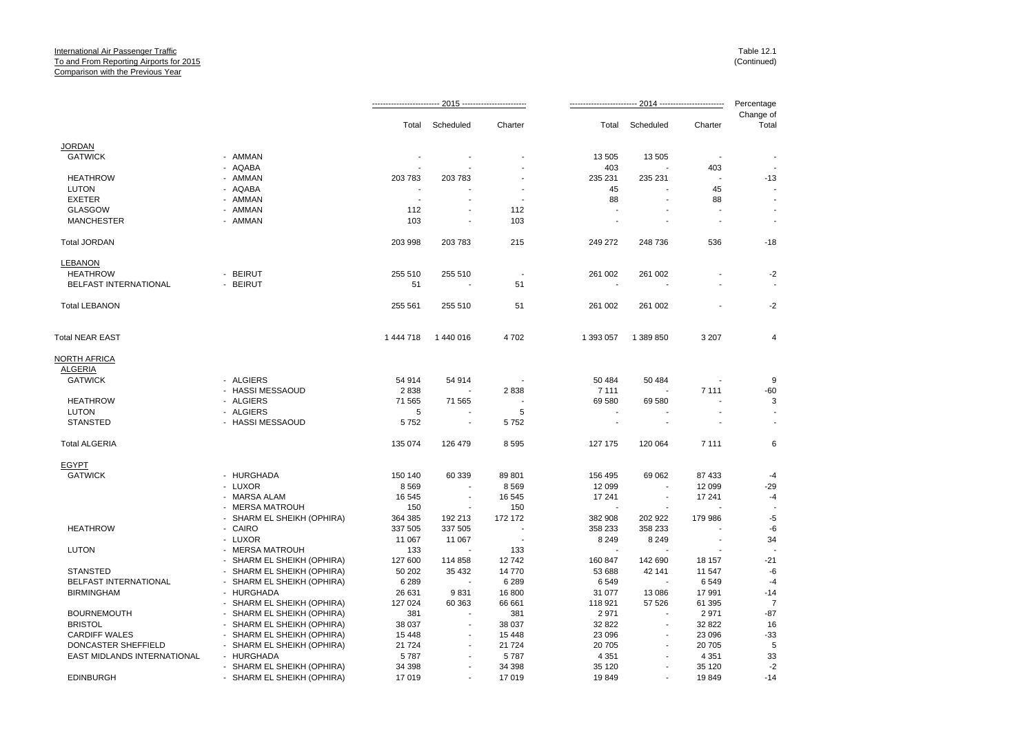International Air Passenger Traffic
To and From Reporting Airports for 2015
Comparison with the Previous Year

Table 12.1
(Continued)

| | | 2015 | | | 2014 | | | Percentage |
|---|---|---|---|---|---|---|---|---|
| | | Total | Scheduled | Charter | Total | Scheduled | Charter | Change of Total |
| JORDAN | | | | | | | | |
| GATWICK | - AMMAN | - | - | - | 13 505 | 13 505 | - | - |
| | - AQABA | - | - | - | 403 | - | 403 | - |
| HEATHROW | - AMMAN | 203 783 | 203 783 | - | 235 231 | 235 231 | - | -13 |
| LUTON | - AQABA | - | - | - | 45 | - | 45 | - |
| EXETER | - AMMAN | - | - | - | 88 | - | 88 | - |
| GLASGOW | - AMMAN | 112 | - | 112 | - | - | - | - |
| MANCHESTER | - AMMAN | 103 | - | 103 | - | - | - | - |
| Total JORDAN | | 203 998 | 203 783 | 215 | 249 272 | 248 736 | 536 | -18 |
| LEBANON | | | | | | | | |
| HEATHROW | - BEIRUT | 255 510 | 255 510 | - | 261 002 | 261 002 | - | -2 |
| BELFAST INTERNATIONAL | - BEIRUT | 51 | - | 51 | - | - | - | - |
| Total LEBANON | | 255 561 | 255 510 | 51 | 261 002 | 261 002 | - | -2 |
| Total NEAR EAST | | 1 444 718 | 1 440 016 | 4 702 | 1 393 057 | 1 389 850 | 3 207 | 4 |
| NORTH AFRICA | | | | | | | | |
| ALGERIA | | | | | | | | |
| GATWICK | - ALGIERS | 54 914 | 54 914 | - | 50 484 | 50 484 | - | 9 |
| | - HASSI MESSAOUD | 2 838 | - | 2 838 | 7 111 | - | 7 111 | -60 |
| HEATHROW | - ALGIERS | 71 565 | 71 565 | - | 69 580 | 69 580 | - | 3 |
| LUTON | - ALGIERS | 5 | - | 5 | - | - | - | - |
| STANSTED | - HASSI MESSAOUD | 5 752 | - | 5 752 | - | - | - | - |
| Total ALGERIA | | 135 074 | 126 479 | 8 595 | 127 175 | 120 064 | 7 111 | 6 |
| EGYPT | | | | | | | | |
| GATWICK | - HURGHADA | 150 140 | 60 339 | 89 801 | 156 495 | 69 062 | 87 433 | -4 |
| | - LUXOR | 8 569 | - | 8 569 | 12 099 | - | 12 099 | -29 |
| | - MARSA ALAM | 16 545 | - | 16 545 | 17 241 | - | 17 241 | -4 |
| | - MERSA MATROUH | 150 | - | 150 | - | - | - | - |
| | - SHARM EL SHEIKH (OPHIRA) | 364 385 | 192 213 | 172 172 | 382 908 | 202 922 | 179 986 | -5 |
| HEATHROW | - CAIRO | 337 505 | 337 505 | - | 358 233 | 358 233 | - | -6 |
| | - LUXOR | 11 067 | 11 067 | - | 8 249 | 8 249 | - | 34 |
| LUTON | - MERSA MATROUH | 133 | - | 133 | - | - | - | - |
| | - SHARM EL SHEIKH (OPHIRA) | 127 600 | 114 858 | 12 742 | 160 847 | 142 690 | 18 157 | -21 |
| STANSTED | - SHARM EL SHEIKH (OPHIRA) | 50 202 | 35 432 | 14 770 | 53 688 | 42 141 | 11 547 | -6 |
| BELFAST INTERNATIONAL | - SHARM EL SHEIKH (OPHIRA) | 6 289 | - | 6 289 | 6 549 | - | 6 549 | -4 |
| BIRMINGHAM | - HURGHADA | 26 631 | 9 831 | 16 800 | 31 077 | 13 086 | 17 991 | -14 |
| | - SHARM EL SHEIKH (OPHIRA) | 127 024 | 60 363 | 66 661 | 118 921 | 57 526 | 61 395 | 7 |
| BOURNEMOUTH | - SHARM EL SHEIKH (OPHIRA) | 381 | - | 381 | 2 971 | - | 2 971 | -87 |
| BRISTOL | - SHARM EL SHEIKH (OPHIRA) | 38 037 | - | 38 037 | 32 822 | - | 32 822 | 16 |
| CARDIFF WALES | - SHARM EL SHEIKH (OPHIRA) | 15 448 | - | 15 448 | 23 096 | - | 23 096 | -33 |
| DONCASTER SHEFFIELD | - SHARM EL SHEIKH (OPHIRA) | 21 724 | - | 21 724 | 20 705 | - | 20 705 | 5 |
| EAST MIDLANDS INTERNATIONAL | - HURGHADA | 5 787 | - | 5 787 | 4 351 | - | 4 351 | 33 |
| | - SHARM EL SHEIKH (OPHIRA) | 34 398 | - | 34 398 | 35 120 | - | 35 120 | -2 |
| EDINBURGH | - SHARM EL SHEIKH (OPHIRA) | 17 019 | - | 17 019 | 19 849 | - | 19 849 | -14 |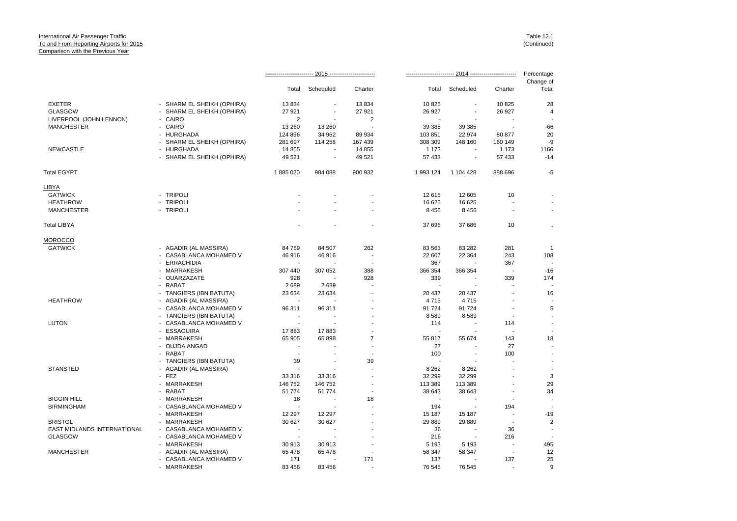International Air Passenger Traffic
To and From Reporting Airports for 2015
Comparison with the Previous Year

Table 12.1
(Continued)

| | | 2015 | | | 2014 | | | Percentage |
|---|---|---|---|---|---|---|---|---|
| | | Total | Scheduled | Charter | Total | Scheduled | Charter | Change of Total |
| EXETER | - SHARM EL SHEIKH (OPHIRA) | 13 834 | - | 13 834 | 10 825 | - | 10 825 | 28 |
| GLASGOW | - SHARM EL SHEIKH (OPHIRA) | 27 921 | - | 27 921 | 26 927 | - | 26 927 | 4 |
| LIVERPOOL (JOHN LENNON) | - CAIRO | 2 | - | 2 | - | - | - | - |
| MANCHESTER | - CAIRO | 13 260 | 13 260 | - | 39 385 | 39 385 | - | -66 |
| | - HURGHADA | 124 896 | 34 962 | 89 934 | 103 851 | 22 974 | 80 877 | 20 |
| | - SHARM EL SHEIKH (OPHIRA) | 281 697 | 114 258 | 167 439 | 308 309 | 148 160 | 160 149 | -9 |
| NEWCASTLE | - HURGHADA | 14 855 | - | 14 855 | 1 173 | - | 1 173 | 1166 |
| | - SHARM EL SHEIKH (OPHIRA) | 49 521 | - | 49 521 | 57 433 | - | 57 433 | -14 |
| Total EGYPT | | 1 885 020 | 984 088 | 900 932 | 1 993 124 | 1 104 428 | 888 696 | -5 |
| LIBYA | | | | | | | | |
| GATWICK | - TRIPOLI | - | - | - | 12 615 | 12 605 | 10 | - |
| HEATHROW | - TRIPOLI | - | - | - | 16 625 | 16 625 | - | - |
| MANCHESTER | - TRIPOLI | - | - | - | 8 456 | 8 456 | - | - |
| Total LIBYA | | - | - | - | 37 696 | 37 686 | 10 | .. |
| MOROCCO | | | | | | | | |
| GATWICK | - AGADIR (AL MASSIRA) | 84 769 | 84 507 | 262 | 83 563 | 83 282 | 281 | 1 |
| | - CASABLANCA MOHAMED V | 46 916 | 46 916 | - | 22 607 | 22 364 | 243 | 108 |
| | - ERRACHIDIA | - | - | - | 367 | - | 367 | - |
| | - MARRAKESH | 307 440 | 307 052 | 388 | 366 354 | 366 354 | - | -16 |
| | - OUARZAZATE | 928 | - | 928 | 339 | - | 339 | 174 |
| | - RABAT | 2 689 | 2 689 | - | - | - | - | - |
| | - TANGIERS (IBN BATUTA) | 23 634 | 23 634 | - | 20 437 | 20 437 | - | 16 |
| HEATHROW | - AGADIR (AL MASSIRA) | - | - | - | 4 715 | 4 715 | - | - |
| | - CASABLANCA MOHAMED V | 96 311 | 96 311 | - | 91 724 | 91 724 | - | 5 |
| | - TANGIERS (IBN BATUTA) | - | - | - | 8 589 | 8 589 | - | - |
| LUTON | - CASABLANCA MOHAMED V | - | - | - | 114 | - | 114 | - |
| | - ESSAOUIRA | 17 883 | 17 883 | - | - | - | - | - |
| | - MARRAKESH | 65 905 | 65 898 | 7 | 55 817 | 55 674 | 143 | 18 |
| | - OUJDA ANGAD | - | - | - | 27 | - | 27 | - |
| | - RABAT | - | - | - | 100 | - | 100 | - |
| | - TANGIERS (IBN BATUTA) | 39 | - | 39 | - | - | - | - |
| STANSTED | - AGADIR (AL MASSIRA) | - | - | - | 8 262 | 8 262 | - | - |
| | - FEZ | 33 316 | 33 316 | - | 32 299 | 32 299 | - | 3 |
| | - MARRAKESH | 146 752 | 146 752 | - | 113 389 | 113 389 | - | 29 |
| | - RABAT | 51 774 | 51 774 | - | 38 643 | 38 643 | - | 34 |
| BIGGIN HILL | - MARRAKESH | 18 | - | 18 | - | - | - | - |
| BIRMINGHAM | - CASABLANCA MOHAMED V | - | - | - | 194 | - | 194 | - |
| | - MARRAKESH | 12 297 | 12 297 | - | 15 187 | 15 187 | - | -19 |
| BRISTOL | - MARRAKESH | 30 627 | 30 627 | - | 29 889 | 29 889 | - | 2 |
| EAST MIDLANDS INTERNATIONAL | - CASABLANCA MOHAMED V | - | - | - | 36 | - | 36 | - |
| GLASGOW | - CASABLANCA MOHAMED V | - | - | - | 216 | - | 216 | - |
| | - MARRAKESH | 30 913 | 30 913 | - | 5 193 | 5 193 | - | 495 |
| MANCHESTER | - AGADIR (AL MASSIRA) | 65 478 | 65 478 | - | 58 347 | 58 347 | - | 12 |
| | - CASABLANCA MOHAMED V | 171 | - | 171 | 137 | - | 137 | 25 |
| | - MARRAKESH | 83 456 | 83 456 | - | 76 545 | 76 545 | - | 9 |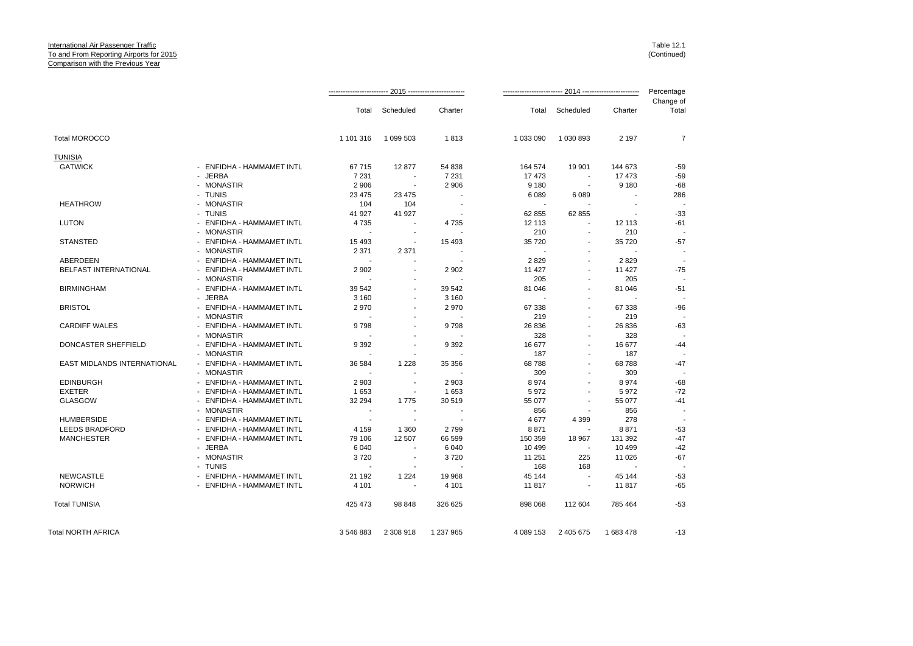International Air Passenger Traffic
To and From Reporting Airports for 2015
Comparison with the Previous Year

Table 12.1
(Continued)

| | | 2015 | | | 2014 | | | Percentage |
|---|---|---|---|---|---|---|---|---|
| | | Total | Scheduled | Charter | Total | Scheduled | Charter | Change of Total |
| Total MOROCCO | | 1 101 316 | 1 099 503 | 1 813 | 1 033 090 | 1 030 893 | 2 197 | 7 |
| TUNISIA | | | | | | | | |
| GATWICK | - ENFIDHA - HAMMAMET INTL | 67 715 | 12 877 | 54 838 | 164 574 | 19 901 | 144 673 | -59 |
| | - JERBA | 7 231 | - | 7 231 | 17 473 | - | 17 473 | -59 |
| | - MONASTIR | 2 906 | - | 2 906 | 9 180 | - | 9 180 | -68 |
| | - TUNIS | 23 475 | 23 475 | - | 6 089 | 6 089 | - | 286 |
| HEATHROW | - MONASTIR | 104 | 104 | - | - | - | - | - |
| | - TUNIS | 41 927 | 41 927 | - | 62 855 | 62 855 | - | -33 |
| LUTON | - ENFIDHA - HAMMAMET INTL | 4 735 | - | 4 735 | 12 113 | - | 12 113 | -61 |
| | - MONASTIR | - | - | - | 210 | - | 210 | - |
| STANSTED | - ENFIDHA - HAMMAMET INTL | 15 493 | - | 15 493 | 35 720 | - | 35 720 | -57 |
| | - MONASTIR | 2 371 | 2 371 | - | - | - | - | - |
| ABERDEEN | - ENFIDHA - HAMMAMET INTL | - | - | - | 2 829 | - | 2 829 | - |
| BELFAST INTERNATIONAL | - ENFIDHA - HAMMAMET INTL | 2 902 | - | 2 902 | 11 427 | - | 11 427 | -75 |
| | - MONASTIR | - | - | - | 205 | - | 205 | - |
| BIRMINGHAM | - ENFIDHA - HAMMAMET INTL | 39 542 | - | 39 542 | 81 046 | - | 81 046 | -51 |
| | - JERBA | 3 160 | - | 3 160 | - | - | - | - |
| BRISTOL | - ENFIDHA - HAMMAMET INTL | 2 970 | - | 2 970 | 67 338 | - | 67 338 | -96 |
| | - MONASTIR | - | - | - | 219 | - | 219 | - |
| CARDIFF WALES | - ENFIDHA - HAMMAMET INTL | 9 798 | - | 9 798 | 26 836 | - | 26 836 | -63 |
| | - MONASTIR | - | - | - | 328 | - | 328 | - |
| DONCASTER SHEFFIELD | - ENFIDHA - HAMMAMET INTL | 9 392 | - | 9 392 | 16 677 | - | 16 677 | -44 |
| | - MONASTIR | - | - | - | 187 | - | 187 | - |
| EAST MIDLANDS INTERNATIONAL | - ENFIDHA - HAMMAMET INTL | 36 584 | 1 228 | 35 356 | 68 788 | - | 68 788 | -47 |
| | - MONASTIR | - | - | - | 309 | - | 309 | - |
| EDINBURGH | - ENFIDHA - HAMMAMET INTL | 2 903 | - | 2 903 | 8 974 | - | 8 974 | -68 |
| EXETER | - ENFIDHA - HAMMAMET INTL | 1 653 | - | 1 653 | 5 972 | - | 5 972 | -72 |
| GLASGOW | - ENFIDHA - HAMMAMET INTL | 32 294 | 1 775 | 30 519 | 55 077 | - | 55 077 | -41 |
| | - MONASTIR | - | - | - | 856 | - | 856 | - |
| HUMBERSIDE | - ENFIDHA - HAMMAMET INTL | - | - | - | 4 677 | 4 399 | 278 | - |
| LEEDS BRADFORD | - ENFIDHA - HAMMAMET INTL | 4 159 | 1 360 | 2 799 | 8 871 | - | 8 871 | -53 |
| MANCHESTER | - ENFIDHA - HAMMAMET INTL | 79 106 | 12 507 | 66 599 | 150 359 | 18 967 | 131 392 | -47 |
| | - JERBA | 6 040 | - | 6 040 | 10 499 | - | 10 499 | -42 |
| | - MONASTIR | 3 720 | - | 3 720 | 11 251 | 225 | 11 026 | -67 |
| | - TUNIS | - | - | - | 168 | 168 | - | - |
| NEWCASTLE | - ENFIDHA - HAMMAMET INTL | 21 192 | 1 224 | 19 968 | 45 144 | - | 45 144 | -53 |
| NORWICH | - ENFIDHA - HAMMAMET INTL | 4 101 | - | 4 101 | 11 817 | - | 11 817 | -65 |
| Total TUNISIA | | 425 473 | 98 848 | 326 625 | 898 068 | 112 604 | 785 464 | -53 |
| Total NORTH AFRICA | | 3 546 883 | 2 308 918 | 1 237 965 | 4 089 153 | 2 405 675 | 1 683 478 | -13 |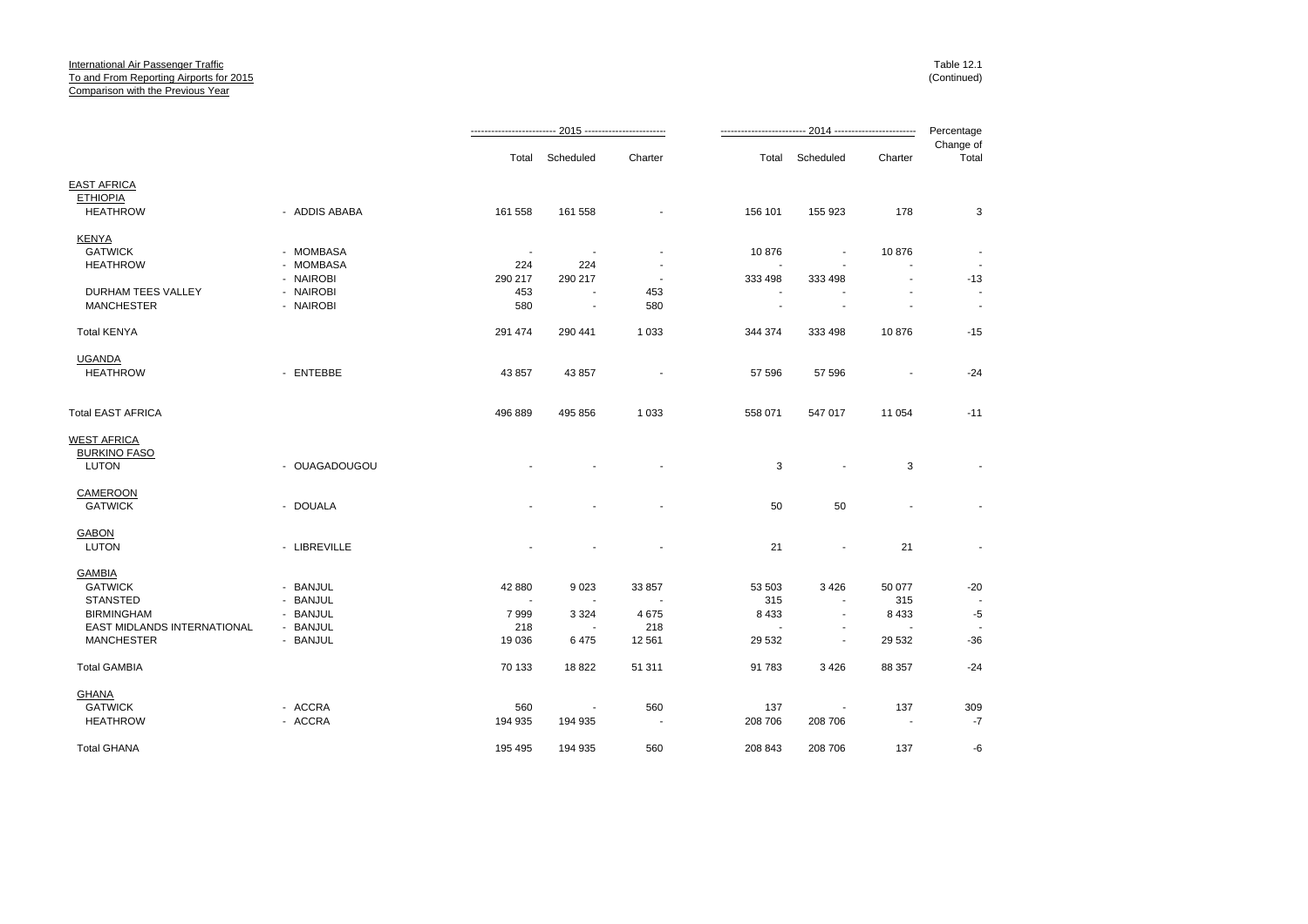International Air Passenger Traffic
To and From Reporting Airports for 2015
Comparison with the Previous Year

Table 12.1
(Continued)

| | | 2015 | | | 2014 | | | Percentage Change of Total |
|---|---|---|---|---|---|---|---|---|
| | | Total | Scheduled | Charter | Total | Scheduled | Charter | |
| **EAST AFRICA** | | | | | | | | |
| **ETHIOPIA** | | | | | | | | |
| HEATHROW | - ADDIS ABABA | 161 558 | 161 558 | - | 156 101 | 155 923 | 178 | 3 |
| **KENYA** | | | | | | | | |
| GATWICK | - MOMBASA | - | - | - | 10 876 | - | 10 876 | - |
| HEATHROW | - MOMBASA | 224 | 224 | - | - | - | - | - |
| | - NAIROBI | 290 217 | 290 217 | - | 333 498 | 333 498 | - | -13 |
| DURHAM TEES VALLEY | - NAIROBI | 453 | - | 453 | - | - | - | - |
| MANCHESTER | - NAIROBI | 580 | - | 580 | - | - | - | - |
| Total KENYA | | 291 474 | 290 441 | 1 033 | 344 374 | 333 498 | 10 876 | -15 |
| **UGANDA** | | | | | | | | |
| HEATHROW | - ENTEBBE | 43 857 | 43 857 | - | 57 596 | 57 596 | - | -24 |
| Total EAST AFRICA | | 496 889 | 495 856 | 1 033 | 558 071 | 547 017 | 11 054 | -11 |
| **WEST AFRICA** | | | | | | | | |
| **BURKINO FASO** | | | | | | | | |
| LUTON | - OUAGADOUGOU | - | - | - | 3 | - | 3 | - |
| **CAMEROON** | | | | | | | | |
| GATWICK | - DOUALA | - | - | - | 50 | 50 | - | - |
| **GABON** | | | | | | | | |
| LUTON | - LIBREVILLE | - | - | - | 21 | - | 21 | - |
| **GAMBIA** | | | | | | | | |
| GATWICK | - BANJUL | 42 880 | 9 023 | 33 857 | 53 503 | 3 426 | 50 077 | -20 |
| STANSTED | - BANJUL | - | - | - | 315 | - | 315 | - |
| BIRMINGHAM | - BANJUL | 7 999 | 3 324 | 4 675 | 8 433 | - | 8 433 | -5 |
| EAST MIDLANDS INTERNATIONAL | - BANJUL | 218 | - | 218 | - | - | - | - |
| MANCHESTER | - BANJUL | 19 036 | 6 475 | 12 561 | 29 532 | - | 29 532 | -36 |
| Total GAMBIA | | 70 133 | 18 822 | 51 311 | 91 783 | 3 426 | 88 357 | -24 |
| **GHANA** | | | | | | | | |
| GATWICK | - ACCRA | 560 | - | 560 | 137 | - | 137 | 309 |
| HEATHROW | - ACCRA | 194 935 | 194 935 | - | 208 706 | 208 706 | - | -7 |
| Total GHANA | | 195 495 | 194 935 | 560 | 208 843 | 208 706 | 137 | -6 |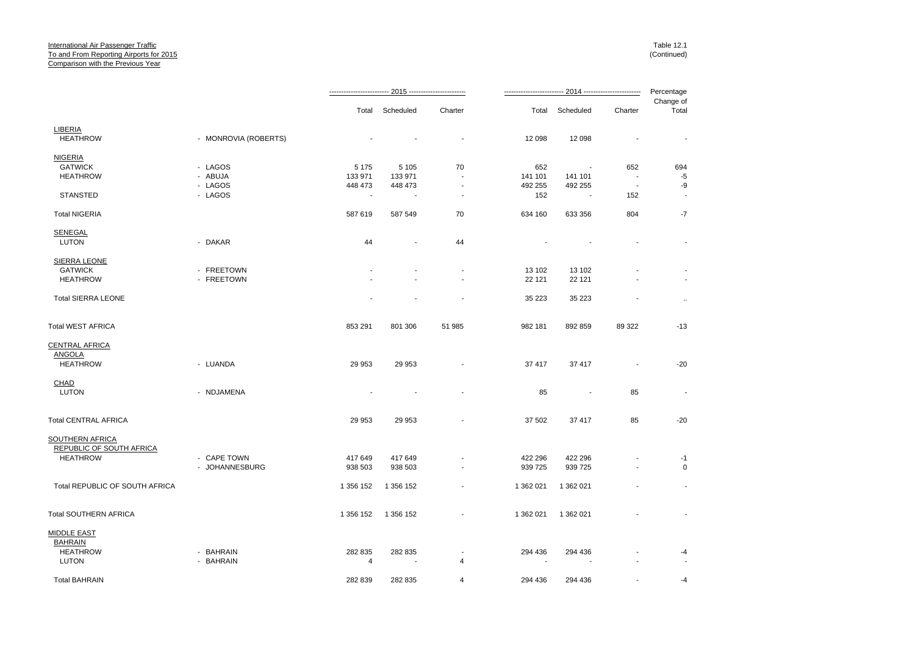International Air Passenger Traffic
To and From Reporting Airports for 2015
Comparison with the Previous Year

Table 12.1
(Continued)

| | | 2015 | | | 2014 | | | Percentage |
|---|---|---|---|---|---|---|---|---|
| | | Total | Scheduled | Charter | Total | Scheduled | Charter | Change of Total |
| LIBERIA | | | | | | | | |
| HEATHROW | - MONROVIA (ROBERTS) | - | - | - | 12 098 | 12 098 | - | - |
| NIGERIA | | | | | | | | |
| GATWICK | - LAGOS | 5 175 | 5 105 | 70 | 652 | - | 652 | 694 |
| HEATHROW | - ABUJA | 133 971 | 133 971 | - | 141 101 | 141 101 | - | -5 |
| | - LAGOS | 448 473 | 448 473 | - | 492 255 | 492 255 | - | -9 |
| STANSTED | - LAGOS | - | - | - | 152 | - | 152 | - |
| Total NIGERIA | | 587 619 | 587 549 | 70 | 634 160 | 633 356 | 804 | -7 |
| SENEGAL | | | | | | | | |
| LUTON | - DAKAR | 44 | - | 44 | - | - | - | - |
| SIERRA LEONE | | | | | | | | |
| GATWICK | - FREETOWN | - | - | - | 13 102 | 13 102 | - | - |
| HEATHROW | - FREETOWN | - | - | - | 22 121 | 22 121 | - | - |
| Total SIERRA LEONE | | - | - | - | 35 223 | 35 223 | - | .. |
| Total WEST AFRICA | | 853 291 | 801 306 | 51 985 | 982 181 | 892 859 | 89 322 | -13 |
| CENTRAL AFRICA | | | | | | | | |
| ANGOLA | | | | | | | | |
| HEATHROW | - LUANDA | 29 953 | 29 953 | - | 37 417 | 37 417 | - | -20 |
| CHAD | | | | | | | | |
| LUTON | - NDJAMENA | - | - | - | 85 | - | 85 | - |
| Total CENTRAL AFRICA | | 29 953 | 29 953 | - | 37 502 | 37 417 | 85 | -20 |
| SOUTHERN AFRICA | | | | | | | | |
| REPUBLIC OF SOUTH AFRICA | | | | | | | | |
| HEATHROW | - CAPE TOWN | 417 649 | 417 649 | - | 422 296 | 422 296 | - | -1 |
| | - JOHANNESBURG | 938 503 | 938 503 | - | 939 725 | 939 725 | - | 0 |
| Total REPUBLIC OF SOUTH AFRICA | | 1 356 152 | 1 356 152 | - | 1 362 021 | 1 362 021 | - | - |
| Total SOUTHERN AFRICA | | 1 356 152 | 1 356 152 | - | 1 362 021 | 1 362 021 | - | - |
| MIDDLE EAST | | | | | | | | |
| BAHRAIN | | | | | | | | |
| HEATHROW | - BAHRAIN | 282 835 | 282 835 | - | 294 436 | 294 436 | - | -4 |
| LUTON | - BAHRAIN | 4 | - | 4 | - | - | - | - |
| Total BAHRAIN | | 282 839 | 282 835 | 4 | 294 436 | 294 436 | - | -4 |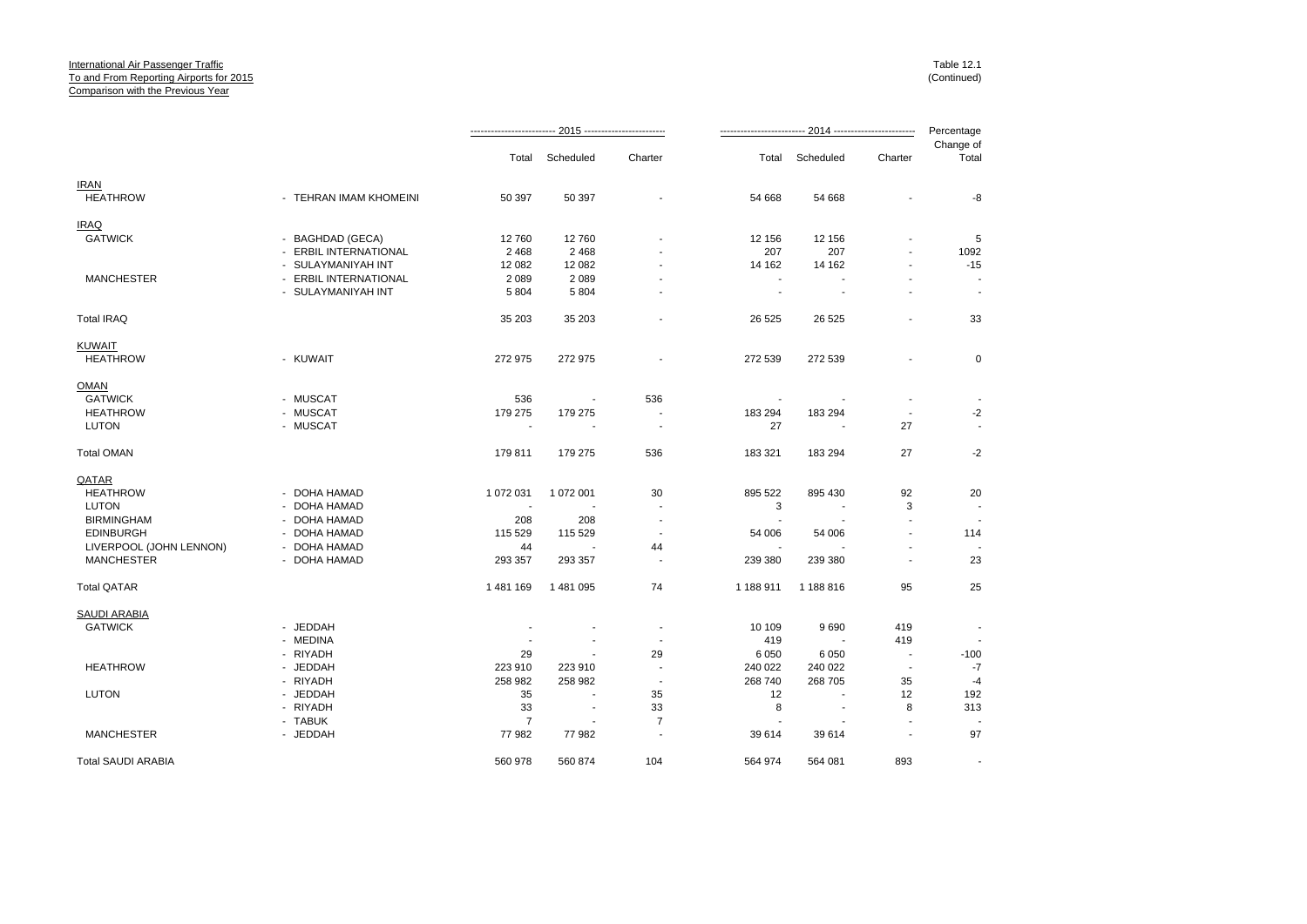International Air Passenger Traffic
To and From Reporting Airports for 2015
Comparison with the Previous Year

Table 12.1
(Continued)

| | | 2015 | | | 2014 | | | Percentage |
|---|---|---|---|---|---|---|---|---|
| | | Total | Scheduled | Charter | Total | Scheduled | Charter | Change of Total |
| IRAN | | | | | | | | |
| HEATHROW | - TEHRAN IMAM KHOMEINI | 50 397 | 50 397 | - | 54 668 | 54 668 | - | -8 |
| IRAQ | | | | | | | | |
| GATWICK | - BAGHDAD (GECA) | 12 760 | 12 760 | - | 12 156 | 12 156 | - | 5 |
| | - ERBIL INTERNATIONAL | 2 468 | 2 468 | - | 207 | 207 | - | 1092 |
| | - SULAYMANIYAH INT | 12 082 | 12 082 | - | 14 162 | 14 162 | - | -15 |
| MANCHESTER | - ERBIL INTERNATIONAL | 2 089 | 2 089 | - | - | - | - | - |
| | - SULAYMANIYAH INT | 5 804 | 5 804 | - | - | - | - | - |
| Total IRAQ | | 35 203 | 35 203 | - | 26 525 | 26 525 | - | 33 |
| KUWAIT | | | | | | | | |
| HEATHROW | - KUWAIT | 272 975 | 272 975 | - | 272 539 | 272 539 | - | 0 |
| OMAN | | | | | | | | |
| GATWICK | - MUSCAT | 536 | - | 536 | - | - | - | - |
| HEATHROW | - MUSCAT | 179 275 | 179 275 | - | 183 294 | 183 294 | - | -2 |
| LUTON | - MUSCAT | - | - | - | 27 | - | 27 | - |
| Total OMAN | | 179 811 | 179 275 | 536 | 183 321 | 183 294 | 27 | -2 |
| QATAR | | | | | | | | |
| HEATHROW | - DOHA HAMAD | 1 072 031 | 1 072 001 | 30 | 895 522 | 895 430 | 92 | 20 |
| LUTON | - DOHA HAMAD | - | - | - | 3 | - | 3 | - |
| BIRMINGHAM | - DOHA HAMAD | 208 | 208 | - | - | - | - | - |
| EDINBURGH | - DOHA HAMAD | 115 529 | 115 529 | - | 54 006 | 54 006 | - | 114 |
| LIVERPOOL (JOHN LENNON) | - DOHA HAMAD | 44 | - | 44 | - | - | - | - |
| MANCHESTER | - DOHA HAMAD | 293 357 | 293 357 | - | 239 380 | 239 380 | - | 23 |
| Total QATAR | | 1 481 169 | 1 481 095 | 74 | 1 188 911 | 1 188 816 | 95 | 25 |
| SAUDI ARABIA | | | | | | | | |
| GATWICK | - JEDDAH | - | - | - | 10 109 | 9 690 | 419 | - |
| | - MEDINA | - | - | - | 419 | - | 419 | - |
| | - RIYADH | 29 | - | 29 | 6 050 | 6 050 | - | -100 |
| HEATHROW | - JEDDAH | 223 910 | 223 910 | - | 240 022 | 240 022 | - | -7 |
| | - RIYADH | 258 982 | 258 982 | - | 268 740 | 268 705 | 35 | -4 |
| LUTON | - JEDDAH | 35 | - | 35 | 12 | - | 12 | 192 |
| | - RIYADH | 33 | - | 33 | 8 | - | 8 | 313 |
| | - TABUK | 7 | - | 7 | - | - | - | - |
| MANCHESTER | - JEDDAH | 77 982 | 77 982 | - | 39 614 | 39 614 | - | 97 |
| Total SAUDI ARABIA | | 560 978 | 560 874 | 104 | 564 974 | 564 081 | 893 | - |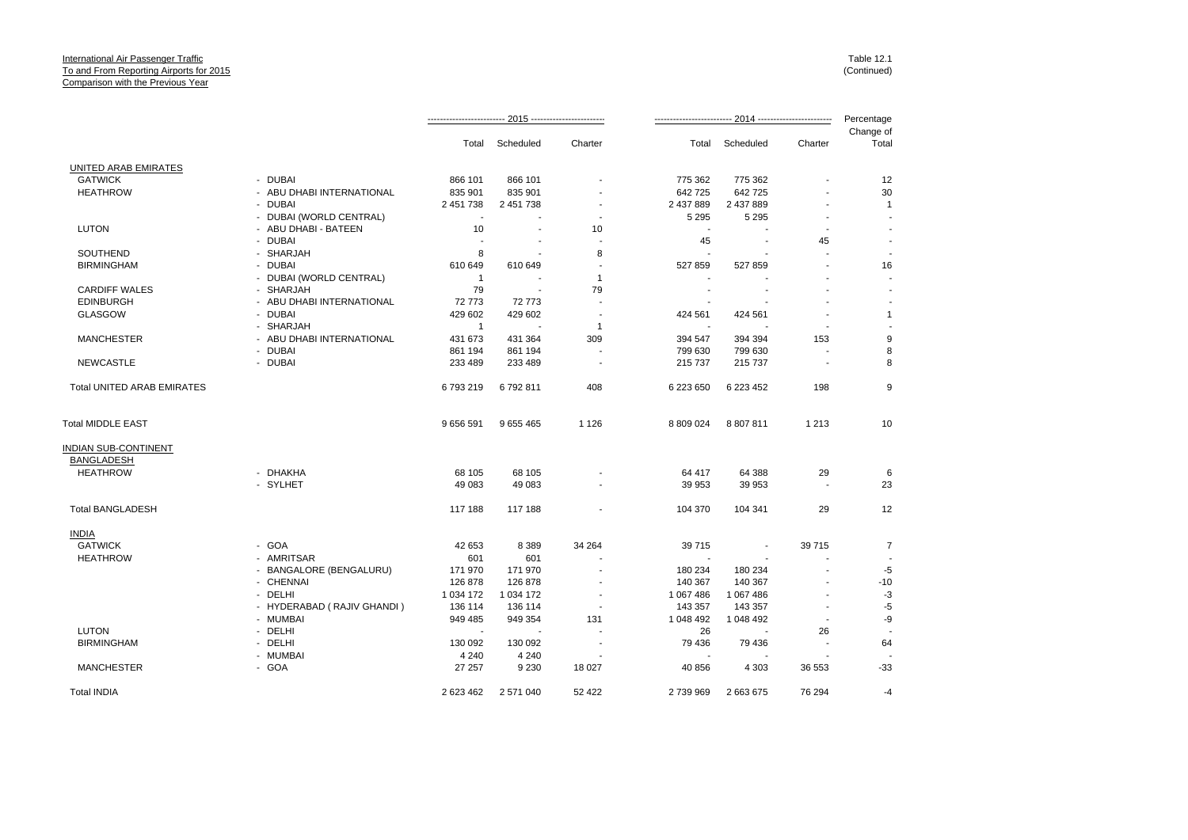International Air Passenger Traffic
To and From Reporting Airports for 2015
Comparison with the Previous Year

Table 12.1
(Continued)

| | | 2015 | | | 2014 | | | Percentage |
|---|---|---|---|---|---|---|---|---|
| | | Total | Scheduled | Charter | Total | Scheduled | Charter | Change of Total |
| UNITED ARAB EMIRATES | | | | | | | | |
| GATWICK | - DUBAI | 866 101 | 866 101 | - | 775 362 | 775 362 | - | 12 |
| HEATHROW | - ABU DHABI INTERNATIONAL | 835 901 | 835 901 | - | 642 725 | 642 725 | - | 30 |
| | - DUBAI | 2 451 738 | 2 451 738 | - | 2 437 889 | 2 437 889 | - | 1 |
| | - DUBAI (WORLD CENTRAL) | - | - | - | 5 295 | 5 295 | - | - |
| LUTON | - ABU DHABI - BATEEN | 10 | - | 10 | - | - | - | - |
| | - DUBAI | - | - | - | 45 | - | 45 | - |
| SOUTHEND | - SHARJAH | 8 | - | 8 | - | - | - | - |
| BIRMINGHAM | - DUBAI | 610 649 | 610 649 | - | 527 859 | 527 859 | - | 16 |
| | - DUBAI (WORLD CENTRAL) | 1 | - | 1 | - | - | - | - |
| CARDIFF WALES | - SHARJAH | 79 | - | 79 | - | - | - | - |
| EDINBURGH | - ABU DHABI INTERNATIONAL | 72 773 | 72 773 | - | - | - | - | - |
| GLASGOW | - DUBAI | 429 602 | 429 602 | - | 424 561 | 424 561 | - | 1 |
| | - SHARJAH | 1 | - | 1 | - | - | - | - |
| MANCHESTER | - ABU DHABI INTERNATIONAL | 431 673 | 431 364 | 309 | 394 547 | 394 394 | 153 | 9 |
| | - DUBAI | 861 194 | 861 194 | - | 799 630 | 799 630 | - | 8 |
| NEWCASTLE | - DUBAI | 233 489 | 233 489 | - | 215 737 | 215 737 | - | 8 |
| Total UNITED ARAB EMIRATES | | 6 793 219 | 6 792 811 | 408 | 6 223 650 | 6 223 452 | 198 | 9 |
| Total MIDDLE EAST | | 9 656 591 | 9 655 465 | 1 126 | 8 809 024 | 8 807 811 | 1 213 | 10 |
| INDIAN SUB-CONTINENT | | | | | | | | |
| BANGLADESH | | | | | | | | |
| HEATHROW | - DHAKHA | 68 105 | 68 105 | - | 64 417 | 64 388 | 29 | 6 |
| | - SYLHET | 49 083 | 49 083 | - | 39 953 | 39 953 | - | 23 |
| Total BANGLADESH | | 117 188 | 117 188 | - | 104 370 | 104 341 | 29 | 12 |
| INDIA | | | | | | | | |
| GATWICK | - GOA | 42 653 | 8 389 | 34 264 | 39 715 | - | 39 715 | 7 |
| HEATHROW | - AMRITSAR | 601 | 601 | - | - | - | - | - |
| | - BANGALORE (BENGALURU) | 171 970 | 171 970 | - | 180 234 | 180 234 | - | -5 |
| | - CHENNAI | 126 878 | 126 878 | - | 140 367 | 140 367 | - | -10 |
| | - DELHI | 1 034 172 | 1 034 172 | - | 1 067 486 | 1 067 486 | - | -3 |
| | - HYDERABAD ( RAJIV GHANDI ) | 136 114 | 136 114 | - | 143 357 | 143 357 | - | -5 |
| | - MUMBAI | 949 485 | 949 354 | 131 | 1 048 492 | 1 048 492 | - | -9 |
| LUTON | - DELHI | - | - | - | 26 | - | 26 | - |
| BIRMINGHAM | - DELHI | 130 092 | 130 092 | - | 79 436 | 79 436 | - | 64 |
| | - MUMBAI | 4 240 | 4 240 | - | - | - | - | - |
| MANCHESTER | - GOA | 27 257 | 9 230 | 18 027 | 40 856 | 4 303 | 36 553 | -33 |
| Total INDIA | | 2 623 462 | 2 571 040 | 52 422 | 2 739 969 | 2 663 675 | 76 294 | -4 |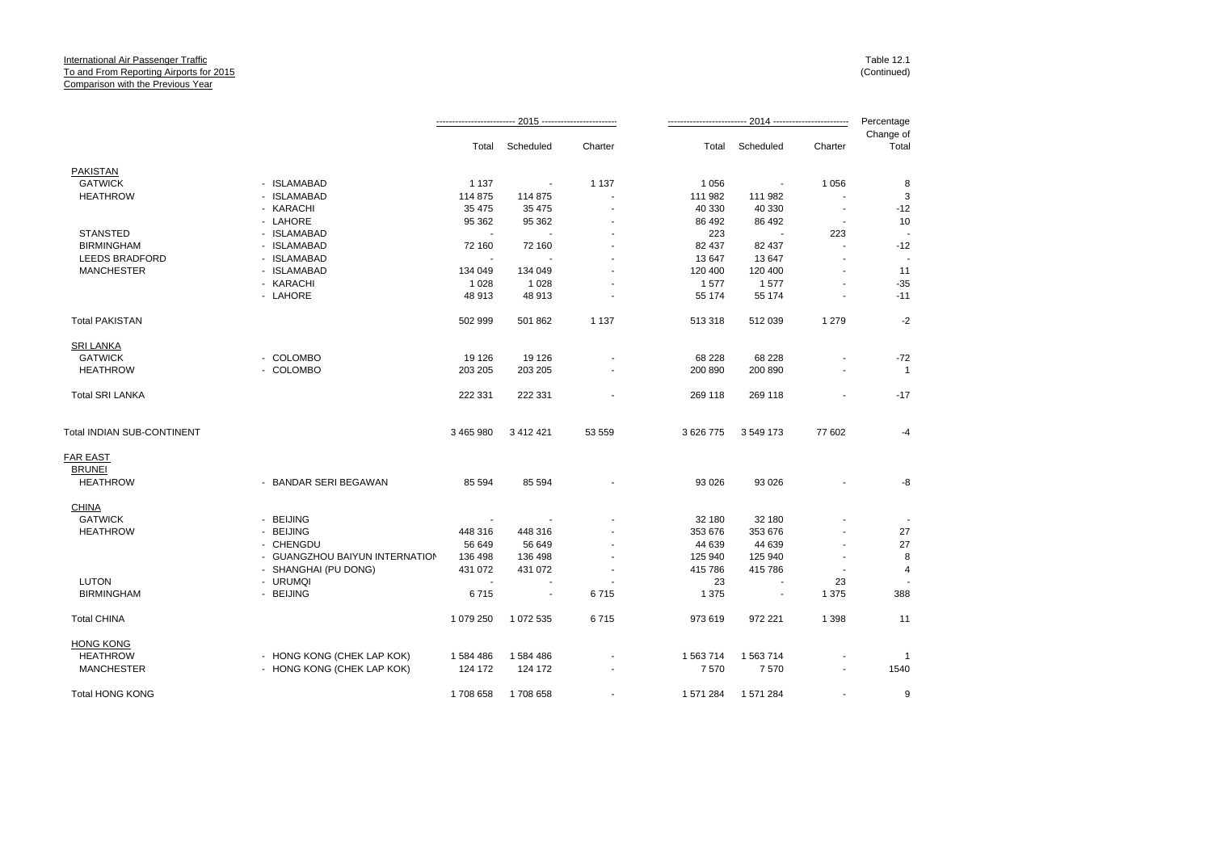International Air Passenger Traffic
To and From Reporting Airports for 2015
Comparison with the Previous Year

Table 12.1
(Continued)

| | | 2015 | | | 2014 | | | Percentage |
|---|---|---|---|---|---|---|---|---|
| | | Total | Scheduled | Charter | Total | Scheduled | Charter | Change of Total |
| PAKISTAN | | | | | | | | |
| GATWICK | - ISLAMABAD | 1 137 | - | 1 137 | 1 056 | - | 1 056 | 8 |
| HEATHROW | - ISLAMABAD | 114 875 | 114 875 | - | 111 982 | 111 982 | - | 3 |
| | - KARACHI | 35 475 | 35 475 | - | 40 330 | 40 330 | - | -12 |
| | - LAHORE | 95 362 | 95 362 | - | 86 492 | 86 492 | - | 10 |
| STANSTED | - ISLAMABAD | - | - | - | 223 | - | 223 | - |
| BIRMINGHAM | - ISLAMABAD | 72 160 | 72 160 | - | 82 437 | 82 437 | - | -12 |
| LEEDS BRADFORD | - ISLAMABAD | - | - | - | 13 647 | 13 647 | - | - |
| MANCHESTER | - ISLAMABAD | 134 049 | 134 049 | - | 120 400 | 120 400 | - | 11 |
| | - KARACHI | 1 028 | 1 028 | - | 1 577 | 1 577 | - | -35 |
| | - LAHORE | 48 913 | 48 913 | - | 55 174 | 55 174 | - | -11 |
| Total PAKISTAN | | 502 999 | 501 862 | 1 137 | 513 318 | 512 039 | 1 279 | -2 |
| SRI LANKA | | | | | | | | |
| GATWICK | - COLOMBO | 19 126 | 19 126 | - | 68 228 | 68 228 | - | -72 |
| HEATHROW | - COLOMBO | 203 205 | 203 205 | - | 200 890 | 200 890 | - | 1 |
| Total SRI LANKA | | 222 331 | 222 331 | - | 269 118 | 269 118 | - | -17 |
| Total INDIAN SUB-CONTINENT | | 3 465 980 | 3 412 421 | 53 559 | 3 626 775 | 3 549 173 | 77 602 | -4 |
| FAR EAST | | | | | | | | |
| BRUNEI | | | | | | | | |
| HEATHROW | - BANDAR SERI BEGAWAN | 85 594 | 85 594 | - | 93 026 | 93 026 | - | -8 |
| CHINA | | | | | | | | |
| GATWICK | - BEIJING | - | - | - | 32 180 | 32 180 | - | - |
| HEATHROW | - BEIJING | 448 316 | 448 316 | - | 353 676 | 353 676 | - | 27 |
| | - CHENGDU | 56 649 | 56 649 | - | 44 639 | 44 639 | - | 27 |
| | - GUANGZHOU BAIYUN INTERNATION | 136 498 | 136 498 | - | 125 940 | 125 940 | - | 8 |
| | - SHANGHAI (PU DONG) | 431 072 | 431 072 | - | 415 786 | 415 786 | - | 4 |
| LUTON | - URUMQI | - | - | - | 23 | - | 23 | - |
| BIRMINGHAM | - BEIJING | 6 715 | - | 6 715 | 1 375 | - | 1 375 | 388 |
| Total CHINA | | 1 079 250 | 1 072 535 | 6 715 | 973 619 | 972 221 | 1 398 | 11 |
| HONG KONG | | | | | | | | |
| HEATHROW | - HONG KONG (CHEK LAP KOK) | 1 584 486 | 1 584 486 | - | 1 563 714 | 1 563 714 | - | 1 |
| MANCHESTER | - HONG KONG (CHEK LAP KOK) | 124 172 | 124 172 | - | 7 570 | 7 570 | - | 1540 |
| Total HONG KONG | | 1 708 658 | 1 708 658 | - | 1 571 284 | 1 571 284 | - | 9 |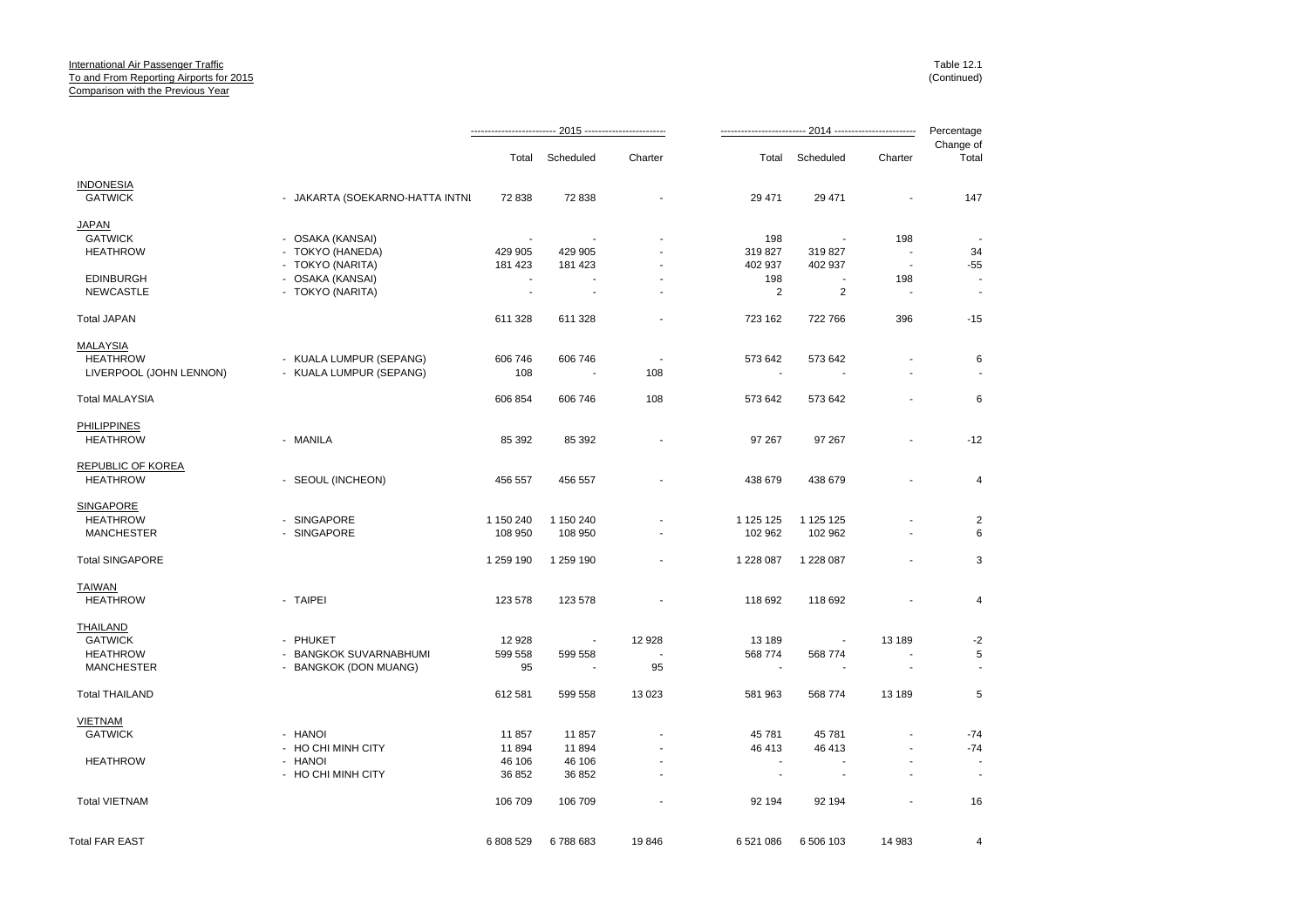International Air Passenger Traffic
To and From Reporting Airports for 2015
Comparison with the Previous Year

Table 12.1
(Continued)

| | | 2015 | | | 2014 | | | Percentage Change of |
|---|---|---|---|---|---|---|---|---|
| | | Total | Scheduled | Charter | Total | Scheduled | Charter | Total |
| **INDONESIA** | | | | | | | | |
| GATWICK | - JAKARTA (SOEKARNO-HATTA INTNL | 72 838 | 72 838 | - | 29 471 | 29 471 | - | 147 |
| **JAPAN** | | | | | | | | |
| GATWICK | - OSAKA (KANSAI) | - | - | - | 198 | - | 198 | - |
| HEATHROW | - TOKYO (HANEDA) | 429 905 | 429 905 | - | 319 827 | 319 827 | - | 34 |
| | - TOKYO (NARITA) | 181 423 | 181 423 | - | 402 937 | 402 937 | - | -55 |
| EDINBURGH | - OSAKA (KANSAI) | - | - | - | 198 | - | 198 | - |
| NEWCASTLE | - TOKYO (NARITA) | - | - | - | 2 | 2 | - | - |
| Total JAPAN | | 611 328 | 611 328 | - | 723 162 | 722 766 | 396 | -15 |
| **MALAYSIA** | | | | | | | | |
| HEATHROW | - KUALA LUMPUR (SEPANG) | 606 746 | 606 746 | - | 573 642 | 573 642 | - | 6 |
| LIVERPOOL (JOHN LENNON) | - KUALA LUMPUR (SEPANG) | 108 | - | 108 | - | - | - | - |
| Total MALAYSIA | | 606 854 | 606 746 | 108 | 573 642 | 573 642 | - | 6 |
| **PHILIPPINES** | | | | | | | | |
| HEATHROW | - MANILA | 85 392 | 85 392 | - | 97 267 | 97 267 | - | -12 |
| **REPUBLIC OF KOREA** | | | | | | | | |
| HEATHROW | - SEOUL (INCHEON) | 456 557 | 456 557 | - | 438 679 | 438 679 | - | 4 |
| **SINGAPORE** | | | | | | | | |
| HEATHROW | - SINGAPORE | 1 150 240 | 1 150 240 | - | 1 125 125 | 1 125 125 | - | 2 |
| MANCHESTER | - SINGAPORE | 108 950 | 108 950 | - | 102 962 | 102 962 | - | 6 |
| Total SINGAPORE | | 1 259 190 | 1 259 190 | - | 1 228 087 | 1 228 087 | - | 3 |
| **TAIWAN** | | | | | | | | |
| HEATHROW | - TAIPEI | 123 578 | 123 578 | - | 118 692 | 118 692 | - | 4 |
| **THAILAND** | | | | | | | | |
| GATWICK | - PHUKET | 12 928 | - | 12 928 | 13 189 | - | 13 189 | -2 |
| HEATHROW | - BANGKOK SUVARNABHUMI | 599 558 | 599 558 | - | 568 774 | 568 774 | - | 5 |
| MANCHESTER | - BANGKOK (DON MUANG) | 95 | - | 95 | - | - | - | - |
| Total THAILAND | | 612 581 | 599 558 | 13 023 | 581 963 | 568 774 | 13 189 | 5 |
| **VIETNAM** | | | | | | | | |
| GATWICK | - HANOI | 11 857 | 11 857 | - | 45 781 | 45 781 | - | -74 |
| | - HO CHI MINH CITY | 11 894 | 11 894 | - | 46 413 | 46 413 | - | -74 |
| HEATHROW | - HANOI | 46 106 | 46 106 | - | - | - | - | - |
| | - HO CHI MINH CITY | 36 852 | 36 852 | - | - | - | - | - |
| Total VIETNAM | | 106 709 | 106 709 | - | 92 194 | 92 194 | - | 16 |
| Total FAR EAST | | 6 808 529 | 6 788 683 | 19 846 | 6 521 086 | 6 506 103 | 14 983 | 4 |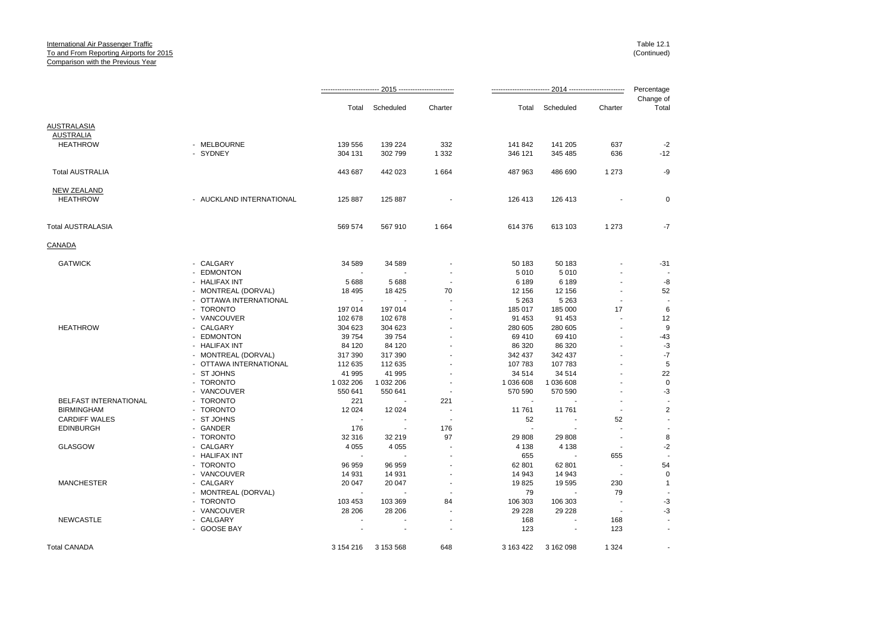International Air Passenger Traffic
To and From Reporting Airports for 2015
Comparison with the Previous Year

Table 12.1
(Continued)

| | | 2015 | | | 2014 | | | Percentage Change of |
|---|---|---|---|---|---|---|---|---|
| | | Total | Scheduled | Charter | Total | Scheduled | Charter | Total |
| **AUSTRALASIA** | | | | | | | | |
| **AUSTRALIA** | | | | | | | | |
| HEATHROW | - MELBOURNE | 139 556 | 139 224 | 332 | 141 842 | 141 205 | 637 | -2 |
| | - SYDNEY | 304 131 | 302 799 | 1 332 | 346 121 | 345 485 | 636 | -12 |
| Total AUSTRALIA | | 443 687 | 442 023 | 1 664 | 487 963 | 486 690 | 1 273 | -9 |
| **NEW ZEALAND** | | | | | | | | |
| HEATHROW | - AUCKLAND INTERNATIONAL | 125 887 | 125 887 | - | 126 413 | 126 413 | - | 0 |
| Total AUSTRALASIA | | 569 574 | 567 910 | 1 664 | 614 376 | 613 103 | 1 273 | -7 |
| **CANADA** | | | | | | | | |
| GATWICK | - CALGARY | 34 589 | 34 589 | - | 50 183 | 50 183 | - | -31 |
| | - EDMONTON | - | - | - | 5 010 | 5 010 | - | - |
| | - HALIFAX INT | 5 688 | 5 688 | - | 6 189 | 6 189 | - | -8 |
| | - MONTREAL (DORVAL) | 18 495 | 18 425 | 70 | 12 156 | 12 156 | - | 52 |
| | - OTTAWA INTERNATIONAL | - | - | - | 5 263 | 5 263 | - | - |
| | - TORONTO | 197 014 | 197 014 | - | 185 017 | 185 000 | 17 | 6 |
| | - VANCOUVER | 102 678 | 102 678 | - | 91 453 | 91 453 | - | 12 |
| HEATHROW | - CALGARY | 304 623 | 304 623 | - | 280 605 | 280 605 | - | 9 |
| | - EDMONTON | 39 754 | 39 754 | - | 69 410 | 69 410 | - | -43 |
| | - HALIFAX INT | 84 120 | 84 120 | - | 86 320 | 86 320 | - | -3 |
| | - MONTREAL (DORVAL) | 317 390 | 317 390 | - | 342 437 | 342 437 | - | -7 |
| | - OTTAWA INTERNATIONAL | 112 635 | 112 635 | - | 107 783 | 107 783 | - | 5 |
| | - ST JOHNS | 41 995 | 41 995 | - | 34 514 | 34 514 | - | 22 |
| | - TORONTO | 1 032 206 | 1 032 206 | - | 1 036 608 | 1 036 608 | - | 0 |
| | - VANCOUVER | 550 641 | 550 641 | - | 570 590 | 570 590 | - | -3 |
| BELFAST INTERNATIONAL | - TORONTO | 221 | - | 221 | - | - | - | - |
| BIRMINGHAM | - TORONTO | 12 024 | 12 024 | - | 11 761 | 11 761 | - | 2 |
| CARDIFF WALES | - ST JOHNS | - | - | - | 52 | - | 52 | - |
| EDINBURGH | - GANDER | 176 | - | 176 | - | - | - | - |
| | - TORONTO | 32 316 | 32 219 | 97 | 29 808 | 29 808 | - | 8 |
| GLASGOW | - CALGARY | 4 055 | 4 055 | - | 4 138 | 4 138 | - | -2 |
| | - HALIFAX INT | - | - | - | 655 | - | 655 | - |
| | - TORONTO | 96 959 | 96 959 | - | 62 801 | 62 801 | - | 54 |
| | - VANCOUVER | 14 931 | 14 931 | - | 14 943 | 14 943 | - | 0 |
| MANCHESTER | - CALGARY | 20 047 | 20 047 | - | 19 825 | 19 595 | 230 | 1 |
| | - MONTREAL (DORVAL) | - | - | - | 79 | - | 79 | - |
| | - TORONTO | 103 453 | 103 369 | 84 | 106 303 | 106 303 | - | -3 |
| | - VANCOUVER | 28 206 | 28 206 | - | 29 228 | 29 228 | - | -3 |
| NEWCASTLE | - CALGARY | - | - | - | 168 | - | 168 | - |
| | - GOOSE BAY | - | - | - | 123 | - | 123 | - |
| Total CANADA | | 3 154 216 | 3 153 568 | 648 | 3 163 422 | 3 162 098 | 1 324 | - |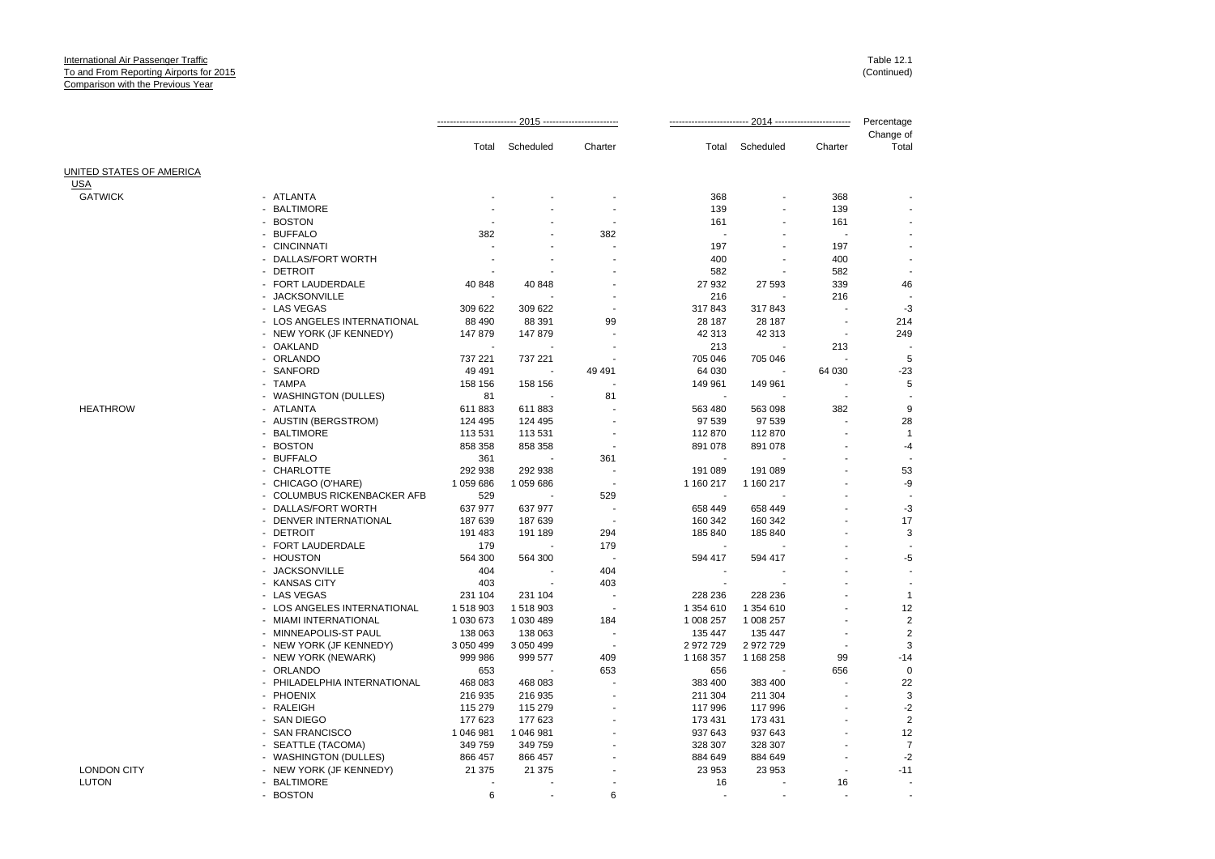International Air Passenger Traffic
To and From Reporting Airports for 2015
Comparison with the Previous Year

Table 12.1
(Continued)

| | | 2015 | | | 2014 | | | Percentage |
|---|---|---|---|---|---|---|---|---|
| | | Total | Scheduled | Charter | Total | Scheduled | Charter | Change of Total |
| **UNITED STATES OF AMERICA** | | | | | | | | |
| **USA** | | | | | | | | |
| GATWICK | - ATLANTA | - | - | - | 368 | - | 368 | - |
| | - BALTIMORE | - | - | - | 139 | - | 139 | - |
| | - BOSTON | - | - | - | 161 | - | 161 | - |
| | - BUFFALO | 382 | - | 382 | - | - | - | - |
| | - CINCINNATI | - | - | - | 197 | - | 197 | - |
| | - DALLAS/FORT WORTH | - | - | - | 400 | - | 400 | - |
| | - DETROIT | - | - | - | 582 | - | 582 | - |
| | - FORT LAUDERDALE | 40 848 | 40 848 | - | 27 932 | 27 593 | 339 | 46 |
| | - JACKSONVILLE | - | - | - | 216 | - | 216 | - |
| | - LAS VEGAS | 309 622 | 309 622 | - | 317 843 | 317 843 | - | -3 |
| | - LOS ANGELES INTERNATIONAL | 88 490 | 88 391 | 99 | 28 187 | 28 187 | - | 214 |
| | - NEW YORK (JF KENNEDY) | 147 879 | 147 879 | - | 42 313 | 42 313 | - | 249 |
| | - OAKLAND | - | - | - | 213 | - | 213 | - |
| | - ORLANDO | 737 221 | 737 221 | - | 705 046 | 705 046 | - | 5 |
| | - SANFORD | 49 491 | - | 49 491 | 64 030 | - | 64 030 | -23 |
| | - TAMPA | 158 156 | 158 156 | - | 149 961 | 149 961 | - | 5 |
| | - WASHINGTON (DULLES) | 81 | - | 81 | - | - | - | - |
| HEATHROW | - ATLANTA | 611 883 | 611 883 | - | 563 480 | 563 098 | 382 | 9 |
| | - AUSTIN (BERGSTROM) | 124 495 | 124 495 | - | 97 539 | 97 539 | - | 28 |
| | - BALTIMORE | 113 531 | 113 531 | - | 112 870 | 112 870 | - | 1 |
| | - BOSTON | 858 358 | 858 358 | - | 891 078 | 891 078 | - | -4 |
| | - BUFFALO | 361 | - | 361 | - | - | - | - |
| | - CHARLOTTE | 292 938 | 292 938 | - | 191 089 | 191 089 | - | 53 |
| | - CHICAGO (O'HARE) | 1 059 686 | 1 059 686 | - | 1 160 217 | 1 160 217 | - | -9 |
| | - COLUMBUS RICKENBACKER AFB | 529 | - | 529 | - | - | - | - |
| | - DALLAS/FORT WORTH | 637 977 | 637 977 | - | 658 449 | 658 449 | - | -3 |
| | - DENVER INTERNATIONAL | 187 639 | 187 639 | - | 160 342 | 160 342 | - | 17 |
| | - DETROIT | 191 483 | 191 189 | 294 | 185 840 | 185 840 | - | 3 |
| | - FORT LAUDERDALE | 179 | - | 179 | - | - | - | - |
| | - HOUSTON | 564 300 | 564 300 | - | 594 417 | 594 417 | - | -5 |
| | - JACKSONVILLE | 404 | - | 404 | - | - | - | - |
| | - KANSAS CITY | 403 | - | 403 | - | - | - | - |
| | - LAS VEGAS | 231 104 | 231 104 | - | 228 236 | 228 236 | - | 1 |
| | - LOS ANGELES INTERNATIONAL | 1 518 903 | 1 518 903 | - | 1 354 610 | 1 354 610 | - | 12 |
| | - MIAMI INTERNATIONAL | 1 030 673 | 1 030 489 | 184 | 1 008 257 | 1 008 257 | - | 2 |
| | - MINNEAPOLIS-ST PAUL | 138 063 | 138 063 | - | 135 447 | 135 447 | - | 2 |
| | - NEW YORK (JF KENNEDY) | 3 050 499 | 3 050 499 | - | 2 972 729 | 2 972 729 | - | 3 |
| | - NEW YORK (NEWARK) | 999 986 | 999 577 | 409 | 1 168 357 | 1 168 258 | 99 | -14 |
| | - ORLANDO | 653 | - | 653 | 656 | - | 656 | 0 |
| | - PHILADELPHIA INTERNATIONAL | 468 083 | 468 083 | - | 383 400 | 383 400 | - | 22 |
| | - PHOENIX | 216 935 | 216 935 | - | 211 304 | 211 304 | - | 3 |
| | - RALEIGH | 115 279 | 115 279 | - | 117 996 | 117 996 | - | -2 |
| | - SAN DIEGO | 177 623 | 177 623 | - | 173 431 | 173 431 | - | 2 |
| | - SAN FRANCISCO | 1 046 981 | 1 046 981 | - | 937 643 | 937 643 | - | 12 |
| | - SEATTLE (TACOMA) | 349 759 | 349 759 | - | 328 307 | 328 307 | - | 7 |
| | - WASHINGTON (DULLES) | 866 457 | 866 457 | - | 884 649 | 884 649 | - | -2 |
| LONDON CITY | - NEW YORK (JF KENNEDY) | 21 375 | 21 375 | - | 23 953 | 23 953 | - | -11 |
| LUTON | - BALTIMORE | - | - | - | 16 | - | 16 | - |
| | - BOSTON | 6 | - | 6 | - | - | - | - |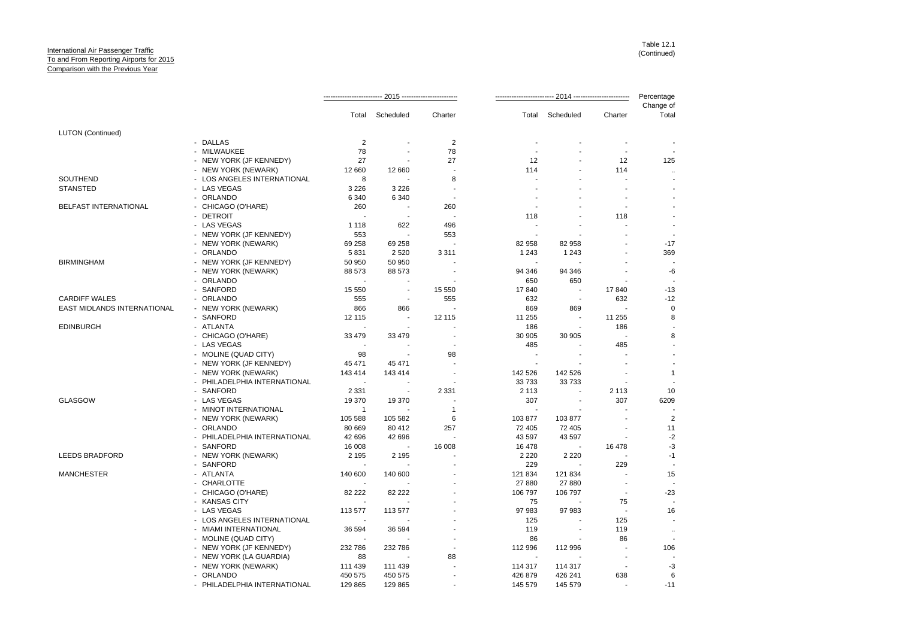International Air Passenger Traffic
To and From Reporting Airports for 2015
Comparison with the Previous Year

Table 12.1
(Continued)

| | | 2015 | | | 2014 | | | Percentage |
|---|---|---|---|---|---|---|---|---|
| | | Total | Scheduled | Charter | Total | Scheduled | Charter | Change of Total |
| LUTON (Continued) | | | | | | | | |
| | - DALLAS | 2 | - | 2 | - | - | - | - |
| | - MILWAUKEE | 78 | - | 78 | - | - | - | - |
| | - NEW YORK (JF KENNEDY) | 27 | - | 27 | 12 | - | 12 | 125 |
| | - NEW YORK (NEWARK) | 12 660 | 12 660 | - | 114 | - | 114 | .. |
| SOUTHEND | - LOS ANGELES INTERNATIONAL | 8 | - | 8 | - | - | - | - |
| STANSTED | - LAS VEGAS | 3 226 | 3 226 | - | - | - | - | - |
| | - ORLANDO | 6 340 | 6 340 | - | - | - | - | - |
| BELFAST INTERNATIONAL | - CHICAGO (O'HARE) | 260 | - | 260 | - | - | - | - |
| | - DETROIT | - | - | - | 118 | - | 118 | - |
| | - LAS VEGAS | 1 118 | 622 | 496 | - | - | - | - |
| | - NEW YORK (JF KENNEDY) | 553 | - | 553 | - | - | - | - |
| | - NEW YORK (NEWARK) | 69 258 | 69 258 | - | 82 958 | 82 958 | - | -17 |
| | - ORLANDO | 5 831 | 2 520 | 3 311 | 1 243 | 1 243 | - | 369 |
| BIRMINGHAM | - NEW YORK (JF KENNEDY) | 50 950 | 50 950 | - | - | - | - | - |
| | - NEW YORK (NEWARK) | 88 573 | 88 573 | - | 94 346 | 94 346 | - | -6 |
| | - ORLANDO | - | - | - | 650 | 650 | - | - |
| | - SANFORD | 15 550 | - | 15 550 | 17 840 | - | 17 840 | -13 |
| CARDIFF WALES | - ORLANDO | 555 | - | 555 | 632 | - | 632 | -12 |
| EAST MIDLANDS INTERNATIONAL | - NEW YORK (NEWARK) | 866 | 866 | - | 869 | 869 | - | 0 |
| | - SANFORD | 12 115 | - | 12 115 | 11 255 | - | 11 255 | 8 |
| EDINBURGH | - ATLANTA | - | - | - | 186 | - | 186 | - |
| | - CHICAGO (O'HARE) | 33 479 | 33 479 | - | 30 905 | 30 905 | - | 8 |
| | - LAS VEGAS | - | - | - | 485 | - | 485 | - |
| | - MOLINE (QUAD CITY) | 98 | - | 98 | - | - | - | - |
| | - NEW YORK (JF KENNEDY) | 45 471 | 45 471 | - | - | - | - | - |
| | - NEW YORK (NEWARK) | 143 414 | 143 414 | - | 142 526 | 142 526 | - | 1 |
| | - PHILADELPHIA INTERNATIONAL | - | - | - | 33 733 | 33 733 | - | - |
| | - SANFORD | 2 331 | - | 2 331 | 2 113 | - | 2 113 | 10 |
| GLASGOW | - LAS VEGAS | 19 370 | 19 370 | - | 307 | - | 307 | 6209 |
| | - MINOT INTERNATIONAL | 1 | - | 1 | - | - | - | - |
| | - NEW YORK (NEWARK) | 105 588 | 105 582 | 6 | 103 877 | 103 877 | - | 2 |
| | - ORLANDO | 80 669 | 80 412 | 257 | 72 405 | 72 405 | - | 11 |
| | - PHILADELPHIA INTERNATIONAL | 42 696 | 42 696 | - | 43 597 | 43 597 | - | -2 |
| | - SANFORD | 16 008 | - | 16 008 | 16 478 | - | 16 478 | -3 |
| LEEDS BRADFORD | - NEW YORK (NEWARK) | 2 195 | 2 195 | - | 2 220 | 2 220 | - | -1 |
| | - SANFORD | - | - | - | 229 | - | 229 | - |
| MANCHESTER | - ATLANTA | 140 600 | 140 600 | - | 121 834 | 121 834 | - | 15 |
| | - CHARLOTTE | - | - | - | 27 880 | 27 880 | - | - |
| | - CHICAGO (O'HARE) | 82 222 | 82 222 | - | 106 797 | 106 797 | - | -23 |
| | - KANSAS CITY | - | - | - | 75 | - | 75 | - |
| | - LAS VEGAS | 113 577 | 113 577 | - | 97 983 | 97 983 | - | 16 |
| | - LOS ANGELES INTERNATIONAL | - | - | - | 125 | - | 125 | - |
| | - MIAMI INTERNATIONAL | 36 594 | 36 594 | - | 119 | - | 119 | .. |
| | - MOLINE (QUAD CITY) | - | - | - | 86 | - | 86 | - |
| | - NEW YORK (JF KENNEDY) | 232 786 | 232 786 | - | 112 996 | 112 996 | - | 106 |
| | - NEW YORK (LA GUARDIA) | 88 | - | 88 | - | - | - | - |
| | - NEW YORK (NEWARK) | 111 439 | 111 439 | - | 114 317 | 114 317 | - | -3 |
| | - ORLANDO | 450 575 | 450 575 | - | 426 879 | 426 241 | 638 | 6 |
| | - PHILADELPHIA INTERNATIONAL | 129 865 | 129 865 | - | 145 579 | 145 579 | - | -11 |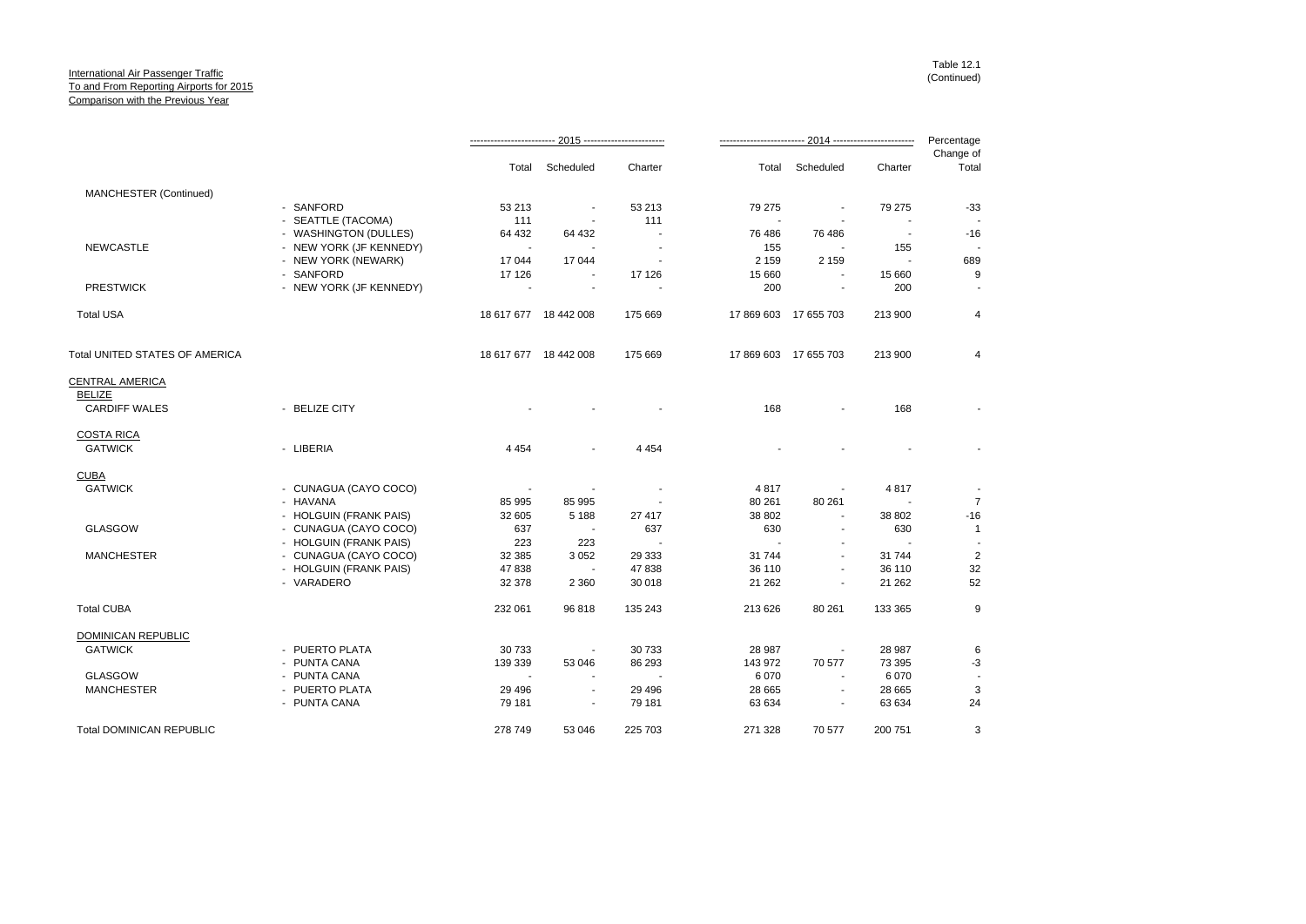International Air Passenger Traffic
To and From Reporting Airports for 2015
Comparison with the Previous Year

Table 12.1
(Continued)

| | | 2015 | | | 2014 | | | Percentage Change of |
|---|---|---|---|---|---|---|---|---|
| | | Total | Scheduled | Charter | Total | Scheduled | Charter | Total |
| MANCHESTER (Continued) | | | | | | | | |
| | - SANFORD | 53 213 | - | 53 213 | 79 275 | - | 79 275 | -33 |
| | - SEATTLE (TACOMA) | 111 | - | 111 | - | - | - | - |
| | - WASHINGTON (DULLES) | 64 432 | 64 432 | - | 76 486 | 76 486 | - | -16 |
| NEWCASTLE | - NEW YORK (JF KENNEDY) | - | - | - | 155 | - | 155 | - |
| | - NEW YORK (NEWARK) | 17 044 | 17 044 | - | 2 159 | 2 159 | - | 689 |
| | - SANFORD | 17 126 | - | 17 126 | 15 660 | - | 15 660 | 9 |
| PRESTWICK | - NEW YORK (JF KENNEDY) | - | - | - | 200 | - | 200 | - |
| Total USA | | 18 617 677 | 18 442 008 | 175 669 | 17 869 603 | 17 655 703 | 213 900 | 4 |
| Total UNITED STATES OF AMERICA | | 18 617 677 | 18 442 008 | 175 669 | 17 869 603 | 17 655 703 | 213 900 | 4 |
| CENTRAL AMERICA | | | | | | | | |
| BELIZE | | | | | | | | |
| CARDIFF WALES | - BELIZE CITY | - | - | - | 168 | - | 168 | - |
| COSTA RICA | | | | | | | | |
| GATWICK | - LIBERIA | 4 454 | - | 4 454 | - | - | - | - |
| CUBA | | | | | | | | |
| GATWICK | - CUNAGUA (CAYO COCO) | - | - | - | 4 817 | - | 4 817 | - |
| | - HAVANA | 85 995 | 85 995 | - | 80 261 | 80 261 | - | 7 |
| | - HOLGUIN (FRANK PAIS) | 32 605 | 5 188 | 27 417 | 38 802 | - | 38 802 | -16 |
| GLASGOW | - CUNAGUA (CAYO COCO) | 637 | - | 637 | 630 | - | 630 | 1 |
| | - HOLGUIN (FRANK PAIS) | 223 | 223 | - | - | - | - | - |
| MANCHESTER | - CUNAGUA (CAYO COCO) | 32 385 | 3 052 | 29 333 | 31 744 | - | 31 744 | 2 |
| | - HOLGUIN (FRANK PAIS) | 47 838 | - | 47 838 | 36 110 | - | 36 110 | 32 |
| | - VARADERO | 32 378 | 2 360 | 30 018 | 21 262 | - | 21 262 | 52 |
| Total CUBA | | 232 061 | 96 818 | 135 243 | 213 626 | 80 261 | 133 365 | 9 |
| DOMINICAN REPUBLIC | | | | | | | | |
| GATWICK | - PUERTO PLATA | 30 733 | - | 30 733 | 28 987 | - | 28 987 | 6 |
| | - PUNTA CANA | 139 339 | 53 046 | 86 293 | 143 972 | 70 577 | 73 395 | -3 |
| GLASGOW | - PUNTA CANA | - | - | - | 6 070 | - | 6 070 | - |
| MANCHESTER | - PUERTO PLATA | 29 496 | - | 29 496 | 28 665 | - | 28 665 | 3 |
| | - PUNTA CANA | 79 181 | - | 79 181 | 63 634 | - | 63 634 | 24 |
| Total DOMINICAN REPUBLIC | | 278 749 | 53 046 | 225 703 | 271 328 | 70 577 | 200 751 | 3 |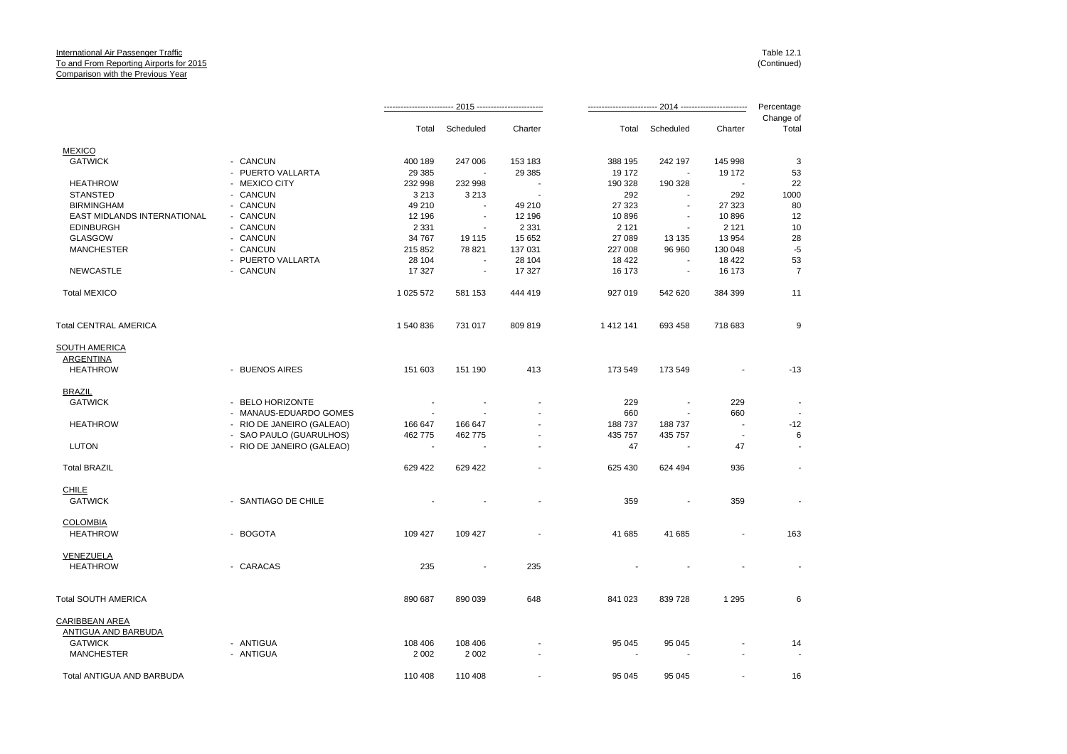International Air Passenger Traffic
To and From Reporting Airports for 2015
Comparison with the Previous Year

Table 12.1
(Continued)

| | | 2015 | | | 2014 | | | Percentage Change of |
|---|---|---|---|---|---|---|---|---|
| | | Total | Scheduled | Charter | Total | Scheduled | Charter | Total |
| **MEXICO** | | | | | | | | |
| GATWICK | - CANCUN | 400 189 | 247 006 | 153 183 | 388 195 | 242 197 | 145 998 | 3 |
| | - PUERTO VALLARTA | 29 385 | - | 29 385 | 19 172 | - | 19 172 | 53 |
| HEATHROW | - MEXICO CITY | 232 998 | 232 998 | - | 190 328 | 190 328 | - | 22 |
| STANSTED | - CANCUN | 3 213 | 3 213 | - | 292 | - | 292 | 1000 |
| BIRMINGHAM | - CANCUN | 49 210 | - | 49 210 | 27 323 | - | 27 323 | 80 |
| EAST MIDLANDS INTERNATIONAL | - CANCUN | 12 196 | - | 12 196 | 10 896 | - | 10 896 | 12 |
| EDINBURGH | - CANCUN | 2 331 | - | 2 331 | 2 121 | - | 2 121 | 10 |
| GLASGOW | - CANCUN | 34 767 | 19 115 | 15 652 | 27 089 | 13 135 | 13 954 | 28 |
| MANCHESTER | - CANCUN | 215 852 | 78 821 | 137 031 | 227 008 | 96 960 | 130 048 | -5 |
| | - PUERTO VALLARTA | 28 104 | - | 28 104 | 18 422 | - | 18 422 | 53 |
| NEWCASTLE | - CANCUN | 17 327 | - | 17 327 | 16 173 | - | 16 173 | 7 |
| Total MEXICO | | 1 025 572 | 581 153 | 444 419 | 927 019 | 542 620 | 384 399 | 11 |
| Total CENTRAL AMERICA | | 1 540 836 | 731 017 | 809 819 | 1 412 141 | 693 458 | 718 683 | 9 |
| **SOUTH AMERICA** | | | | | | | | |
| **ARGENTINA** | | | | | | | | |
| HEATHROW | - BUENOS AIRES | 151 603 | 151 190 | 413 | 173 549 | 173 549 | - | -13 |
| **BRAZIL** | | | | | | | | |
| GATWICK | - BELO HORIZONTE | - | - | - | 229 | - | 229 | - |
| | - MANAUS-EDUARDO GOMES | - | - | - | 660 | - | 660 | - |
| HEATHROW | - RIO DE JANEIRO (GALEAO) | 166 647 | 166 647 | - | 188 737 | 188 737 | - | -12 |
| | - SAO PAULO (GUARULHOS) | 462 775 | 462 775 | - | 435 757 | 435 757 | - | 6 |
| LUTON | - RIO DE JANEIRO (GALEAO) | - | - | - | 47 | - | 47 | - |
| Total BRAZIL | | 629 422 | 629 422 | - | 625 430 | 624 494 | 936 | - |
| **CHILE** | | | | | | | | |
| GATWICK | - SANTIAGO DE CHILE | - | - | - | 359 | - | 359 | - |
| **COLOMBIA** | | | | | | | | |
| HEATHROW | - BOGOTA | 109 427 | 109 427 | - | 41 685 | 41 685 | - | 163 |
| **VENEZUELA** | | | | | | | | |
| HEATHROW | - CARACAS | 235 | - | 235 | - | - | - | - |
| Total SOUTH AMERICA | | 890 687 | 890 039 | 648 | 841 023 | 839 728 | 1 295 | 6 |
| **CARIBBEAN AREA** | | | | | | | | |
| **ANTIGUA AND BARBUDA** | | | | | | | | |
| GATWICK | - ANTIGUA | 108 406 | 108 406 | - | 95 045 | 95 045 | - | 14 |
| MANCHESTER | - ANTIGUA | 2 002 | 2 002 | - | - | - | - | - |
| Total ANTIGUA AND BARBUDA | | 110 408 | 110 408 | - | 95 045 | 95 045 | - | 16 |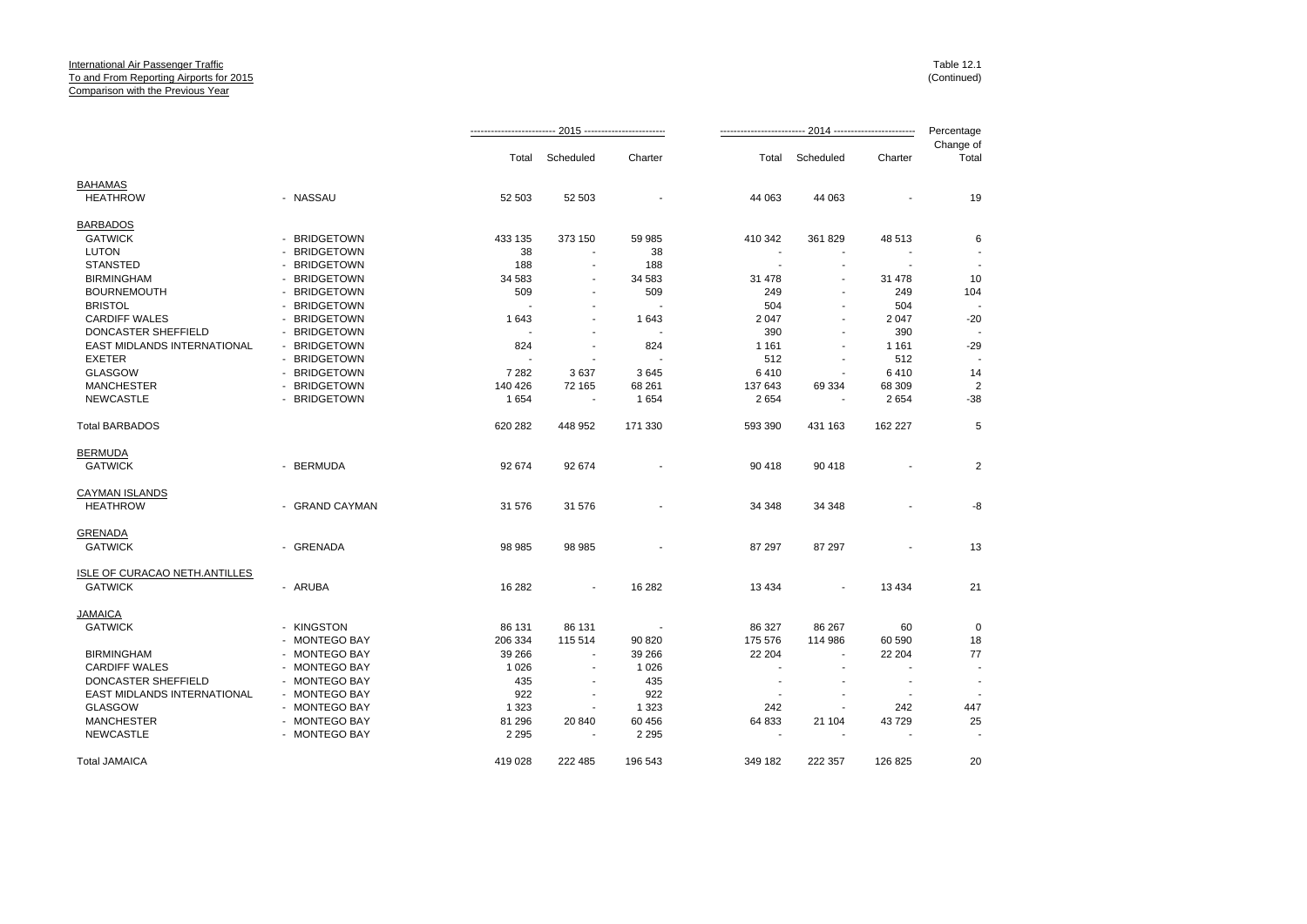International Air Passenger Traffic
To and From Reporting Airports for 2015
Comparison with the Previous Year

Table 12.1
(Continued)

| | | 2015 | | | 2014 | | | Percentage Change of |
|---|---|---|---|---|---|---|---|---|
| | | Total | Scheduled | Charter | Total | Scheduled | Charter | Total |
| BAHAMAS | | | | | | | | |
| HEATHROW | - NASSAU | 52 503 | 52 503 | - | 44 063 | 44 063 | - | 19 |
| BARBADOS | | | | | | | | |
| GATWICK | - BRIDGETOWN | 433 135 | 373 150 | 59 985 | 410 342 | 361 829 | 48 513 | 6 |
| LUTON | - BRIDGETOWN | 38 | - | 38 | - | - | - | - |
| STANSTED | - BRIDGETOWN | 188 | - | 188 | - | - | - | - |
| BIRMINGHAM | - BRIDGETOWN | 34 583 | - | 34 583 | 31 478 | - | 31 478 | 10 |
| BOURNEMOUTH | - BRIDGETOWN | 509 | - | 509 | 249 | - | 249 | 104 |
| BRISTOL | - BRIDGETOWN | - | - | - | 504 | - | 504 | - |
| CARDIFF WALES | - BRIDGETOWN | 1 643 | - | 1 643 | 2 047 | - | 2 047 | -20 |
| DONCASTER SHEFFIELD | - BRIDGETOWN | - | - | - | 390 | - | 390 | - |
| EAST MIDLANDS INTERNATIONAL | - BRIDGETOWN | 824 | - | 824 | 1 161 | - | 1 161 | -29 |
| EXETER | - BRIDGETOWN | - | - | - | 512 | - | 512 | - |
| GLASGOW | - BRIDGETOWN | 7 282 | 3 637 | 3 645 | 6 410 | - | 6 410 | 14 |
| MANCHESTER | - BRIDGETOWN | 140 426 | 72 165 | 68 261 | 137 643 | 69 334 | 68 309 | 2 |
| NEWCASTLE | - BRIDGETOWN | 1 654 | - | 1 654 | 2 654 | - | 2 654 | -38 |
| Total BARBADOS | | 620 282 | 448 952 | 171 330 | 593 390 | 431 163 | 162 227 | 5 |
| BERMUDA | | | | | | | | |
| GATWICK | - BERMUDA | 92 674 | 92 674 | - | 90 418 | 90 418 | - | 2 |
| CAYMAN ISLANDS | | | | | | | | |
| HEATHROW | - GRAND CAYMAN | 31 576 | 31 576 | - | 34 348 | 34 348 | - | -8 |
| GRENADA | | | | | | | | |
| GATWICK | - GRENADA | 98 985 | 98 985 | - | 87 297 | 87 297 | - | 13 |
| ISLE OF CURACAO NETH.ANTILLES | | | | | | | | |
| GATWICK | - ARUBA | 16 282 | - | 16 282 | 13 434 | - | 13 434 | 21 |
| JAMAICA | | | | | | | | |
| GATWICK | - KINGSTON | 86 131 | 86 131 | - | 86 327 | 86 267 | 60 | 0 |
| | - MONTEGO BAY | 206 334 | 115 514 | 90 820 | 175 576 | 114 986 | 60 590 | 18 |
| BIRMINGHAM | - MONTEGO BAY | 39 266 | - | 39 266 | 22 204 | - | 22 204 | 77 |
| CARDIFF WALES | - MONTEGO BAY | 1 026 | - | 1 026 | - | - | - | - |
| DONCASTER SHEFFIELD | - MONTEGO BAY | 435 | - | 435 | - | - | - | - |
| EAST MIDLANDS INTERNATIONAL | - MONTEGO BAY | 922 | - | 922 | - | - | - | - |
| GLASGOW | - MONTEGO BAY | 1 323 | - | 1 323 | 242 | - | 242 | 447 |
| MANCHESTER | - MONTEGO BAY | 81 296 | 20 840 | 60 456 | 64 833 | 21 104 | 43 729 | 25 |
| NEWCASTLE | - MONTEGO BAY | 2 295 | - | 2 295 | - | - | - | - |
| Total JAMAICA | | 419 028 | 222 485 | 196 543 | 349 182 | 222 357 | 126 825 | 20 |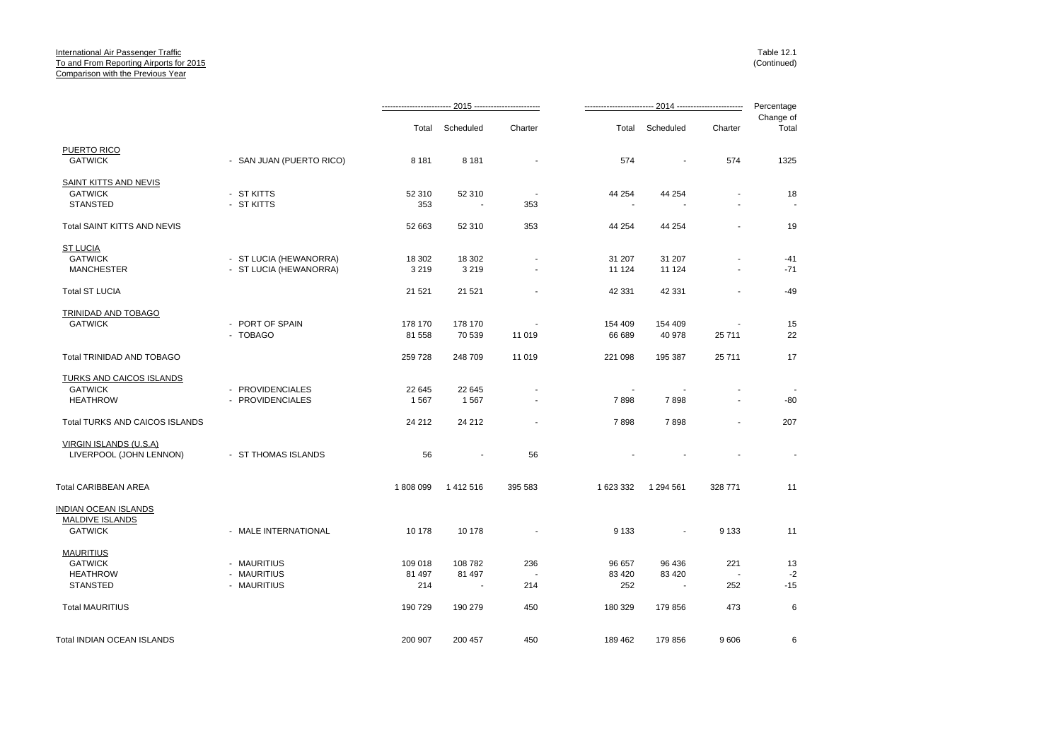International Air Passenger Traffic
To and From Reporting Airports for 2015
Comparison with the Previous Year

Table 12.1
(Continued)

| | | 2015 | | | 2014 | | | Percentage Change of |
|---|---|---|---|---|---|---|---|---|
| | | Total | Scheduled | Charter | Total | Scheduled | Charter | Total |
| PUERTO RICO | | | | | | | | |
| GATWICK | - SAN JUAN (PUERTO RICO) | 8 181 | 8 181 | - | 574 | - | 574 | 1325 |
| SAINT KITTS AND NEVIS | | | | | | | | |
| GATWICK | - ST KITTS | 52 310 | 52 310 | - | 44 254 | 44 254 | - | 18 |
| STANSTED | - ST KITTS | 353 | - | 353 | - | - | - | - |
| Total SAINT KITTS AND NEVIS | | 52 663 | 52 310 | 353 | 44 254 | 44 254 | - | 19 |
| ST LUCIA | | | | | | | | |
| GATWICK | - ST LUCIA (HEWANORRA) | 18 302 | 18 302 | - | 31 207 | 31 207 | - | -41 |
| MANCHESTER | - ST LUCIA (HEWANORRA) | 3 219 | 3 219 | - | 11 124 | 11 124 | - | -71 |
| Total ST LUCIA | | 21 521 | 21 521 | - | 42 331 | 42 331 | - | -49 |
| TRINIDAD AND TOBAGO | | | | | | | | |
| GATWICK | - PORT OF SPAIN | 178 170 | 178 170 | - | 154 409 | 154 409 | - | 15 |
| | - TOBAGO | 81 558 | 70 539 | 11 019 | 66 689 | 40 978 | 25 711 | 22 |
| Total TRINIDAD AND TOBAGO | | 259 728 | 248 709 | 11 019 | 221 098 | 195 387 | 25 711 | 17 |
| TURKS AND CAICOS ISLANDS | | | | | | | | |
| GATWICK | - PROVIDENCIALES | 22 645 | 22 645 | - | - | - | - | - |
| HEATHROW | - PROVIDENCIALES | 1 567 | 1 567 | - | 7 898 | 7 898 | - | -80 |
| Total TURKS AND CAICOS ISLANDS | | 24 212 | 24 212 | - | 7 898 | 7 898 | - | 207 |
| VIRGIN ISLANDS (U.S.A) | | | | | | | | |
| LIVERPOOL (JOHN LENNON) | - ST THOMAS ISLANDS | 56 | - | 56 | - | - | - | - |
| Total CARIBBEAN AREA | | 1 808 099 | 1 412 516 | 395 583 | 1 623 332 | 1 294 561 | 328 771 | 11 |
| INDIAN OCEAN ISLANDS | | | | | | | | |
| MALDIVE ISLANDS | | | | | | | | |
| GATWICK | - MALE INTERNATIONAL | 10 178 | 10 178 | - | 9 133 | - | 9 133 | 11 |
| MAURITIUS | | | | | | | | |
| GATWICK | - MAURITIUS | 109 018 | 108 782 | 236 | 96 657 | 96 436 | 221 | 13 |
| HEATHROW | - MAURITIUS | 81 497 | 81 497 | - | 83 420 | 83 420 | - | -2 |
| STANSTED | - MAURITIUS | 214 | - | 214 | 252 | - | 252 | -15 |
| Total MAURITIUS | | 190 729 | 190 279 | 450 | 180 329 | 179 856 | 473 | 6 |
| Total INDIAN OCEAN ISLANDS | | 200 907 | 200 457 | 450 | 189 462 | 179 856 | 9 606 | 6 |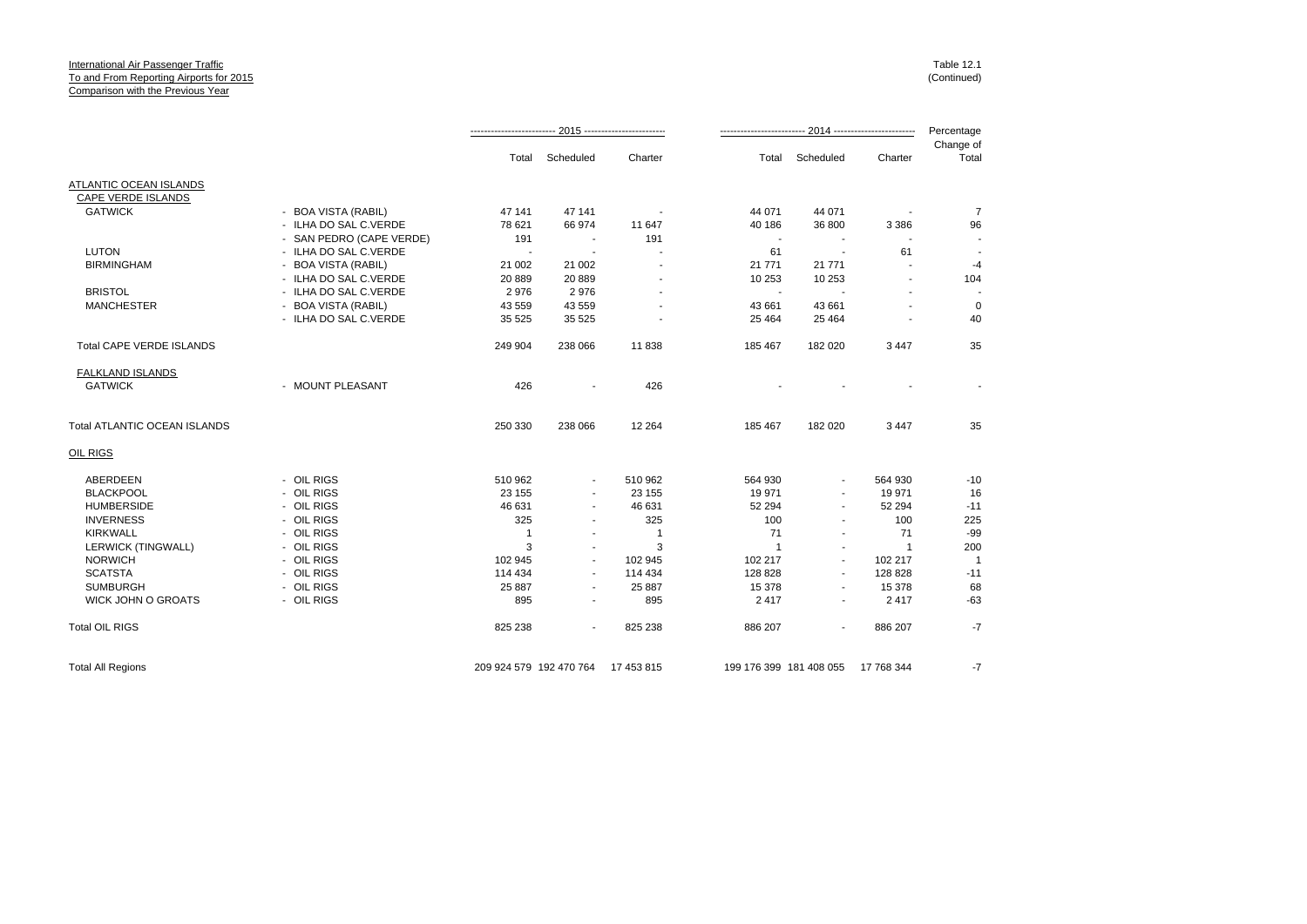International Air Passenger Traffic
To and From Reporting Airports for 2015
Comparison with the Previous Year

Table 12.1
(Continued)

| | | 2015 | | | 2014 | | | Percentage |
|---|---|---|---|---|---|---|---|---|
| | | Total | Scheduled | Charter | Total | Scheduled | Charter | Change of Total |
| ATLANTIC OCEAN ISLANDS | | | | | | | | |
| CAPE VERDE ISLANDS | | | | | | | | |
| GATWICK | - BOA VISTA (RABIL) | 47 141 | 47 141 | - | 44 071 | 44 071 | - | 7 |
| | - ILHA DO SAL C.VERDE | 78 621 | 66 974 | 11 647 | 40 186 | 36 800 | 3 386 | 96 |
| | - SAN PEDRO (CAPE VERDE) | 191 | - | 191 | - | - | - | - |
| LUTON | - ILHA DO SAL C.VERDE | - | - | - | 61 | - | 61 | - |
| BIRMINGHAM | - BOA VISTA (RABIL) | 21 002 | 21 002 | - | 21 771 | 21 771 | - | -4 |
| | - ILHA DO SAL C.VERDE | 20 889 | 20 889 | - | 10 253 | 10 253 | - | 104 |
| BRISTOL | - ILHA DO SAL C.VERDE | 2 976 | 2 976 | - | - | - | - | - |
| MANCHESTER | - BOA VISTA (RABIL) | 43 559 | 43 559 | - | 43 661 | 43 661 | - | 0 |
| | - ILHA DO SAL C.VERDE | 35 525 | 35 525 | - | 25 464 | 25 464 | - | 40 |
| Total CAPE VERDE ISLANDS | | 249 904 | 238 066 | 11 838 | 185 467 | 182 020 | 3 447 | 35 |
| FALKLAND ISLANDS | | | | | | | | |
| GATWICK | - MOUNT PLEASANT | 426 | - | 426 | - | - | - | - |
| Total ATLANTIC OCEAN ISLANDS | | 250 330 | 238 066 | 12 264 | 185 467 | 182 020 | 3 447 | 35 |
| OIL RIGS | | | | | | | | |
| ABERDEEN | - OIL RIGS | 510 962 | - | 510 962 | 564 930 | - | 564 930 | -10 |
| BLACKPOOL | - OIL RIGS | 23 155 | - | 23 155 | 19 971 | - | 19 971 | 16 |
| HUMBERSIDE | - OIL RIGS | 46 631 | - | 46 631 | 52 294 | - | 52 294 | -11 |
| INVERNESS | - OIL RIGS | 325 | - | 325 | 100 | - | 100 | 225 |
| KIRKWALL | - OIL RIGS | 1 | - | 1 | 71 | - | 71 | -99 |
| LERWICK (TINGWALL) | - OIL RIGS | 3 | - | 3 | 1 | - | 1 | 200 |
| NORWICH | - OIL RIGS | 102 945 | - | 102 945 | 102 217 | - | 102 217 | 1 |
| SCATSTA | - OIL RIGS | 114 434 | - | 114 434 | 128 828 | - | 128 828 | -11 |
| SUMBURGH | - OIL RIGS | 25 887 | - | 25 887 | 15 378 | - | 15 378 | 68 |
| WICK JOHN O GROATS | - OIL RIGS | 895 | - | 895 | 2 417 | - | 2 417 | -63 |
| Total OIL RIGS | | 825 238 | - | 825 238 | 886 207 | - | 886 207 | -7 |
| Total All Regions | | 209 924 579 | 192 470 764 | 17 453 815 | 199 176 399 | 181 408 055 | 17 768 344 | -7 |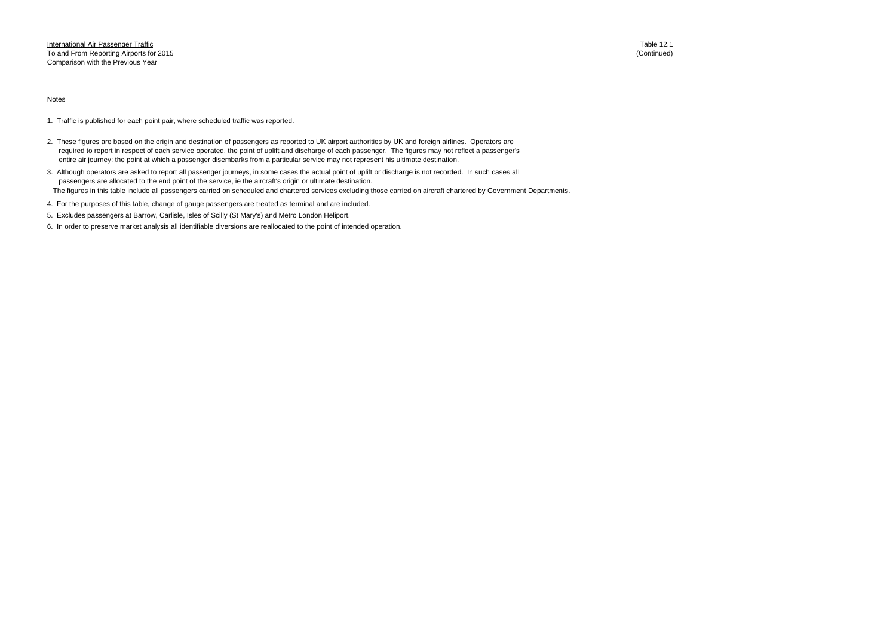International Air Passenger Traffic
To and From Reporting Airports for 2015
Comparison with the Previous Year

Table 12.1
(Continued)

Notes

1. Traffic is published for each point pair, where scheduled traffic was reported.

2. These figures are based on the origin and destination of passengers as reported to UK airport authorities by UK and foreign airlines. Operators are required to report in respect of each service operated, the point of uplift and discharge of each passenger. The figures may not reflect a passenger's entire air journey: the point at which a passenger disembarks from a particular service may not represent his ultimate destination.

3. Although operators are asked to report all passenger journeys, in some cases the actual point of uplift or discharge is not recorded. In such cases all passengers are allocated to the end point of the service, ie the aircraft's origin or ultimate destination.
The figures in this table include all passengers carried on scheduled and chartered services excluding those carried on aircraft chartered by Government Departments.

4. For the purposes of this table, change of gauge passengers are treated as terminal and are included.

5. Excludes passengers at Barrow, Carlisle, Isles of Scilly (St Mary's) and Metro London Heliport.

6. In order to preserve market analysis all identifiable diversions are reallocated to the point of intended operation.